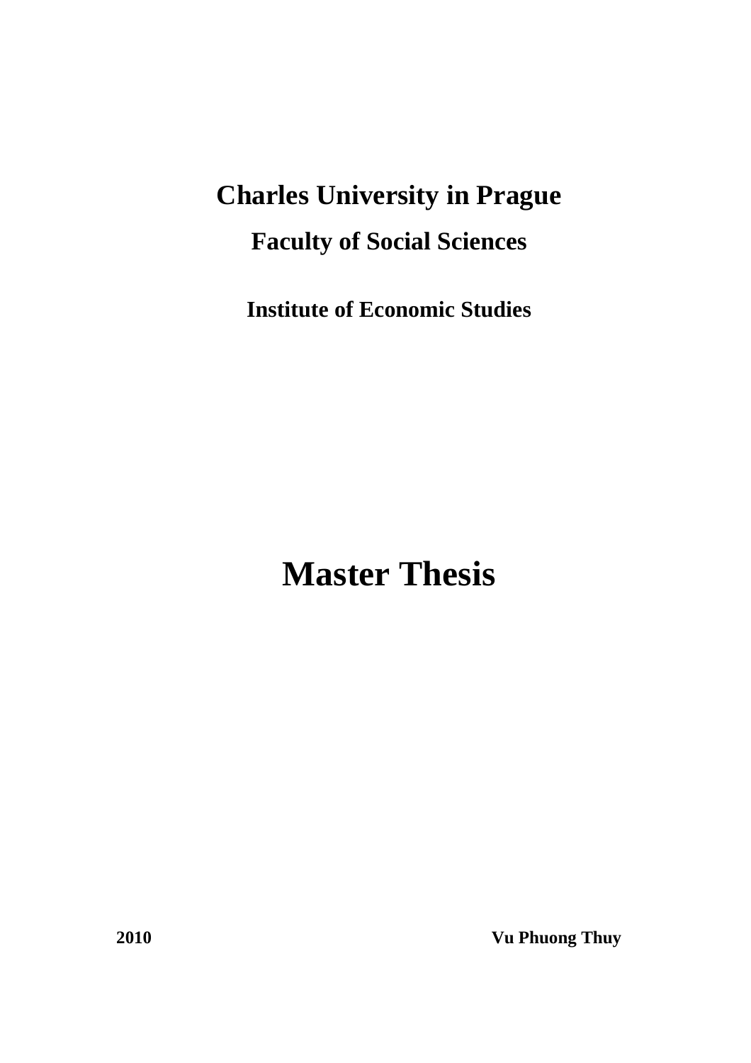# Charles University in Prague

## Faculty of Social Sciences

### Institute of Economic Studies

# Master Thesis

**2010** **Vu Phuong Thuy**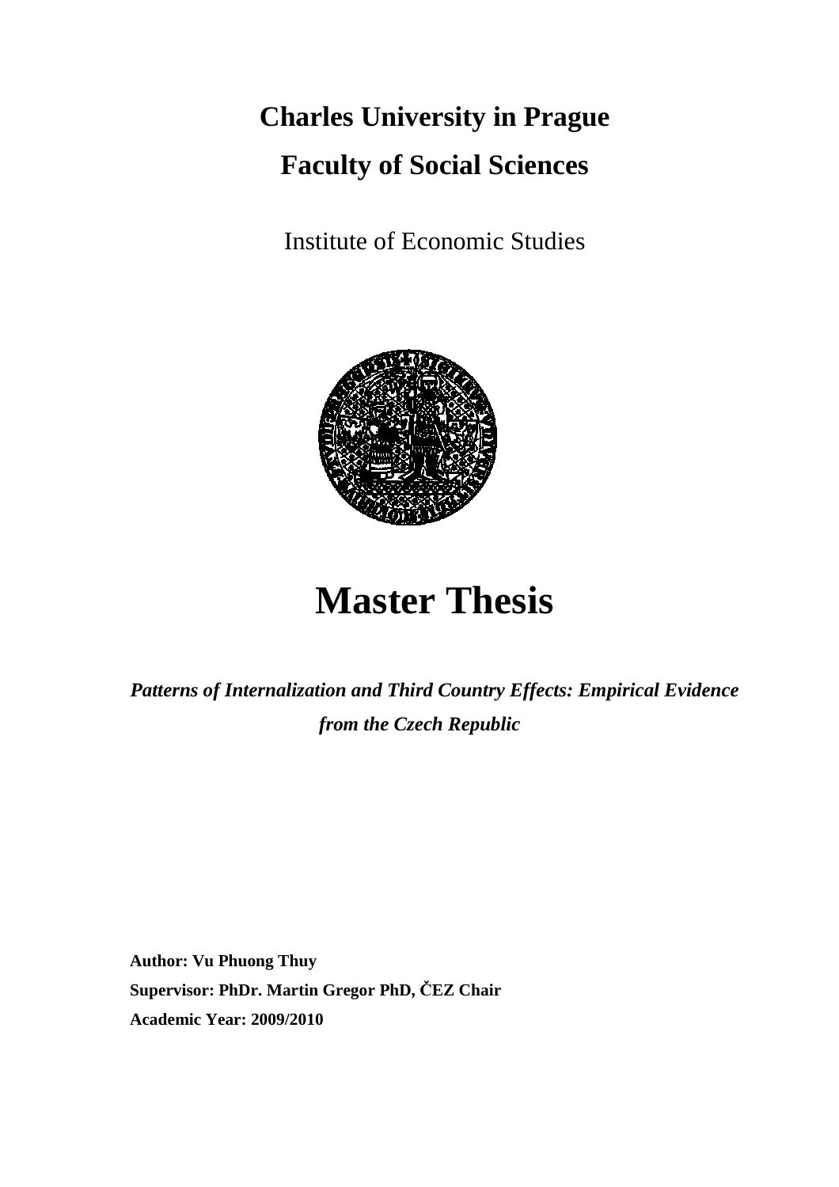# Charles University in Prague

# Faculty of Social Sciences

Institute of Economic Studies

# Master Thesis

***Patterns of Internalization and Third Country Effects: Empirical Evidence from the Czech Republic***

**Author: Vu Phuong Thuy**

**Supervisor: PhDr. Martin Gregor PhD, ČEZ Chair**

**Academic Year: 2009/2010**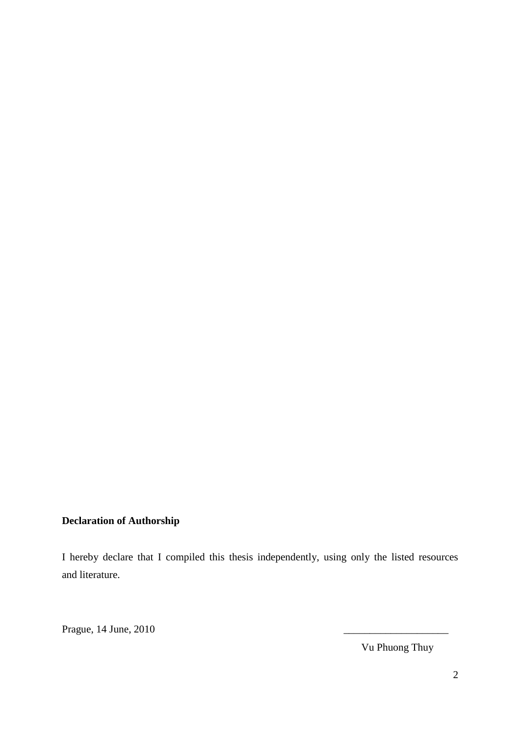**Declaration of Authorship**

I hereby declare that I compiled this thesis independently, using only the listed resources and literature.

Prague, 14 June, 2010

\_\_\_\_\_\_\_\_\_\_\_\_\_\_\_\_\_\_\_\_

Vu Phuong Thuy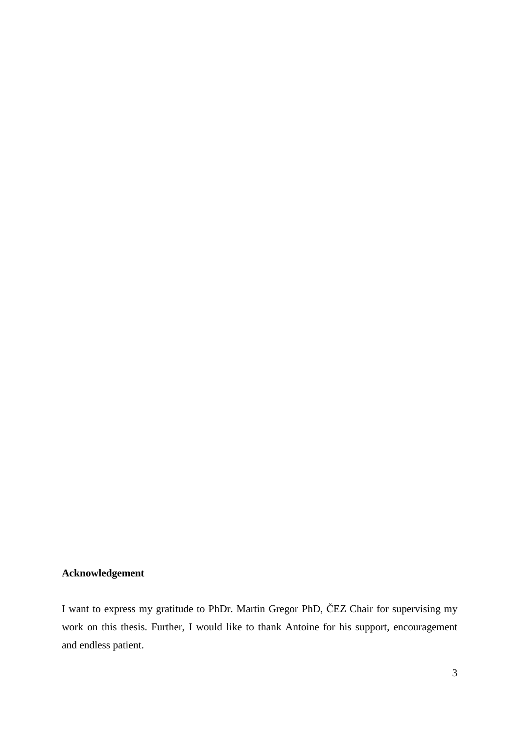**Acknowledgement**

I want to express my gratitude to PhDr. Martin Gregor PhD, ČEZ Chair for supervising my work on this thesis. Further, I would like to thank Antoine for his support, encouragement and endless patient.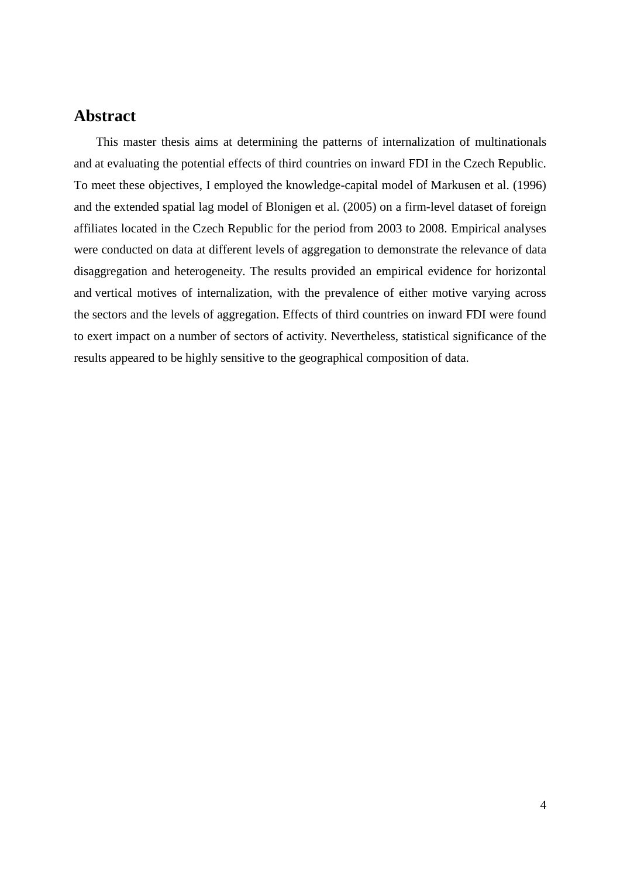## Abstract

This master thesis aims at determining the patterns of internalization of multinationals and at evaluating the potential effects of third countries on inward FDI in the Czech Republic. To meet these objectives, I employed the knowledge-capital model of Markusen et al. (1996) and the extended spatial lag model of Blonigen et al. (2005) on a firm-level dataset of foreign affiliates located in the Czech Republic for the period from 2003 to 2008. Empirical analyses were conducted on data at different levels of aggregation to demonstrate the relevance of data disaggregation and heterogeneity. The results provided an empirical evidence for horizontal and vertical motives of internalization, with the prevalence of either motive varying across the sectors and the levels of aggregation. Effects of third countries on inward FDI were found to exert impact on a number of sectors of activity. Nevertheless, statistical significance of the results appeared to be highly sensitive to the geographical composition of data.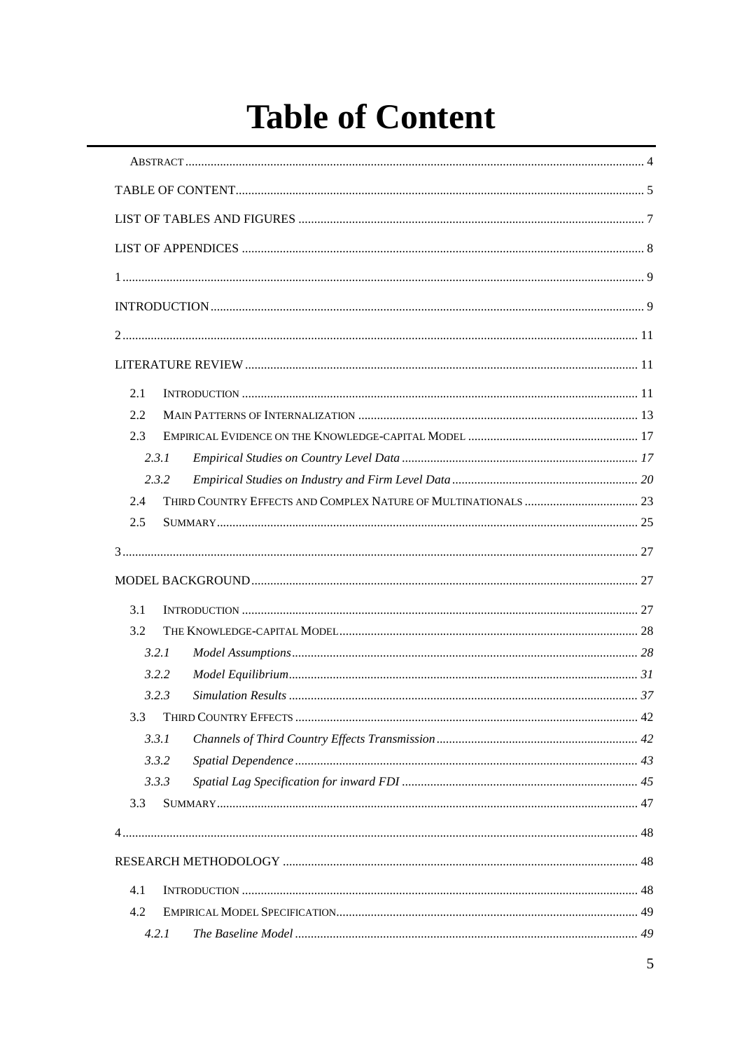# Table of Content

ABSTRACT ..... 4

TABLE OF CONTENT ..... 5

LIST OF TABLES AND FIGURES ..... 7

LIST OF APPENDICES ..... 8

1 ..... 9

INTRODUCTION ..... 9

2 ..... 11

LITERATURE REVIEW ..... 11

- 2.1 INTRODUCTION ..... 11
- 2.2 MAIN PATTERNS OF INTERNALIZATION ..... 13
- 2.3 EMPIRICAL EVIDENCE ON THE KNOWLEDGE-CAPITAL MODEL ..... 17
  - 2.3.1 *Empirical Studies on Country Level Data* ..... 17
  - 2.3.2 *Empirical Studies on Industry and Firm Level Data* ..... 20
- 2.4 THIRD COUNTRY EFFECTS AND COMPLEX NATURE OF MULTINATIONALS ..... 23
- 2.5 SUMMARY ..... 25

3 ..... 27

MODEL BACKGROUND ..... 27

- 3.1 INTRODUCTION ..... 27
- 3.2 THE KNOWLEDGE-CAPITAL MODEL ..... 28
  - 3.2.1 *Model Assumptions* ..... 28
  - 3.2.2 *Model Equilibrium* ..... 31
  - 3.2.3 *Simulation Results* ..... 37
- 3.3 THIRD COUNTRY EFFECTS ..... 42
  - 3.3.1 *Channels of Third Country Effects Transmission* ..... 42
  - 3.3.2 *Spatial Dependence* ..... 43
  - 3.3.3 *Spatial Lag Specification for inward FDI* ..... 45
- 3.3 SUMMARY ..... 47

4 ..... 48

RESEARCH METHODOLOGY ..... 48

- 4.1 INTRODUCTION ..... 48
- 4.2 EMPIRICAL MODEL SPECIFICATION ..... 49
  - 4.2.1 *The Baseline Model* ..... 49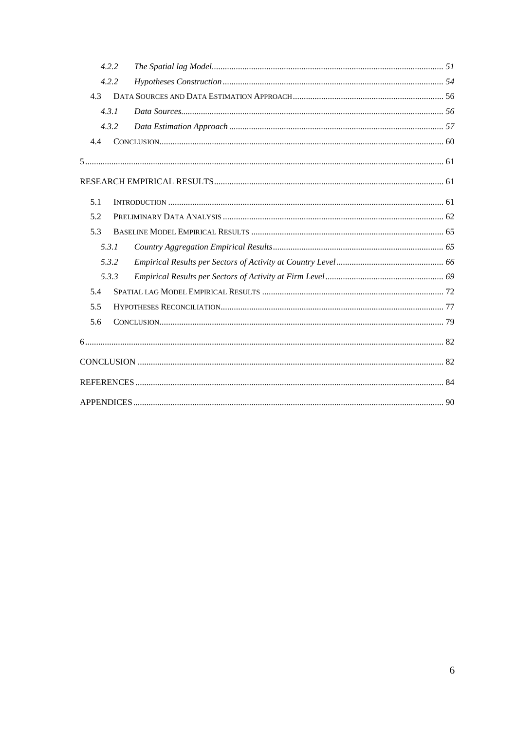*4.2.2 The Spatial lag Model* ........................................................ *51*

*4.2.2 Hypotheses Construction* ........................................................ *54*

4.3 DATA SOURCES AND DATA ESTIMATION APPROACH ........................................................ 56

*4.3.1 Data Sources* ........................................................ *56*

*4.3.2 Data Estimation Approach* ........................................................ *57*

4.4 CONCLUSION ........................................................ 60

5 ........................................................ 61

RESEARCH EMPIRICAL RESULTS ........................................................ 61

5.1 INTRODUCTION ........................................................ 61

5.2 PRELIMINARY DATA ANALYSIS ........................................................ 62

5.3 BASELINE MODEL EMPIRICAL RESULTS ........................................................ 65

*5.3.1 Country Aggregation Empirical Results* ........................................................ *65*

*5.3.2 Empirical Results per Sectors of Activity at Country Level* ........................................................ *66*

*5.3.3 Empirical Results per Sectors of Activity at Firm Level* ........................................................ *69*

5.4 SPATIAL LAG MODEL EMPIRICAL RESULTS ........................................................ 72

5.5 HYPOTHESES RECONCILIATION ........................................................ 77

5.6 CONCLUSION ........................................................ 79

6 ........................................................ 82

CONCLUSION ........................................................ 82

REFERENCES ........................................................ 84

APPENDICES ........................................................ 90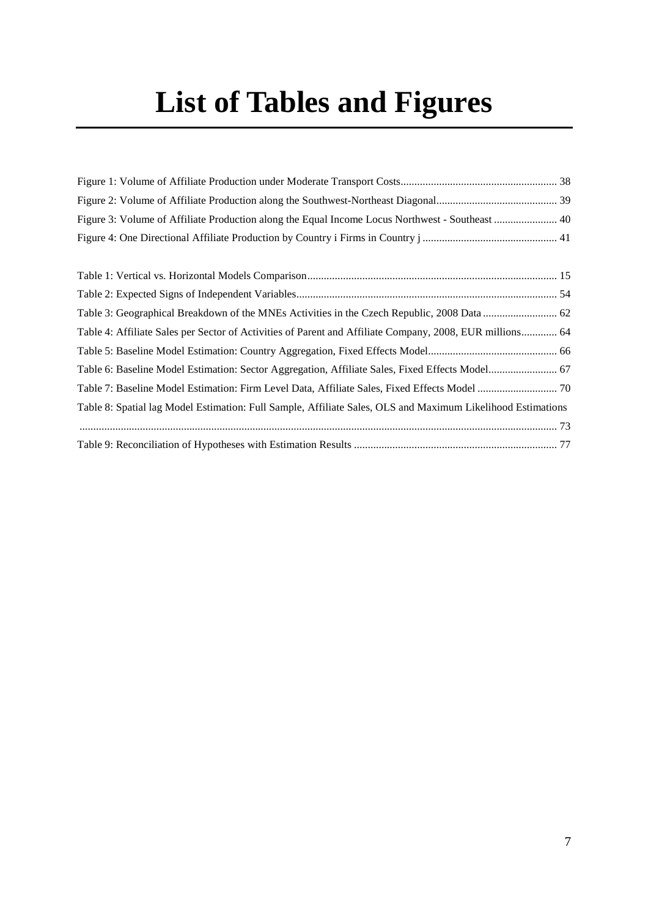# List of Tables and Figures

Figure 1: Volume of Affiliate Production under Moderate Transport Costs ........................................................ 38

Figure 2: Volume of Affiliate Production along the Southwest-Northeast Diagonal ............................................ 39

Figure 3: Volume of Affiliate Production along the Equal Income Locus Northwest - Southeast ....................... 40

Figure 4: One Directional Affiliate Production by Country i Firms in Country j ................................................. 41

Table 1: Vertical vs. Horizontal Models Comparison .......................................................................................... 15

Table 2: Expected Signs of Independent Variables .............................................................................................. 54

Table 3: Geographical Breakdown of the MNEs Activities in the Czech Republic, 2008 Data ........................... 62

Table 4: Affiliate Sales per Sector of Activities of Parent and Affiliate Company, 2008, EUR millions ............. 64

Table 5: Baseline Model Estimation: Country Aggregation, Fixed Effects Model ............................................... 66

Table 6: Baseline Model Estimation: Sector Aggregation, Affiliate Sales, Fixed Effects Model ......................... 67

Table 7: Baseline Model Estimation: Firm Level Data, Affiliate Sales, Fixed Effects Model ............................. 70

Table 8: Spatial lag Model Estimation: Full Sample, Affiliate Sales, OLS and Maximum Likelihood Estimations ............................................................................................................................................................. 73

Table 9: Reconciliation of Hypotheses with Estimation Results .......................................................................... 77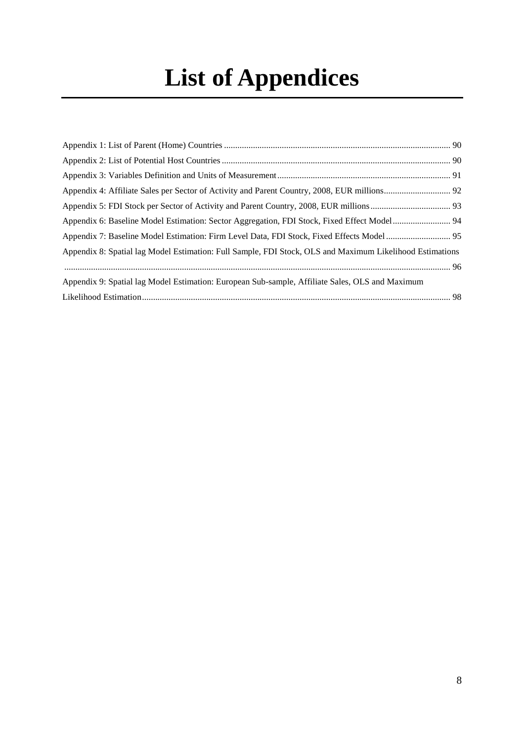# List of Appendices

Appendix 1: List of Parent (Home) Countries ..................................................................................................... 90

Appendix 2: List of Potential Host Countries ..................................................................................................... 90

Appendix 3: Variables Definition and Units of Measurement ............................................................................ 91

Appendix 4: Affiliate Sales per Sector of Activity and Parent Country, 2008, EUR millions ............................. 92

Appendix 5: FDI Stock per Sector of Activity and Parent Country, 2008, EUR millions .................................... 93

Appendix 6: Baseline Model Estimation: Sector Aggregation, FDI Stock, Fixed Effect Model .......................... 94

Appendix 7: Baseline Model Estimation: Firm Level Data, FDI Stock, Fixed Effects Model ............................ 95

Appendix 8: Spatial lag Model Estimation: Full Sample, FDI Stock, OLS and Maximum Likelihood Estimations ........................................................................................................................................................... 96

Appendix 9: Spatial lag Model Estimation: European Sub-sample, Affiliate Sales, OLS and Maximum Likelihood Estimation ........................................................................................................................................... 98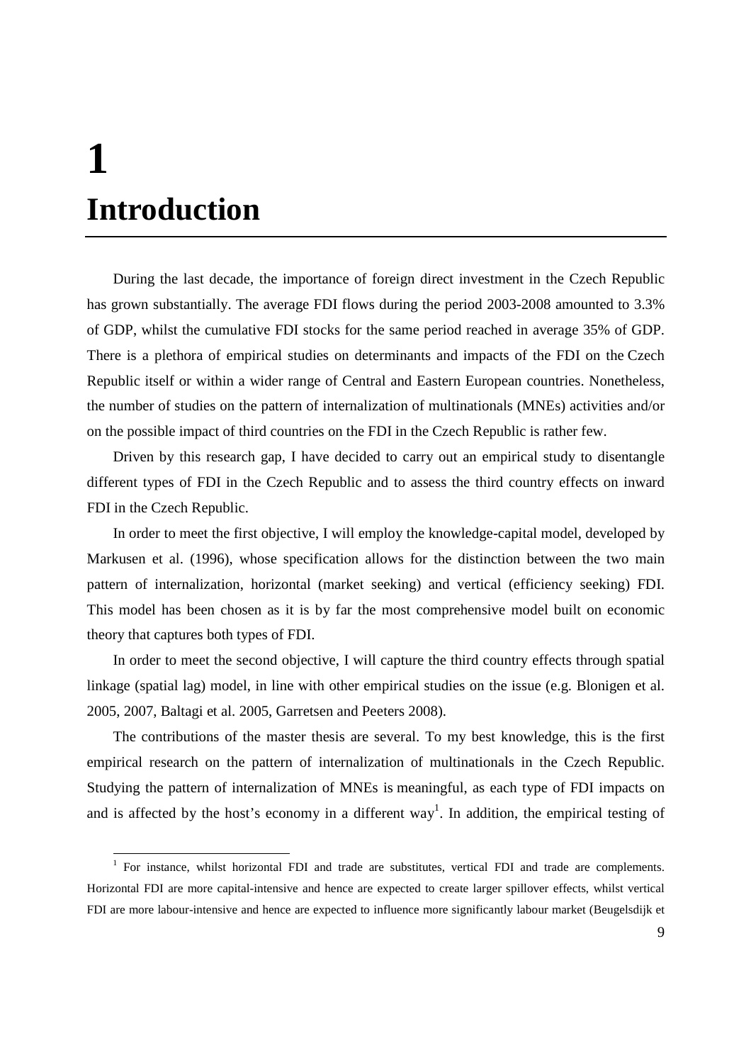# 1 Introduction

During the last decade, the importance of foreign direct investment in the Czech Republic has grown substantially. The average FDI flows during the period 2003-2008 amounted to 3.3% of GDP, whilst the cumulative FDI stocks for the same period reached in average 35% of GDP. There is a plethora of empirical studies on determinants and impacts of the FDI on the Czech Republic itself or within a wider range of Central and Eastern European countries. Nonetheless, the number of studies on the pattern of internalization of multinationals (MNEs) activities and/or on the possible impact of third countries on the FDI in the Czech Republic is rather few.

Driven by this research gap, I have decided to carry out an empirical study to disentangle different types of FDI in the Czech Republic and to assess the third country effects on inward FDI in the Czech Republic.

In order to meet the first objective, I will employ the knowledge-capital model, developed by Markusen et al. (1996), whose specification allows for the distinction between the two main pattern of internalization, horizontal (market seeking) and vertical (efficiency seeking) FDI. This model has been chosen as it is by far the most comprehensive model built on economic theory that captures both types of FDI.

In order to meet the second objective, I will capture the third country effects through spatial linkage (spatial lag) model, in line with other empirical studies on the issue (e.g. Blonigen et al. 2005, 2007, Baltagi et al. 2005, Garretsen and Peeters 2008).

The contributions of the master thesis are several. To my best knowledge, this is the first empirical research on the pattern of internalization of multinationals in the Czech Republic. Studying the pattern of internalization of MNEs is meaningful, as each type of FDI impacts on and is affected by the host's economy in a different way[1]. In addition, the empirical testing of

[1] For instance, whilst horizontal FDI and trade are substitutes, vertical FDI and trade are complements. Horizontal FDI are more capital-intensive and hence are expected to create larger spillover effects, whilst vertical FDI are more labour-intensive and hence are expected to influence more significantly labour market (Beugelsdijk et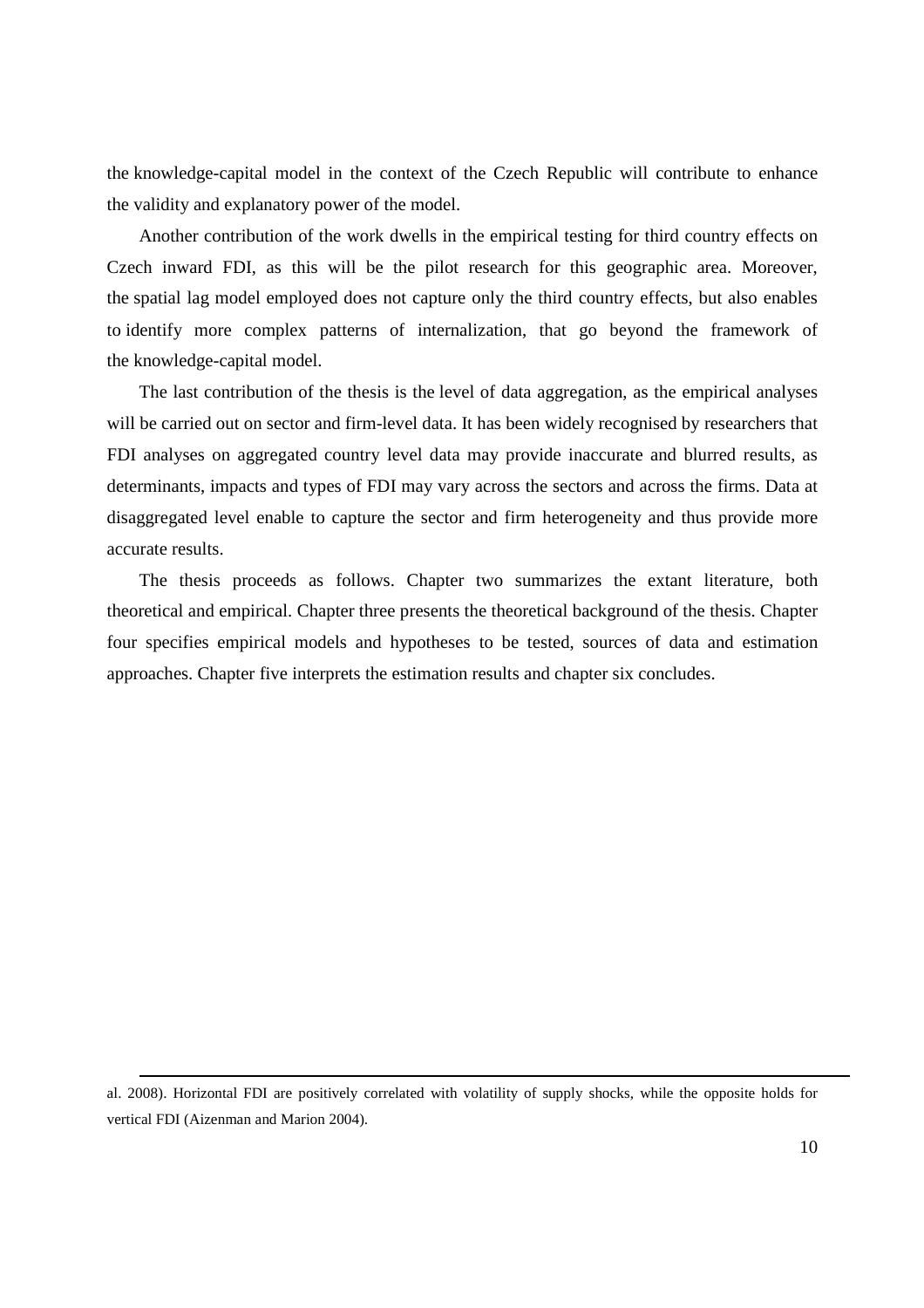the knowledge-capital model in the context of the Czech Republic will contribute to enhance the validity and explanatory power of the model.

Another contribution of the work dwells in the empirical testing for third country effects on Czech inward FDI, as this will be the pilot research for this geographic area. Moreover, the spatial lag model employed does not capture only the third country effects, but also enables to identify more complex patterns of internalization, that go beyond the framework of the knowledge-capital model.

The last contribution of the thesis is the level of data aggregation, as the empirical analyses will be carried out on sector and firm-level data. It has been widely recognised by researchers that FDI analyses on aggregated country level data may provide inaccurate and blurred results, as determinants, impacts and types of FDI may vary across the sectors and across the firms. Data at disaggregated level enable to capture the sector and firm heterogeneity and thus provide more accurate results.

The thesis proceeds as follows. Chapter two summarizes the extant literature, both theoretical and empirical. Chapter three presents the theoretical background of the thesis. Chapter four specifies empirical models and hypotheses to be tested, sources of data and estimation approaches. Chapter five interprets the estimation results and chapter six concludes.

---

al. 2008). Horizontal FDI are positively correlated with volatility of supply shocks, while the opposite holds for vertical FDI (Aizenman and Marion 2004).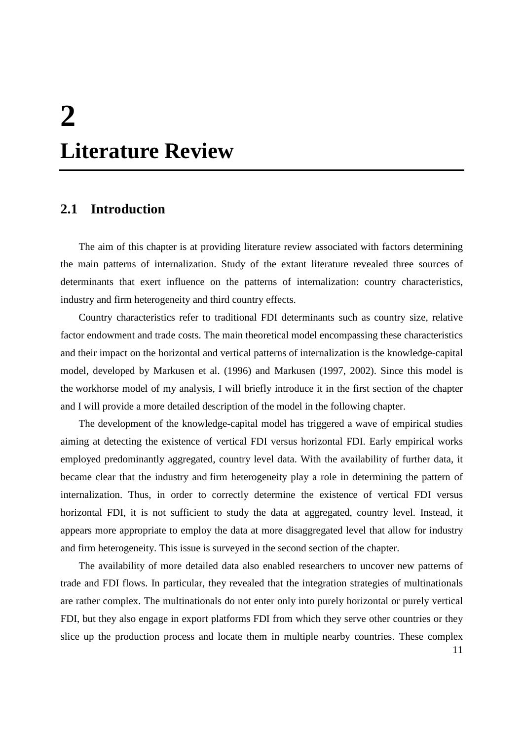# 2 Literature Review

## 2.1 Introduction

The aim of this chapter is at providing literature review associated with factors determining the main patterns of internalization. Study of the extant literature revealed three sources of determinants that exert influence on the patterns of internalization: country characteristics, industry and firm heterogeneity and third country effects.

Country characteristics refer to traditional FDI determinants such as country size, relative factor endowment and trade costs. The main theoretical model encompassing these characteristics and their impact on the horizontal and vertical patterns of internalization is the knowledge-capital model, developed by Markusen et al. (1996) and Markusen (1997, 2002). Since this model is the workhorse model of my analysis, I will briefly introduce it in the first section of the chapter and I will provide a more detailed description of the model in the following chapter.

The development of the knowledge-capital model has triggered a wave of empirical studies aiming at detecting the existence of vertical FDI versus horizontal FDI. Early empirical works employed predominantly aggregated, country level data. With the availability of further data, it became clear that the industry and firm heterogeneity play a role in determining the pattern of internalization. Thus, in order to correctly determine the existence of vertical FDI versus horizontal FDI, it is not sufficient to study the data at aggregated, country level. Instead, it appears more appropriate to employ the data at more disaggregated level that allow for industry and firm heterogeneity. This issue is surveyed in the second section of the chapter.

The availability of more detailed data also enabled researchers to uncover new patterns of trade and FDI flows. In particular, they revealed that the integration strategies of multinationals are rather complex. The multinationals do not enter only into purely horizontal or purely vertical FDI, but they also engage in export platforms FDI from which they serve other countries or they slice up the production process and locate them in multiple nearby countries. These complex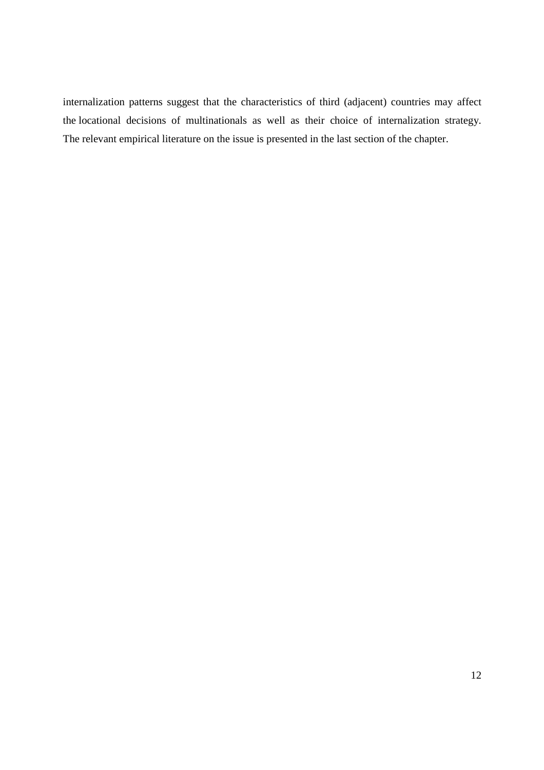internalization patterns suggest that the characteristics of third (adjacent) countries may affect the locational decisions of multinationals as well as their choice of internalization strategy. The relevant empirical literature on the issue is presented in the last section of the chapter.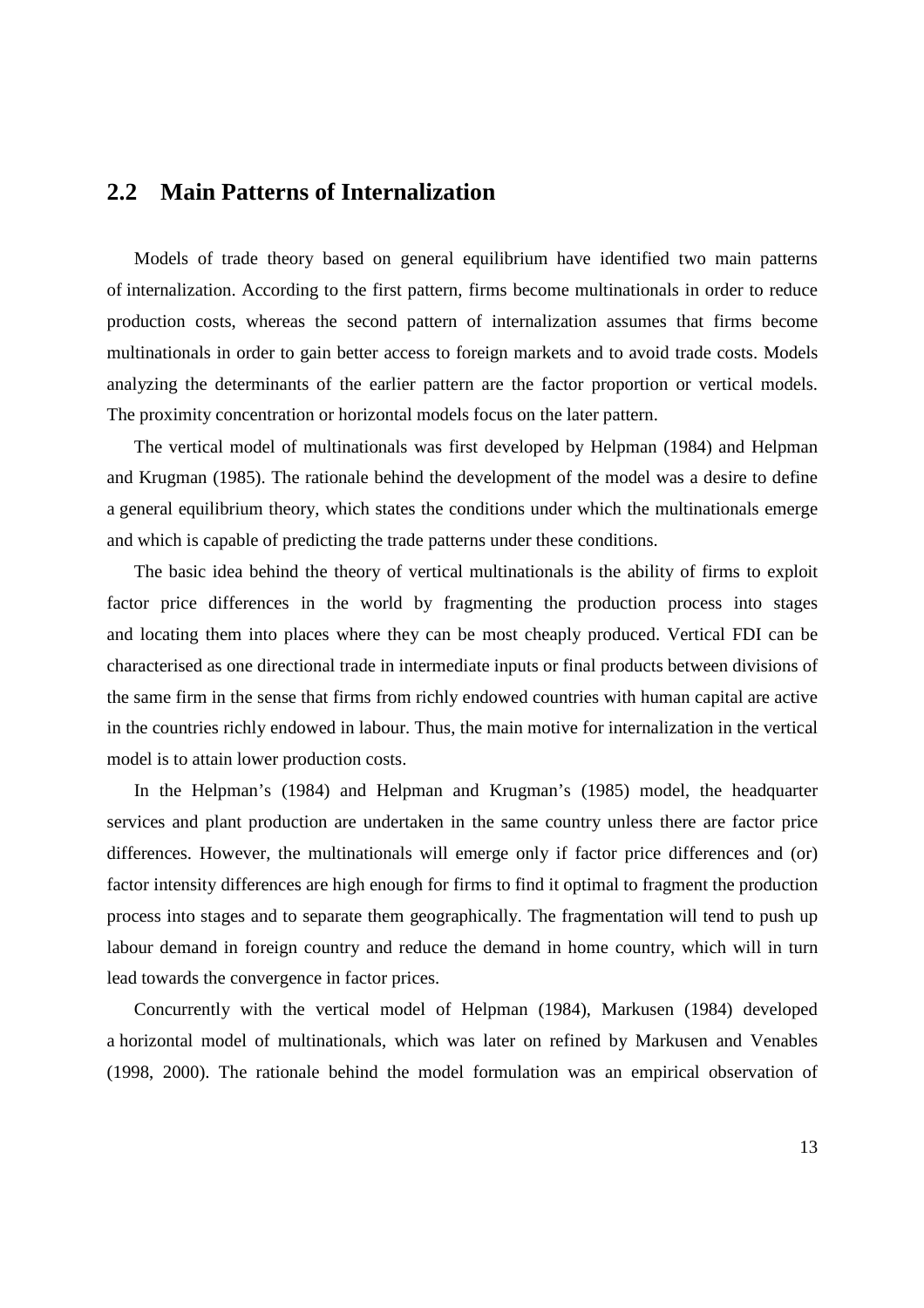## 2.2 Main Patterns of Internalization

Models of trade theory based on general equilibrium have identified two main patterns of internalization. According to the first pattern, firms become multinationals in order to reduce production costs, whereas the second pattern of internalization assumes that firms become multinationals in order to gain better access to foreign markets and to avoid trade costs. Models analyzing the determinants of the earlier pattern are the factor proportion or vertical models. The proximity concentration or horizontal models focus on the later pattern.

The vertical model of multinationals was first developed by Helpman (1984) and Helpman and Krugman (1985). The rationale behind the development of the model was a desire to define a general equilibrium theory, which states the conditions under which the multinationals emerge and which is capable of predicting the trade patterns under these conditions.

The basic idea behind the theory of vertical multinationals is the ability of firms to exploit factor price differences in the world by fragmenting the production process into stages and locating them into places where they can be most cheaply produced. Vertical FDI can be characterised as one directional trade in intermediate inputs or final products between divisions of the same firm in the sense that firms from richly endowed countries with human capital are active in the countries richly endowed in labour. Thus, the main motive for internalization in the vertical model is to attain lower production costs.

In the Helpman's (1984) and Helpman and Krugman's (1985) model, the headquarter services and plant production are undertaken in the same country unless there are factor price differences. However, the multinationals will emerge only if factor price differences and (or) factor intensity differences are high enough for firms to find it optimal to fragment the production process into stages and to separate them geographically. The fragmentation will tend to push up labour demand in foreign country and reduce the demand in home country, which will in turn lead towards the convergence in factor prices.

Concurrently with the vertical model of Helpman (1984), Markusen (1984) developed a horizontal model of multinationals, which was later on refined by Markusen and Venables (1998, 2000). The rationale behind the model formulation was an empirical observation of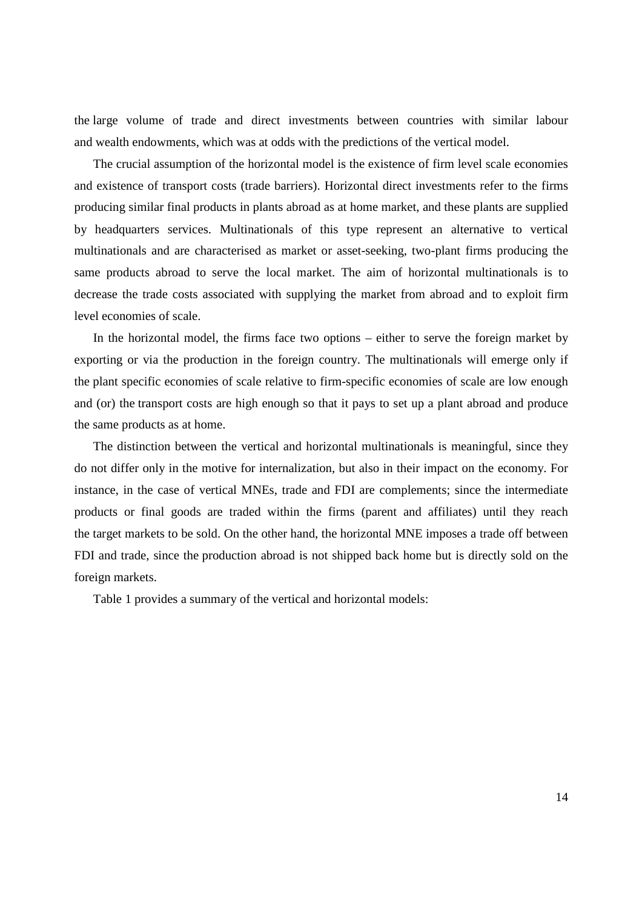the large volume of trade and direct investments between countries with similar labour and wealth endowments, which was at odds with the predictions of the vertical model.

The crucial assumption of the horizontal model is the existence of firm level scale economies and existence of transport costs (trade barriers). Horizontal direct investments refer to the firms producing similar final products in plants abroad as at home market, and these plants are supplied by headquarters services. Multinationals of this type represent an alternative to vertical multinationals and are characterised as market or asset-seeking, two-plant firms producing the same products abroad to serve the local market. The aim of horizontal multinationals is to decrease the trade costs associated with supplying the market from abroad and to exploit firm level economies of scale.

In the horizontal model, the firms face two options – either to serve the foreign market by exporting or via the production in the foreign country. The multinationals will emerge only if the plant specific economies of scale relative to firm-specific economies of scale are low enough and (or) the transport costs are high enough so that it pays to set up a plant abroad and produce the same products as at home.

The distinction between the vertical and horizontal multinationals is meaningful, since they do not differ only in the motive for internalization, but also in their impact on the economy. For instance, in the case of vertical MNEs, trade and FDI are complements; since the intermediate products or final goods are traded within the firms (parent and affiliates) until they reach the target markets to be sold. On the other hand, the horizontal MNE imposes a trade off between FDI and trade, since the production abroad is not shipped back home but is directly sold on the foreign markets.

Table 1 provides a summary of the vertical and horizontal models: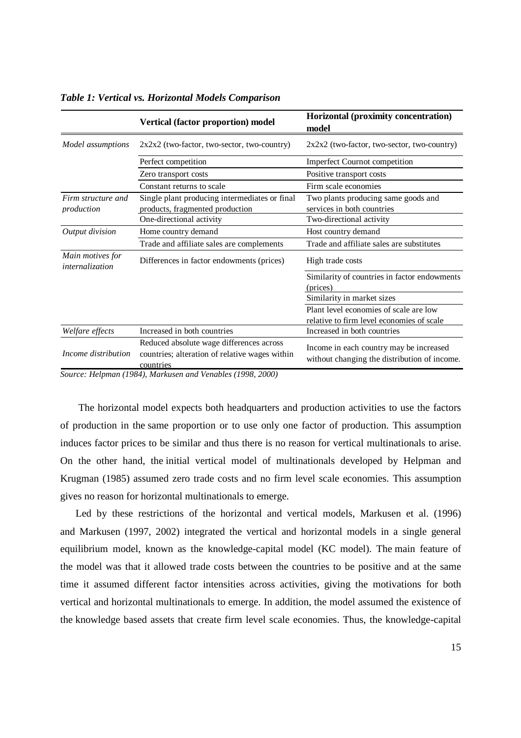*Table 1: Vertical vs. Horizontal Models Comparison*

| | Vertical (factor proportion) model | Horizontal (proximity concentration) model |
|---|---|---|
| *Model assumptions* | 2x2x2 (two-factor, two-sector, two-country) | 2x2x2 (two-factor, two-sector, two-country) |
| | Perfect competition | Imperfect Cournot competition |
| | Zero transport costs | Positive transport costs |
| | Constant returns to scale | Firm scale economies |
| *Firm structure and production* | Single plant producing intermediates or final products, fragmented production | Two plants producing same goods and services in both countries |
| | One-directional activity | Two-directional activity |
| *Output division* | Home country demand | Host country demand |
| | Trade and affiliate sales are complements | Trade and affiliate sales are substitutes |
| *Main motives for internalization* | Differences in factor endowments (prices) | High trade costs |
| | | Similarity of countries in factor endowments (prices) |
| | | Similarity in market sizes |
| | | Plant level economies of scale are low relative to firm level economies of scale |
| *Welfare effects* | Increased in both countries | Increased in both countries |
| *Income distribution* | Reduced absolute wage differences across countries; alteration of relative wages within countries | Income in each country may be increased without changing the distribution of income. |

*Source: Helpman (1984), Markusen and Venables (1998, 2000)*

The horizontal model expects both headquarters and production activities to use the factors of production in the same proportion or to use only one factor of production. This assumption induces factor prices to be similar and thus there is no reason for vertical multinationals to arise. On the other hand, the initial vertical model of multinationals developed by Helpman and Krugman (1985) assumed zero trade costs and no firm level scale economies. This assumption gives no reason for horizontal multinationals to emerge.

Led by these restrictions of the horizontal and vertical models, Markusen et al. (1996) and Markusen (1997, 2002) integrated the vertical and horizontal models in a single general equilibrium model, known as the knowledge-capital model (KC model). The main feature of the model was that it allowed trade costs between the countries to be positive and at the same time it assumed different factor intensities across activities, giving the motivations for both vertical and horizontal multinationals to emerge. In addition, the model assumed the existence of the knowledge based assets that create firm level scale economies. Thus, the knowledge-capital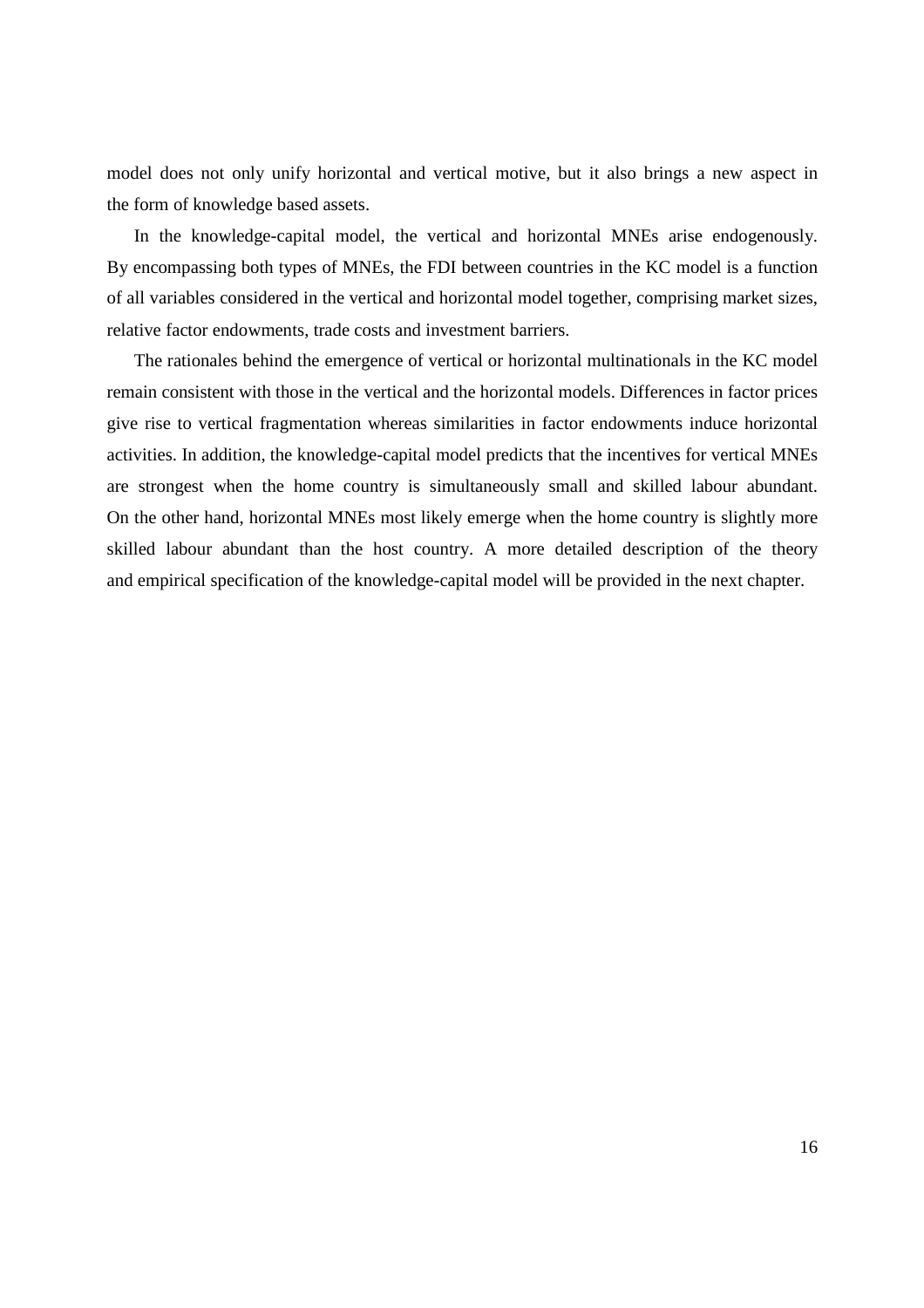model does not only unify horizontal and vertical motive, but it also brings a new aspect in the form of knowledge based assets.

In the knowledge-capital model, the vertical and horizontal MNEs arise endogenously. By encompassing both types of MNEs, the FDI between countries in the KC model is a function of all variables considered in the vertical and horizontal model together, comprising market sizes, relative factor endowments, trade costs and investment barriers.

The rationales behind the emergence of vertical or horizontal multinationals in the KC model remain consistent with those in the vertical and the horizontal models. Differences in factor prices give rise to vertical fragmentation whereas similarities in factor endowments induce horizontal activities. In addition, the knowledge-capital model predicts that the incentives for vertical MNEs are strongest when the home country is simultaneously small and skilled labour abundant. On the other hand, horizontal MNEs most likely emerge when the home country is slightly more skilled labour abundant than the host country. A more detailed description of the theory and empirical specification of the knowledge-capital model will be provided in the next chapter.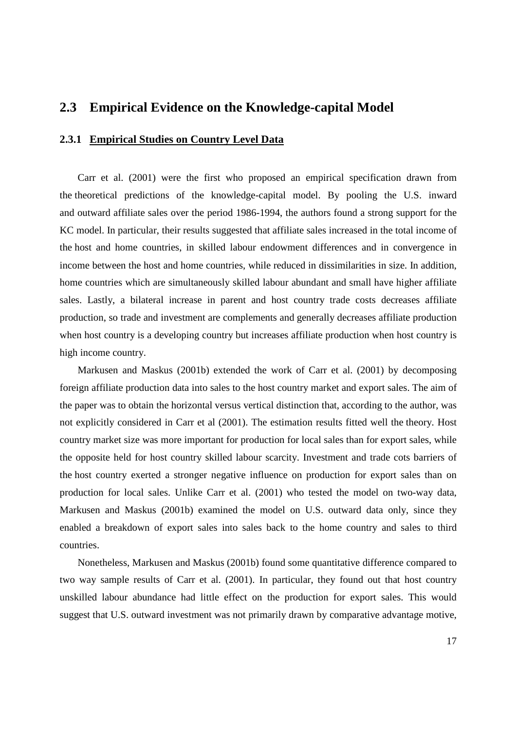## 2.3 Empirical Evidence on the Knowledge-capital Model

### 2.3.1 Empirical Studies on Country Level Data

Carr et al. (2001) were the first who proposed an empirical specification drawn from the theoretical predictions of the knowledge-capital model. By pooling the U.S. inward and outward affiliate sales over the period 1986-1994, the authors found a strong support for the KC model. In particular, their results suggested that affiliate sales increased in the total income of the host and home countries, in skilled labour endowment differences and in convergence in income between the host and home countries, while reduced in dissimilarities in size. In addition, home countries which are simultaneously skilled labour abundant and small have higher affiliate sales. Lastly, a bilateral increase in parent and host country trade costs decreases affiliate production, so trade and investment are complements and generally decreases affiliate production when host country is a developing country but increases affiliate production when host country is high income country.

Markusen and Maskus (2001b) extended the work of Carr et al. (2001) by decomposing foreign affiliate production data into sales to the host country market and export sales. The aim of the paper was to obtain the horizontal versus vertical distinction that, according to the author, was not explicitly considered in Carr et al (2001). The estimation results fitted well the theory. Host country market size was more important for production for local sales than for export sales, while the opposite held for host country skilled labour scarcity. Investment and trade cots barriers of the host country exerted a stronger negative influence on production for export sales than on production for local sales. Unlike Carr et al. (2001) who tested the model on two-way data, Markusen and Maskus (2001b) examined the model on U.S. outward data only, since they enabled a breakdown of export sales into sales back to the home country and sales to third countries.

Nonetheless, Markusen and Maskus (2001b) found some quantitative difference compared to two way sample results of Carr et al. (2001). In particular, they found out that host country unskilled labour abundance had little effect on the production for export sales. This would suggest that U.S. outward investment was not primarily drawn by comparative advantage motive,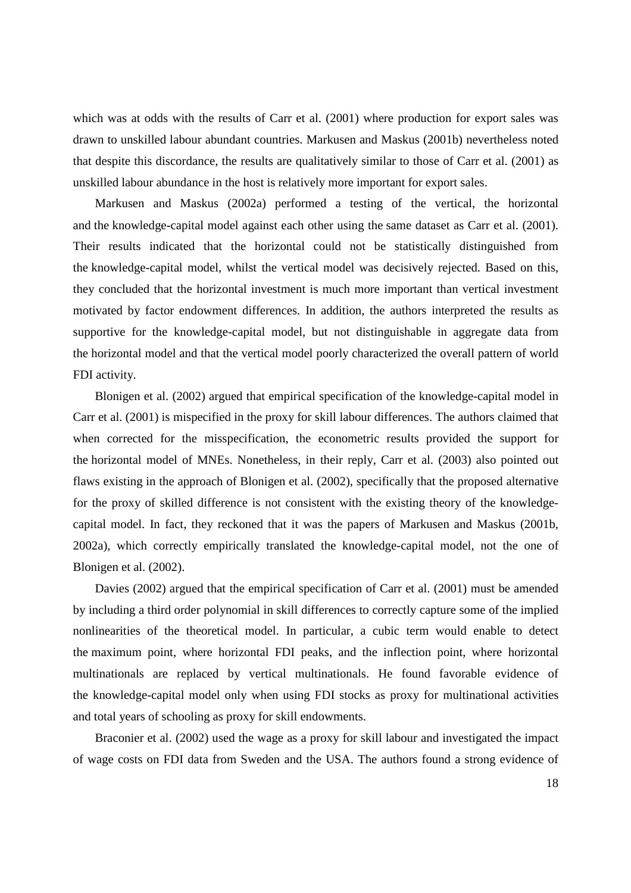which was at odds with the results of Carr et al. (2001) where production for export sales was drawn to unskilled labour abundant countries. Markusen and Maskus (2001b) nevertheless noted that despite this discordance, the results are qualitatively similar to those of Carr et al. (2001) as unskilled labour abundance in the host is relatively more important for export sales.

Markusen and Maskus (2002a) performed a testing of the vertical, the horizontal and the knowledge-capital model against each other using the same dataset as Carr et al. (2001). Their results indicated that the horizontal could not be statistically distinguished from the knowledge-capital model, whilst the vertical model was decisively rejected. Based on this, they concluded that the horizontal investment is much more important than vertical investment motivated by factor endowment differences. In addition, the authors interpreted the results as supportive for the knowledge-capital model, but not distinguishable in aggregate data from the horizontal model and that the vertical model poorly characterized the overall pattern of world FDI activity.

Blonigen et al. (2002) argued that empirical specification of the knowledge-capital model in Carr et al. (2001) is mispecified in the proxy for skill labour differences. The authors claimed that when corrected for the misspecification, the econometric results provided the support for the horizontal model of MNEs. Nonetheless, in their reply, Carr et al. (2003) also pointed out flaws existing in the approach of Blonigen et al. (2002), specifically that the proposed alternative for the proxy of skilled difference is not consistent with the existing theory of the knowledge-capital model. In fact, they reckoned that it was the papers of Markusen and Maskus (2001b, 2002a), which correctly empirically translated the knowledge-capital model, not the one of Blonigen et al. (2002).

Davies (2002) argued that the empirical specification of Carr et al. (2001) must be amended by including a third order polynomial in skill differences to correctly capture some of the implied nonlinearities of the theoretical model. In particular, a cubic term would enable to detect the maximum point, where horizontal FDI peaks, and the inflection point, where horizontal multinationals are replaced by vertical multinationals. He found favorable evidence of the knowledge-capital model only when using FDI stocks as proxy for multinational activities and total years of schooling as proxy for skill endowments.

Braconier et al. (2002) used the wage as a proxy for skill labour and investigated the impact of wage costs on FDI data from Sweden and the USA. The authors found a strong evidence of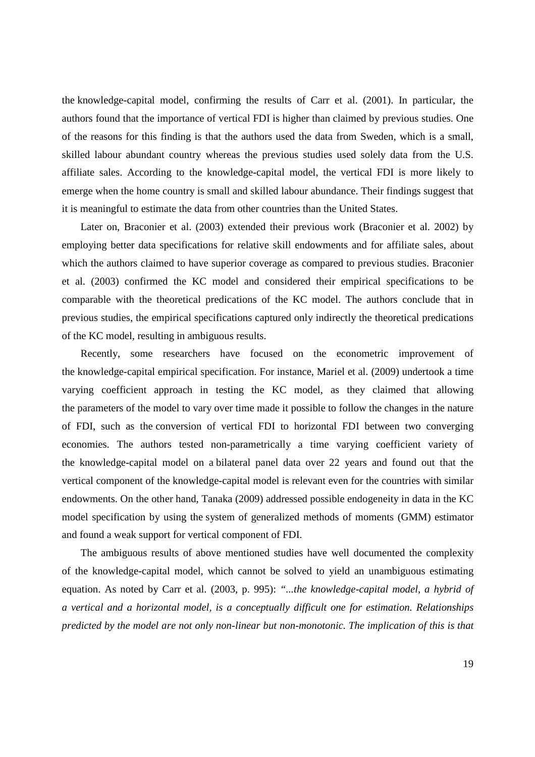the knowledge-capital model, confirming the results of Carr et al. (2001). In particular, the authors found that the importance of vertical FDI is higher than claimed by previous studies. One of the reasons for this finding is that the authors used the data from Sweden, which is a small, skilled labour abundant country whereas the previous studies used solely data from the U.S. affiliate sales. According to the knowledge-capital model, the vertical FDI is more likely to emerge when the home country is small and skilled labour abundance. Their findings suggest that it is meaningful to estimate the data from other countries than the United States.

Later on, Braconier et al. (2003) extended their previous work (Braconier et al. 2002) by employing better data specifications for relative skill endowments and for affiliate sales, about which the authors claimed to have superior coverage as compared to previous studies. Braconier et al. (2003) confirmed the KC model and considered their empirical specifications to be comparable with the theoretical predications of the KC model. The authors conclude that in previous studies, the empirical specifications captured only indirectly the theoretical predications of the KC model, resulting in ambiguous results.

Recently, some researchers have focused on the econometric improvement of the knowledge-capital empirical specification. For instance, Mariel et al. (2009) undertook a time varying coefficient approach in testing the KC model, as they claimed that allowing the parameters of the model to vary over time made it possible to follow the changes in the nature of FDI, such as the conversion of vertical FDI to horizontal FDI between two converging economies. The authors tested non-parametrically a time varying coefficient variety of the knowledge-capital model on a bilateral panel data over 22 years and found out that the vertical component of the knowledge-capital model is relevant even for the countries with similar endowments. On the other hand, Tanaka (2009) addressed possible endogeneity in data in the KC model specification by using the system of generalized methods of moments (GMM) estimator and found a weak support for vertical component of FDI.

The ambiguous results of above mentioned studies have well documented the complexity of the knowledge-capital model, which cannot be solved to yield an unambiguous estimating equation. As noted by Carr et al. (2003, p. 995): *"...the knowledge-capital model, a hybrid of a vertical and a horizontal model, is a conceptually difficult one for estimation. Relationships predicted by the model are not only non-linear but non-monotonic. The implication of this is that*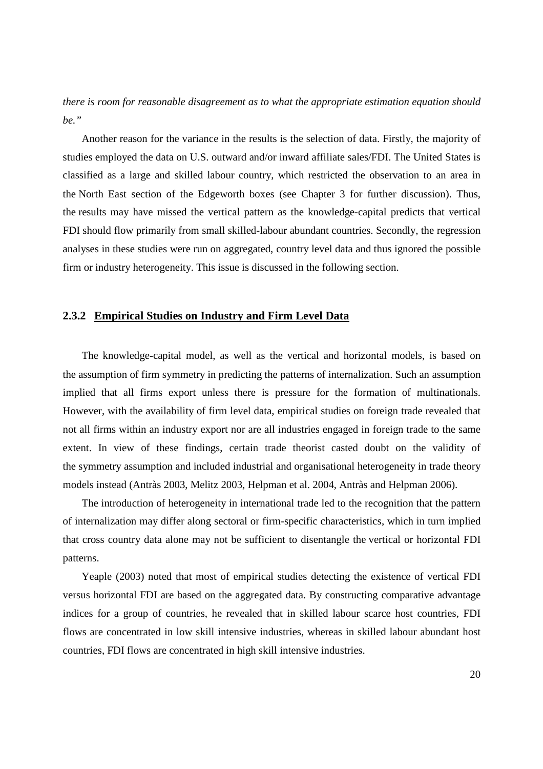*there is room for reasonable disagreement as to what the appropriate estimation equation should be."*

Another reason for the variance in the results is the selection of data. Firstly, the majority of studies employed the data on U.S. outward and/or inward affiliate sales/FDI. The United States is classified as a large and skilled labour country, which restricted the observation to an area in the North East section of the Edgeworth boxes (see Chapter 3 for further discussion). Thus, the results may have missed the vertical pattern as the knowledge-capital predicts that vertical FDI should flow primarily from small skilled-labour abundant countries. Secondly, the regression analyses in these studies were run on aggregated, country level data and thus ignored the possible firm or industry heterogeneity. This issue is discussed in the following section.

### 2.3.2 Empirical Studies on Industry and Firm Level Data

The knowledge-capital model, as well as the vertical and horizontal models, is based on the assumption of firm symmetry in predicting the patterns of internalization. Such an assumption implied that all firms export unless there is pressure for the formation of multinationals. However, with the availability of firm level data, empirical studies on foreign trade revealed that not all firms within an industry export nor are all industries engaged in foreign trade to the same extent. In view of these findings, certain trade theorist casted doubt on the validity of the symmetry assumption and included industrial and organisational heterogeneity in trade theory models instead (Antràs 2003, Melitz 2003, Helpman et al. 2004, Antràs and Helpman 2006).

The introduction of heterogeneity in international trade led to the recognition that the pattern of internalization may differ along sectoral or firm-specific characteristics, which in turn implied that cross country data alone may not be sufficient to disentangle the vertical or horizontal FDI patterns.

Yeaple (2003) noted that most of empirical studies detecting the existence of vertical FDI versus horizontal FDI are based on the aggregated data. By constructing comparative advantage indices for a group of countries, he revealed that in skilled labour scarce host countries, FDI flows are concentrated in low skill intensive industries, whereas in skilled labour abundant host countries, FDI flows are concentrated in high skill intensive industries.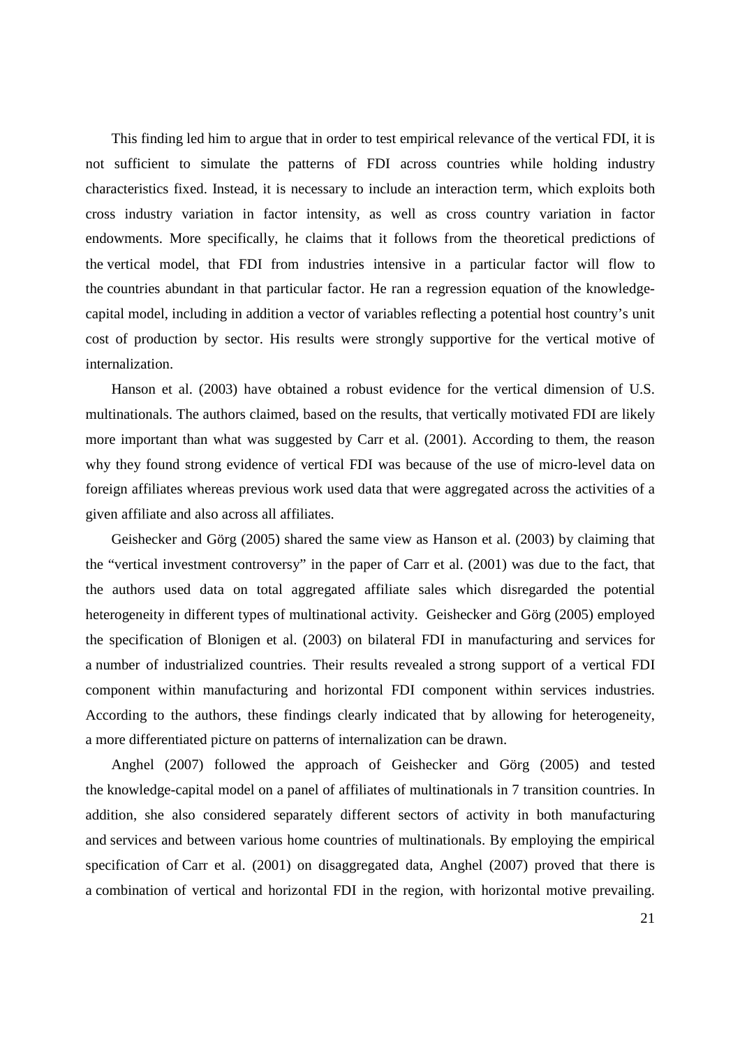This finding led him to argue that in order to test empirical relevance of the vertical FDI, it is not sufficient to simulate the patterns of FDI across countries while holding industry characteristics fixed. Instead, it is necessary to include an interaction term, which exploits both cross industry variation in factor intensity, as well as cross country variation in factor endowments. More specifically, he claims that it follows from the theoretical predictions of the vertical model, that FDI from industries intensive in a particular factor will flow to the countries abundant in that particular factor. He ran a regression equation of the knowledge-capital model, including in addition a vector of variables reflecting a potential host country's unit cost of production by sector. His results were strongly supportive for the vertical motive of internalization.

Hanson et al. (2003) have obtained a robust evidence for the vertical dimension of U.S. multinationals. The authors claimed, based on the results, that vertically motivated FDI are likely more important than what was suggested by Carr et al. (2001). According to them, the reason why they found strong evidence of vertical FDI was because of the use of micro-level data on foreign affiliates whereas previous work used data that were aggregated across the activities of a given affiliate and also across all affiliates.

Geishecker and Görg (2005) shared the same view as Hanson et al. (2003) by claiming that the "vertical investment controversy" in the paper of Carr et al. (2001) was due to the fact, that the authors used data on total aggregated affiliate sales which disregarded the potential heterogeneity in different types of multinational activity. Geishecker and Görg (2005) employed the specification of Blonigen et al. (2003) on bilateral FDI in manufacturing and services for a number of industrialized countries. Their results revealed a strong support of a vertical FDI component within manufacturing and horizontal FDI component within services industries. According to the authors, these findings clearly indicated that by allowing for heterogeneity, a more differentiated picture on patterns of internalization can be drawn.

Anghel (2007) followed the approach of Geishecker and Görg (2005) and tested the knowledge-capital model on a panel of affiliates of multinationals in 7 transition countries. In addition, she also considered separately different sectors of activity in both manufacturing and services and between various home countries of multinationals. By employing the empirical specification of Carr et al. (2001) on disaggregated data, Anghel (2007) proved that there is a combination of vertical and horizontal FDI in the region, with horizontal motive prevailing.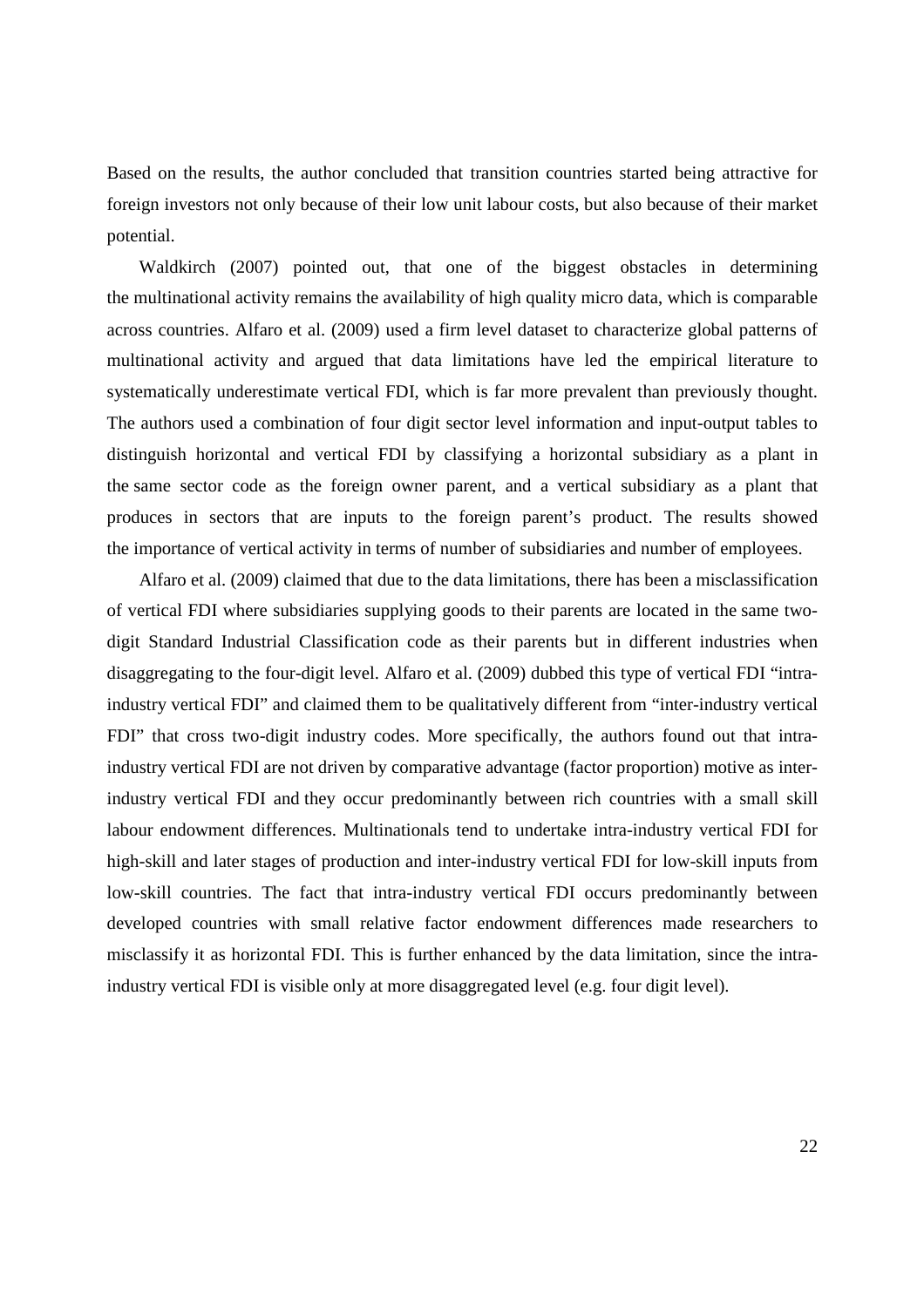Based on the results, the author concluded that transition countries started being attractive for foreign investors not only because of their low unit labour costs, but also because of their market potential.

Waldkirch (2007) pointed out, that one of the biggest obstacles in determining the multinational activity remains the availability of high quality micro data, which is comparable across countries. Alfaro et al. (2009) used a firm level dataset to characterize global patterns of multinational activity and argued that data limitations have led the empirical literature to systematically underestimate vertical FDI, which is far more prevalent than previously thought. The authors used a combination of four digit sector level information and input-output tables to distinguish horizontal and vertical FDI by classifying a horizontal subsidiary as a plant in the same sector code as the foreign owner parent, and a vertical subsidiary as a plant that produces in sectors that are inputs to the foreign parent's product. The results showed the importance of vertical activity in terms of number of subsidiaries and number of employees.

Alfaro et al. (2009) claimed that due to the data limitations, there has been a misclassification of vertical FDI where subsidiaries supplying goods to their parents are located in the same two-digit Standard Industrial Classification code as their parents but in different industries when disaggregating to the four-digit level. Alfaro et al. (2009) dubbed this type of vertical FDI "intra-industry vertical FDI" and claimed them to be qualitatively different from "inter-industry vertical FDI" that cross two-digit industry codes. More specifically, the authors found out that intra-industry vertical FDI are not driven by comparative advantage (factor proportion) motive as inter-industry vertical FDI and they occur predominantly between rich countries with a small skill labour endowment differences. Multinationals tend to undertake intra-industry vertical FDI for high-skill and later stages of production and inter-industry vertical FDI for low-skill inputs from low-skill countries. The fact that intra-industry vertical FDI occurs predominantly between developed countries with small relative factor endowment differences made researchers to misclassify it as horizontal FDI. This is further enhanced by the data limitation, since the intra-industry vertical FDI is visible only at more disaggregated level (e.g. four digit level).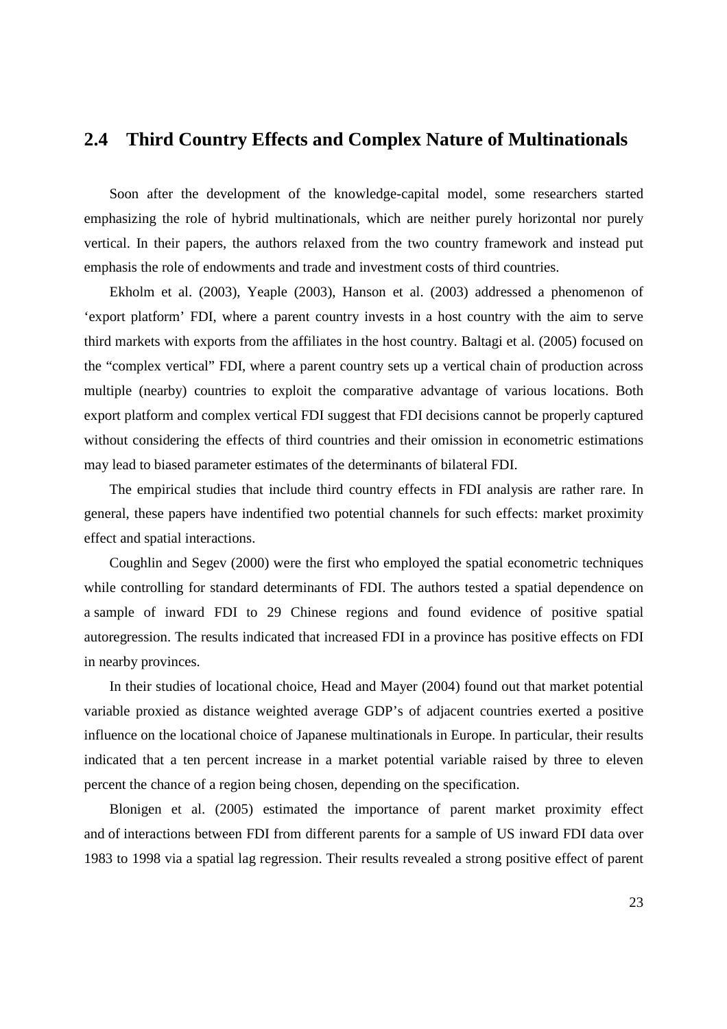## 2.4 Third Country Effects and Complex Nature of Multinationals

Soon after the development of the knowledge-capital model, some researchers started emphasizing the role of hybrid multinationals, which are neither purely horizontal nor purely vertical. In their papers, the authors relaxed from the two country framework and instead put emphasis the role of endowments and trade and investment costs of third countries.

Ekholm et al. (2003), Yeaple (2003), Hanson et al. (2003) addressed a phenomenon of 'export platform' FDI, where a parent country invests in a host country with the aim to serve third markets with exports from the affiliates in the host country. Baltagi et al. (2005) focused on the "complex vertical" FDI, where a parent country sets up a vertical chain of production across multiple (nearby) countries to exploit the comparative advantage of various locations. Both export platform and complex vertical FDI suggest that FDI decisions cannot be properly captured without considering the effects of third countries and their omission in econometric estimations may lead to biased parameter estimates of the determinants of bilateral FDI.

The empirical studies that include third country effects in FDI analysis are rather rare. In general, these papers have indentified two potential channels for such effects: market proximity effect and spatial interactions.

Coughlin and Segev (2000) were the first who employed the spatial econometric techniques while controlling for standard determinants of FDI. The authors tested a spatial dependence on a sample of inward FDI to 29 Chinese regions and found evidence of positive spatial autoregression. The results indicated that increased FDI in a province has positive effects on FDI in nearby provinces.

In their studies of locational choice, Head and Mayer (2004) found out that market potential variable proxied as distance weighted average GDP's of adjacent countries exerted a positive influence on the locational choice of Japanese multinationals in Europe. In particular, their results indicated that a ten percent increase in a market potential variable raised by three to eleven percent the chance of a region being chosen, depending on the specification.

Blonigen et al. (2005) estimated the importance of parent market proximity effect and of interactions between FDI from different parents for a sample of US inward FDI data over 1983 to 1998 via a spatial lag regression. Their results revealed a strong positive effect of parent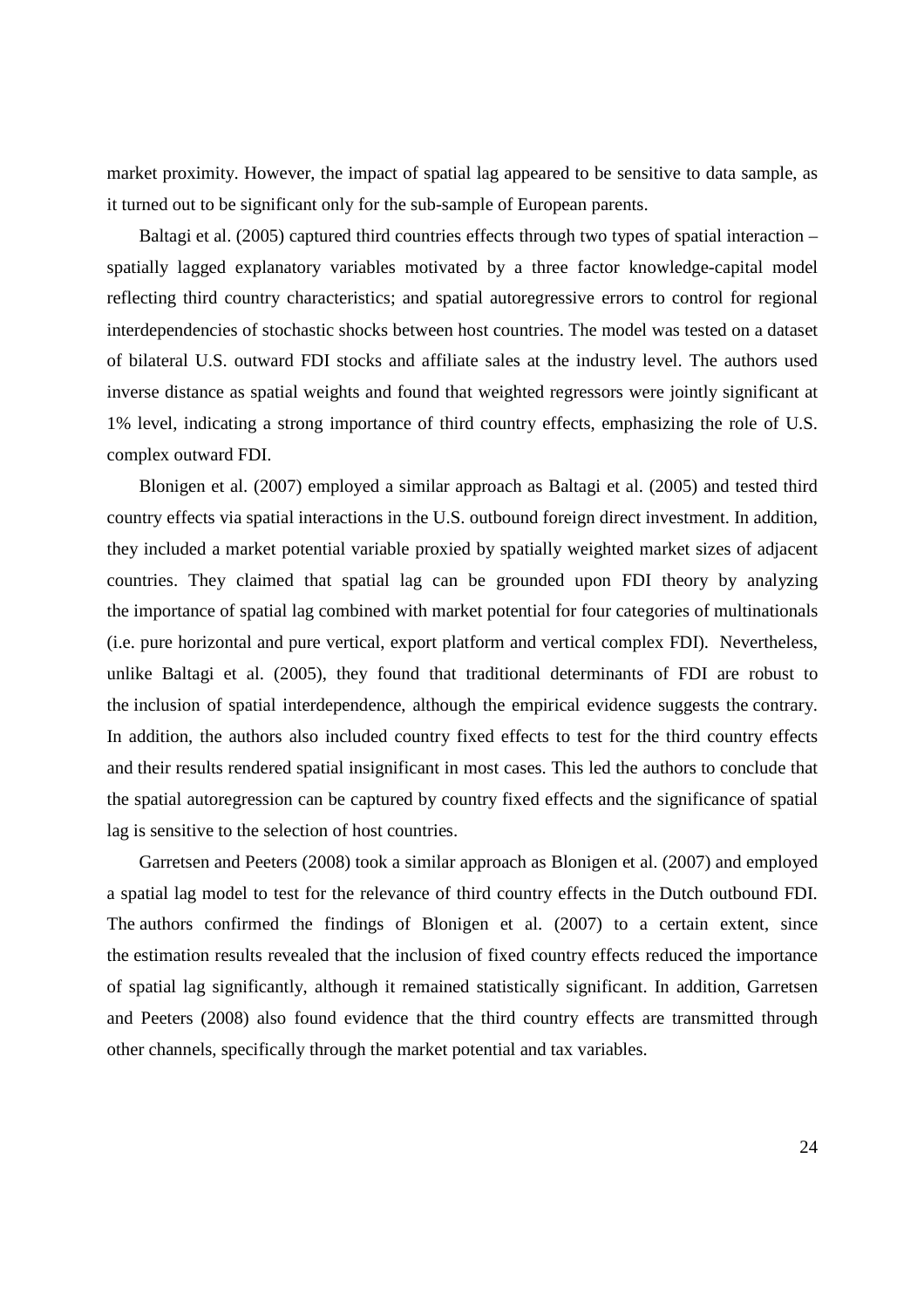market proximity. However, the impact of spatial lag appeared to be sensitive to data sample, as it turned out to be significant only for the sub-sample of European parents.

Baltagi et al. (2005) captured third countries effects through two types of spatial interaction – spatially lagged explanatory variables motivated by a three factor knowledge-capital model reflecting third country characteristics; and spatial autoregressive errors to control for regional interdependencies of stochastic shocks between host countries. The model was tested on a dataset of bilateral U.S. outward FDI stocks and affiliate sales at the industry level. The authors used inverse distance as spatial weights and found that weighted regressors were jointly significant at 1% level, indicating a strong importance of third country effects, emphasizing the role of U.S. complex outward FDI.

Blonigen et al. (2007) employed a similar approach as Baltagi et al. (2005) and tested third country effects via spatial interactions in the U.S. outbound foreign direct investment. In addition, they included a market potential variable proxied by spatially weighted market sizes of adjacent countries. They claimed that spatial lag can be grounded upon FDI theory by analyzing the importance of spatial lag combined with market potential for four categories of multinationals (i.e. pure horizontal and pure vertical, export platform and vertical complex FDI). Nevertheless, unlike Baltagi et al. (2005), they found that traditional determinants of FDI are robust to the inclusion of spatial interdependence, although the empirical evidence suggests the contrary. In addition, the authors also included country fixed effects to test for the third country effects and their results rendered spatial insignificant in most cases. This led the authors to conclude that the spatial autoregression can be captured by country fixed effects and the significance of spatial lag is sensitive to the selection of host countries.

Garretsen and Peeters (2008) took a similar approach as Blonigen et al. (2007) and employed a spatial lag model to test for the relevance of third country effects in the Dutch outbound FDI. The authors confirmed the findings of Blonigen et al. (2007) to a certain extent, since the estimation results revealed that the inclusion of fixed country effects reduced the importance of spatial lag significantly, although it remained statistically significant. In addition, Garretsen and Peeters (2008) also found evidence that the third country effects are transmitted through other channels, specifically through the market potential and tax variables.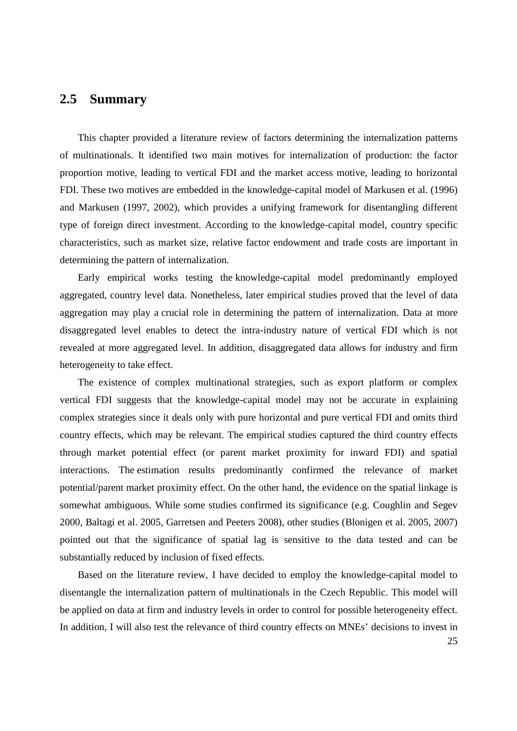## 2.5 Summary

This chapter provided a literature review of factors determining the internalization patterns of multinationals. It identified two main motives for internalization of production: the factor proportion motive, leading to vertical FDI and the market access motive, leading to horizontal FDI. These two motives are embedded in the knowledge-capital model of Markusen et al. (1996) and Markusen (1997, 2002), which provides a unifying framework for disentangling different type of foreign direct investment. According to the knowledge-capital model, country specific characteristics, such as market size, relative factor endowment and trade costs are important in determining the pattern of internalization.

Early empirical works testing the knowledge-capital model predominantly employed aggregated, country level data. Nonetheless, later empirical studies proved that the level of data aggregation may play a crucial role in determining the pattern of internalization. Data at more disaggregated level enables to detect the intra-industry nature of vertical FDI which is not revealed at more aggregated level. In addition, disaggregated data allows for industry and firm heterogeneity to take effect.

The existence of complex multinational strategies, such as export platform or complex vertical FDI suggests that the knowledge-capital model may not be accurate in explaining complex strategies since it deals only with pure horizontal and pure vertical FDI and omits third country effects, which may be relevant. The empirical studies captured the third country effects through market potential effect (or parent market proximity for inward FDI) and spatial interactions. The estimation results predominantly confirmed the relevance of market potential/parent market proximity effect. On the other hand, the evidence on the spatial linkage is somewhat ambiguous. While some studies confirmed its significance (e.g. Coughlin and Segev 2000, Baltagi et al. 2005, Garretsen and Peeters 2008), other studies (Blonigen et al. 2005, 2007) pointed out that the significance of spatial lag is sensitive to the data tested and can be substantially reduced by inclusion of fixed effects.

Based on the literature review, I have decided to employ the knowledge-capital model to disentangle the internalization pattern of multinationals in the Czech Republic. This model will be applied on data at firm and industry levels in order to control for possible heterogeneity effect. In addition, I will also test the relevance of third country effects on MNEs' decisions to invest in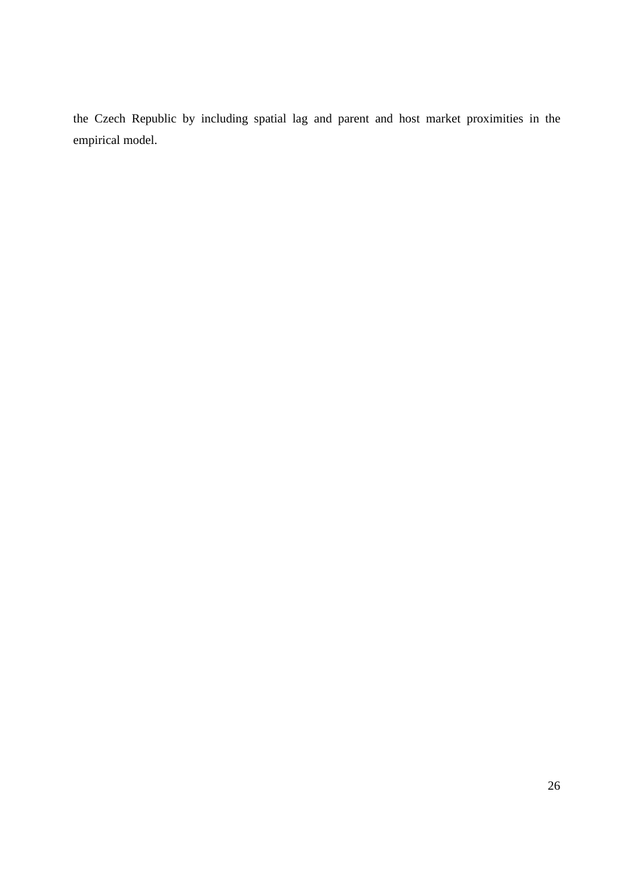the Czech Republic by including spatial lag and parent and host market proximities in the empirical model.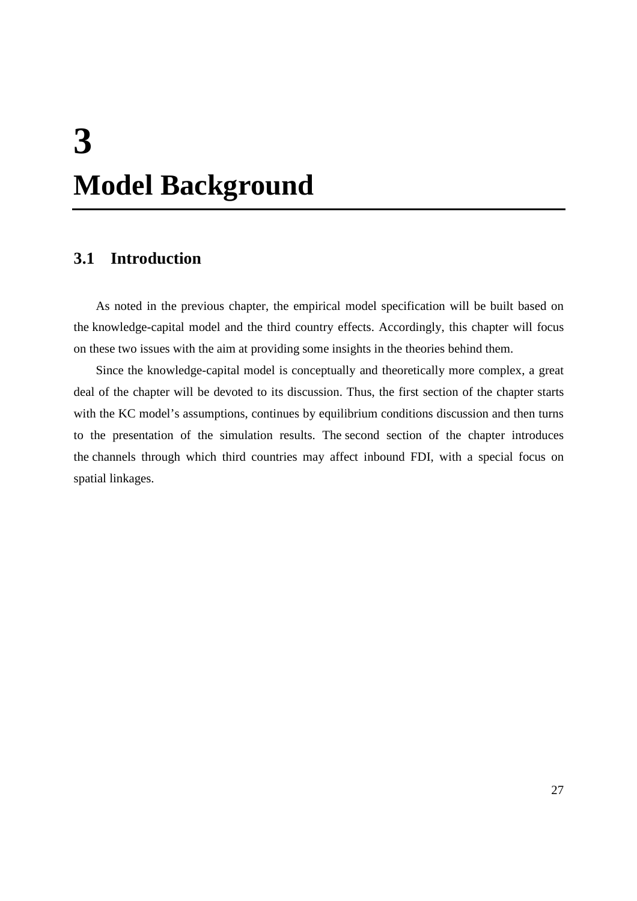# 3
# Model Background

## 3.1 Introduction

As noted in the previous chapter, the empirical model specification will be built based on the knowledge-capital model and the third country effects. Accordingly, this chapter will focus on these two issues with the aim at providing some insights in the theories behind them.

Since the knowledge-capital model is conceptually and theoretically more complex, a great deal of the chapter will be devoted to its discussion. Thus, the first section of the chapter starts with the KC model's assumptions, continues by equilibrium conditions discussion and then turns to the presentation of the simulation results. The second section of the chapter introduces the channels through which third countries may affect inbound FDI, with a special focus on spatial linkages.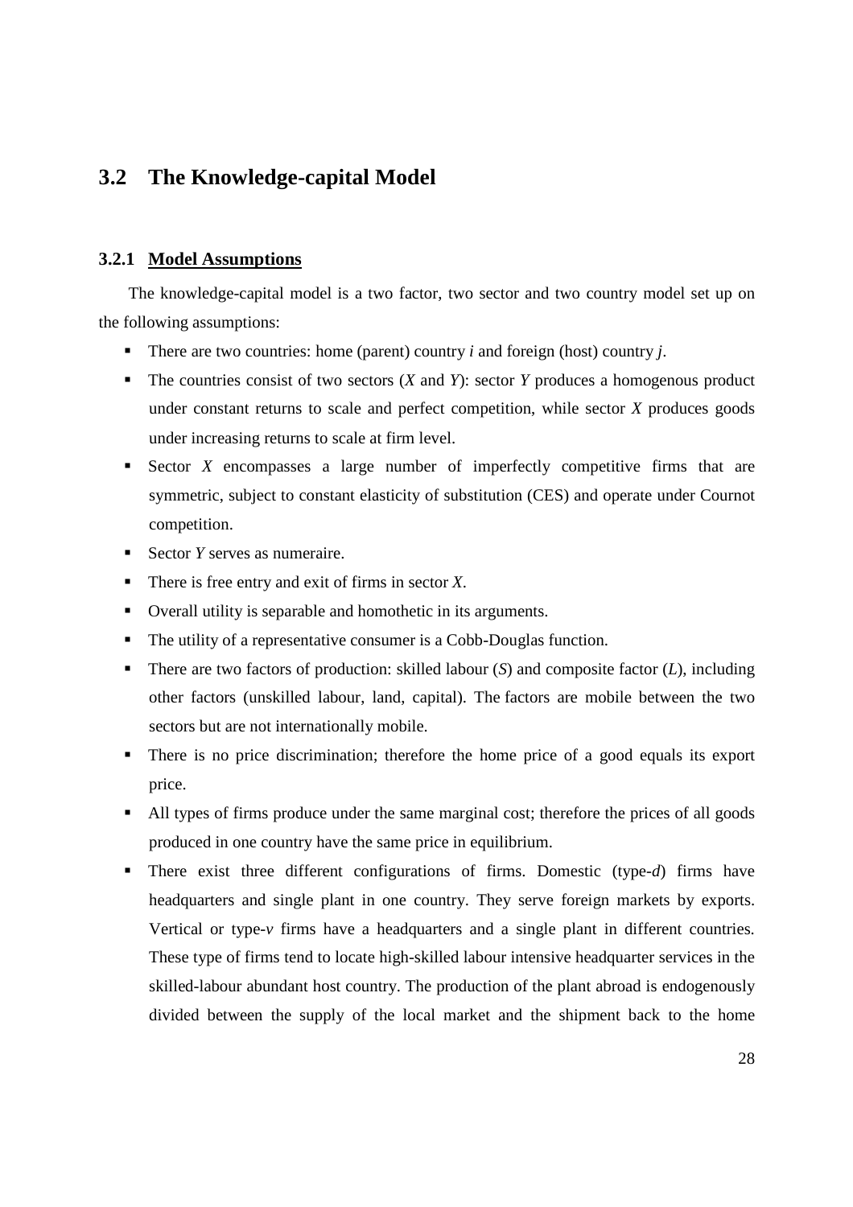## 3.2 The Knowledge-capital Model

### 3.2.1 Model Assumptions

The knowledge-capital model is a two factor, two sector and two country model set up on the following assumptions:

- There are two countries: home (parent) country *i* and foreign (host) country *j*.
- The countries consist of two sectors (*X* and *Y*): sector *Y* produces a homogenous product under constant returns to scale and perfect competition, while sector *X* produces goods under increasing returns to scale at firm level.
- Sector *X* encompasses a large number of imperfectly competitive firms that are symmetric, subject to constant elasticity of substitution (CES) and operate under Cournot competition.
- Sector *Y* serves as numeraire.
- There is free entry and exit of firms in sector *X*.
- Overall utility is separable and homothetic in its arguments.
- The utility of a representative consumer is a Cobb-Douglas function.
- There are two factors of production: skilled labour (*S*) and composite factor (*L*), including other factors (unskilled labour, land, capital). The factors are mobile between the two sectors but are not internationally mobile.
- There is no price discrimination; therefore the home price of a good equals its export price.
- All types of firms produce under the same marginal cost; therefore the prices of all goods produced in one country have the same price in equilibrium.
- There exist three different configurations of firms. Domestic (type-*d*) firms have headquarters and single plant in one country. They serve foreign markets by exports. Vertical or type-*v* firms have a headquarters and a single plant in different countries. These type of firms tend to locate high-skilled labour intensive headquarter services in the skilled-labour abundant host country. The production of the plant abroad is endogenously divided between the supply of the local market and the shipment back to the home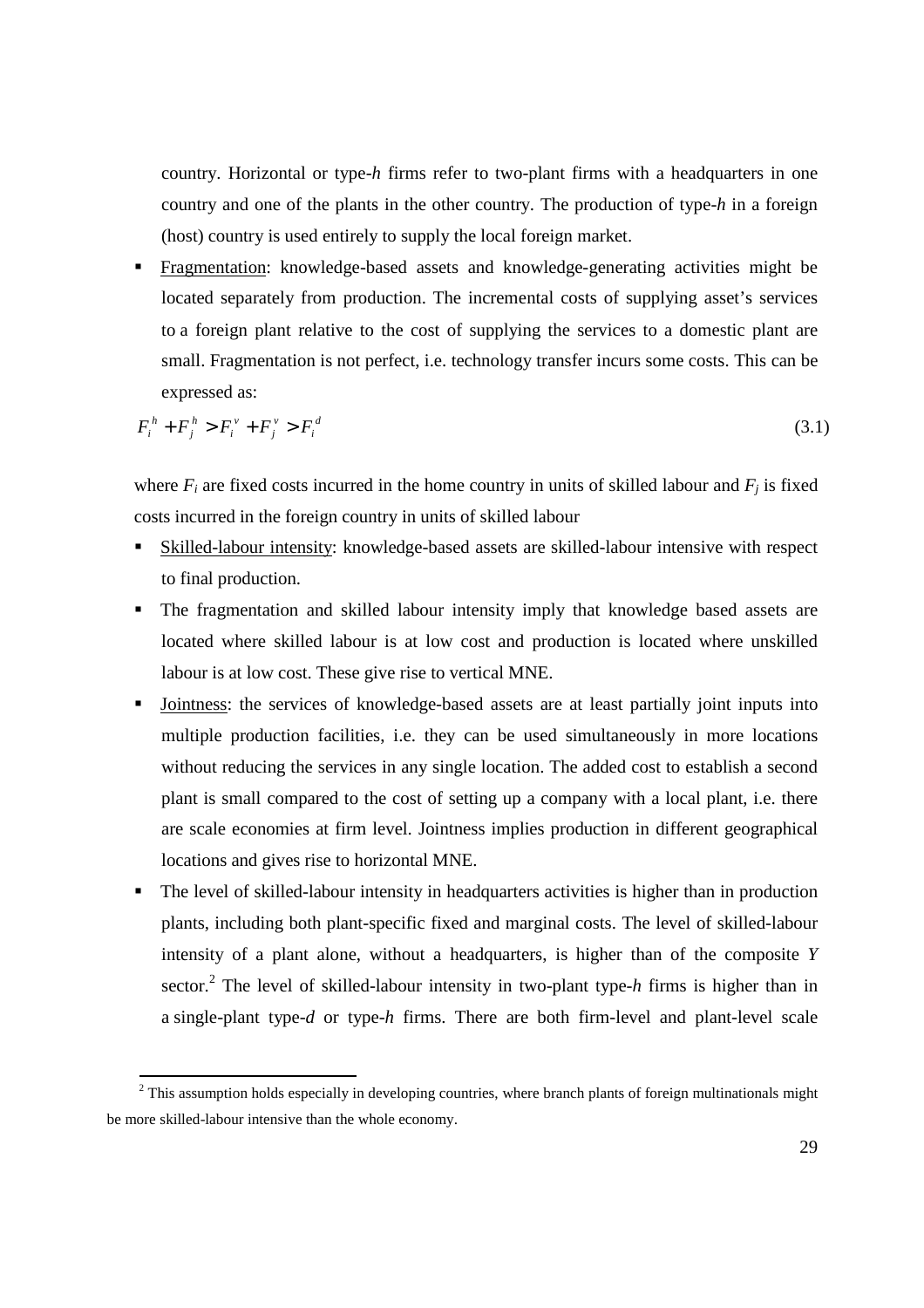country. Horizontal or type-*h* firms refer to two-plant firms with a headquarters in one country and one of the plants in the other country. The production of type-*h* in a foreign (host) country is used entirely to supply the local foreign market.

- Fragmentation: knowledge-based assets and knowledge-generating activities might be located separately from production. The incremental costs of supplying asset's services to a foreign plant relative to the cost of supplying the services to a domestic plant are small. Fragmentation is not perfect, i.e. technology transfer incurs some costs. This can be expressed as:

$$F_i^h + F_j^h > F_i^v + F_j^v > F_i^d \tag{3.1}$$

where $F_i$ are fixed costs incurred in the home country in units of skilled labour and $F_j$ is fixed costs incurred in the foreign country in units of skilled labour

- Skilled-labour intensity: knowledge-based assets are skilled-labour intensive with respect to final production.
- The fragmentation and skilled labour intensity imply that knowledge based assets are located where skilled labour is at low cost and production is located where unskilled labour is at low cost. These give rise to vertical MNE.
- Jointness: the services of knowledge-based assets are at least partially joint inputs into multiple production facilities, i.e. they can be used simultaneously in more locations without reducing the services in any single location. The added cost to establish a second plant is small compared to the cost of setting up a company with a local plant, i.e. there are scale economies at firm level. Jointness implies production in different geographical locations and gives rise to horizontal MNE.
- The level of skilled-labour intensity in headquarters activities is higher than in production plants, including both plant-specific fixed and marginal costs. The level of skilled-labour intensity of a plant alone, without a headquarters, is higher than of the composite *Y* sector.[2] The level of skilled-labour intensity in two-plant type-*h* firms is higher than in a single-plant type-*d* or type-*h* firms. There are both firm-level and plant-level scale

[2] This assumption holds especially in developing countries, where branch plants of foreign multinationals might be more skilled-labour intensive than the whole economy.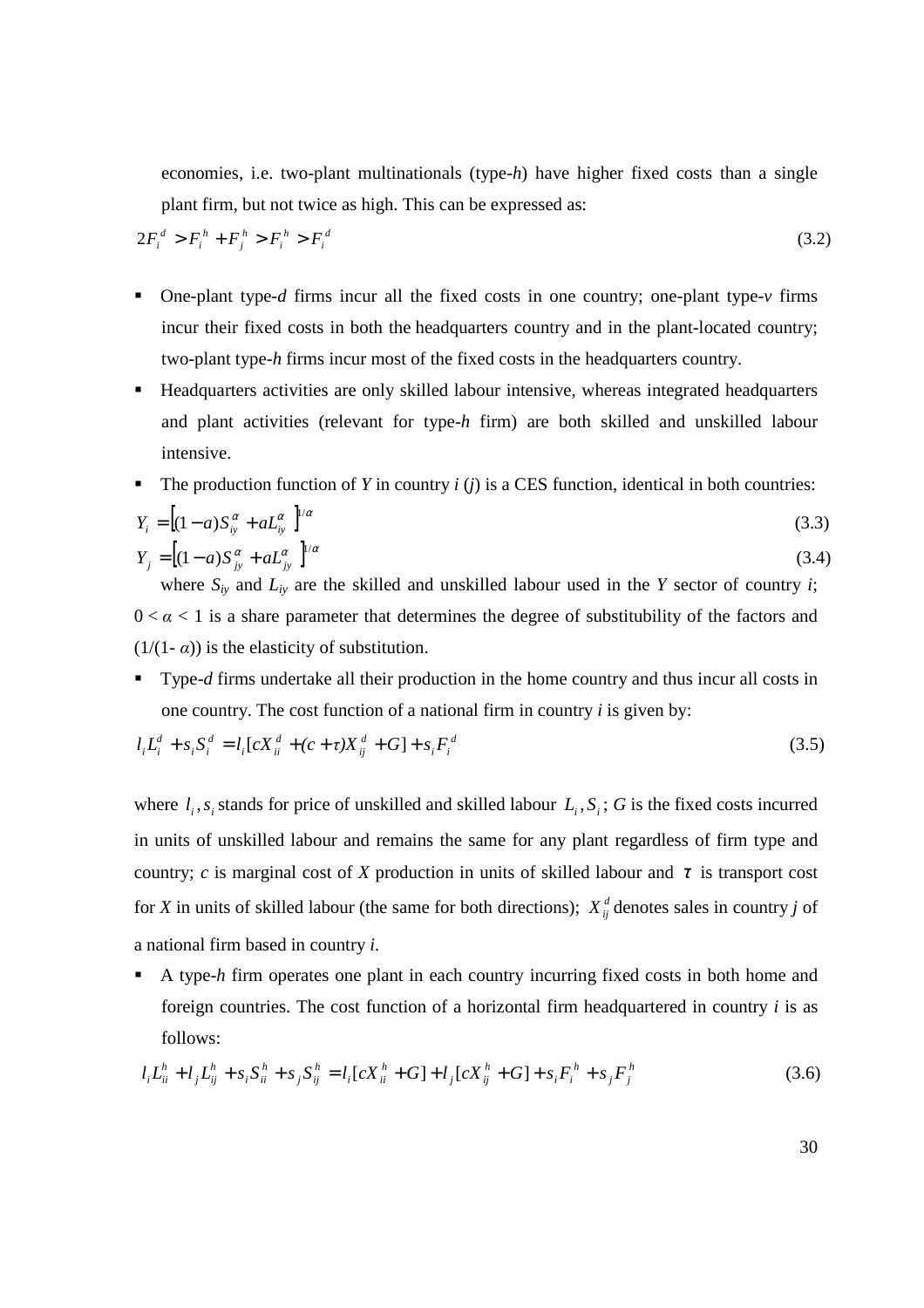economies, i.e. two-plant multinationals (type-*h*) have higher fixed costs than a single plant firm, but not twice as high. This can be expressed as:

$$2F_i^d > F_i^h + F_j^h > F_i^h > F_i^d \tag{3.2}$$

- One-plant type-*d* firms incur all the fixed costs in one country; one-plant type-*v* firms incur their fixed costs in both the headquarters country and in the plant-located country; two-plant type-*h* firms incur most of the fixed costs in the headquarters country.
- Headquarters activities are only skilled labour intensive, whereas integrated headquarters and plant activities (relevant for type-*h* firm) are both skilled and unskilled labour intensive.
- The production function of *Y* in country *i* (*j*) is a CES function, identical in both countries:

$$Y_i = \left[(1-a)S_{iy}^{\alpha} + aL_{iy}^{\alpha}\right]^{1/\alpha} \tag{3.3}$$

$$Y_j = \left[(1-a)S_{jy}^{\alpha} + aL_{jy}^{\alpha}\right]^{1/\alpha} \tag{3.4}$$

where $S_{iy}$ and $L_{iy}$ are the skilled and unskilled labour used in the *Y* sector of country *i*; $0 < \alpha < 1$ is a share parameter that determines the degree of substitubility of the factors and $(1/(1-\alpha))$ is the elasticity of substitution.

- Type-*d* firms undertake all their production in the home country and thus incur all costs in one country. The cost function of a national firm in country *i* is given by:

$$l_i L_i^d + s_i S_i^d = l_i[cX_{ii}^d + (c+\tau)X_{ij}^d + G] + s_i F_i^d \tag{3.5}$$

where $l_i, s_i$ stands for price of unskilled and skilled labour $L_i, S_i$; *G* is the fixed costs incurred in units of unskilled labour and remains the same for any plant regardless of firm type and country; *c* is marginal cost of *X* production in units of skilled labour and $\tau$ is transport cost for *X* in units of skilled labour (the same for both directions); $X_{ij}^d$ denotes sales in country *j* of a national firm based in country *i*.

- A type-*h* firm operates one plant in each country incurring fixed costs in both home and foreign countries. The cost function of a horizontal firm headquartered in country *i* is as follows:

$$l_i L_{ii}^h + l_j L_{ij}^h + s_i S_{ii}^h + s_j S_{ij}^h = l_i[cX_{ii}^h + G] + l_j[cX_{ij}^h + G] + s_i F_i^h + s_j F_j^h \tag{3.6}$$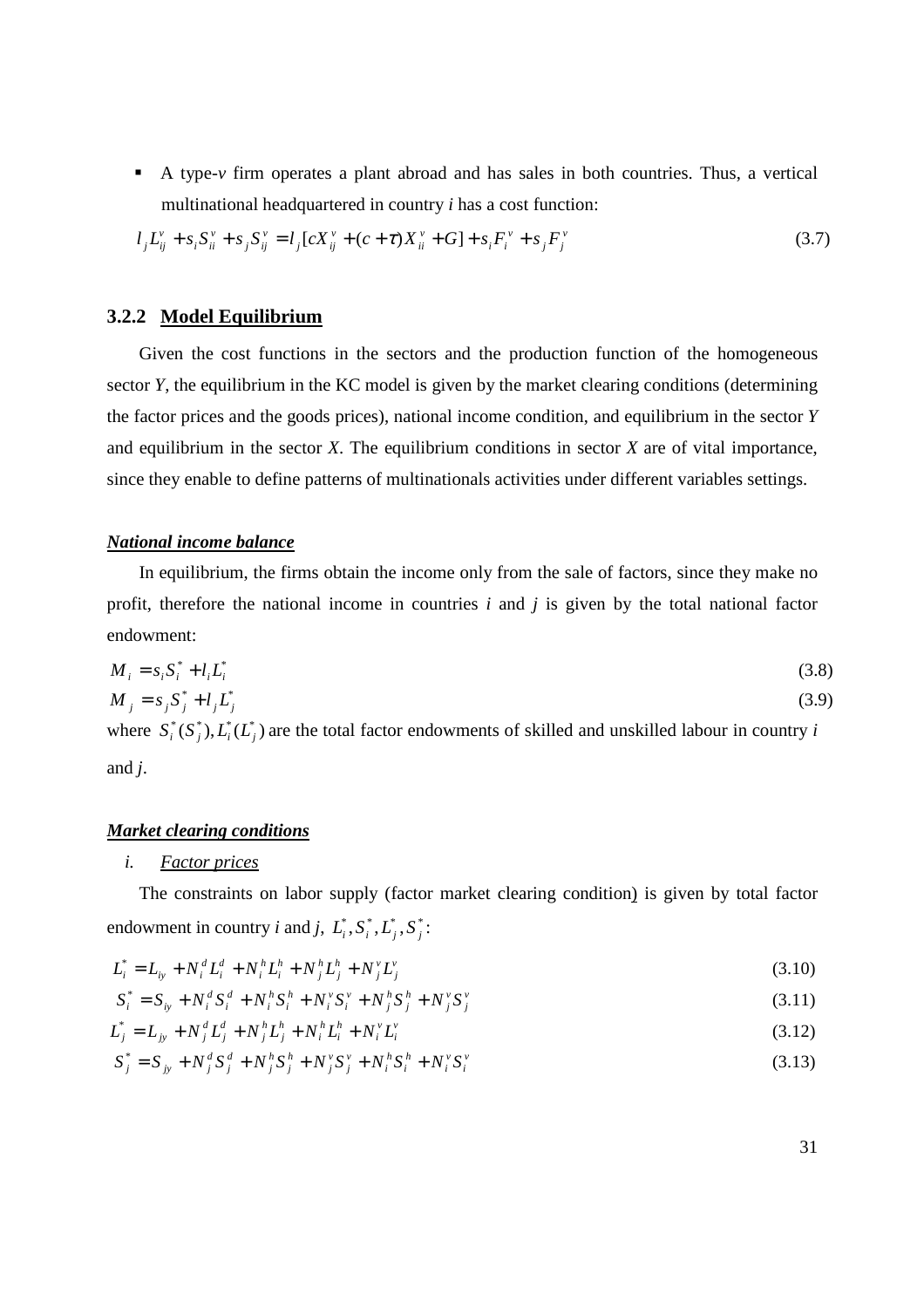- A type-$v$ firm operates a plant abroad and has sales in both countries. Thus, a vertical multinational headquartered in country $i$ has a cost function:

$$l_j L_{ij}^v + s_i S_{ii}^v + s_j S_{ij}^v = l_j[cX_{ij}^v + (c+\tau)X_{ii}^v + G] + s_i F_i^v + s_j F_j^v \tag{3.7}$$

### 3.2.2 Model Equilibrium

Given the cost functions in the sectors and the production function of the homogeneous sector $Y$, the equilibrium in the KC model is given by the market clearing conditions (determining the factor prices and the goods prices), national income condition, and equilibrium in the sector $Y$ and equilibrium in the sector $X$. The equilibrium conditions in sector $X$ are of vital importance, since they enable to define patterns of multinationals activities under different variables settings.

***National income balance***

In equilibrium, the firms obtain the income only from the sale of factors, since they make no profit, therefore the national income in countries $i$ and $j$ is given by the total national factor endowment:

$$M_i = s_i S_i^* + l_i L_i^* \tag{3.8}$$

$$M_j = s_j S_j^* + l_j L_j^* \tag{3.9}$$

where $S_i^*(S_j^*), L_i^*(L_j^*)$ are the total factor endowments of skilled and unskilled labour in country $i$ and $j$.

***Market clearing conditions***

*i. Factor prices*

The constraints on labor supply (factor market clearing condition) is given by total factor endowment in country $i$ and $j$, $L_i^*, S_i^*, L_j^*, S_j^*$:

$$L_i^* = L_{iy} + N_i^d L_i^d + N_i^h L_i^h + N_j^h L_j^h + N_j^v L_j^v \tag{3.10}$$

$$S_i^* = S_{iy} + N_i^d S_i^d + N_i^h S_i^h + N_i^v S_i^v + N_j^h S_j^h + N_j^v S_j^v \tag{3.11}$$

$$L_j^* = L_{jy} + N_j^d L_j^d + N_j^h L_j^h + N_i^h L_i^h + N_i^v L_i^v \tag{3.12}$$

$$S_j^* = S_{jy} + N_j^d S_j^d + N_j^h S_j^h + N_j^v S_j^v + N_i^h S_i^h + N_i^v S_i^v \tag{3.13}$$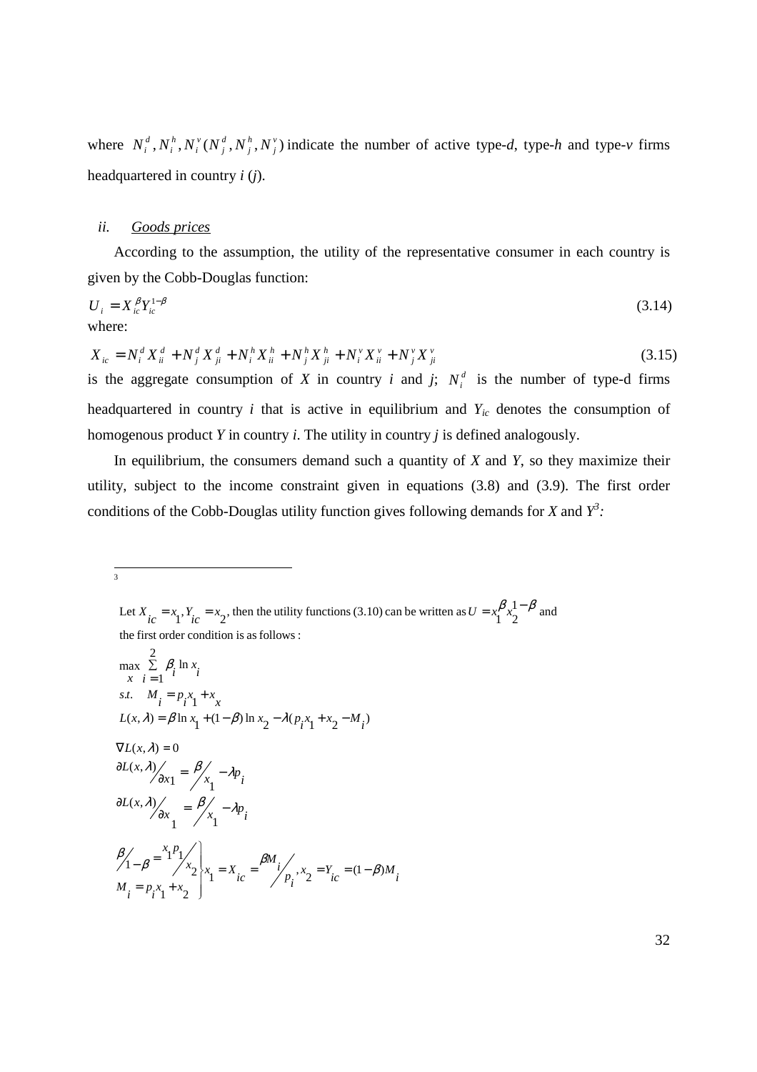where $N_i^d, N_i^h, N_i^v (N_j^d, N_j^h, N_j^v)$ indicate the number of active type-*d*, type-*h* and type-*v* firms headquartered in country *i* (*j*).

*ii. Goods prices*

According to the assumption, the utility of the representative consumer in each country is given by the Cobb-Douglas function:

$$U_i = X_{ic}^{\beta} Y_{ic}^{1-\beta} \tag{3.14}$$

where:

$$X_{ic} = N_i^d X_{ii}^d + N_j^d X_{ji}^d + N_i^h X_{ii}^h + N_j^h X_{ji}^h + N_i^v X_{ii}^v + N_j^v X_{ji}^v \tag{3.15}$$

is the aggregate consumption of *X* in country *i* and *j*; $N_i^d$ is the number of type-d firms headquartered in country *i* that is active in equilibrium and $Y_{ic}$ denotes the consumption of homogenous product *Y* in country *i*. The utility in country *j* is defined analogously.

In equilibrium, the consumers demand such a quantity of *X* and *Y*, so they maximize their utility, subject to the income constraint given in equations (3.8) and (3.9). The first order conditions of the Cobb-Douglas utility function gives following demands for *X* and *Y*[3]:

---

[3] Let $X_{ic} = x_1, Y_{ic} = x_2$, then the utility functions (3.10) can be written as $U = x_1^{\beta} x_2^{1-\beta}$ and the first order condition is as follows:

$$\max_{x} \sum_{i=1}^{2} \beta_i \ln x_i$$

$$s.t. \quad M_i = p_i x_1 + x_x$$

$$L(x,\lambda) = \beta \ln x_1 + (1-\beta)\ln x_2 - \lambda(p_i x_1 + x_2 - M_i)$$

$$\nabla L(x,\lambda) = 0$$

$$\partial L(x,\lambda) / \partial x_1 = \beta / x_1 - \lambda p_i$$

$$\partial L(x,\lambda) / \partial x_1 = \beta / x_1 - \lambda p_i$$

$$\left.\begin{array}{l} \beta / 1-\beta = x_1 p_1 / x_2 \\ M_i = p_i x_1 + x_2 \end{array}\right\} x_1 = X_{ic} = \beta M_i / p_i,\ x_2 = Y_{ic} = (1-\beta) M_i$$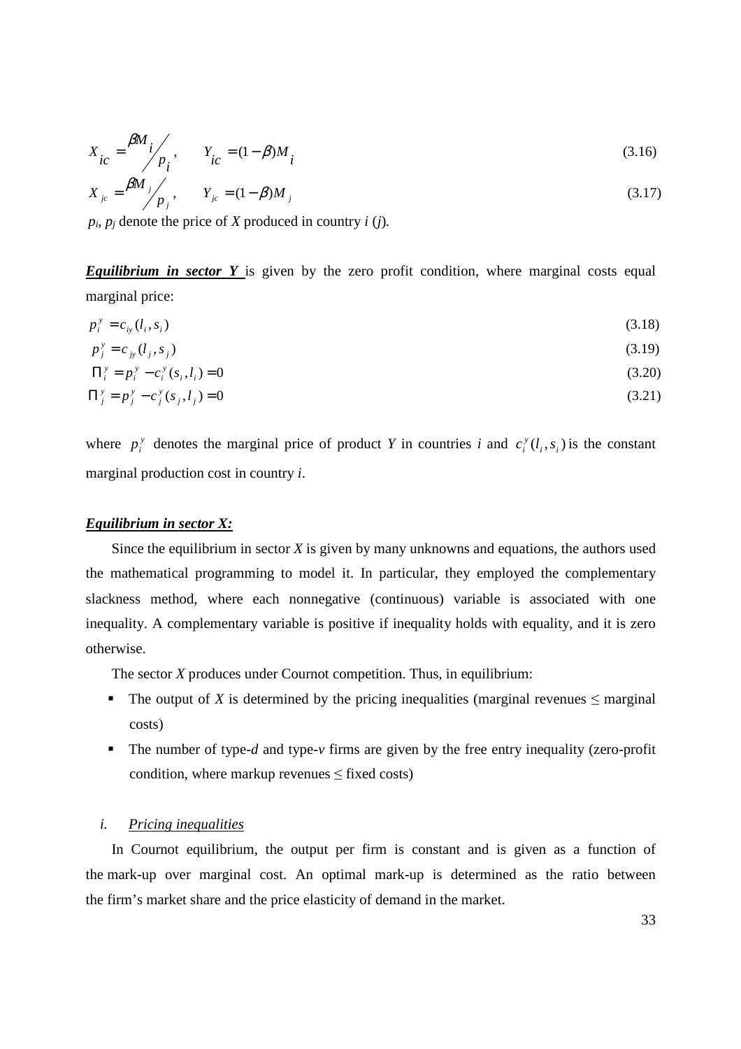$$X_{ic} = \frac{\beta M_i}{p_i}, \qquad Y_{ic} = (1-\beta)M_i \tag{3.16}$$

$$X_{jc} = \frac{\beta M_j}{p_j}, \qquad Y_{jc} = (1-\beta)M_j \tag{3.17}$$

$p_i$, $p_j$ denote the price of *X* produced in country *i* (*j*).

***Equilibrium in sector Y*** is given by the zero profit condition, where marginal costs equal marginal price:

$$p_i^y = c_{iy}(l_i, s_i) \tag{3.18}$$

$$p_j^y = c_{jy}(l_j, s_j) \tag{3.19}$$

$$\Pi_i^y = p_i^y - c_i^y(s_i, l_i) = 0 \tag{3.20}$$

$$\Pi_j^y = p_j^y - c_j^y(s_j, l_j) = 0 \tag{3.21}$$

where $p_i^y$ denotes the marginal price of product *Y* in countries *i* and $c_i^y(l_i, s_i)$ is the constant marginal production cost in country *i*.

***Equilibrium in sector X:***

Since the equilibrium in sector *X* is given by many unknowns and equations, the authors used the mathematical programming to model it. In particular, they employed the complementary slackness method, where each nonnegative (continuous) variable is associated with one inequality. A complementary variable is positive if inequality holds with equality, and it is zero otherwise.

The sector *X* produces under Cournot competition. Thus, in equilibrium:

- The output of *X* is determined by the pricing inequalities (marginal revenues ≤ marginal costs)
- The number of type-*d* and type-*v* firms are given by the free entry inequality (zero-profit condition, where markup revenues ≤ fixed costs)

*i.* *Pricing inequalities*

In Cournot equilibrium, the output per firm is constant and is given as a function of the mark-up over marginal cost. An optimal mark-up is determined as the ratio between the firm's market share and the price elasticity of demand in the market.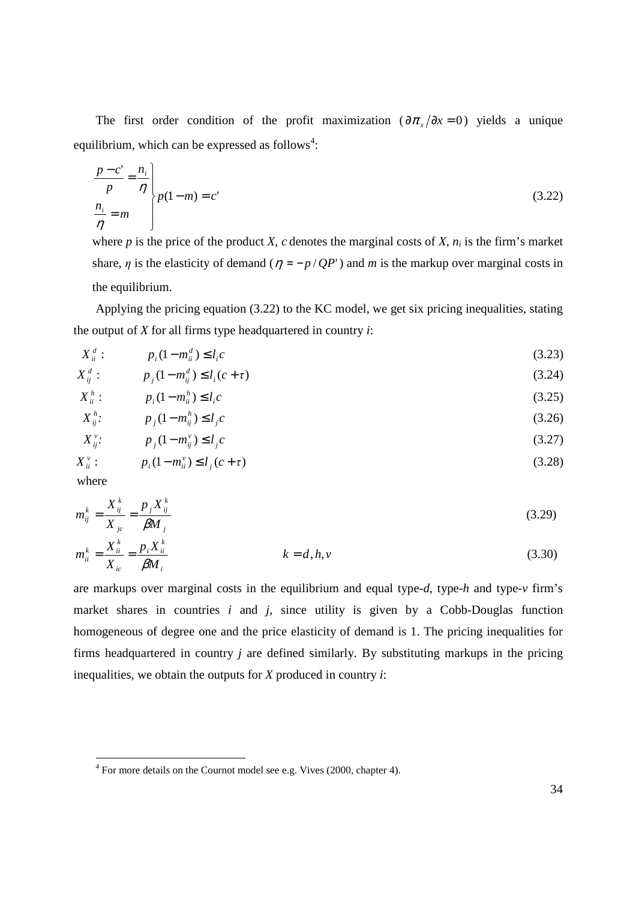The first order condition of the profit maximization ($\partial \pi_x / \partial x = 0$) yields a unique equilibrium, which can be expressed as follows[4]:

$$\left.\begin{aligned} \frac{p - c'}{p} &= \frac{n_i}{\eta} \\ \frac{n_i}{\eta} &= m \end{aligned}\right\} p(1 - m) = c' \tag{3.22}$$

where $p$ is the price of the product $X$, $c$ denotes the marginal costs of $X$, $n_i$ is the firm's market share, $\eta$ is the elasticity of demand ($\eta = -p / QP'$) and $m$ is the markup over marginal costs in the equilibrium.

Applying the pricing equation (3.22) to the KC model, we get six pricing inequalities, stating the output of $X$ for all firms type headquartered in country $i$:

$$X_{ii}^{d}: \qquad p_i(1 - m_{ii}^{d}) \leq l_i c \tag{3.23}$$

$$X_{ij}^{d}: \qquad p_j(1 - m_{ij}^{d}) \leq l_i (c + \tau) \tag{3.24}$$

$$X_{ii}^{h}: \qquad p_i(1 - m_{ii}^{h}) \leq l_i c \tag{3.25}$$

$$X_{ij}^{h}: \qquad p_j(1 - m_{ij}^{h}) \leq l_j c \tag{3.26}$$

$$X_{ij}^{v}: \qquad p_j(1 - m_{ij}^{v}) \leq l_j c \tag{3.27}$$

$$X_{ii}^{v}: \qquad p_i(1 - m_{ii}^{v}) \leq l_j (c + \tau) \tag{3.28}$$

where

$$m_{ij}^{k} = \frac{X_{ij}^{k}}{X_{jc}} = \frac{p_j X_{ij}^{k}}{\beta M_j} \tag{3.29}$$

$$m_{ii}^{k} = \frac{X_{ii}^{k}}{X_{ic}} = \frac{p_i X_{ii}^{k}}{\beta M_i} \qquad\qquad k = d, h, v \tag{3.30}$$

are markups over marginal costs in the equilibrium and equal type-$d$, type-$h$ and type-$v$ firm's market shares in countries $i$ and $j$, since utility is given by a Cobb-Douglas function homogeneous of degree one and the price elasticity of demand is 1. The pricing inequalities for firms headquartered in country $j$ are defined similarly. By substituting markups in the pricing inequalities, we obtain the outputs for $X$ produced in country $i$:

---

[4] For more details on the Cournot model see e.g. Vives (2000, chapter 4).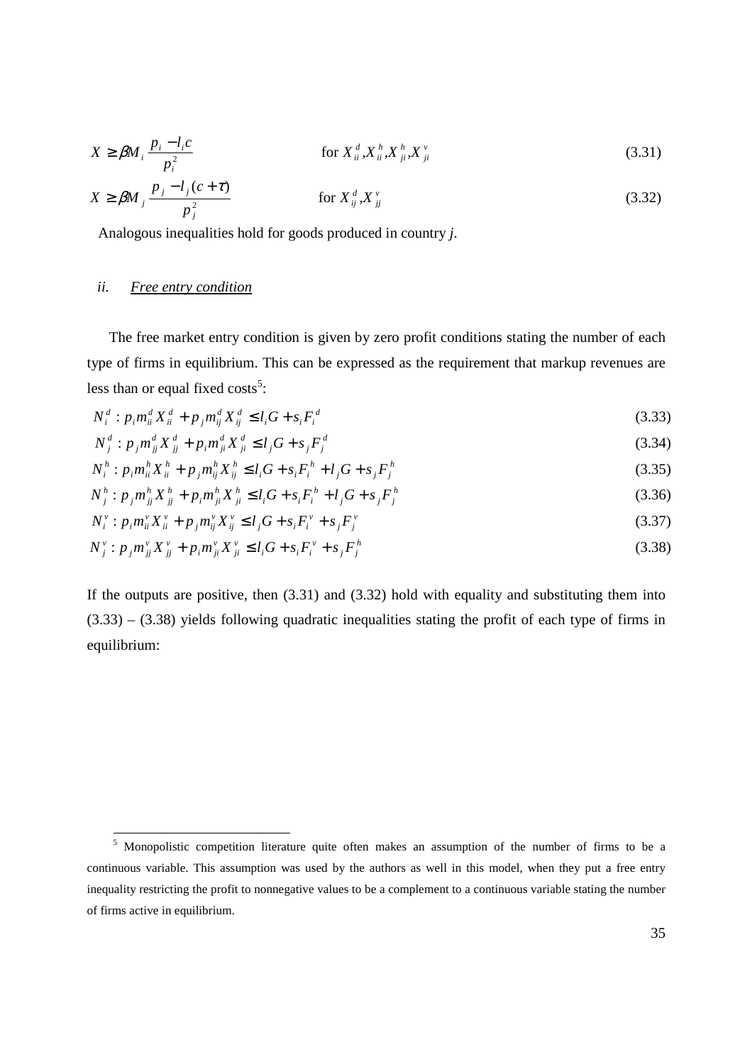$$X \geq \beta M_i \frac{p_i - l_i c}{p_i^2} \qquad \text{for } X_{ii}^d, X_{ii}^h, X_{ji}^h, X_{ji}^v \tag{3.31}$$

$$X \geq \beta M_j \frac{p_j - l_j (c + \tau)}{p_j^2} \qquad \text{for } X_{ij}^d, X_{jj}^v \tag{3.32}$$

Analogous inequalities hold for goods produced in country *j*.

*ii.* *Free entry condition*

The free market entry condition is given by zero profit conditions stating the number of each type of firms in equilibrium. This can be expressed as the requirement that markup revenues are less than or equal fixed costs[5]:

$$N_i^d : p_i m_{ii}^d X_{ii}^d + p_j m_{ij}^d X_{ij}^d \leq l_i G + s_i F_i^d \tag{3.33}$$

$$N_j^d : p_j m_{jj}^d X_{jj}^d + p_i m_{ji}^d X_{ji}^d \leq l_j G + s_j F_j^d \tag{3.34}$$

$$N_i^h : p_i m_{ii}^h X_{ii}^h + p_j m_{ij}^h X_{ij}^h \leq l_i G + s_i F_i^h + l_j G + s_j F_j^h \tag{3.35}$$

$$N_j^h : p_j m_{jj}^h X_{jj}^h + p_i m_{ji}^h X_{ji}^h \leq l_i G + s_i F_i^h + l_j G + s_j F_j^h \tag{3.36}$$

$$N_i^v : p_i m_{ii}^v X_{ii}^v + p_j m_{ij}^v X_{ij}^v \leq l_j G + s_i F_i^v + s_j F_j^v \tag{3.37}$$

$$N_j^v : p_j m_{jj}^v X_{jj}^v + p_i m_{ji}^v X_{ji}^v \leq l_i G + s_i F_i^v + s_j F_j^h \tag{3.38}$$

If the outputs are positive, then (3.31) and (3.32) hold with equality and substituting them into (3.33) – (3.38) yields following quadratic inequalities stating the profit of each type of firms in equilibrium:

[5] Monopolistic competition literature quite often makes an assumption of the number of firms to be a continuous variable. This assumption was used by the authors as well in this model, when they put a free entry inequality restricting the profit to nonnegative values to be a complement to a continuous variable stating the number of firms active in equilibrium.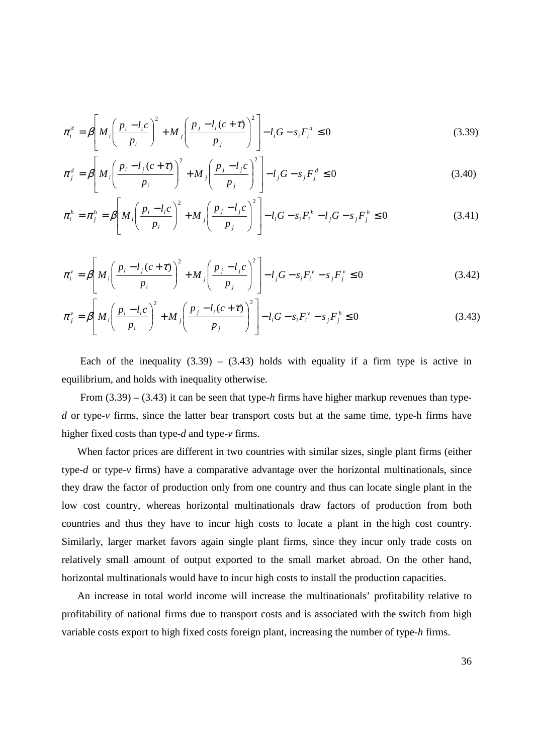$$\pi_i^d = \beta \left[ M_i \left( \frac{p_i - l_i c}{p_i} \right)^2 + M_j \left( \frac{p_j - l_i (c + \tau)}{p_j} \right)^2 \right] - l_i G - s_i F_i^d \leq 0 \tag{3.39}$$

$$\pi_j^d = \beta \left[ M_i \left( \frac{p_i - l_j (c + \tau)}{p_i} \right)^2 + M_j \left( \frac{p_j - l_j c}{p_j} \right)^2 \right] - l_j G - s_j F_j^d \leq 0 \tag{3.40}$$

$$\pi_i^h = \pi_j^h = \beta \left[ M_i \left( \frac{p_i - l_i c}{p_i} \right)^2 + M_j \left( \frac{p_j - l_j c}{p_j} \right)^2 \right] - l_i G - s_i F_i^h - l_j G - s_j F_j^h \leq 0 \tag{3.41}$$

$$\pi_i^v = \beta \left[ M_i \left( \frac{p_i - l_j (c + \tau)}{p_i} \right)^2 + M_j \left( \frac{p_j - l_j c}{p_j} \right)^2 \right] - l_j G - s_i F_i^v - s_j F_j^v \leq 0 \tag{3.42}$$

$$\pi_j^v = \beta \left[ M_i \left( \frac{p_i - l_i c}{p_i} \right)^2 + M_j \left( \frac{p_j - l_i (c + \tau)}{p_j} \right)^2 \right] - l_i G - s_i F_i^v - s_j F_j^h \leq 0 \tag{3.43}$$

Each of the inequality (3.39) – (3.43) holds with equality if a firm type is active in equilibrium, and holds with inequality otherwise.

From (3.39) – (3.43) it can be seen that type-*h* firms have higher markup revenues than type-*d* or type-*v* firms, since the latter bear transport costs but at the same time, type-h firms have higher fixed costs than type-*d* and type-*v* firms.

When factor prices are different in two countries with similar sizes, single plant firms (either type-*d* or type-*v* firms) have a comparative advantage over the horizontal multinationals, since they draw the factor of production only from one country and thus can locate single plant in the low cost country, whereas horizontal multinationals draw factors of production from both countries and thus they have to incur high costs to locate a plant in the high cost country. Similarly, larger market favors again single plant firms, since they incur only trade costs on relatively small amount of output exported to the small market abroad. On the other hand, horizontal multinationals would have to incur high costs to install the production capacities.

An increase in total world income will increase the multinationals' profitability relative to profitability of national firms due to transport costs and is associated with the switch from high variable costs export to high fixed costs foreign plant, increasing the number of type-*h* firms.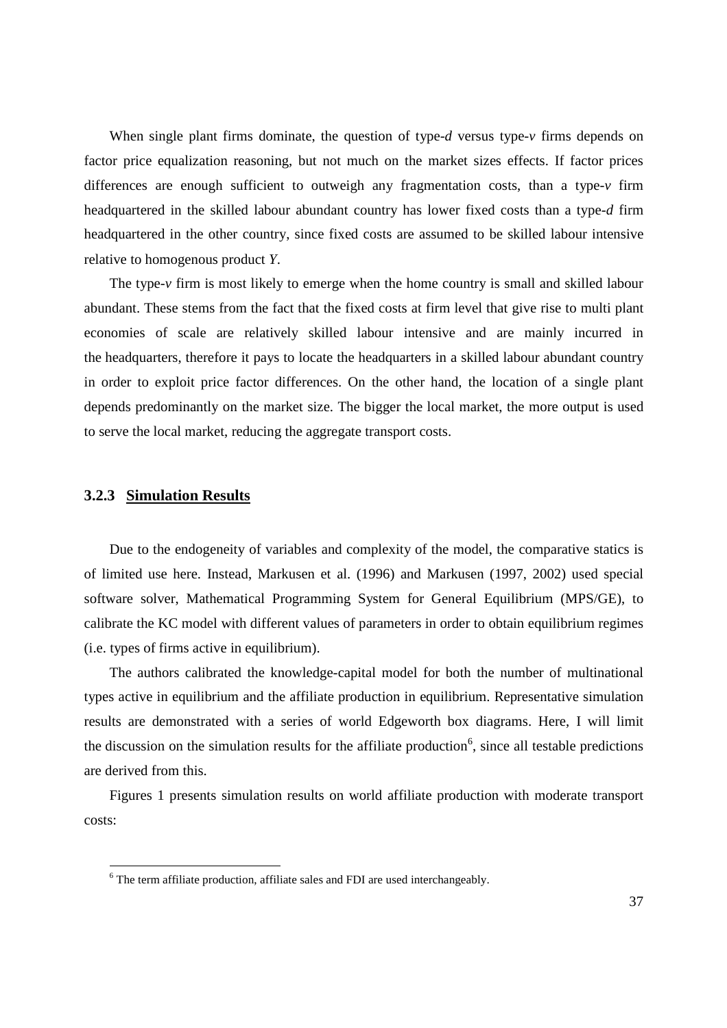When single plant firms dominate, the question of type-*d* versus type-*v* firms depends on factor price equalization reasoning, but not much on the market sizes effects. If factor prices differences are enough sufficient to outweigh any fragmentation costs, than a type-*v* firm headquartered in the skilled labour abundant country has lower fixed costs than a type-*d* firm headquartered in the other country, since fixed costs are assumed to be skilled labour intensive relative to homogenous product *Y*.

The type-*v* firm is most likely to emerge when the home country is small and skilled labour abundant. These stems from the fact that the fixed costs at firm level that give rise to multi plant economies of scale are relatively skilled labour intensive and are mainly incurred in the headquarters, therefore it pays to locate the headquarters in a skilled labour abundant country in order to exploit price factor differences. On the other hand, the location of a single plant depends predominantly on the market size. The bigger the local market, the more output is used to serve the local market, reducing the aggregate transport costs.

### 3.2.3 Simulation Results

Due to the endogeneity of variables and complexity of the model, the comparative statics is of limited use here. Instead, Markusen et al. (1996) and Markusen (1997, 2002) used special software solver, Mathematical Programming System for General Equilibrium (MPS/GE), to calibrate the KC model with different values of parameters in order to obtain equilibrium regimes (i.e. types of firms active in equilibrium).

The authors calibrated the knowledge-capital model for both the number of multinational types active in equilibrium and the affiliate production in equilibrium. Representative simulation results are demonstrated with a series of world Edgeworth box diagrams. Here, I will limit the discussion on the simulation results for the affiliate production[6], since all testable predictions are derived from this.

Figures 1 presents simulation results on world affiliate production with moderate transport costs:

[6] The term affiliate production, affiliate sales and FDI are used interchangeably.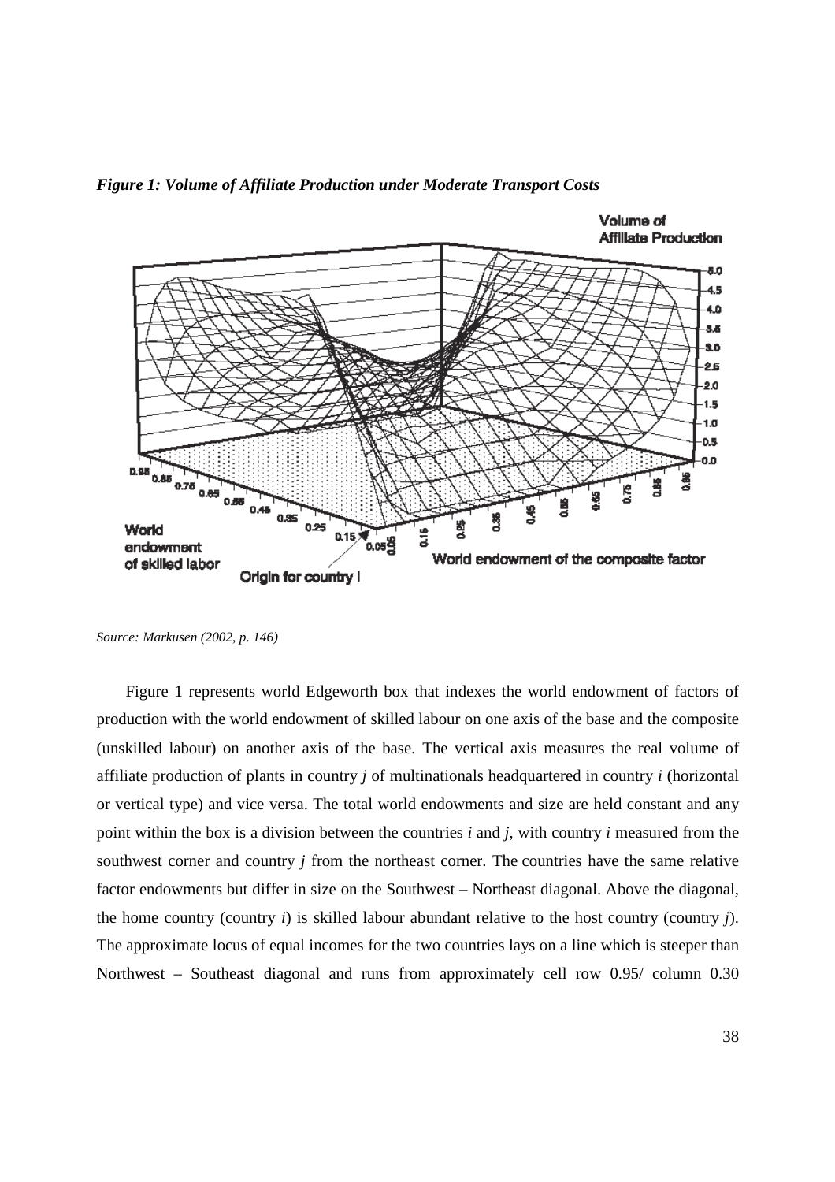***Figure 1: Volume of Affiliate Production under Moderate Transport Costs***

*Source: Markusen (2002, p. 146)*

Figure 1 represents world Edgeworth box that indexes the world endowment of factors of production with the world endowment of skilled labour on one axis of the base and the composite (unskilled labour) on another axis of the base. The vertical axis measures the real volume of affiliate production of plants in country *j* of multinationals headquartered in country *i* (horizontal or vertical type) and vice versa. The total world endowments and size are held constant and any point within the box is a division between the countries *i* and *j*, with country *i* measured from the southwest corner and country *j* from the northeast corner. The countries have the same relative factor endowments but differ in size on the Southwest – Northeast diagonal. Above the diagonal, the home country (country *i*) is skilled labour abundant relative to the host country (country *j*). The approximate locus of equal incomes for the two countries lays on a line which is steeper than Northwest – Southeast diagonal and runs from approximately cell row 0.95/ column 0.30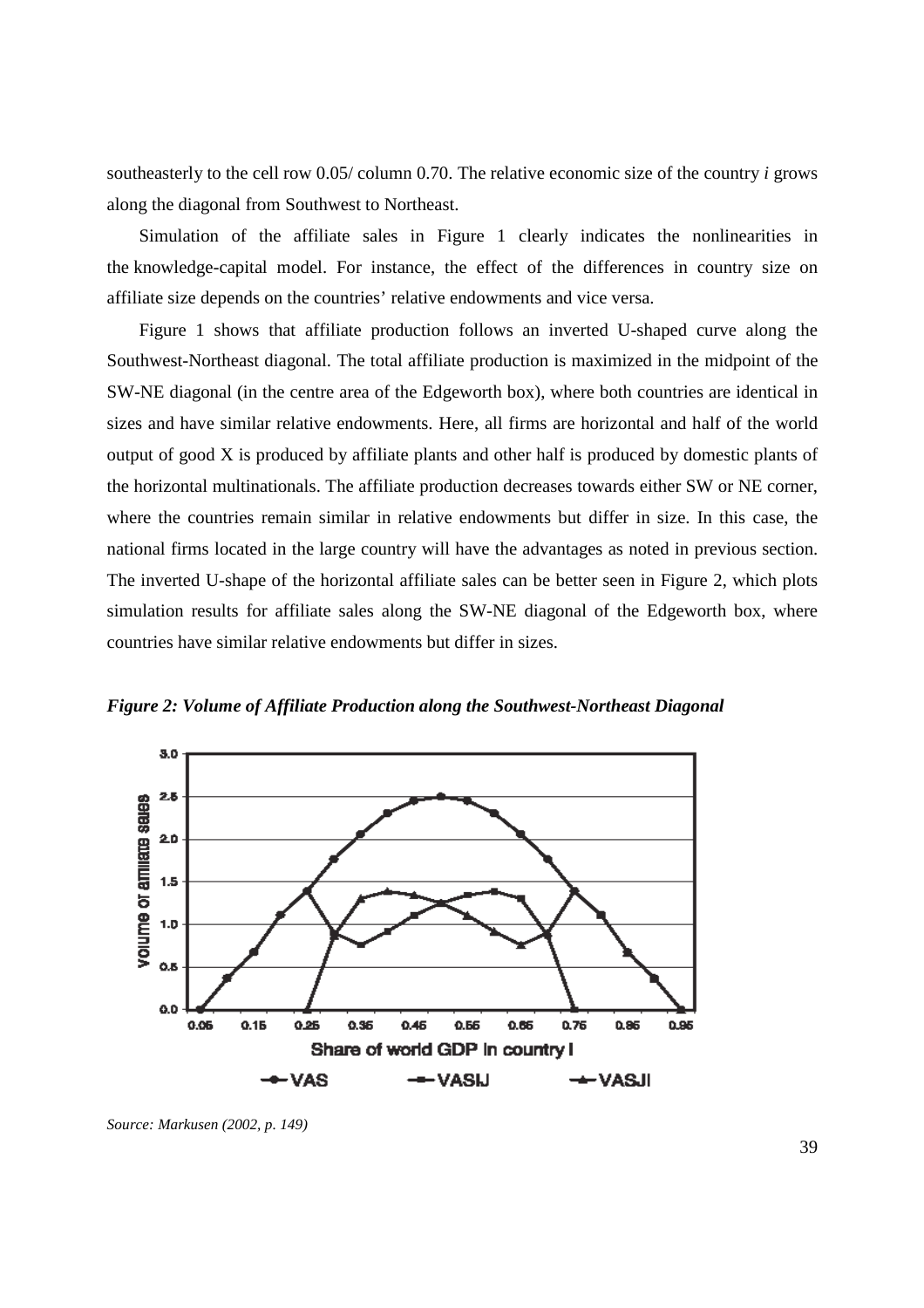southeasterly to the cell row 0.05/ column 0.70. The relative economic size of the country *i* grows along the diagonal from Southwest to Northeast.

Simulation of the affiliate sales in Figure 1 clearly indicates the nonlinearities in the knowledge-capital model. For instance, the effect of the differences in country size on affiliate size depends on the countries' relative endowments and vice versa.

Figure 1 shows that affiliate production follows an inverted U-shaped curve along the Southwest-Northeast diagonal. The total affiliate production is maximized in the midpoint of the SW-NE diagonal (in the centre area of the Edgeworth box), where both countries are identical in sizes and have similar relative endowments. Here, all firms are horizontal and half of the world output of good X is produced by affiliate plants and other half is produced by domestic plants of the horizontal multinationals. The affiliate production decreases towards either SW or NE corner, where the countries remain similar in relative endowments but differ in size. In this case, the national firms located in the large country will have the advantages as noted in previous section. The inverted U-shape of the horizontal affiliate sales can be better seen in Figure 2, which plots simulation results for affiliate sales along the SW-NE diagonal of the Edgeworth box, where countries have similar relative endowments but differ in sizes.

***Figure 2: Volume of Affiliate Production along the Southwest-Northeast Diagonal***

*Source: Markusen (2002, p. 149)*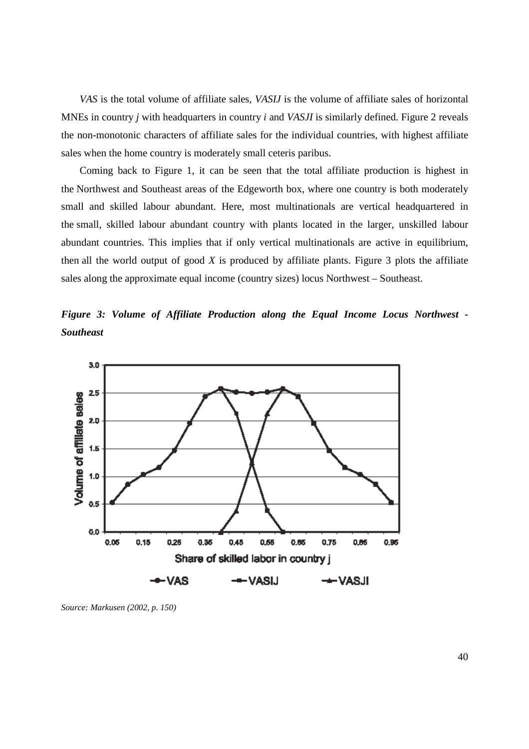*VAS* is the total volume of affiliate sales, *VASIJ* is the volume of affiliate sales of horizontal MNEs in country *j* with headquarters in country *i* and *VASJI* is similarly defined. Figure 2 reveals the non-monotonic characters of affiliate sales for the individual countries, with highest affiliate sales when the home country is moderately small ceteris paribus.

Coming back to Figure 1, it can be seen that the total affiliate production is highest in the Northwest and Southeast areas of the Edgeworth box, where one country is both moderately small and skilled labour abundant. Here, most multinationals are vertical headquartered in the small, skilled labour abundant country with plants located in the larger, unskilled labour abundant countries. This implies that if only vertical multinationals are active in equilibrium, then all the world output of good *X* is produced by affiliate plants. Figure 3 plots the affiliate sales along the approximate equal income (country sizes) locus Northwest – Southeast.

***Figure 3: Volume of Affiliate Production along the Equal Income Locus Northwest - Southeast***

*Source: Markusen (2002, p. 150)*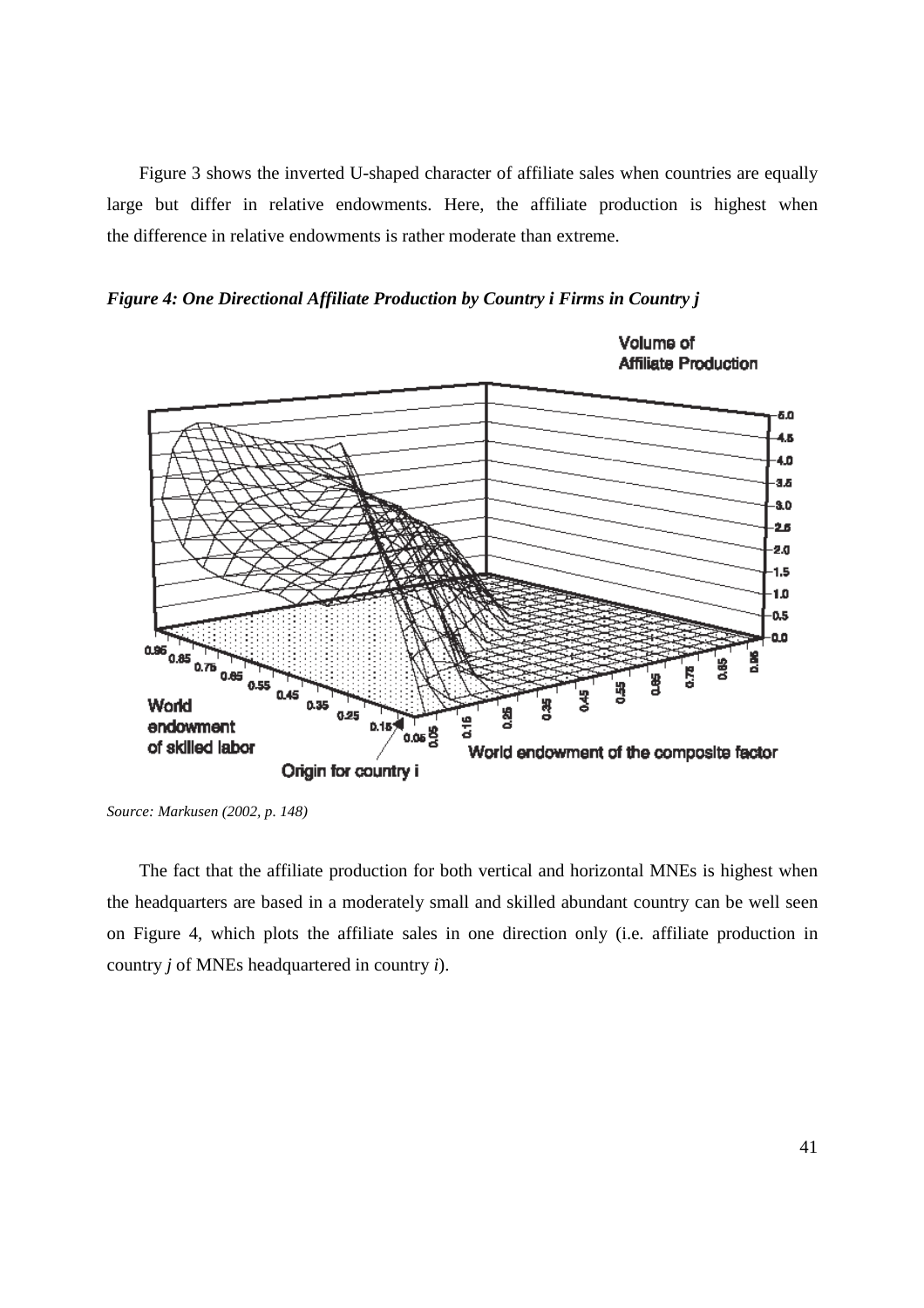Figure 3 shows the inverted U-shaped character of affiliate sales when countries are equally large but differ in relative endowments. Here, the affiliate production is highest when the difference in relative endowments is rather moderate than extreme.

***Figure 4: One Directional Affiliate Production by Country i Firms in Country j***

*Source: Markusen (2002, p. 148)*

The fact that the affiliate production for both vertical and horizontal MNEs is highest when the headquarters are based in a moderately small and skilled abundant country can be well seen on Figure 4, which plots the affiliate sales in one direction only (i.e. affiliate production in country *j* of MNEs headquartered in country *i*).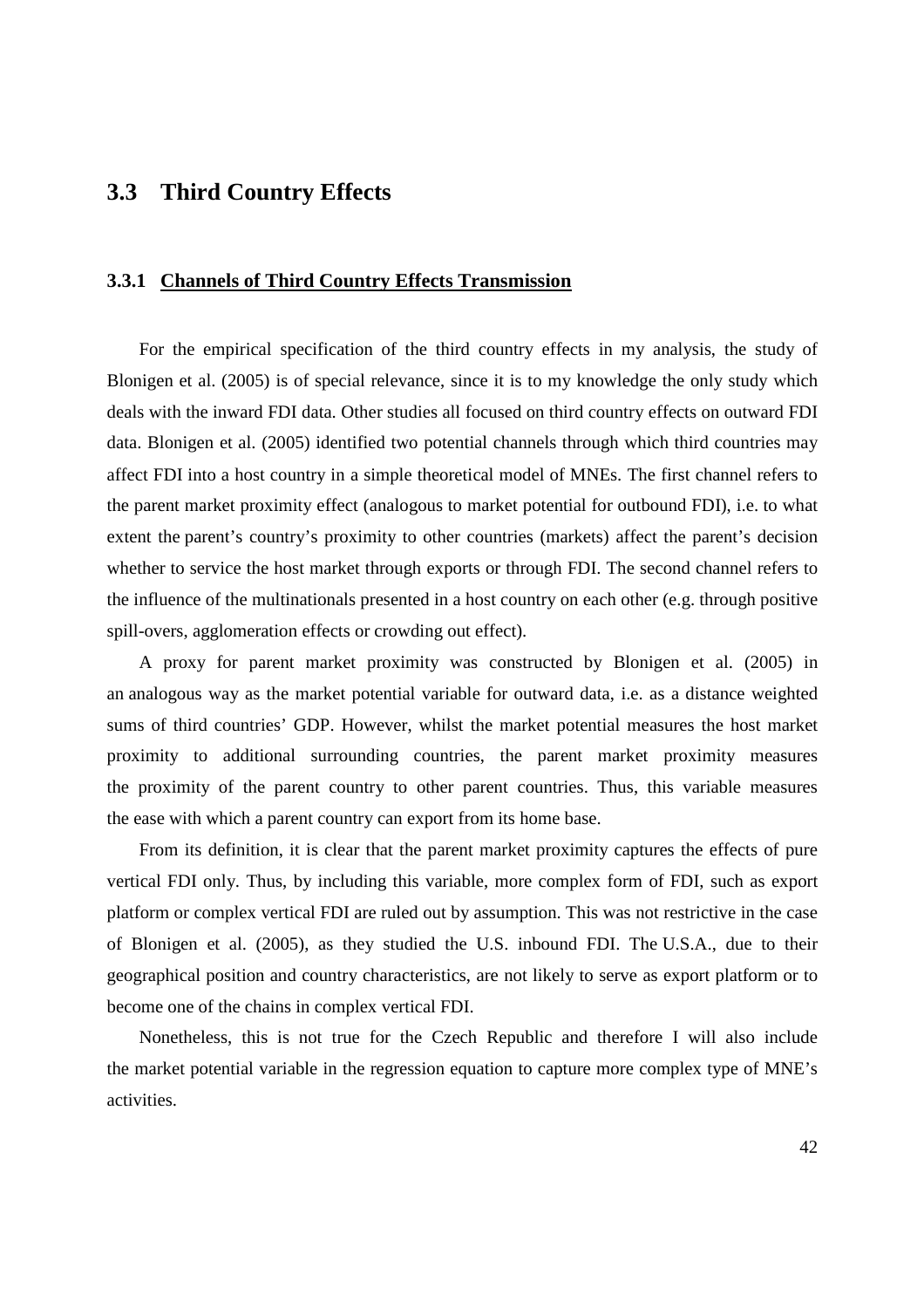## 3.3 Third Country Effects

### 3.3.1 Channels of Third Country Effects Transmission

For the empirical specification of the third country effects in my analysis, the study of Blonigen et al. (2005) is of special relevance, since it is to my knowledge the only study which deals with the inward FDI data. Other studies all focused on third country effects on outward FDI data. Blonigen et al. (2005) identified two potential channels through which third countries may affect FDI into a host country in a simple theoretical model of MNEs. The first channel refers to the parent market proximity effect (analogous to market potential for outbound FDI), i.e. to what extent the parent's country's proximity to other countries (markets) affect the parent's decision whether to service the host market through exports or through FDI. The second channel refers to the influence of the multinationals presented in a host country on each other (e.g. through positive spill-overs, agglomeration effects or crowding out effect).

A proxy for parent market proximity was constructed by Blonigen et al. (2005) in an analogous way as the market potential variable for outward data, i.e. as a distance weighted sums of third countries' GDP. However, whilst the market potential measures the host market proximity to additional surrounding countries, the parent market proximity measures the proximity of the parent country to other parent countries. Thus, this variable measures the ease with which a parent country can export from its home base.

From its definition, it is clear that the parent market proximity captures the effects of pure vertical FDI only. Thus, by including this variable, more complex form of FDI, such as export platform or complex vertical FDI are ruled out by assumption. This was not restrictive in the case of Blonigen et al. (2005), as they studied the U.S. inbound FDI. The U.S.A., due to their geographical position and country characteristics, are not likely to serve as export platform or to become one of the chains in complex vertical FDI.

Nonetheless, this is not true for the Czech Republic and therefore I will also include the market potential variable in the regression equation to capture more complex type of MNE's activities.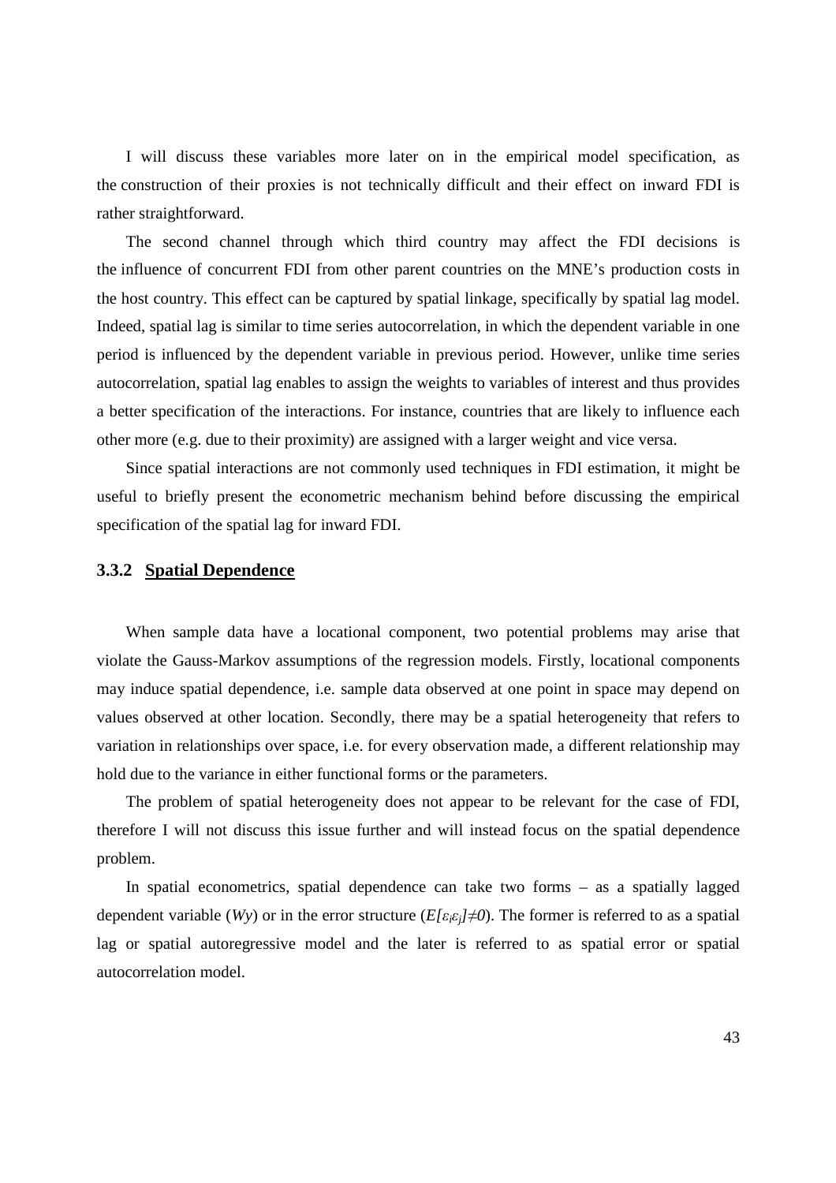I will discuss these variables more later on in the empirical model specification, as the construction of their proxies is not technically difficult and their effect on inward FDI is rather straightforward.

The second channel through which third country may affect the FDI decisions is the influence of concurrent FDI from other parent countries on the MNE's production costs in the host country. This effect can be captured by spatial linkage, specifically by spatial lag model. Indeed, spatial lag is similar to time series autocorrelation, in which the dependent variable in one period is influenced by the dependent variable in previous period. However, unlike time series autocorrelation, spatial lag enables to assign the weights to variables of interest and thus provides a better specification of the interactions. For instance, countries that are likely to influence each other more (e.g. due to their proximity) are assigned with a larger weight and vice versa.

Since spatial interactions are not commonly used techniques in FDI estimation, it might be useful to briefly present the econometric mechanism behind before discussing the empirical specification of the spatial lag for inward FDI.

### 3.3.2 Spatial Dependence

When sample data have a locational component, two potential problems may arise that violate the Gauss-Markov assumptions of the regression models. Firstly, locational components may induce spatial dependence, i.e. sample data observed at one point in space may depend on values observed at other location. Secondly, there may be a spatial heterogeneity that refers to variation in relationships over space, i.e. for every observation made, a different relationship may hold due to the variance in either functional forms or the parameters.

The problem of spatial heterogeneity does not appear to be relevant for the case of FDI, therefore I will not discuss this issue further and will instead focus on the spatial dependence problem.

In spatial econometrics, spatial dependence can take two forms – as a spatially lagged dependent variable ($Wy$) or in the error structure ($E[\varepsilon_i \varepsilon_j] \neq 0$). The former is referred to as a spatial lag or spatial autoregressive model and the later is referred to as spatial error or spatial autocorrelation model.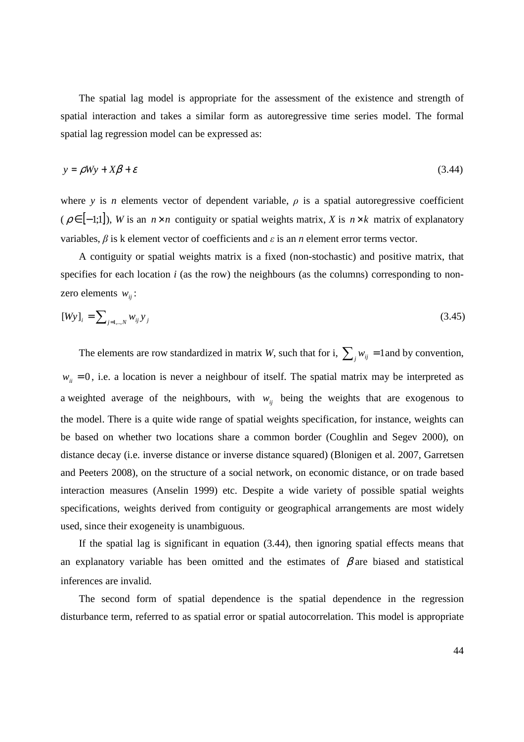The spatial lag model is appropriate for the assessment of the existence and strength of spatial interaction and takes a similar form as autoregressive time series model. The formal spatial lag regression model can be expressed as:

$$y = \rho Wy + X\beta + \varepsilon \tag{3.44}$$

where $y$ is $n$ elements vector of dependent variable, $\rho$ is a spatial autoregressive coefficient ($\rho \in [-1;1]$), $W$ is an $n \times n$ contiguity or spatial weights matrix, $X$ is $n \times k$ matrix of explanatory variables, $\beta$ is k element vector of coefficients and $\varepsilon$ is an $n$ element error terms vector.

A contiguity or spatial weights matrix is a fixed (non-stochastic) and positive matrix, that specifies for each location $i$ (as the row) the neighbours (as the columns) corresponding to non-zero elements $w_{ij}$:

$$[Wy]_i = \sum_{j=1,\dots,N} w_{ij} y_j \tag{3.45}$$

The elements are row standardized in matrix $W$, such that for i, $\sum_j w_{ij} = 1$ and by convention, $w_{ii} = 0$, i.e. a location is never a neighbour of itself. The spatial matrix may be interpreted as a weighted average of the neighbours, with $w_{ij}$ being the weights that are exogenous to the model. There is a quite wide range of spatial weights specification, for instance, weights can be based on whether two locations share a common border (Coughlin and Segev 2000), on distance decay (i.e. inverse distance or inverse distance squared) (Blonigen et al. 2007, Garretsen and Peeters 2008), on the structure of a social network, on economic distance, or on trade based interaction measures (Anselin 1999) etc. Despite a wide variety of possible spatial weights specifications, weights derived from contiguity or geographical arrangements are most widely used, since their exogeneity is unambiguous.

If the spatial lag is significant in equation (3.44), then ignoring spatial effects means that an explanatory variable has been omitted and the estimates of $\beta$ are biased and statistical inferences are invalid.

The second form of spatial dependence is the spatial dependence in the regression disturbance term, referred to as spatial error or spatial autocorrelation. This model is appropriate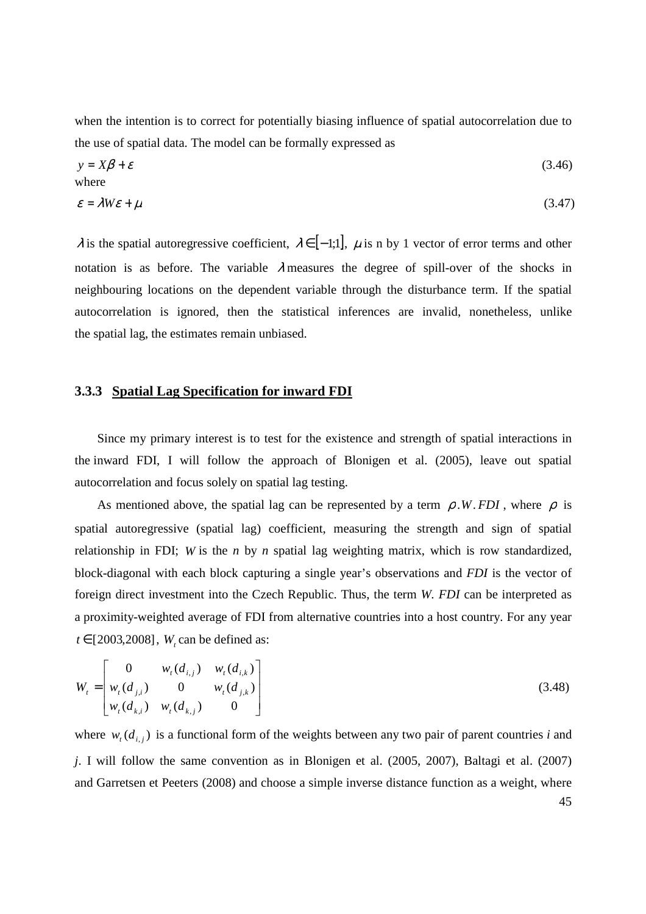when the intention is to correct for potentially biasing influence of spatial autocorrelation due to the use of spatial data. The model can be formally expressed as

$$y = X\beta + \varepsilon \tag{3.46}$$

where

$$\varepsilon = \lambda W\varepsilon + \mu \tag{3.47}$$

$\lambda$ is the spatial autoregressive coefficient, $\lambda \in [-1;1]$, $\mu$ is n by 1 vector of error terms and other notation is as before. The variable $\lambda$ measures the degree of spill-over of the shocks in neighbouring locations on the dependent variable through the disturbance term. If the spatial autocorrelation is ignored, then the statistical inferences are invalid, nonetheless, unlike the spatial lag, the estimates remain unbiased.

### 3.3.3 Spatial Lag Specification for inward FDI

Since my primary interest is to test for the existence and strength of spatial interactions in the inward FDI, I will follow the approach of Blonigen et al. (2005), leave out spatial autocorrelation and focus solely on spatial lag testing.

As mentioned above, the spatial lag can be represented by a term $\rho.W.FDI$, where $\rho$ is spatial autoregressive (spatial lag) coefficient, measuring the strength and sign of spatial relationship in FDI; $W$ is the *n* by *n* spatial lag weighting matrix, which is row standardized, block-diagonal with each block capturing a single year's observations and *FDI* is the vector of foreign direct investment into the Czech Republic. Thus, the term *W. FDI* can be interpreted as a proximity-weighted average of FDI from alternative countries into a host country. For any year $t \in [2003,2008]$, $W_t$ can be defined as:

$$W_t = \begin{bmatrix} 0 & w_t(d_{i,j}) & w_t(d_{i,k}) \\ w_t(d_{j,i}) & 0 & w_t(d_{j,k}) \\ w_t(d_{k,i}) & w_t(d_{k,j}) & 0 \end{bmatrix} \tag{3.48}$$

where $w_t(d_{i,j})$ is a functional form of the weights between any two pair of parent countries *i* and *j*. I will follow the same convention as in Blonigen et al. (2005, 2007), Baltagi et al. (2007) and Garretsen et Peeters (2008) and choose a simple inverse distance function as a weight, where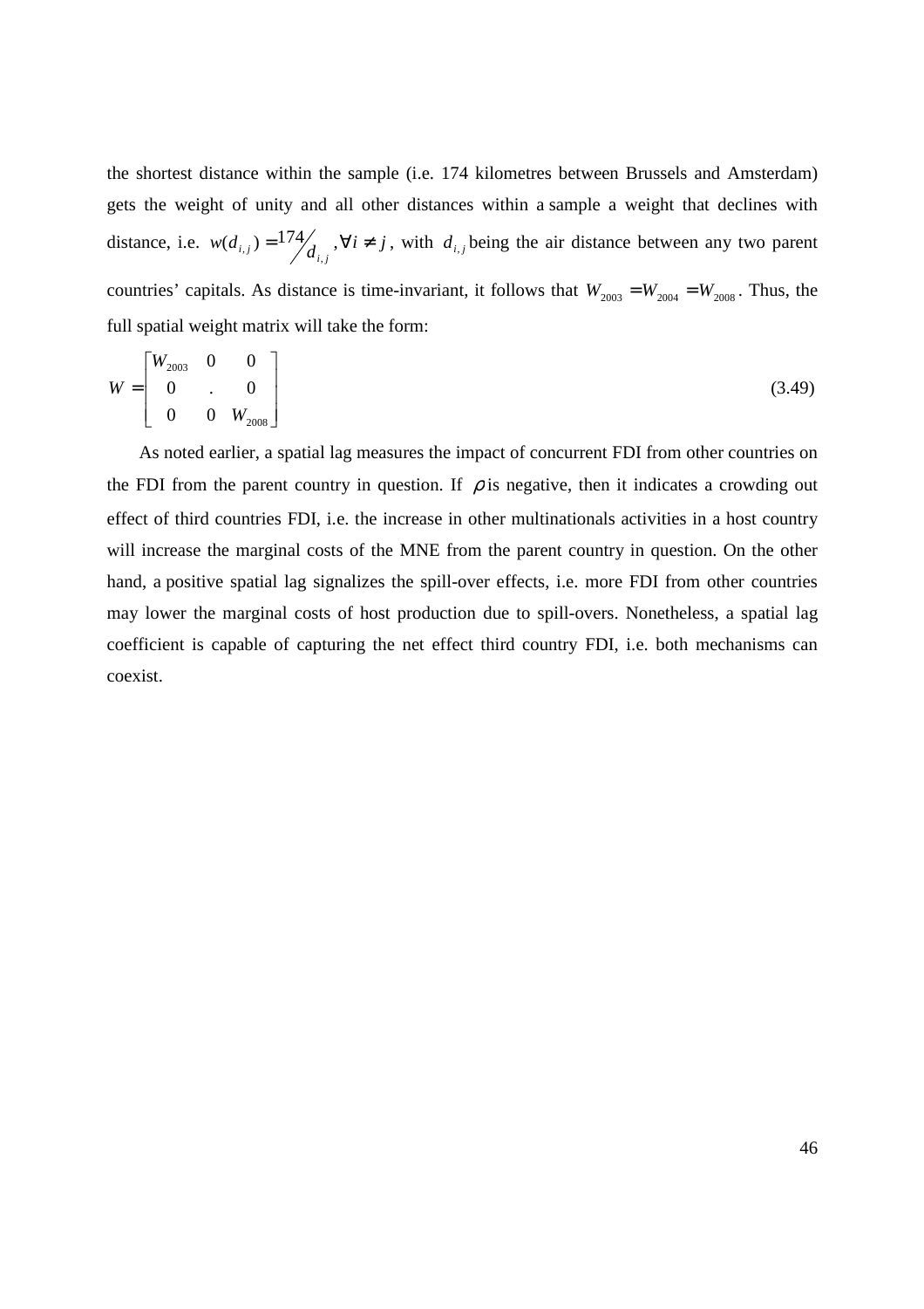the shortest distance within the sample (i.e. 174 kilometres between Brussels and Amsterdam) gets the weight of unity and all other distances within a sample a weight that declines with distance, i.e. $w(d_{i,j}) = 174 / d_{i,j}, \forall i \neq j$, with $d_{i,j}$ being the air distance between any two parent countries' capitals. As distance is time-invariant, it follows that $W_{2003} = W_{2004} = W_{2008}$. Thus, the full spatial weight matrix will take the form:

$$W = \begin{bmatrix} W_{2003} & 0 & 0 \\ 0 & . & 0 \\ 0 & 0 & W_{2008} \end{bmatrix} \tag{3.49}$$

As noted earlier, a spatial lag measures the impact of concurrent FDI from other countries on the FDI from the parent country in question. If $\rho$ is negative, then it indicates a crowding out effect of third countries FDI, i.e. the increase in other multinationals activities in a host country will increase the marginal costs of the MNE from the parent country in question. On the other hand, a positive spatial lag signalizes the spill-over effects, i.e. more FDI from other countries may lower the marginal costs of host production due to spill-overs. Nonetheless, a spatial lag coefficient is capable of capturing the net effect third country FDI, i.e. both mechanisms can coexist.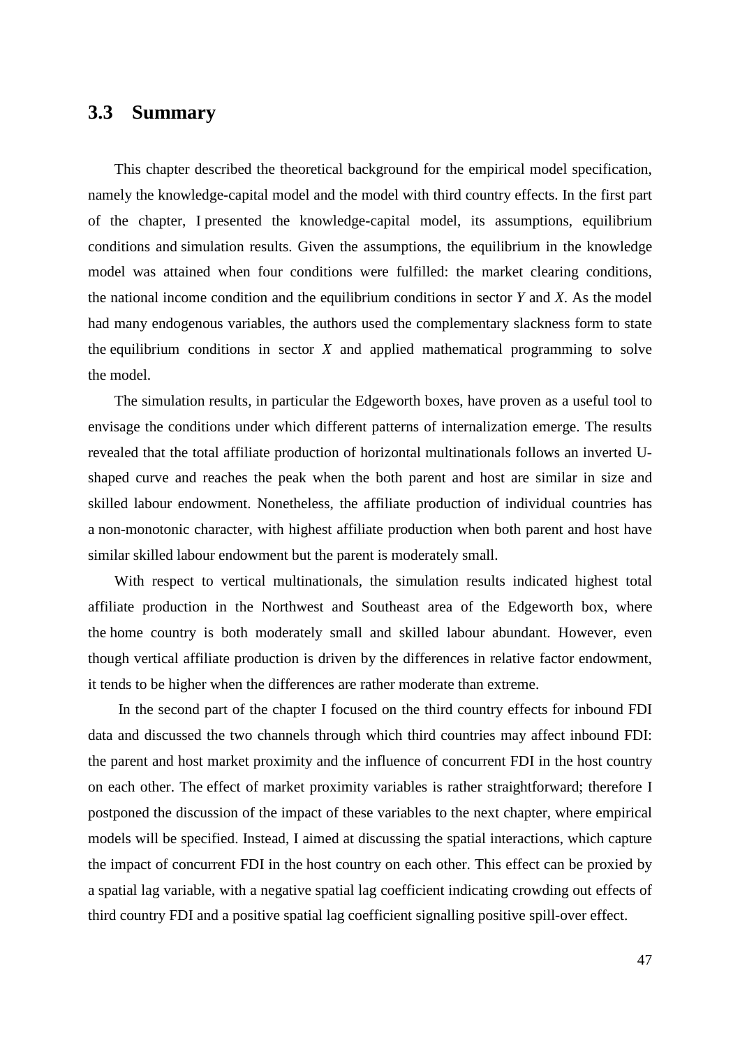## 3.3 Summary

This chapter described the theoretical background for the empirical model specification, namely the knowledge-capital model and the model with third country effects. In the first part of the chapter, I presented the knowledge-capital model, its assumptions, equilibrium conditions and simulation results. Given the assumptions, the equilibrium in the knowledge model was attained when four conditions were fulfilled: the market clearing conditions, the national income condition and the equilibrium conditions in sector *Y* and *X*. As the model had many endogenous variables, the authors used the complementary slackness form to state the equilibrium conditions in sector *X* and applied mathematical programming to solve the model.

The simulation results, in particular the Edgeworth boxes, have proven as a useful tool to envisage the conditions under which different patterns of internalization emerge. The results revealed that the total affiliate production of horizontal multinationals follows an inverted U-shaped curve and reaches the peak when the both parent and host are similar in size and skilled labour endowment. Nonetheless, the affiliate production of individual countries has a non-monotonic character, with highest affiliate production when both parent and host have similar skilled labour endowment but the parent is moderately small.

With respect to vertical multinationals, the simulation results indicated highest total affiliate production in the Northwest and Southeast area of the Edgeworth box, where the home country is both moderately small and skilled labour abundant. However, even though vertical affiliate production is driven by the differences in relative factor endowment, it tends to be higher when the differences are rather moderate than extreme.

In the second part of the chapter I focused on the third country effects for inbound FDI data and discussed the two channels through which third countries may affect inbound FDI: the parent and host market proximity and the influence of concurrent FDI in the host country on each other. The effect of market proximity variables is rather straightforward; therefore I postponed the discussion of the impact of these variables to the next chapter, where empirical models will be specified. Instead, I aimed at discussing the spatial interactions, which capture the impact of concurrent FDI in the host country on each other. This effect can be proxied by a spatial lag variable, with a negative spatial lag coefficient indicating crowding out effects of third country FDI and a positive spatial lag coefficient signalling positive spill-over effect.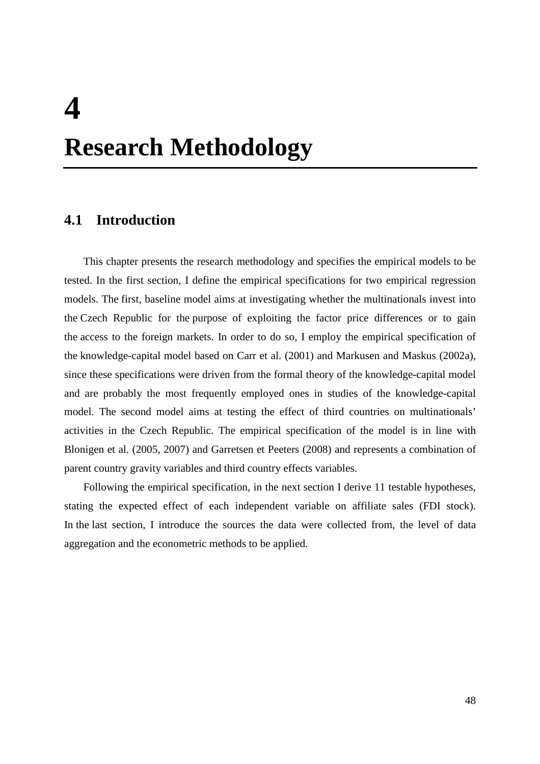# 4

# Research Methodology

## 4.1 Introduction

This chapter presents the research methodology and specifies the empirical models to be tested. In the first section, I define the empirical specifications for two empirical regression models. The first, baseline model aims at investigating whether the multinationals invest into the Czech Republic for the purpose of exploiting the factor price differences or to gain the access to the foreign markets. In order to do so, I employ the empirical specification of the knowledge-capital model based on Carr et al. (2001) and Markusen and Maskus (2002a), since these specifications were driven from the formal theory of the knowledge-capital model and are probably the most frequently employed ones in studies of the knowledge-capital model. The second model aims at testing the effect of third countries on multinationals' activities in the Czech Republic. The empirical specification of the model is in line with Blonigen et al. (2005, 2007) and Garretsen et Peeters (2008) and represents a combination of parent country gravity variables and third country effects variables.

Following the empirical specification, in the next section I derive 11 testable hypotheses, stating the expected effect of each independent variable on affiliate sales (FDI stock). In the last section, I introduce the sources the data were collected from, the level of data aggregation and the econometric methods to be applied.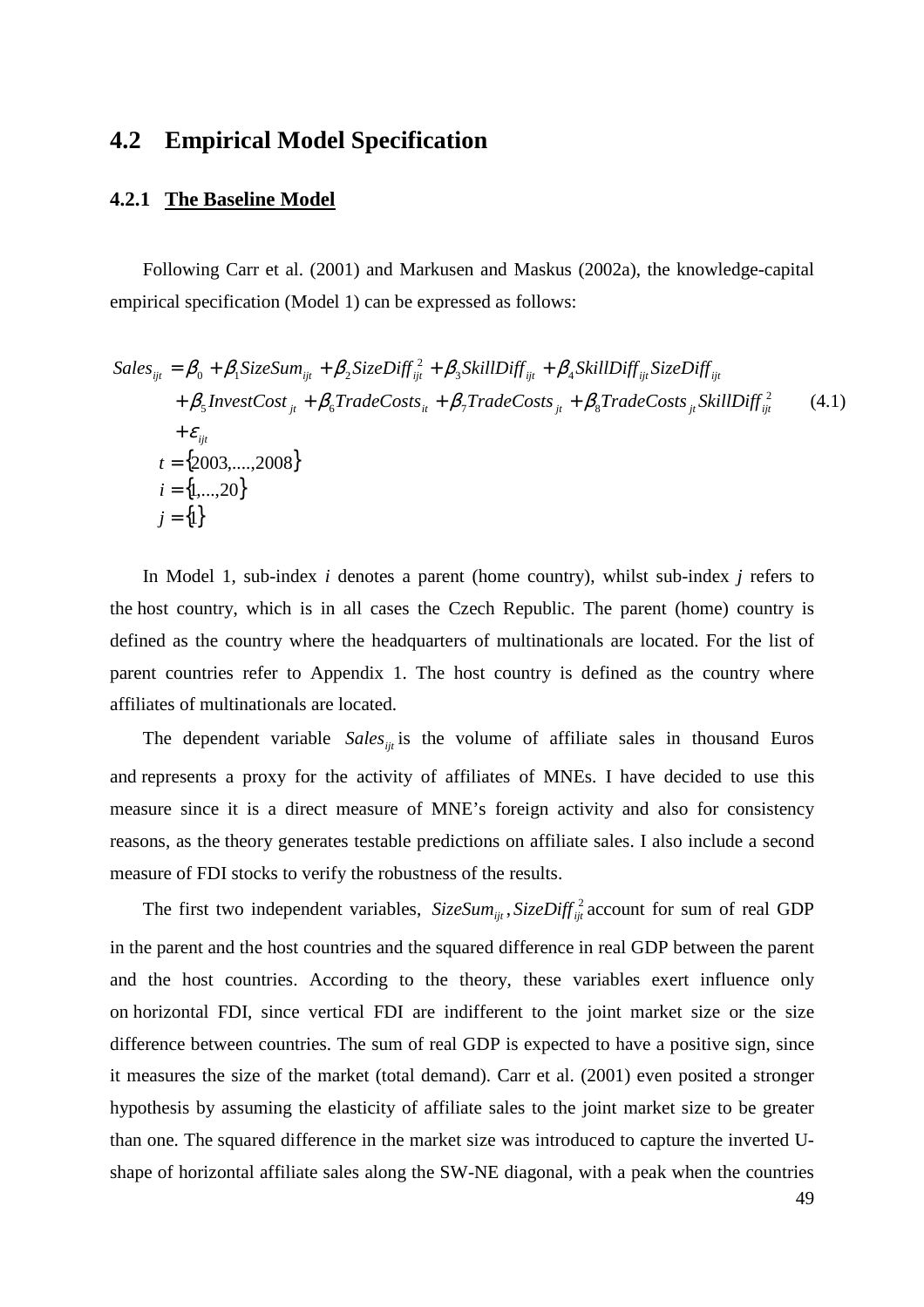## 4.2 Empirical Model Specification

### 4.2.1 The Baseline Model

Following Carr et al. (2001) and Markusen and Maskus (2002a), the knowledge-capital empirical specification (Model 1) can be expressed as follows:

$$
\begin{aligned}
Sales_{ijt} = {} & \beta_0 + \beta_1 SizeSum_{ijt} + \beta_2 SizeDiff_{ijt}^2 + \beta_3 SkillDiff_{ijt} + \beta_4 SkillDiff_{ijt} SizeDiff_{ijt} \\
& + \beta_5 InvestCost_{jt} + \beta_6 TradeCosts_{it} + \beta_7 TradeCosts_{jt} + \beta_8 TradeCosts_{jt} SkillDiff_{ijt}^2 \\
& + \varepsilon_{ijt} \\
t = {} & \{2003,....,2008\} \\
i = {} & \{1,...,20\} \\
j = {} & \{1\}
\end{aligned}
\tag{4.1}
$$

In Model 1, sub-index $i$ denotes a parent (home country), whilst sub-index $j$ refers to the host country, which is in all cases the Czech Republic. The parent (home) country is defined as the country where the headquarters of multinationals are located. For the list of parent countries refer to Appendix 1. The host country is defined as the country where affiliates of multinationals are located.

The dependent variable $Sales_{ijt}$ is the volume of affiliate sales in thousand Euros and represents a proxy for the activity of affiliates of MNEs. I have decided to use this measure since it is a direct measure of MNE's foreign activity and also for consistency reasons, as the theory generates testable predictions on affiliate sales. I also include a second measure of FDI stocks to verify the robustness of the results.

The first two independent variables, $SizeSum_{ijt}, SizeDiff_{ijt}^2$ account for sum of real GDP in the parent and the host countries and the squared difference in real GDP between the parent and the host countries. According to the theory, these variables exert influence only on horizontal FDI, since vertical FDI are indifferent to the joint market size or the size difference between countries. The sum of real GDP is expected to have a positive sign, since it measures the size of the market (total demand). Carr et al. (2001) even posited a stronger hypothesis by assuming the elasticity of affiliate sales to the joint market size to be greater than one. The squared difference in the market size was introduced to capture the inverted U-shape of horizontal affiliate sales along the SW-NE diagonal, with a peak when the countries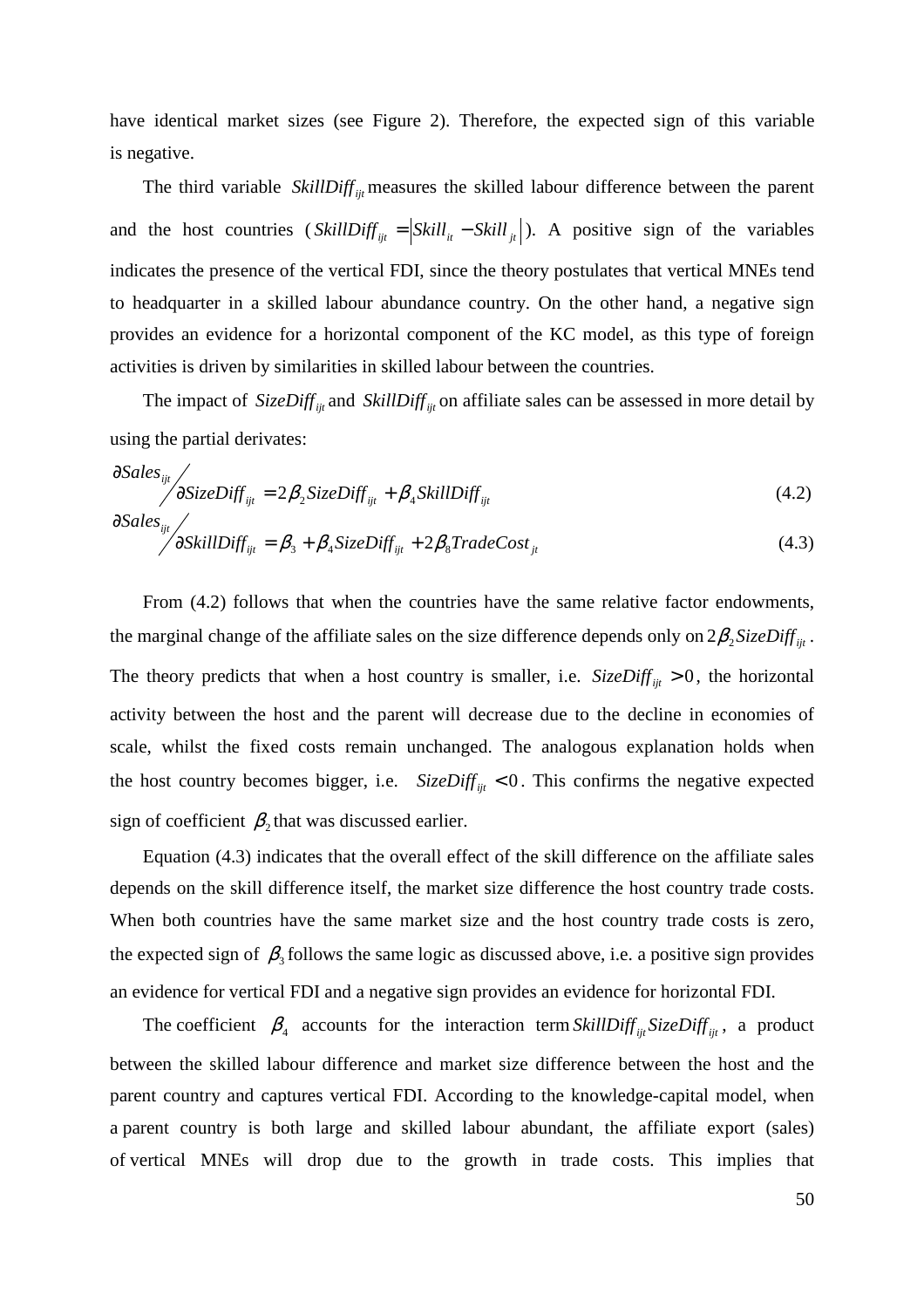have identical market sizes (see Figure 2). Therefore, the expected sign of this variable is negative.

The third variable $SkillDiff_{ijt}$ measures the skilled labour difference between the parent and the host countries ($SkillDiff_{ijt} = \left|Skill_{it} - Skill_{jt}\right|$). A positive sign of the variables indicates the presence of the vertical FDI, since the theory postulates that vertical MNEs tend to headquarter in a skilled labour abundance country. On the other hand, a negative sign provides an evidence for a horizontal component of the KC model, as this type of foreign activities is driven by similarities in skilled labour between the countries.

The impact of $SizeDiff_{ijt}$ and $SkillDiff_{ijt}$ on affiliate sales can be assessed in more detail by using the partial derivates:

$$\partial Sales_{ijt} \big/ \partial SizeDiff_{ijt} = 2\beta_2 SizeDiff_{ijt} + \beta_4 SkillDiff_{ijt} \tag{4.2}$$

$$\partial Sales_{ijt} \big/ \partial SkillDiff_{ijt} = \beta_3 + \beta_4 SizeDiff_{ijt} + 2\beta_8 TradeCost_{jt} \tag{4.3}$$

From (4.2) follows that when the countries have the same relative factor endowments, the marginal change of the affiliate sales on the size difference depends only on $2\beta_2 SizeDiff_{ijt}$. The theory predicts that when a host country is smaller, i.e. $SizeDiff_{ijt} > 0$, the horizontal activity between the host and the parent will decrease due to the decline in economies of scale, whilst the fixed costs remain unchanged. The analogous explanation holds when the host country becomes bigger, i.e. $SizeDiff_{ijt} < 0$. This confirms the negative expected sign of coefficient $\beta_2$ that was discussed earlier.

Equation (4.3) indicates that the overall effect of the skill difference on the affiliate sales depends on the skill difference itself, the market size difference the host country trade costs. When both countries have the same market size and the host country trade costs is zero, the expected sign of $\beta_3$ follows the same logic as discussed above, i.e. a positive sign provides an evidence for vertical FDI and a negative sign provides an evidence for horizontal FDI.

The coefficient $\beta_4$ accounts for the interaction term $SkillDiff_{ijt} SizeDiff_{ijt}$, a product between the skilled labour difference and market size difference between the host and the parent country and captures vertical FDI. According to the knowledge-capital model, when a parent country is both large and skilled labour abundant, the affiliate export (sales) of vertical MNEs will drop due to the growth in trade costs. This implies that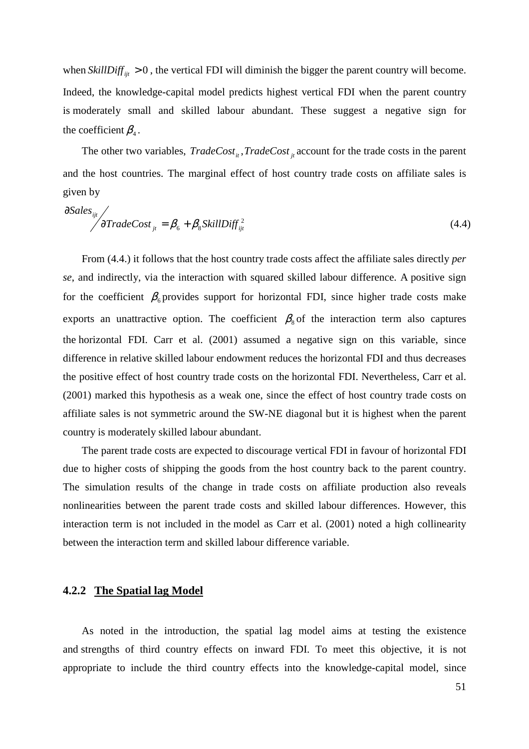when $SkillDiff_{ijt} > 0$, the vertical FDI will diminish the bigger the parent country will become. Indeed, the knowledge-capital model predicts highest vertical FDI when the parent country is moderately small and skilled labour abundant. These suggest a negative sign for the coefficient $\beta_4$.

The other two variables, $TradeCost_{it}, TradeCost_{jt}$ account for the trade costs in the parent and the host countries. The marginal effect of host country trade costs on affiliate sales is given by

$$\partial Sales_{ijt} \Big/ \partial TradeCost_{jt} = \beta_6 + \beta_8 SkillDiff_{ijt}^2 \tag{4.4}$$

From (4.4.) it follows that the host country trade costs affect the affiliate sales directly *per se*, and indirectly, via the interaction with squared skilled labour difference. A positive sign for the coefficient $\beta_6$ provides support for horizontal FDI, since higher trade costs make exports an unattractive option. The coefficient $\beta_8$ of the interaction term also captures the horizontal FDI. Carr et al. (2001) assumed a negative sign on this variable, since difference in relative skilled labour endowment reduces the horizontal FDI and thus decreases the positive effect of host country trade costs on the horizontal FDI. Nevertheless, Carr et al. (2001) marked this hypothesis as a weak one, since the effect of host country trade costs on affiliate sales is not symmetric around the SW-NE diagonal but it is highest when the parent country is moderately skilled labour abundant.

The parent trade costs are expected to discourage vertical FDI in favour of horizontal FDI due to higher costs of shipping the goods from the host country back to the parent country. The simulation results of the change in trade costs on affiliate production also reveals nonlinearities between the parent trade costs and skilled labour differences. However, this interaction term is not included in the model as Carr et al. (2001) noted a high collinearity between the interaction term and skilled labour difference variable.

### 4.2.2 The Spatial lag Model

As noted in the introduction, the spatial lag model aims at testing the existence and strengths of third country effects on inward FDI. To meet this objective, it is not appropriate to include the third country effects into the knowledge-capital model, since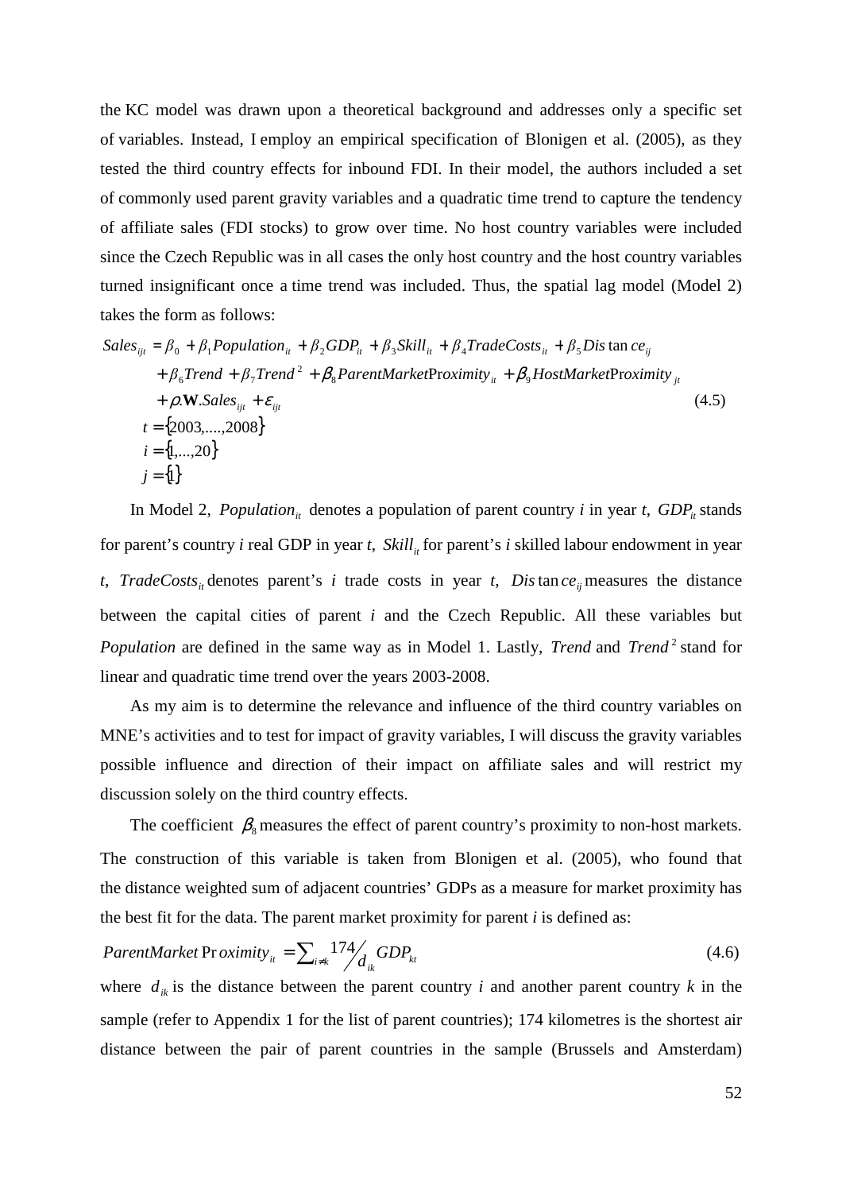the KC model was drawn upon a theoretical background and addresses only a specific set of variables. Instead, I employ an empirical specification of Blonigen et al. (2005), as they tested the third country effects for inbound FDI. In their model, the authors included a set of commonly used parent gravity variables and a quadratic time trend to capture the tendency of affiliate sales (FDI stocks) to grow over time. No host country variables were included since the Czech Republic was in all cases the only host country and the host country variables turned insignificant once a time trend was included. Thus, the spatial lag model (Model 2) takes the form as follows:

$$
\begin{aligned}
Sales_{ijt} = {} & \beta_0 + \beta_1 Population_{it} + \beta_2 GDP_{it} + \beta_3 Skill_{it} + \beta_4 TradeCosts_{it} + \beta_5 Distance_{ij} \\
& + \beta_6 Trend + \beta_7 Trend^2 + \beta_8 ParentMarketProximity_{it} + \beta_9 HostMarketProximity_{jt} \\
& + \rho.\mathbf{W}.Sales_{ijt} + \varepsilon_{ijt} \\
& t = \{2003,....,2008\} \\
& i = \{1,...,20\} \\
& j = \{1\}
\end{aligned}
\tag{4.5}
$$

In Model 2, $Population_{it}$ denotes a population of parent country *i* in year *t*, $GDP_{it}$ stands for parent's country *i* real GDP in year *t*, $Skill_{it}$ for parent's *i* skilled labour endowment in year *t*, $TradeCosts_{it}$ denotes parent's *i* trade costs in year *t*, $Distance_{ij}$ measures the distance between the capital cities of parent *i* and the Czech Republic. All these variables but *Population* are defined in the same way as in Model 1. Lastly, *Trend* and $Trend^2$ stand for linear and quadratic time trend over the years 2003-2008.

As my aim is to determine the relevance and influence of the third country variables on MNE's activities and to test for impact of gravity variables, I will discuss the gravity variables possible influence and direction of their impact on affiliate sales and will restrict my discussion solely on the third country effects.

The coefficient $\beta_8$ measures the effect of parent country's proximity to non-host markets. The construction of this variable is taken from Blonigen et al. (2005), who found that the distance weighted sum of adjacent countries' GDPs as a measure for market proximity has the best fit for the data. The parent market proximity for parent *i* is defined as:

$$
ParentMarketProximity_{it} = \sum_{i \neq k} 174 / d_{ik} \, GDP_{kt} \tag{4.6}
$$

where $d_{ik}$ is the distance between the parent country *i* and another parent country *k* in the sample (refer to Appendix 1 for the list of parent countries); 174 kilometres is the shortest air distance between the pair of parent countries in the sample (Brussels and Amsterdam)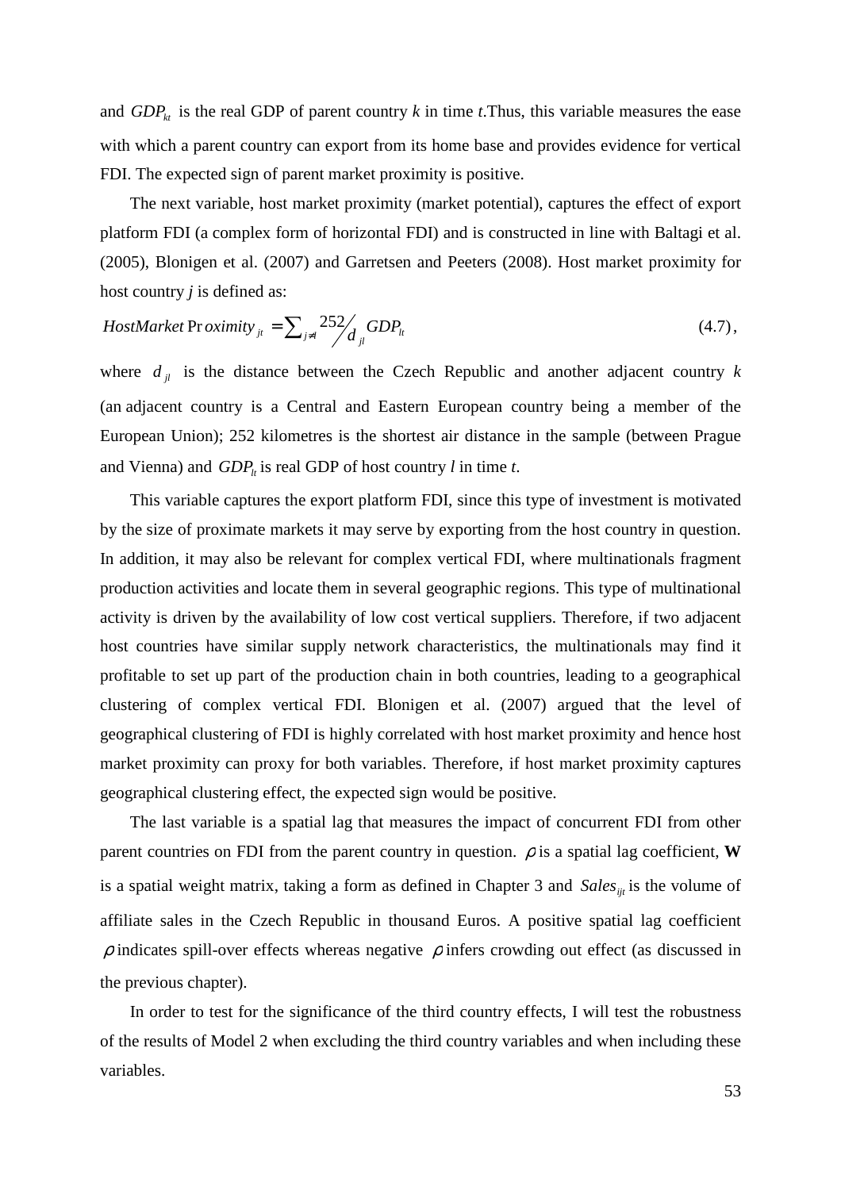and $GDP_{kt}$ is the real GDP of parent country *k* in time *t*.Thus, this variable measures the ease with which a parent country can export from its home base and provides evidence for vertical FDI. The expected sign of parent market proximity is positive.

The next variable, host market proximity (market potential), captures the effect of export platform FDI (a complex form of horizontal FDI) and is constructed in line with Baltagi et al. (2005), Blonigen et al. (2007) and Garretsen and Peeters (2008). Host market proximity for host country *j* is defined as:

$$HostMarket\,Proximity_{jt} = \sum_{j \neq l} {}^{252}\!/_{d_{jl}} GDP_{lt} \qquad (4.7),$$

where $d_{jl}$ is the distance between the Czech Republic and another adjacent country *k* (an adjacent country is a Central and Eastern European country being a member of the European Union); 252 kilometres is the shortest air distance in the sample (between Prague and Vienna) and $GDP_{lt}$ is real GDP of host country *l* in time *t*.

This variable captures the export platform FDI, since this type of investment is motivated by the size of proximate markets it may serve by exporting from the host country in question. In addition, it may also be relevant for complex vertical FDI, where multinationals fragment production activities and locate them in several geographic regions. This type of multinational activity is driven by the availability of low cost vertical suppliers. Therefore, if two adjacent host countries have similar supply network characteristics, the multinationals may find it profitable to set up part of the production chain in both countries, leading to a geographical clustering of complex vertical FDI. Blonigen et al. (2007) argued that the level of geographical clustering of FDI is highly correlated with host market proximity and hence host market proximity can proxy for both variables. Therefore, if host market proximity captures geographical clustering effect, the expected sign would be positive.

The last variable is a spatial lag that measures the impact of concurrent FDI from other parent countries on FDI from the parent country in question. $\rho$ is a spatial lag coefficient, $\mathbf{W}$ is a spatial weight matrix, taking a form as defined in Chapter 3 and $Sales_{ijt}$ is the volume of affiliate sales in the Czech Republic in thousand Euros. A positive spatial lag coefficient $\rho$ indicates spill-over effects whereas negative $\rho$ infers crowding out effect (as discussed in the previous chapter).

In order to test for the significance of the third country effects, I will test the robustness of the results of Model 2 when excluding the third country variables and when including these variables.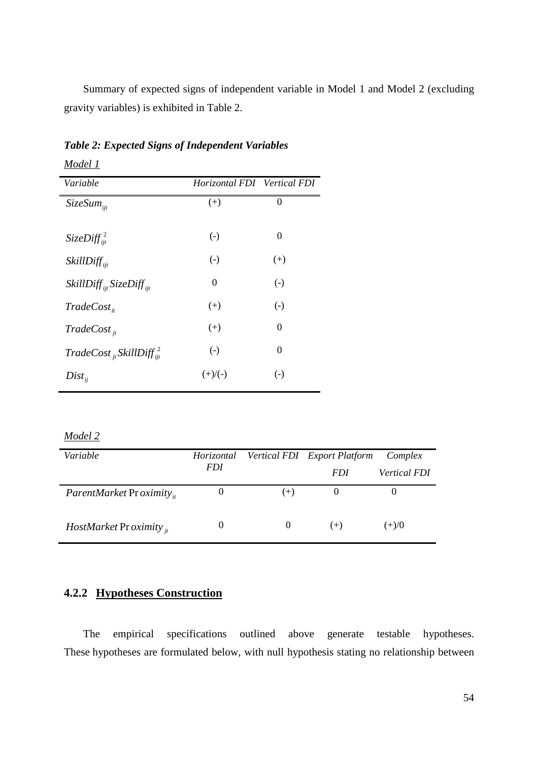Summary of expected signs of independent variable in Model 1 and Model 2 (excluding gravity variables) is exhibited in Table 2.

***Table 2: Expected Signs of Independent Variables***

*Model 1*

| *Variable* | *Horizontal FDI* | *Vertical FDI* |
|---|---|---|
| $SizeSum_{ijt}$ | (+) | 0 |
| $SizeDiff_{ijt}^{2}$ | (-) | 0 |
| $SkillDiff_{ijt}$ | (-) | (+) |
| $SkillDiff_{ijt}SizeDiff_{ijt}$ | 0 | (-) |
| $TradeCost_{it}$ | (+) | (-) |
| $TradeCost_{jt}$ | (+) | 0 |
| $TradeCost_{jt}SkillDiff_{ijt}^{2}$ | (-) | 0 |
| $Dist_{ij}$ | (+)/(-) | (-) |

*Model 2*

| *Variable* | *Horizontal FDI* | *Vertical FDI* | *Export Platform FDI* | *Complex Vertical FDI* |
|---|---|---|---|---|
| $ParentMarket\Pr oximity_{it}$ | 0 | (+) | 0 | 0 |
| $HostMarket\Pr oximity_{jt}$ | 0 | 0 | (+) | (+)/0 |

### 4.2.2 Hypotheses Construction

The empirical specifications outlined above generate testable hypotheses. These hypotheses are formulated below, with null hypothesis stating no relationship between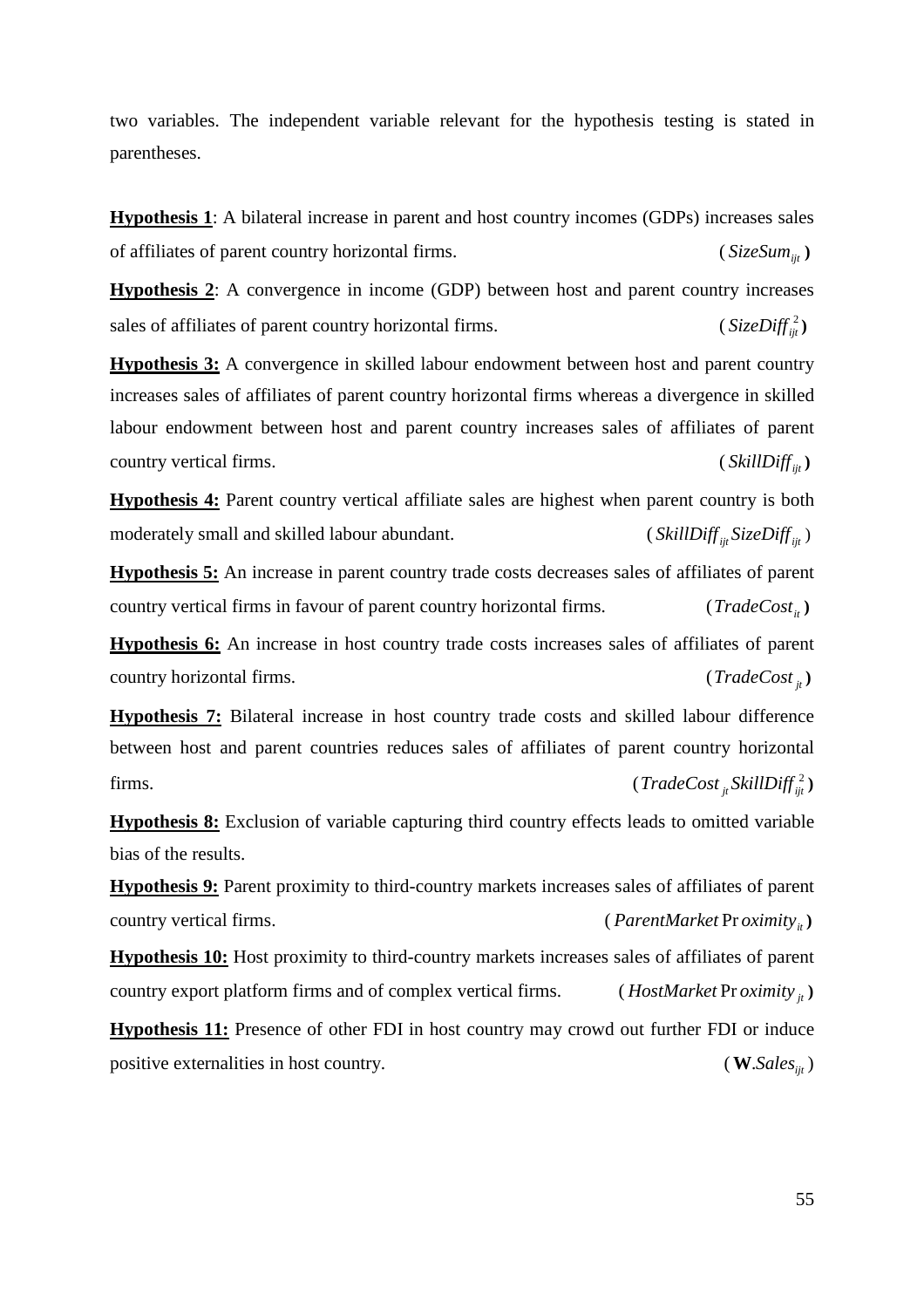two variables. The independent variable relevant for the hypothesis testing is stated in parentheses.

**Hypothesis 1**: A bilateral increase in parent and host country incomes (GDPs) increases sales of affiliates of parent country horizontal firms. ($SizeSum_{ijt}$)

**Hypothesis 2**: A convergence in income (GDP) between host and parent country increases sales of affiliates of parent country horizontal firms. ($SizeDiff_{ijt}^{2}$)

**Hypothesis 3:** A convergence in skilled labour endowment between host and parent country increases sales of affiliates of parent country horizontal firms whereas a divergence in skilled labour endowment between host and parent country increases sales of affiliates of parent country vertical firms. ($SkillDiff_{ijt}$)

**Hypothesis 4:** Parent country vertical affiliate sales are highest when parent country is both moderately small and skilled labour abundant. ($SkillDiff_{ijt} SizeDiff_{ijt}$)

**Hypothesis 5:** An increase in parent country trade costs decreases sales of affiliates of parent country vertical firms in favour of parent country horizontal firms. ($TradeCost_{it}$)

**Hypothesis 6:** An increase in host country trade costs increases sales of affiliates of parent country horizontal firms. ($TradeCost_{jt}$)

**Hypothesis 7:** Bilateral increase in host country trade costs and skilled labour difference between host and parent countries reduces sales of affiliates of parent country horizontal firms. ($TradeCost_{jt} SkillDiff_{ijt}^{2}$)

**Hypothesis 8:** Exclusion of variable capturing third country effects leads to omitted variable bias of the results.

**Hypothesis 9:** Parent proximity to third-country markets increases sales of affiliates of parent country vertical firms. ($ParentMarketProximity_{it}$)

**Hypothesis 10:** Host proximity to third-country markets increases sales of affiliates of parent country export platform firms and of complex vertical firms. ($HostMarketProximity_{jt}$)

**Hypothesis 11:** Presence of other FDI in host country may crowd out further FDI or induce positive externalities in host country. ($\mathbf{W}.Sales_{ijt}$)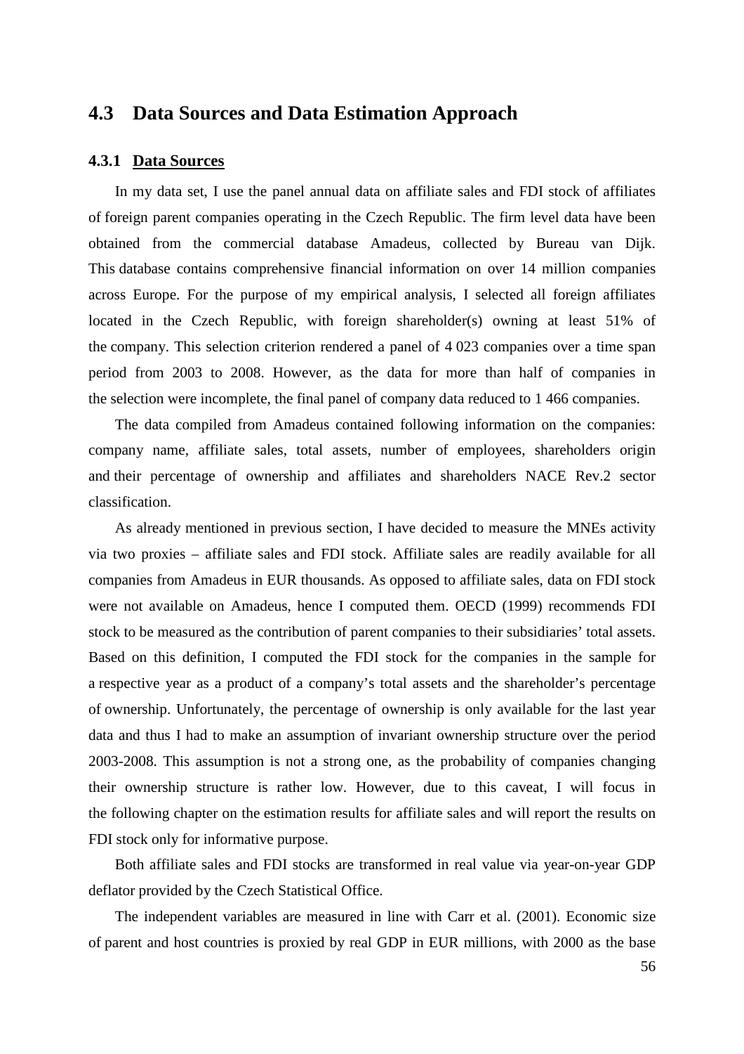## 4.3 Data Sources and Data Estimation Approach

### 4.3.1 Data Sources

In my data set, I use the panel annual data on affiliate sales and FDI stock of affiliates of foreign parent companies operating in the Czech Republic. The firm level data have been obtained from the commercial database Amadeus, collected by Bureau van Dijk. This database contains comprehensive financial information on over 14 million companies across Europe. For the purpose of my empirical analysis, I selected all foreign affiliates located in the Czech Republic, with foreign shareholder(s) owning at least 51% of the company. This selection criterion rendered a panel of 4 023 companies over a time span period from 2003 to 2008. However, as the data for more than half of companies in the selection were incomplete, the final panel of company data reduced to 1 466 companies.

The data compiled from Amadeus contained following information on the companies: company name, affiliate sales, total assets, number of employees, shareholders origin and their percentage of ownership and affiliates and shareholders NACE Rev.2 sector classification.

As already mentioned in previous section, I have decided to measure the MNEs activity via two proxies – affiliate sales and FDI stock. Affiliate sales are readily available for all companies from Amadeus in EUR thousands. As opposed to affiliate sales, data on FDI stock were not available on Amadeus, hence I computed them. OECD (1999) recommends FDI stock to be measured as the contribution of parent companies to their subsidiaries' total assets. Based on this definition, I computed the FDI stock for the companies in the sample for a respective year as a product of a company's total assets and the shareholder's percentage of ownership. Unfortunately, the percentage of ownership is only available for the last year data and thus I had to make an assumption of invariant ownership structure over the period 2003-2008. This assumption is not a strong one, as the probability of companies changing their ownership structure is rather low. However, due to this caveat, I will focus in the following chapter on the estimation results for affiliate sales and will report the results on FDI stock only for informative purpose.

Both affiliate sales and FDI stocks are transformed in real value via year-on-year GDP deflator provided by the Czech Statistical Office.

The independent variables are measured in line with Carr et al. (2001). Economic size of parent and host countries is proxied by real GDP in EUR millions, with 2000 as the base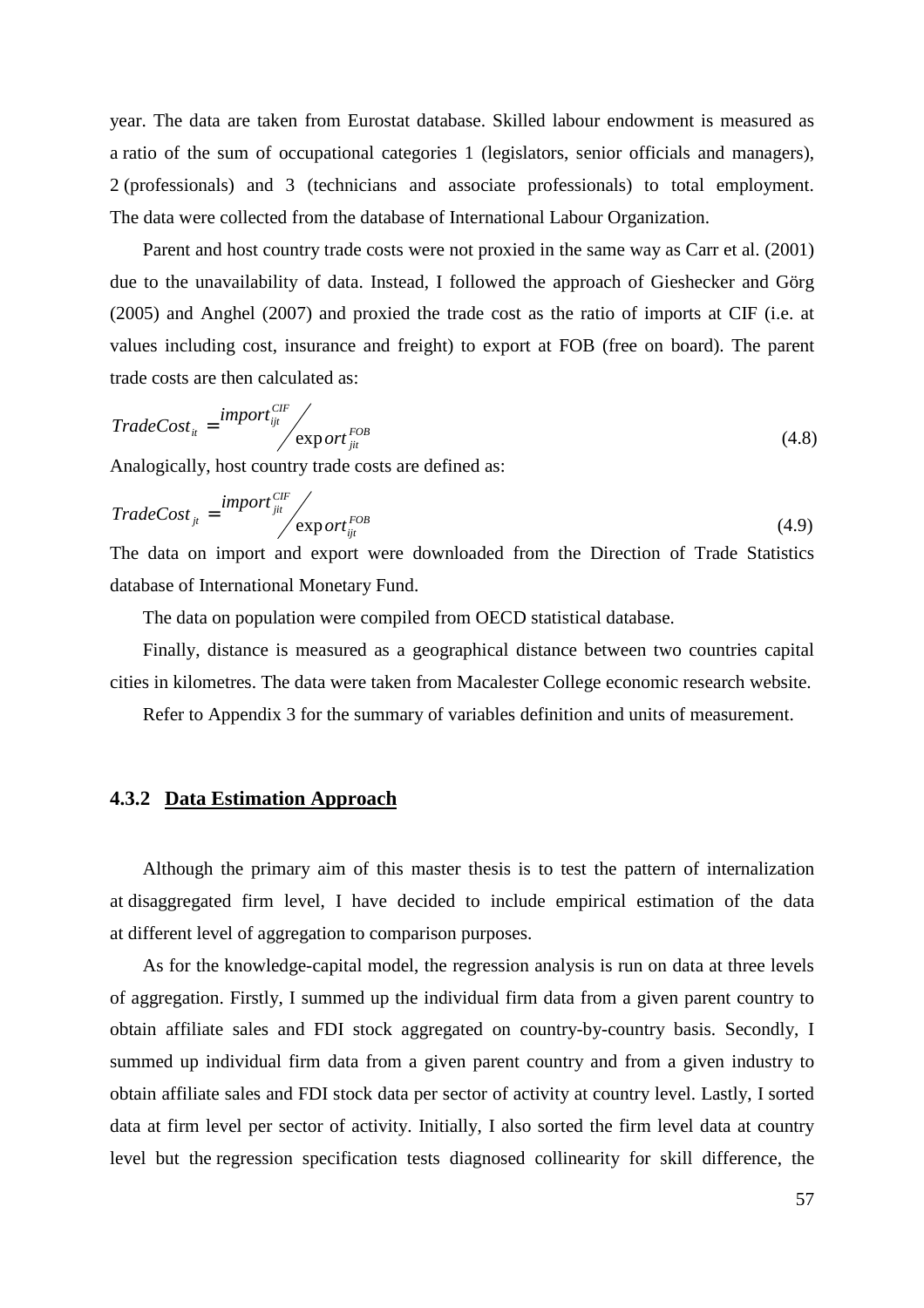year. The data are taken from Eurostat database. Skilled labour endowment is measured as a ratio of the sum of occupational categories 1 (legislators, senior officials and managers), 2 (professionals) and 3 (technicians and associate professionals) to total employment. The data were collected from the database of International Labour Organization.

Parent and host country trade costs were not proxied in the same way as Carr et al. (2001) due to the unavailability of data. Instead, I followed the approach of Gieshecker and Görg (2005) and Anghel (2007) and proxied the trade cost as the ratio of imports at CIF (i.e. at values including cost, insurance and freight) to export at FOB (free on board). The parent trade costs are then calculated as:

$$TradeCost_{it} = \frac{import_{ijt}^{CIF}}{export_{jit}^{FOB}} \tag{4.8}$$

Analogically, host country trade costs are defined as:

$$TradeCost_{jt} = \frac{import_{jit}^{CIF}}{export_{ijt}^{FOB}} \tag{4.9}$$

The data on import and export were downloaded from the Direction of Trade Statistics database of International Monetary Fund.

The data on population were compiled from OECD statistical database.

Finally, distance is measured as a geographical distance between two countries capital cities in kilometres. The data were taken from Macalester College economic research website.

Refer to Appendix 3 for the summary of variables definition and units of measurement.

### 4.3.2 Data Estimation Approach

Although the primary aim of this master thesis is to test the pattern of internalization at disaggregated firm level, I have decided to include empirical estimation of the data at different level of aggregation to comparison purposes.

As for the knowledge-capital model, the regression analysis is run on data at three levels of aggregation. Firstly, I summed up the individual firm data from a given parent country to obtain affiliate sales and FDI stock aggregated on country-by-country basis. Secondly, I summed up individual firm data from a given parent country and from a given industry to obtain affiliate sales and FDI stock data per sector of activity at country level. Lastly, I sorted data at firm level per sector of activity. Initially, I also sorted the firm level data at country level but the regression specification tests diagnosed collinearity for skill difference, the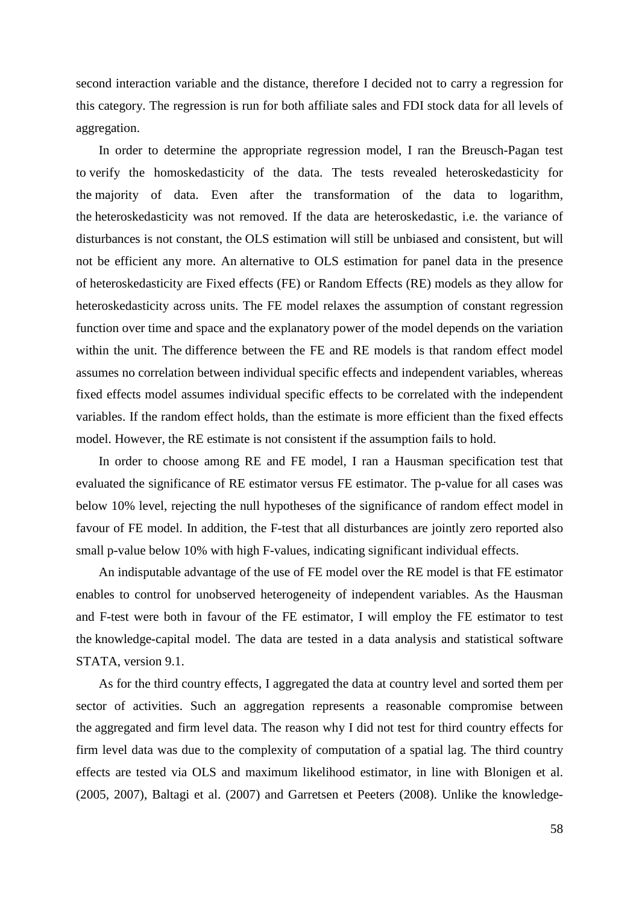second interaction variable and the distance, therefore I decided not to carry a regression for this category. The regression is run for both affiliate sales and FDI stock data for all levels of aggregation.

In order to determine the appropriate regression model, I ran the Breusch-Pagan test to verify the homoskedasticity of the data. The tests revealed heteroskedasticity for the majority of data. Even after the transformation of the data to logarithm, the heteroskedasticity was not removed. If the data are heteroskedastic, i.e. the variance of disturbances is not constant, the OLS estimation will still be unbiased and consistent, but will not be efficient any more. An alternative to OLS estimation for panel data in the presence of heteroskedasticity are Fixed effects (FE) or Random Effects (RE) models as they allow for heteroskedasticity across units. The FE model relaxes the assumption of constant regression function over time and space and the explanatory power of the model depends on the variation within the unit. The difference between the FE and RE models is that random effect model assumes no correlation between individual specific effects and independent variables, whereas fixed effects model assumes individual specific effects to be correlated with the independent variables. If the random effect holds, than the estimate is more efficient than the fixed effects model. However, the RE estimate is not consistent if the assumption fails to hold.

In order to choose among RE and FE model, I ran a Hausman specification test that evaluated the significance of RE estimator versus FE estimator. The p-value for all cases was below 10% level, rejecting the null hypotheses of the significance of random effect model in favour of FE model. In addition, the F-test that all disturbances are jointly zero reported also small p-value below 10% with high F-values, indicating significant individual effects.

An indisputable advantage of the use of FE model over the RE model is that FE estimator enables to control for unobserved heterogeneity of independent variables. As the Hausman and F-test were both in favour of the FE estimator, I will employ the FE estimator to test the knowledge-capital model. The data are tested in a data analysis and statistical software STATA, version 9.1.

As for the third country effects, I aggregated the data at country level and sorted them per sector of activities. Such an aggregation represents a reasonable compromise between the aggregated and firm level data. The reason why I did not test for third country effects for firm level data was due to the complexity of computation of a spatial lag. The third country effects are tested via OLS and maximum likelihood estimator, in line with Blonigen et al. (2005, 2007), Baltagi et al. (2007) and Garretsen et Peeters (2008). Unlike the knowledge-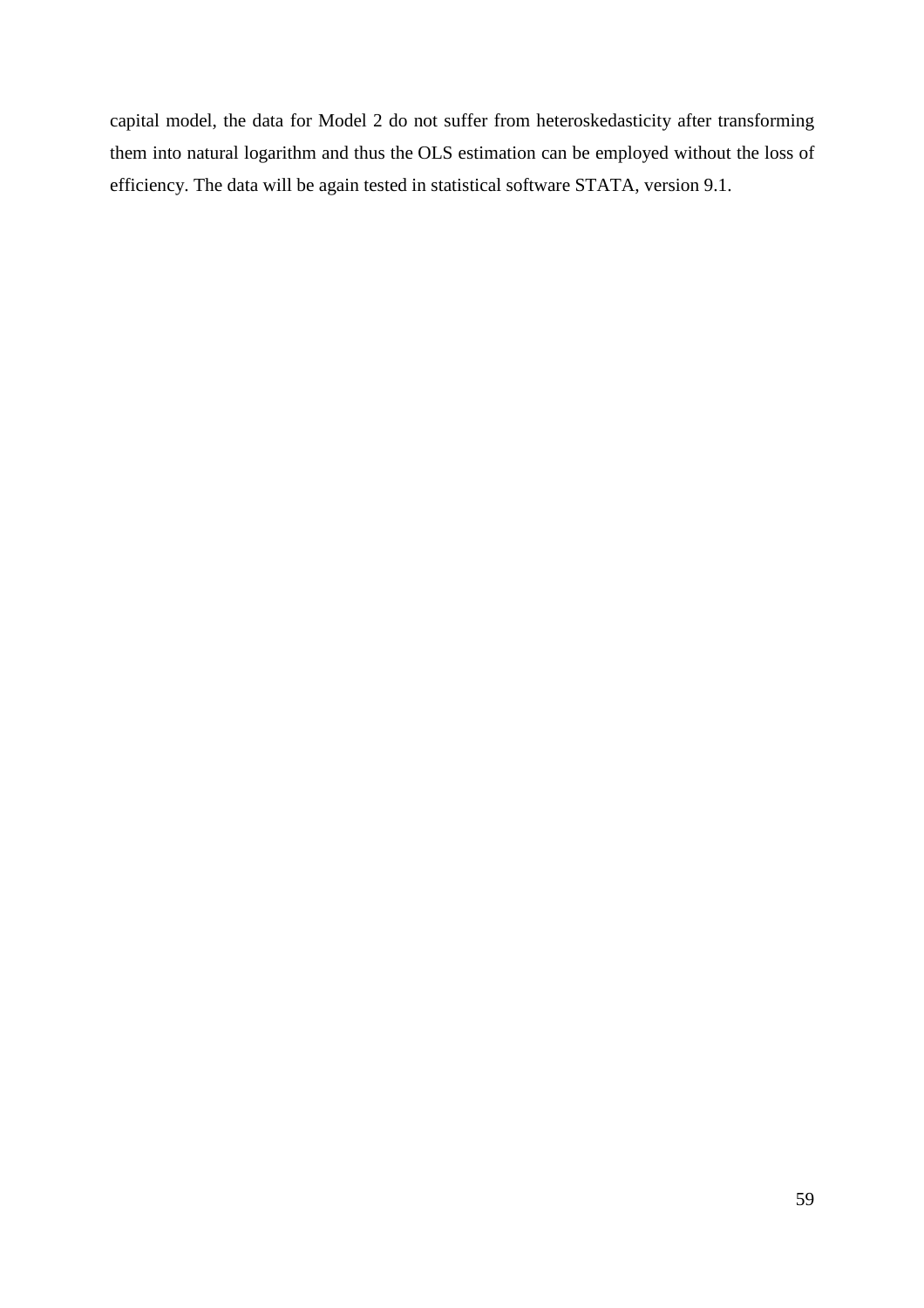capital model, the data for Model 2 do not suffer from heteroskedasticity after transforming them into natural logarithm and thus the OLS estimation can be employed without the loss of efficiency. The data will be again tested in statistical software STATA, version 9.1.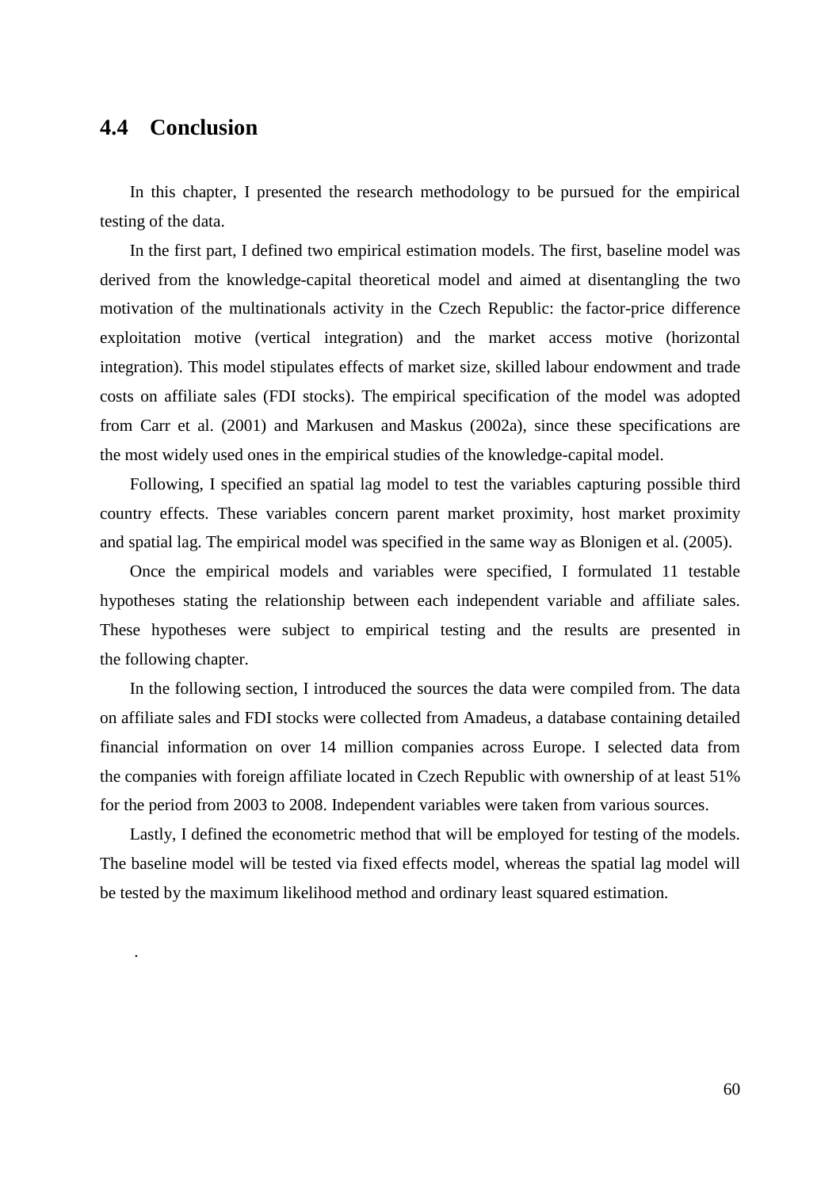## 4.4 Conclusion

In this chapter, I presented the research methodology to be pursued for the empirical testing of the data.

In the first part, I defined two empirical estimation models. The first, baseline model was derived from the knowledge-capital theoretical model and aimed at disentangling the two motivation of the multinationals activity in the Czech Republic: the factor-price difference exploitation motive (vertical integration) and the market access motive (horizontal integration). This model stipulates effects of market size, skilled labour endowment and trade costs on affiliate sales (FDI stocks). The empirical specification of the model was adopted from Carr et al. (2001) and Markusen and Maskus (2002a), since these specifications are the most widely used ones in the empirical studies of the knowledge-capital model.

Following, I specified an spatial lag model to test the variables capturing possible third country effects. These variables concern parent market proximity, host market proximity and spatial lag. The empirical model was specified in the same way as Blonigen et al. (2005).

Once the empirical models and variables were specified, I formulated 11 testable hypotheses stating the relationship between each independent variable and affiliate sales. These hypotheses were subject to empirical testing and the results are presented in the following chapter.

In the following section, I introduced the sources the data were compiled from. The data on affiliate sales and FDI stocks were collected from Amadeus, a database containing detailed financial information on over 14 million companies across Europe. I selected data from the companies with foreign affiliate located in Czech Republic with ownership of at least 51% for the period from 2003 to 2008. Independent variables were taken from various sources.

Lastly, I defined the econometric method that will be employed for testing of the models. The baseline model will be tested via fixed effects model, whereas the spatial lag model will be tested by the maximum likelihood method and ordinary least squared estimation.

.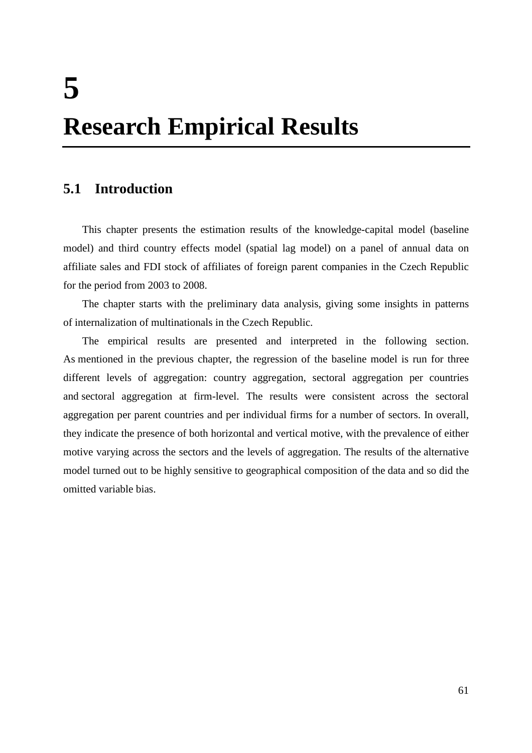# 5 Research Empirical Results

## 5.1 Introduction

This chapter presents the estimation results of the knowledge-capital model (baseline model) and third country effects model (spatial lag model) on a panel of annual data on affiliate sales and FDI stock of affiliates of foreign parent companies in the Czech Republic for the period from 2003 to 2008.

The chapter starts with the preliminary data analysis, giving some insights in patterns of internalization of multinationals in the Czech Republic.

The empirical results are presented and interpreted in the following section. As mentioned in the previous chapter, the regression of the baseline model is run for three different levels of aggregation: country aggregation, sectoral aggregation per countries and sectoral aggregation at firm-level. The results were consistent across the sectoral aggregation per parent countries and per individual firms for a number of sectors. In overall, they indicate the presence of both horizontal and vertical motive, with the prevalence of either motive varying across the sectors and the levels of aggregation. The results of the alternative model turned out to be highly sensitive to geographical composition of the data and so did the omitted variable bias.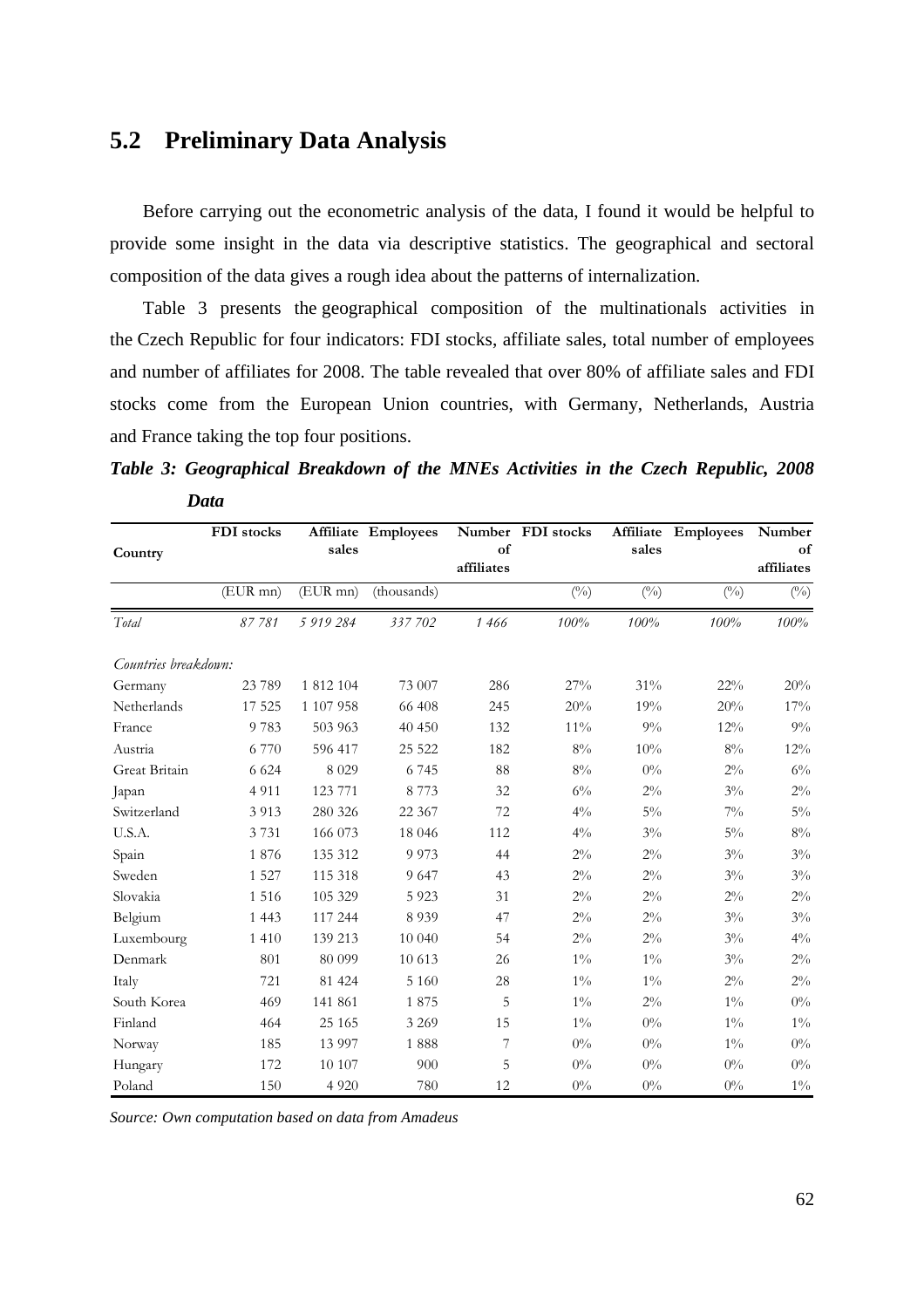## 5.2 Preliminary Data Analysis

Before carrying out the econometric analysis of the data, I found it would be helpful to provide some insight in the data via descriptive statistics. The geographical and sectoral composition of the data gives a rough idea about the patterns of internalization.

Table 3 presents the geographical composition of the multinationals activities in the Czech Republic for four indicators: FDI stocks, affiliate sales, total number of employees and number of affiliates for 2008. The table revealed that over 80% of affiliate sales and FDI stocks come from the European Union countries, with Germany, Netherlands, Austria and France taking the top four positions.

***Table 3: Geographical Breakdown of the MNEs Activities in the Czech Republic, 2008 Data***

| Country | FDI stocks | Affiliate sales | Employees | Number of affiliates | FDI stocks | Affiliate sales | Employees | Number of affiliates |
|---|---|---|---|---|---|---|---|---|
| | (EUR mn) | (EUR mn) | (thousands) | | (%) | (%) | (%) | (%) |
| *Total* | *87 781* | *5 919 284* | *337 702* | *1 466* | *100%* | *100%* | *100%* | *100%* |
| *Countries breakdown:* | | | | | | | | |
| Germany | 23 789 | 1 812 104 | 73 007 | 286 | 27% | 31% | 22% | 20% |
| Netherlands | 17 525 | 1 107 958 | 66 408 | 245 | 20% | 19% | 20% | 17% |
| France | 9 783 | 503 963 | 40 450 | 132 | 11% | 9% | 12% | 9% |
| Austria | 6 770 | 596 417 | 25 522 | 182 | 8% | 10% | 8% | 12% |
| Great Britain | 6 624 | 8 029 | 6 745 | 88 | 8% | 0% | 2% | 6% |
| Japan | 4 911 | 123 771 | 8 773 | 32 | 6% | 2% | 3% | 2% |
| Switzerland | 3 913 | 280 326 | 22 367 | 72 | 4% | 5% | 7% | 5% |
| U.S.A. | 3 731 | 166 073 | 18 046 | 112 | 4% | 3% | 5% | 8% |
| Spain | 1 876 | 135 312 | 9 973 | 44 | 2% | 2% | 3% | 3% |
| Sweden | 1 527 | 115 318 | 9 647 | 43 | 2% | 2% | 3% | 3% |
| Slovakia | 1 516 | 105 329 | 5 923 | 31 | 2% | 2% | 2% | 2% |
| Belgium | 1 443 | 117 244 | 8 939 | 47 | 2% | 2% | 3% | 3% |
| Luxembourg | 1 410 | 139 213 | 10 040 | 54 | 2% | 2% | 3% | 4% |
| Denmark | 801 | 80 099 | 10 613 | 26 | 1% | 1% | 3% | 2% |
| Italy | 721 | 81 424 | 5 160 | 28 | 1% | 1% | 2% | 2% |
| South Korea | 469 | 141 861 | 1 875 | 5 | 1% | 2% | 1% | 0% |
| Finland | 464 | 25 165 | 3 269 | 15 | 1% | 0% | 1% | 1% |
| Norway | 185 | 13 997 | 1 888 | 7 | 0% | 0% | 1% | 0% |
| Hungary | 172 | 10 107 | 900 | 5 | 0% | 0% | 0% | 0% |
| Poland | 150 | 4 920 | 780 | 12 | 0% | 0% | 0% | 1% |

*Source: Own computation based on data from Amadeus*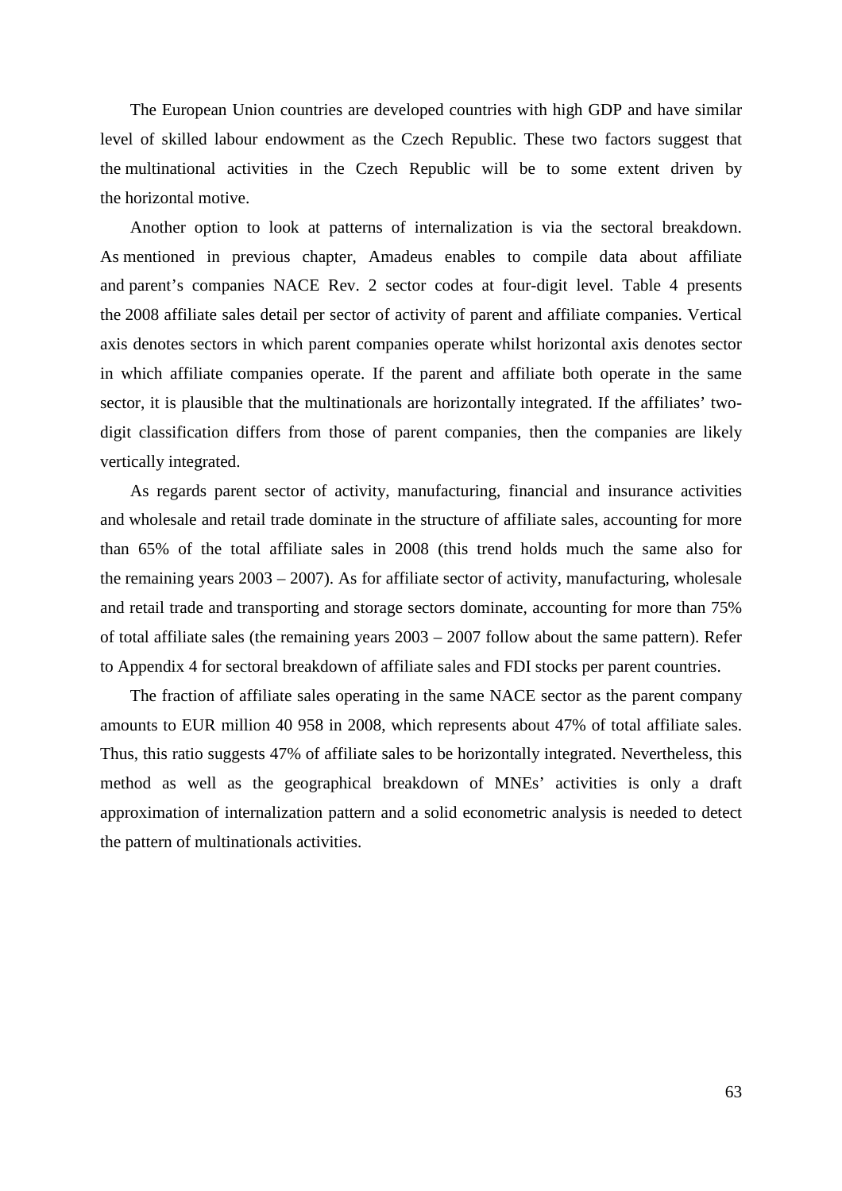The European Union countries are developed countries with high GDP and have similar level of skilled labour endowment as the Czech Republic. These two factors suggest that the multinational activities in the Czech Republic will be to some extent driven by the horizontal motive.

Another option to look at patterns of internalization is via the sectoral breakdown. As mentioned in previous chapter, Amadeus enables to compile data about affiliate and parent's companies NACE Rev. 2 sector codes at four-digit level. Table 4 presents the 2008 affiliate sales detail per sector of activity of parent and affiliate companies. Vertical axis denotes sectors in which parent companies operate whilst horizontal axis denotes sector in which affiliate companies operate. If the parent and affiliate both operate in the same sector, it is plausible that the multinationals are horizontally integrated. If the affiliates' two-digit classification differs from those of parent companies, then the companies are likely vertically integrated.

As regards parent sector of activity, manufacturing, financial and insurance activities and wholesale and retail trade dominate in the structure of affiliate sales, accounting for more than 65% of the total affiliate sales in 2008 (this trend holds much the same also for the remaining years 2003 – 2007). As for affiliate sector of activity, manufacturing, wholesale and retail trade and transporting and storage sectors dominate, accounting for more than 75% of total affiliate sales (the remaining years 2003 – 2007 follow about the same pattern). Refer to Appendix 4 for sectoral breakdown of affiliate sales and FDI stocks per parent countries.

The fraction of affiliate sales operating in the same NACE sector as the parent company amounts to EUR million 40 958 in 2008, which represents about 47% of total affiliate sales. Thus, this ratio suggests 47% of affiliate sales to be horizontally integrated. Nevertheless, this method as well as the geographical breakdown of MNEs' activities is only a draft approximation of internalization pattern and a solid econometric analysis is needed to detect the pattern of multinationals activities.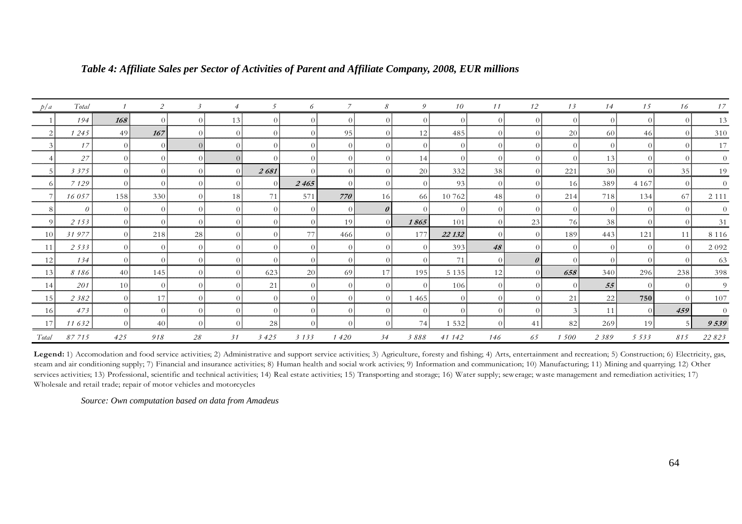*Table 4: Affiliate Sales per Sector of Activities of Parent and Affiliate Company, 2008, EUR millions*

| p/a | Total | 1 | 2 | 3 | 4 | 5 | 6 | 7 | 8 | 9 | 10 | 11 | 12 | 13 | 14 | 15 | 16 | 17 |
|---|---|---|---|---|---|---|---|---|---|---|---|---|---|---|---|---|---|---|
| 1 | 194 | **168** | 0 | 0 | 13 | 0 | 0 | 0 | 0 | 0 | 0 | 0 | 0 | 0 | 0 | 0 | 0 | 13 |
| 2 | 1 245 | 49 | **167** | 0 | 0 | 0 | 0 | 95 | 0 | 12 | 485 | 0 | 0 | 20 | 60 | 46 | 0 | 310 |
| 3 | 17 | 0 | 0 | 0 | 0 | 0 | 0 | 0 | 0 | 0 | 0 | 0 | 0 | 0 | 0 | 0 | 0 | 17 |
| 4 | 27 | 0 | 0 | 0 | 0 | 0 | 0 | 0 | 0 | 14 | 0 | 0 | 0 | 0 | 13 | 0 | 0 | 0 |
| 5 | 3 375 | 0 | 0 | 0 | 0 | **2 681** | 0 | 0 | 0 | 20 | 332 | 38 | 0 | 221 | 30 | 0 | 35 | 19 |
| 6 | 7 129 | 0 | 0 | 0 | 0 | 0 | **2 465** | 0 | 0 | 0 | 93 | 0 | 0 | 16 | 389 | 4 167 | 0 | 0 |
| 7 | 16 057 | 158 | 330 | 0 | 18 | 71 | 571 | **770** | 16 | 66 | 10 762 | 48 | 0 | 214 | 718 | 134 | 67 | 2 111 |
| 8 | 0 | 0 | 0 | 0 | 0 | 0 | 0 | 0 | **0** | 0 | 0 | 0 | 0 | 0 | 0 | 0 | 0 | 0 |
| 9 | 2 153 | 0 | 0 | 0 | 0 | 0 | 0 | 19 | 0 | **1 865** | 101 | 0 | 23 | 76 | 38 | 0 | 0 | 31 |
| 10 | 31 977 | 0 | 218 | 28 | 0 | 0 | 77 | 466 | 0 | 177 | **22 132** | 0 | 0 | 189 | 443 | 121 | 11 | 8 116 |
| 11 | 2 533 | 0 | 0 | 0 | 0 | 0 | 0 | 0 | 0 | 0 | 393 | **48** | 0 | 0 | 0 | 0 | 0 | 2 092 |
| 12 | 134 | 0 | 0 | 0 | 0 | 0 | 0 | 0 | 0 | 0 | 71 | 0 | **0** | 0 | 0 | 0 | 0 | 63 |
| 13 | 8 186 | 40 | 145 | 0 | 0 | 623 | 20 | 69 | 17 | 195 | 5 135 | 12 | 0 | **658** | 340 | 296 | 238 | 398 |
| 14 | 201 | 10 | 0 | 0 | 0 | 21 | 0 | 0 | 0 | 0 | 106 | 0 | 0 | 0 | **55** | 0 | 0 | 9 |
| 15 | 2 382 | 0 | 17 | 0 | 0 | 0 | 0 | 0 | 0 | 1 465 | 0 | 0 | 0 | 21 | 22 | **750** | 0 | 107 |
| 16 | 473 | 0 | 0 | 0 | 0 | 0 | 0 | 0 | 0 | 0 | 0 | 0 | 0 | 3 | 11 | 0 | **459** | 0 |
| 17 | 11 632 | 0 | 40 | 0 | 0 | 28 | 0 | 0 | 0 | 74 | 1 532 | 0 | 41 | 82 | 269 | 19 | 5 | **9 539** |
| Total | 87 715 | 425 | 918 | 28 | 31 | 3 425 | 3 133 | 1 420 | 34 | 3 888 | 41 142 | 146 | 65 | 1 500 | 2 389 | 5 533 | 815 | 22 823 |

**Legend:** 1) Accomodation and food service activities; 2) Administrative and support service activities; 3) Agriculture, foresty and fishing; 4) Arts, entertainment and recreation; 5) Construction; 6) Electricity, gas, steam and air conditioning supply; 7) Financial and insurance activities; 8) Human health and social work activies; 9) Information and communication; 10) Manufacturing; 11) Mining and quarrying; 12) Other services activities; 13) Professional, scientific and technical activities; 14) Real estate activities; 15) Transporting and storage; 16) Water supply; sewerage; waste management and remediation activities; 17) Wholesale and retail trade; repair of motor vehicles and motorcycles

*Source: Own computation based on data from Amadeus*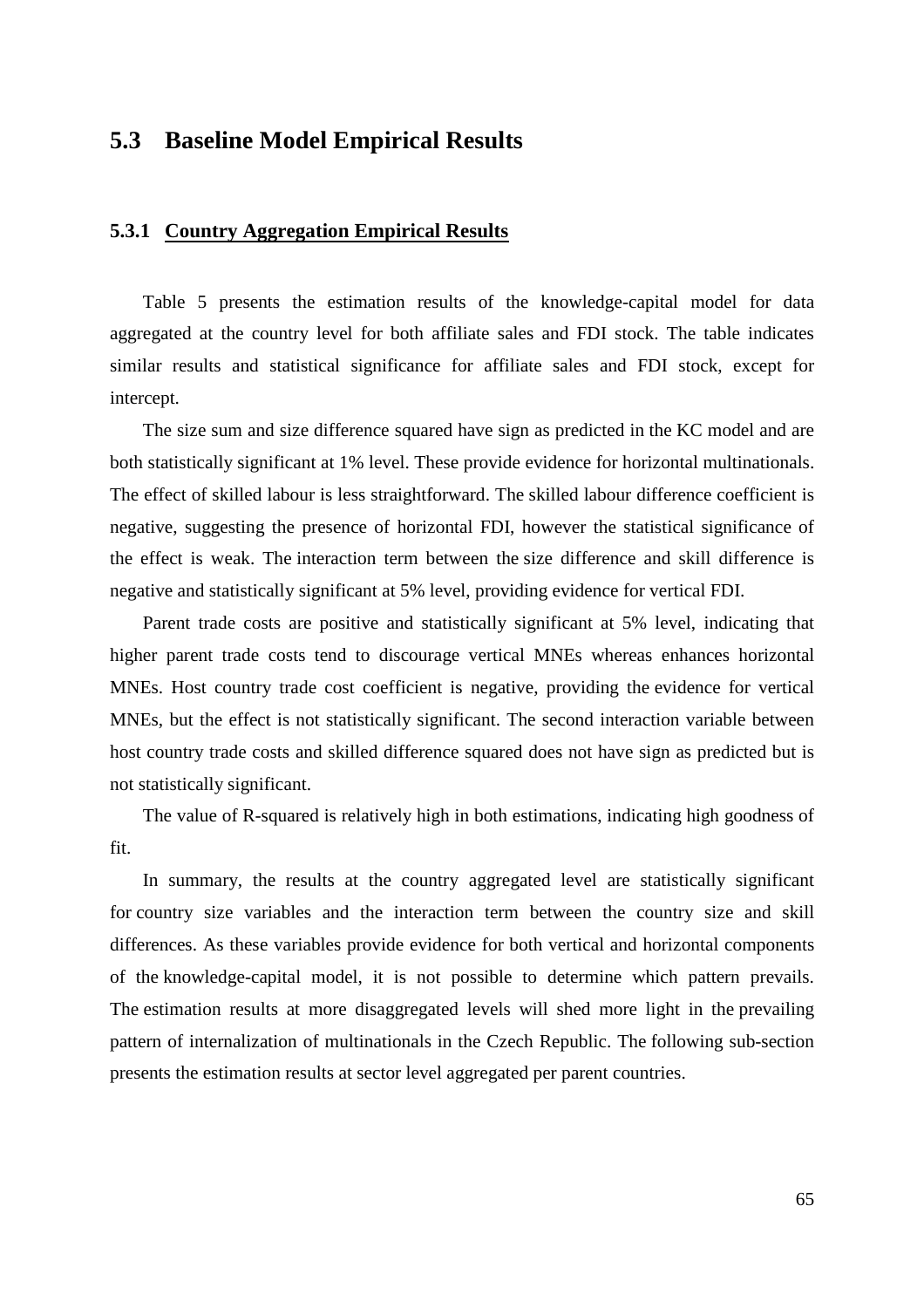## 5.3 Baseline Model Empirical Results

### 5.3.1 Country Aggregation Empirical Results

Table 5 presents the estimation results of the knowledge-capital model for data aggregated at the country level for both affiliate sales and FDI stock. The table indicates similar results and statistical significance for affiliate sales and FDI stock, except for intercept.

The size sum and size difference squared have sign as predicted in the KC model and are both statistically significant at 1% level. These provide evidence for horizontal multinationals. The effect of skilled labour is less straightforward. The skilled labour difference coefficient is negative, suggesting the presence of horizontal FDI, however the statistical significance of the effect is weak. The interaction term between the size difference and skill difference is negative and statistically significant at 5% level, providing evidence for vertical FDI.

Parent trade costs are positive and statistically significant at 5% level, indicating that higher parent trade costs tend to discourage vertical MNEs whereas enhances horizontal MNEs. Host country trade cost coefficient is negative, providing the evidence for vertical MNEs, but the effect is not statistically significant. The second interaction variable between host country trade costs and skilled difference squared does not have sign as predicted but is not statistically significant.

The value of R-squared is relatively high in both estimations, indicating high goodness of fit.

In summary, the results at the country aggregated level are statistically significant for country size variables and the interaction term between the country size and skill differences. As these variables provide evidence for both vertical and horizontal components of the knowledge-capital model, it is not possible to determine which pattern prevails. The estimation results at more disaggregated levels will shed more light in the prevailing pattern of internalization of multinationals in the Czech Republic. The following sub-section presents the estimation results at sector level aggregated per parent countries.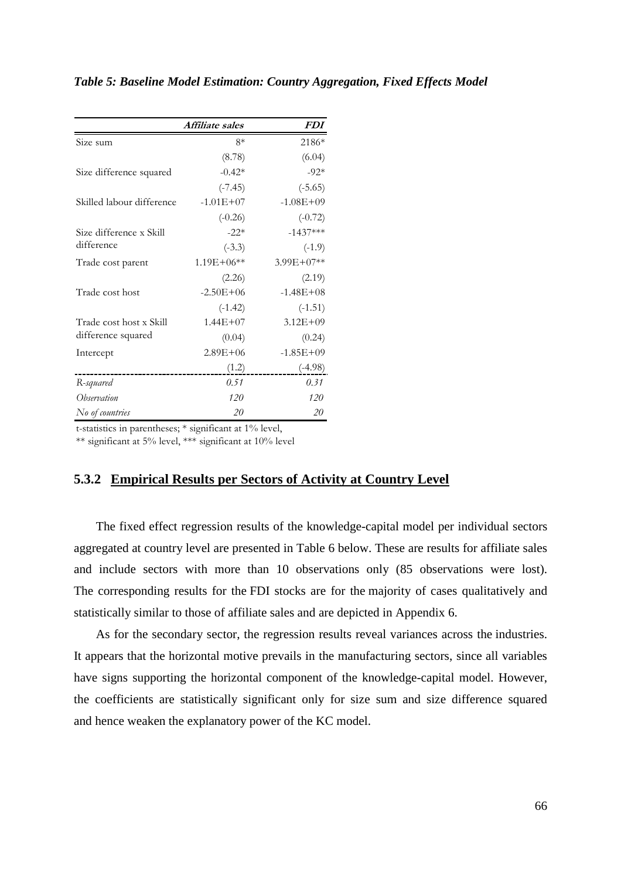***Table 5: Baseline Model Estimation: Country Aggregation, Fixed Effects Model***

| | *Affiliate sales* | *FDI* |
|---|---|---|
| Size sum | 8* | 2186* |
| | (8.78) | (6.04) |
| Size difference squared | -0.42* | -92* |
| | (-7.45) | (-5.65) |
| Skilled labour difference | -1.01E+07 | -1.08E+09 |
| | (-0.26) | (-0.72) |
| Size difference x Skill difference | -22* | -1437*** |
| | (-3.3) | (-1.9) |
| Trade cost parent | 1.19E+06** | 3.99E+07** |
| | (2.26) | (2.19) |
| Trade cost host | -2.50E+06 | -1.48E+08 |
| | (-1.42) | (-1.51) |
| Trade cost host x Skill difference squared | 1.44E+07 | 3.12E+09 |
| | (0.04) | (0.24) |
| Intercept | 2.89E+06 | -1.85E+09 |
| | (1.2) | (-4.98) |
| *R-squared* | *0.51* | *0.31* |
| *Observation* | *120* | *120* |
| *No of countries* | *20* | *20* |

t-statistics in parentheses; * significant at 1% level,
** significant at 5% level, *** significant at 10% level

### 5.3.2 Empirical Results per Sectors of Activity at Country Level

The fixed effect regression results of the knowledge-capital model per individual sectors aggregated at country level are presented in Table 6 below. These are results for affiliate sales and include sectors with more than 10 observations only (85 observations were lost). The corresponding results for the FDI stocks are for the majority of cases qualitatively and statistically similar to those of affiliate sales and are depicted in Appendix 6.

As for the secondary sector, the regression results reveal variances across the industries. It appears that the horizontal motive prevails in the manufacturing sectors, since all variables have signs supporting the horizontal component of the knowledge-capital model. However, the coefficients are statistically significant only for size sum and size difference squared and hence weaken the explanatory power of the KC model.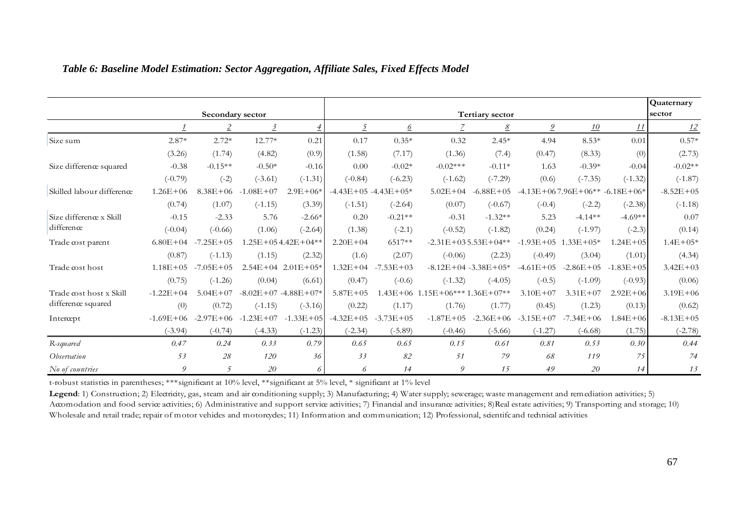*Table 6: Baseline Model Estimation: Sector Aggregation, Affiliate Sales, Fixed Effects Model*

| | **Secondary sector** | | | | **Tertiary sector** | | | | | | | **Quaternary sector** |
|---|---|---|---|---|---|---|---|---|---|---|---|---|
| | *1* | *2* | *3* | *4* | *5* | *6* | *7* | *8* | *9* | *10* | *11* | *12* |
| Size sum | 2.87* | 2.72* | 12.77* | 0.21 | 0.17 | 0.35* | 0.32 | 2.45* | 4.94 | 8.53* | 0.01 | 0.57* |
| | (3.26) | (1.74) | (4.82) | (0.9) | (1.58) | (7.17) | (1.36) | (7.4) | (0.47) | (8.33) | (0) | (2.73) |
| Size difference squared | -0.38 | -0.15** | -0.50* | -0.16 | 0.00 | -0.02* | -0.02*** | -0.11* | 1.63 | -0.39* | -0.04 | -0.02** |
| | (-0.79) | (-2) | (-3.61) | (-1.31) | (-0.84) | (-6.23) | (-1.62) | (-7.29) | (0.6) | (-7.35) | (-1.32) | (-1.87) |
| Skilled labour difference | 1.26E+06 | 8.38E+06 | -1.08E+07 | 2.9E+06* | -4.43E+05 | -4.43E+05* | 5.02E+04 | -6.88E+05 | -4.13E+06 | 7.96E+06** | -6.18E+06* | -8.52E+05 |
| | (0.74) | (1.07) | (-1.15) | (3.39) | (-1.51) | (-2.64) | (0.07) | (-0.67) | (-0.4) | (-2.2) | (-2.38) | (-1.18) |
| Size difference x Skill difference | -0.15 | -2.33 | 5.76 | -2.66* | 0.20 | -0.21** | -0.31 | -1.32** | 5.23 | -4.14** | -4.69** | 0.07 |
| | (-0.04) | (-0.66) | (1.06) | (-2.64) | (1.38) | (-2.1) | (-0.52) | (-1.82) | (0.24) | (-1.97) | (-2.3) | (0.14) |
| Trade cost parent | 6.80E+04 | -7.25E+05 | 1.25E+05 | 4.42E+04** | 2.20E+04 | 6517** | -2.31E+03 | 5.53E+04** | -1.93E+05 | 1.33E+05* | 1.24E+05 | 1.4E+05* |
| | (0.87) | (-1.13) | (1.15) | (2.32) | (1.6) | (2.07) | (-0.06) | (2.23) | (-0.49) | (3.04) | (1.01) | (4.34) |
| Trade cost host | 1.18E+05 | -7.05E+05 | 2.54E+04 | 2.01E+05* | 1.32E+04 | -7.53E+03 | -8.12E+04 | -3.38E+05* | -4.61E+05 | -2.86E+05 | -1.83E+05 | 3.42E+03 |
| | (0.75) | (-1.26) | (0.04) | (6.61) | (0.47) | (-0.6) | (-1.32) | (-4.05) | (-0.5) | (-1.09) | (-0.93) | (0.06) |
| Trade cost host x Skill difference squared | -1.22E+04 | 5.04E+07 | -8.02E+07 | -4.88E+07* | 5.87E+05 | 1.43E+06 | 1.15E+06*** | 1.36E+07** | 3.10E+07 | 3.31E+07 | 2.92E+06 | 3.19E+06 |
| | (0) | (0.72) | (-1.15) | (-3.16) | (0.22) | (1.17) | (1.76) | (1.77) | (0.45) | (1.23) | (0.13) | (0.62) |
| Intercept | -1.69E+06 | -2.97E+06 | -1.23E+07 | -1.33E+05 | -4.32E+05 | -3.73E+05 | -1.87E+05 | -2.36E+06 | -3.15E+07 | -7.34E+06 | 1.84E+06 | -8.13E+05 |
| | (-3.94) | (-0.74) | (-4.33) | (-1.23) | (-2.34) | (-5.89) | (-0.46) | (-5.66) | (-1.27) | (-6.68) | (1.75) | (-2.78) |
| *R-squared* | *0.47* | *0.24* | *0.33* | *0.79* | *0.65* | *0.65* | *0.15* | *0.61* | *0.81* | *0.53* | *0.30* | *0.44* |
| *Observation* | *53* | *28* | *120* | *36* | *33* | *82* | *51* | *79* | *68* | *119* | *75* | *74* |
| *No of countries* | *9* | *5* | *20* | *6* | *6* | *14* | *9* | *15* | *49* | *20* | *14* | *13* |

t-robust statistics in parentheses; ***significant at 10% level, **significant at 5% level, * significant at 1% level

**Legend**: 1) Construction; 2) Electricity, gas, steam and air conditioning supply; 3) Manufacturing; 4) Water supply; sewerage; waste management and remediation activities; 5) Accomodation and food service activities; 6) Administrative and support service activities; 7) Financial and insurance activities; 8)Real estate activities; 9) Transporting and storage; 10) Wholesale and retail trade; repair of motor vehicles and motorcycles; 11) Information and communication; 12) Professional, scientifc and technical activities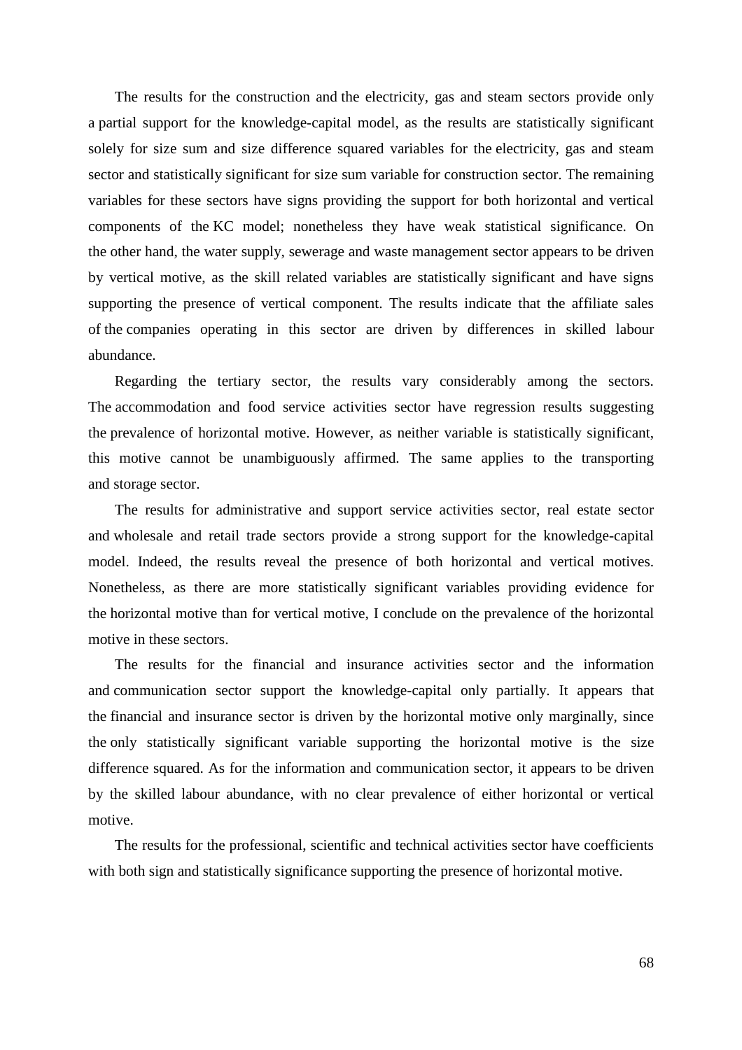The results for the construction and the electricity, gas and steam sectors provide only a partial support for the knowledge-capital model, as the results are statistically significant solely for size sum and size difference squared variables for the electricity, gas and steam sector and statistically significant for size sum variable for construction sector. The remaining variables for these sectors have signs providing the support for both horizontal and vertical components of the KC model; nonetheless they have weak statistical significance. On the other hand, the water supply, sewerage and waste management sector appears to be driven by vertical motive, as the skill related variables are statistically significant and have signs supporting the presence of vertical component. The results indicate that the affiliate sales of the companies operating in this sector are driven by differences in skilled labour abundance.

Regarding the tertiary sector, the results vary considerably among the sectors. The accommodation and food service activities sector have regression results suggesting the prevalence of horizontal motive. However, as neither variable is statistically significant, this motive cannot be unambiguously affirmed. The same applies to the transporting and storage sector.

The results for administrative and support service activities sector, real estate sector and wholesale and retail trade sectors provide a strong support for the knowledge-capital model. Indeed, the results reveal the presence of both horizontal and vertical motives. Nonetheless, as there are more statistically significant variables providing evidence for the horizontal motive than for vertical motive, I conclude on the prevalence of the horizontal motive in these sectors.

The results for the financial and insurance activities sector and the information and communication sector support the knowledge-capital only partially. It appears that the financial and insurance sector is driven by the horizontal motive only marginally, since the only statistically significant variable supporting the horizontal motive is the size difference squared. As for the information and communication sector, it appears to be driven by the skilled labour abundance, with no clear prevalence of either horizontal or vertical motive.

The results for the professional, scientific and technical activities sector have coefficients with both sign and statistically significance supporting the presence of horizontal motive.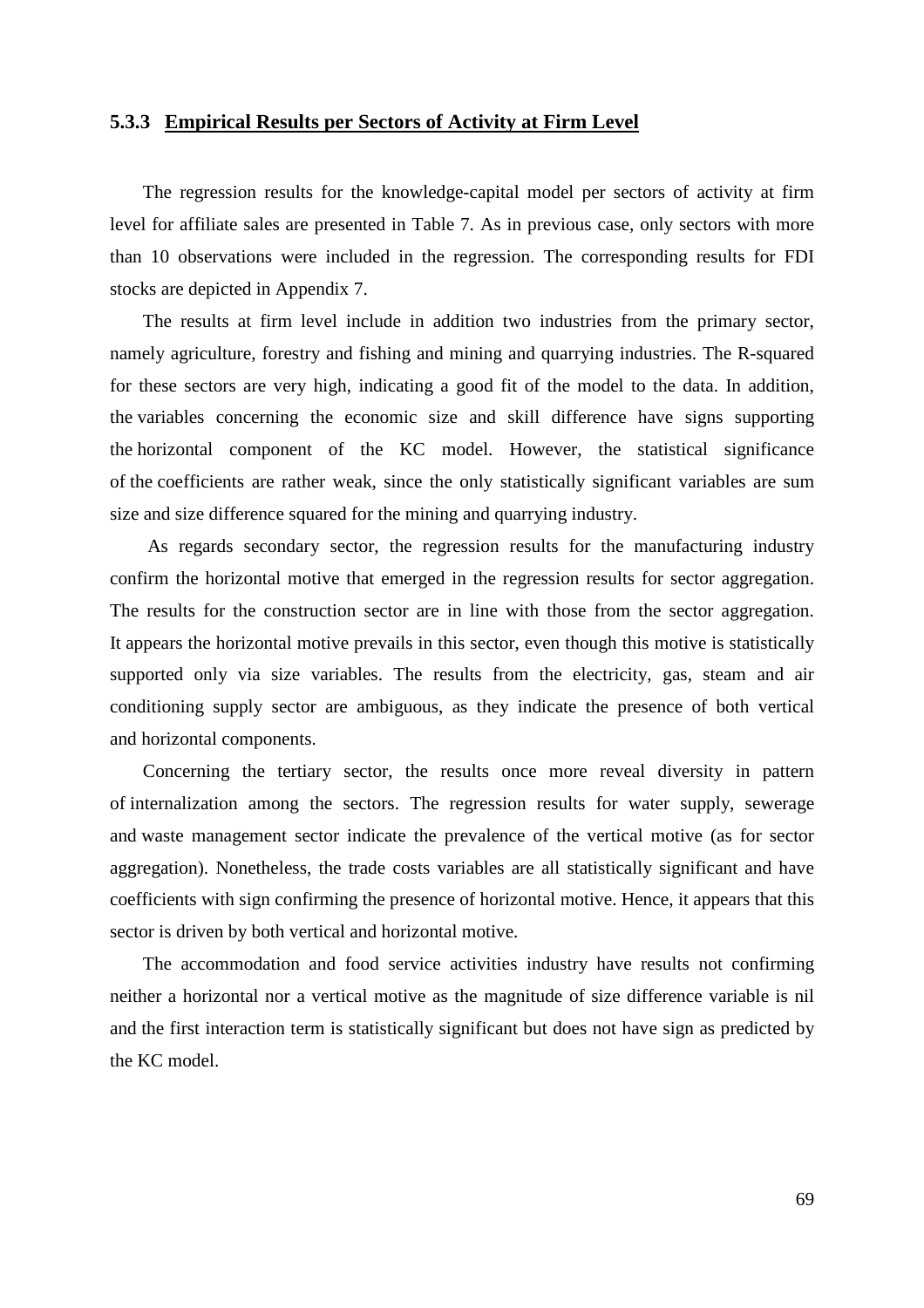### 5.3.3 Empirical Results per Sectors of Activity at Firm Level

The regression results for the knowledge-capital model per sectors of activity at firm level for affiliate sales are presented in Table 7. As in previous case, only sectors with more than 10 observations were included in the regression. The corresponding results for FDI stocks are depicted in Appendix 7.

The results at firm level include in addition two industries from the primary sector, namely agriculture, forestry and fishing and mining and quarrying industries. The R-squared for these sectors are very high, indicating a good fit of the model to the data. In addition, the variables concerning the economic size and skill difference have signs supporting the horizontal component of the KC model. However, the statistical significance of the coefficients are rather weak, since the only statistically significant variables are sum size and size difference squared for the mining and quarrying industry.

As regards secondary sector, the regression results for the manufacturing industry confirm the horizontal motive that emerged in the regression results for sector aggregation. The results for the construction sector are in line with those from the sector aggregation. It appears the horizontal motive prevails in this sector, even though this motive is statistically supported only via size variables. The results from the electricity, gas, steam and air conditioning supply sector are ambiguous, as they indicate the presence of both vertical and horizontal components.

Concerning the tertiary sector, the results once more reveal diversity in pattern of internalization among the sectors. The regression results for water supply, sewerage and waste management sector indicate the prevalence of the vertical motive (as for sector aggregation). Nonetheless, the trade costs variables are all statistically significant and have coefficients with sign confirming the presence of horizontal motive. Hence, it appears that this sector is driven by both vertical and horizontal motive.

The accommodation and food service activities industry have results not confirming neither a horizontal nor a vertical motive as the magnitude of size difference variable is nil and the first interaction term is statistically significant but does not have sign as predicted by the KC model.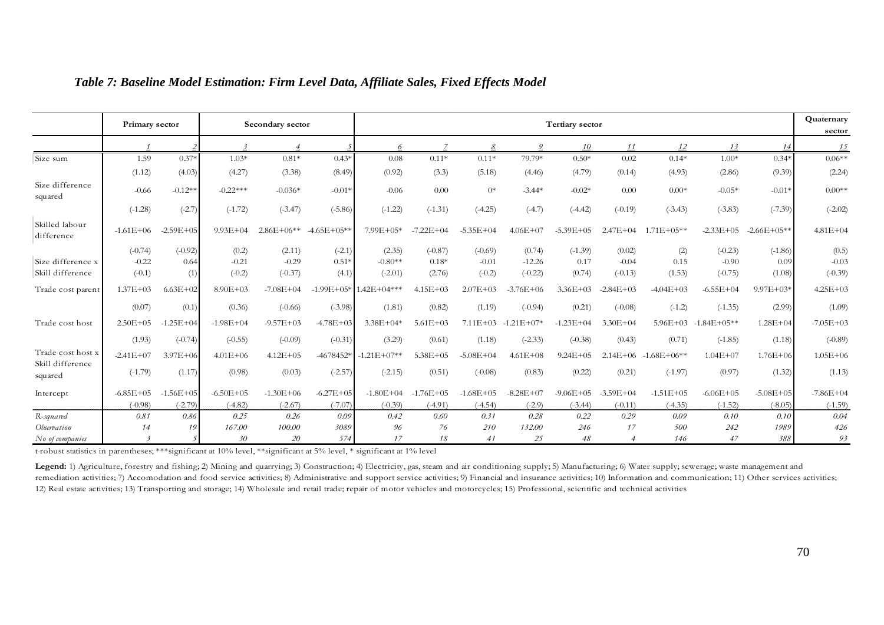### *Table 7: Baseline Model Estimation: Firm Level Data, Affiliate Sales, Fixed Effects Model*

| | Primary sector | | Secondary sector | | | Tertiary sector | | | | | | | | | Quaternary sector |
|---|---|---|---|---|---|---|---|---|---|---|---|---|---|---|---|
| | *1* | *2* | *3* | *4* | *5* | *6* | *7* | *8* | *9* | *10* | *11* | *12* | *13* | *14* | *15* |
| Size sum | 1.59 | 0.37* | 1.03* | 0.81* | 0.43* | 0.08 | 0.11* | 0.11* | 79.79* | 0.50* | 0.02 | 0.14* | 1.00* | 0.34* | 0.06** |
| | (1.12) | (4.03) | (4.27) | (3.38) | (8.49) | (0.92) | (3.3) | (5.18) | (4.46) | (4.79) | (0.14) | (4.93) | (2.86) | (9.39) | (2.24) |
| Size difference squared | -0.66 | -0.12** | -0.22*** | -0.036* | -0.01* | -0.06 | 0.00 | 0* | -3.44* | -0.02* | 0.00 | 0.00* | -0.05* | -0.01* | 0.00** |
| | (-1.28) | (-2.7) | (-1.72) | (-3.47) | (-5.86) | (-1.22) | (-1.31) | (-4.25) | (-4.7) | (-4.42) | (-0.19) | (-3.43) | (-3.83) | (-7.39) | (-2.02) |
| Skilled labour difference | -1.61E+06 | -2.59E+05 | 9.93E+04 | 2.86E+06** | -4.65E+05** | 7.99E+05* | -7.22E+04 | -5.35E+04 | 4.06E+07 | -5.39E+05 | 2.47E+04 | 1.71E+05** | -2.33E+05 | -2.66E+05** | 4.81E+04 |
| | (-0.74) | (-0.92) | (0.2) | (2.11) | (-2.1) | (2.35) | (-0.87) | (-0.69) | (0.74) | (-1.39) | (0.02) | (2) | (-0.23) | (-1.86) | (0.5) |
| Size difference x Skill difference | -0.22 | 0.64 | -0.21 | -0.29 | 0.51* | -0.80** | 0.18* | -0.01 | -12.26 | 0.17 | -0.04 | 0.15 | -0.90 | 0.09 | -0.03 |
| | (-0.1) | (1) | (-0.2) | (-0.37) | (4.1) | (-2.01) | (2.76) | (-0.2) | (-0.22) | (0.74) | (-0.13) | (1.53) | (-0.75) | (1.08) | (-0.39) |
| Trade cost parent | 1.37E+03 | 6.63E+02 | 8.90E+03 | -7.08E+04 | -1.99E+05* | 1.42E+04*** | 4.15E+03 | 2.07E+03 | -3.76E+06 | 3.36E+03 | -2.84E+03 | -4.04E+03 | -6.55E+04 | 9.97E+03* | 4.25E+03 |
| | (0.07) | (0.1) | (0.36) | (-0.66) | (-3.98) | (1.81) | (0.82) | (1.19) | (-0.94) | (0.21) | (-0.08) | (-1.2) | (-1.35) | (2.99) | (1.09) |
| Trade cost host | 2.50E+05 | -1.25E+04 | -1.98E+04 | -9.57E+03 | -4.78E+03 | 3.38E+04* | 5.61E+03 | 7.11E+03 | -1.21E+07* | -1.23E+04 | 3.30E+04 | 5.96E+03 | -1.84E+05** | 1.28E+04 | -7.05E+03 |
| | (1.93) | (-0.74) | (-0.55) | (-0.09) | (-0.31) | (3.29) | (0.61) | (1.18) | (-2.33) | (-0.38) | (0.43) | (0.71) | (-1.85) | (1.18) | (-0.89) |
| Trade cost host x Skill difference squared | -2.41E+07 | 3.97E+06 | 4.01E+06 | 4.12E+05 | -4678452* | -1.21E+07** | 5.38E+05 | -5.08E+04 | 4.61E+08 | 9.24E+05 | 2.14E+06 | -1.68E+06** | 1.04E+07 | 1.76E+06 | 1.05E+06 |
| | (-1.79) | (1.17) | (0.98) | (0.03) | (-2.57) | (-2.15) | (0.51) | (-0.08) | (0.83) | (0.22) | (0.21) | (-1.97) | (0.97) | (1.32) | (1.13) |
| Intercept | -6.85E+05 | -1.56E+05 | -6.50E+05 | -1.30E+06 | -6.27E+05 | -1.80E+04 | -1.76E+05 | -1.68E+05 | -8.28E+07 | -9.06E+05 | -3.59E+04 | -1.51E+05 | -6.06E+05 | -5.08E+05 | -7.86E+04 |
| | (-0.98) | (-2.79) | (-4.82) | (-2.67) | (-7.07) | (-0.39) | (-4.91) | (-4.54) | (-2.9) | (-3.44) | (-0.11) | (-4.35) | (-1.52) | (-8.05) | (-1.59) |
| *R-squared* | *0.81* | *0.86* | *0.25* | *0.26* | *0.09* | *0.42* | *0.60* | *0.31* | *0.28* | *0.22* | *0.29* | *0.09* | *0.10* | *0.10* | *0.04* |
| *Observation* | *14* | *19* | *167.00* | *100.00* | *3089* | *96* | *76* | *210* | *132.00* | *246* | *17* | *500* | *242* | *1989* | *426* |
| *No of companies* | *3* | *5* | *30* | *20* | *574* | *17* | *18* | *41* | *25* | *48* | *4* | *146* | *47* | *388* | *93* |

t-robust statistics in parentheses; ***significant at 10% level, **significant at 5% level, * significant at 1% level

**Legend:** 1) Agriculture, forestry and fishing; 2) Mining and quarrying; 3) Construction; 4) Electricity, gas, steam and air conditioning supply; 5) Manufacturing; 6) Water supply; sewerage; waste management and remediation activities; 7) Accomodation and food service activities; 8) Administrative and support service activities; 9) Financial and insurance activities; 10) Information and communication; 11) Other services activities; 12) Real estate activities; 13) Transporting and storage; 14) Wholesale and retail trade; repair of motor vehicles and motorcycles; 15) Professional, scientific and technical activities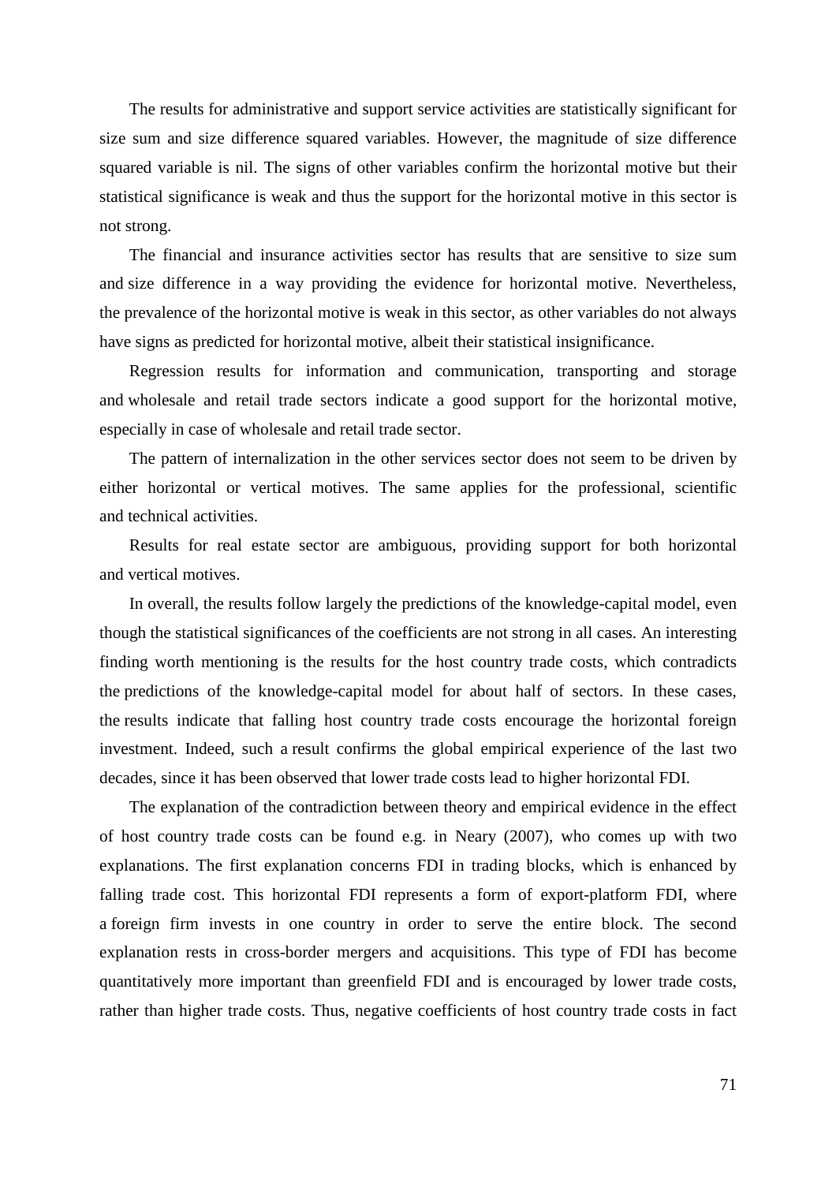The results for administrative and support service activities are statistically significant for size sum and size difference squared variables. However, the magnitude of size difference squared variable is nil. The signs of other variables confirm the horizontal motive but their statistical significance is weak and thus the support for the horizontal motive in this sector is not strong.

The financial and insurance activities sector has results that are sensitive to size sum and size difference in a way providing the evidence for horizontal motive. Nevertheless, the prevalence of the horizontal motive is weak in this sector, as other variables do not always have signs as predicted for horizontal motive, albeit their statistical insignificance.

Regression results for information and communication, transporting and storage and wholesale and retail trade sectors indicate a good support for the horizontal motive, especially in case of wholesale and retail trade sector.

The pattern of internalization in the other services sector does not seem to be driven by either horizontal or vertical motives. The same applies for the professional, scientific and technical activities.

Results for real estate sector are ambiguous, providing support for both horizontal and vertical motives.

In overall, the results follow largely the predictions of the knowledge-capital model, even though the statistical significances of the coefficients are not strong in all cases. An interesting finding worth mentioning is the results for the host country trade costs, which contradicts the predictions of the knowledge-capital model for about half of sectors. In these cases, the results indicate that falling host country trade costs encourage the horizontal foreign investment. Indeed, such a result confirms the global empirical experience of the last two decades, since it has been observed that lower trade costs lead to higher horizontal FDI.

The explanation of the contradiction between theory and empirical evidence in the effect of host country trade costs can be found e.g. in Neary (2007), who comes up with two explanations. The first explanation concerns FDI in trading blocks, which is enhanced by falling trade cost. This horizontal FDI represents a form of export-platform FDI, where a foreign firm invests in one country in order to serve the entire block. The second explanation rests in cross-border mergers and acquisitions. This type of FDI has become quantitatively more important than greenfield FDI and is encouraged by lower trade costs, rather than higher trade costs. Thus, negative coefficients of host country trade costs in fact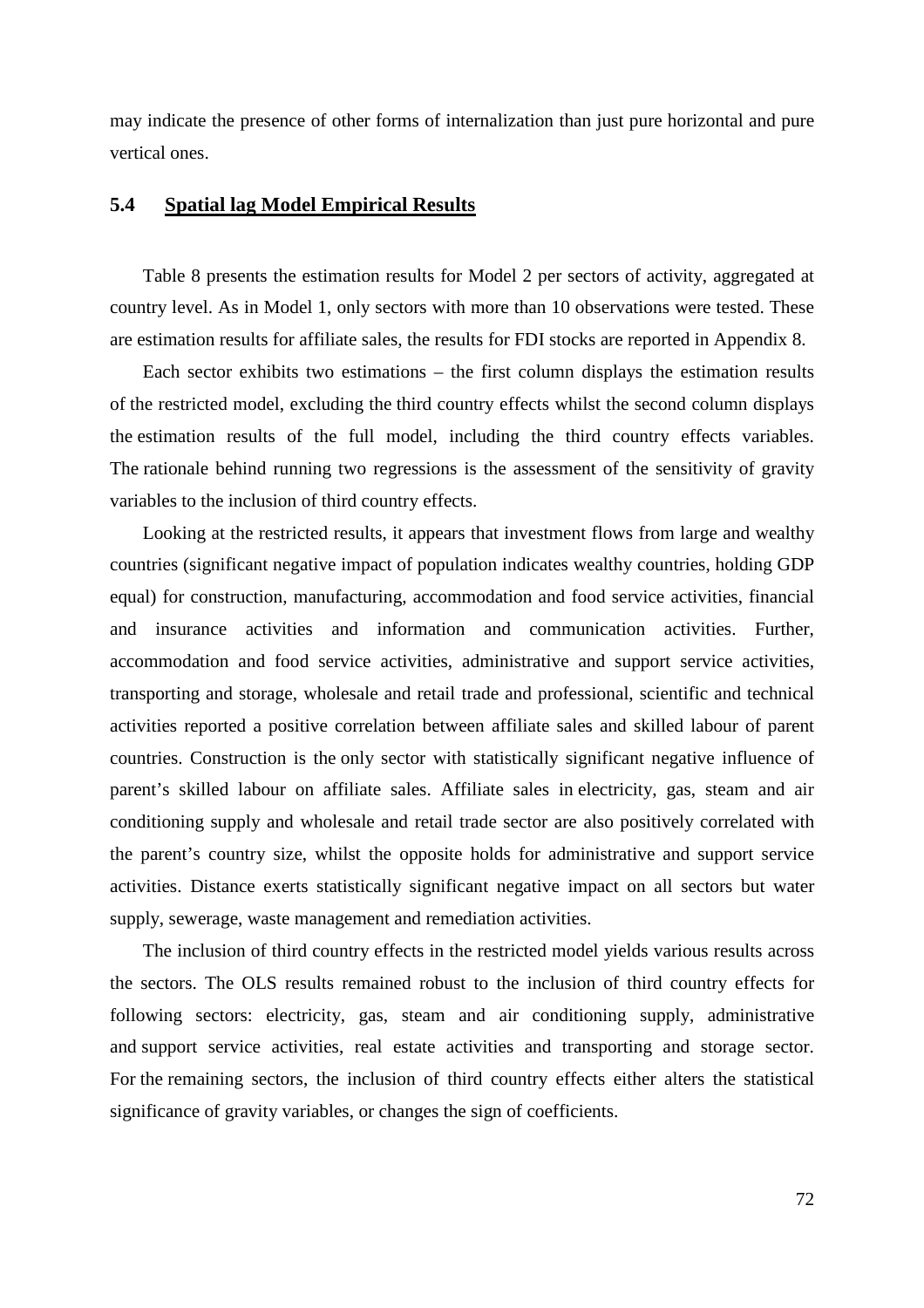may indicate the presence of other forms of internalization than just pure horizontal and pure vertical ones.

## 5.4 Spatial lag Model Empirical Results

Table 8 presents the estimation results for Model 2 per sectors of activity, aggregated at country level. As in Model 1, only sectors with more than 10 observations were tested. These are estimation results for affiliate sales, the results for FDI stocks are reported in Appendix 8.

Each sector exhibits two estimations – the first column displays the estimation results of the restricted model, excluding the third country effects whilst the second column displays the estimation results of the full model, including the third country effects variables. The rationale behind running two regressions is the assessment of the sensitivity of gravity variables to the inclusion of third country effects.

Looking at the restricted results, it appears that investment flows from large and wealthy countries (significant negative impact of population indicates wealthy countries, holding GDP equal) for construction, manufacturing, accommodation and food service activities, financial and insurance activities and information and communication activities. Further, accommodation and food service activities, administrative and support service activities, transporting and storage, wholesale and retail trade and professional, scientific and technical activities reported a positive correlation between affiliate sales and skilled labour of parent countries. Construction is the only sector with statistically significant negative influence of parent's skilled labour on affiliate sales. Affiliate sales in electricity, gas, steam and air conditioning supply and wholesale and retail trade sector are also positively correlated with the parent's country size, whilst the opposite holds for administrative and support service activities. Distance exerts statistically significant negative impact on all sectors but water supply, sewerage, waste management and remediation activities.

The inclusion of third country effects in the restricted model yields various results across the sectors. The OLS results remained robust to the inclusion of third country effects for following sectors: electricity, gas, steam and air conditioning supply, administrative and support service activities, real estate activities and transporting and storage sector. For the remaining sectors, the inclusion of third country effects either alters the statistical significance of gravity variables, or changes the sign of coefficients.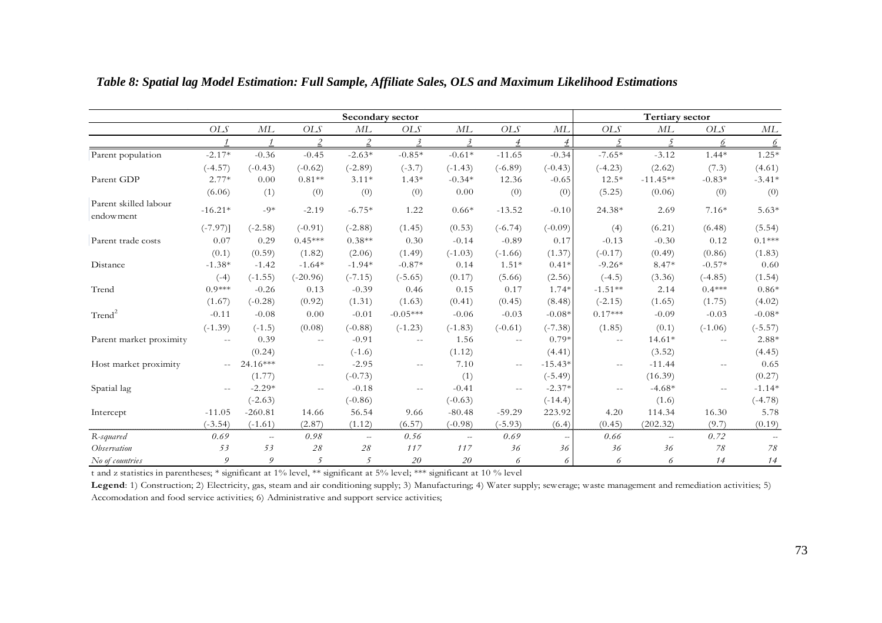### *Table 8: Spatial lag Model Estimation: Full Sample, Affiliate Sales, OLS and Maximum Likelihood Estimations*

| | Secondary sector | | | | | | | | Tertiary sector | | | |
|---|---|---|---|---|---|---|---|---|---|---|---|---|
| | *OLS* | *ML* | *OLS* | *ML* | *OLS* | *ML* | *OLS* | *ML* | *OLS* | *ML* | *OLS* | *ML* |
| | *1* | *1* | *2* | *2* | *3* | *3* | *4* | *4* | *5* | *5* | *6* | *6* |
| Parent population | -2.17* | -0.36 | -0.45 | -2.63* | -0.85* | -0.61* | -11.65 | -0.34 | -7.65* | -3.12 | 1.44* | 1.25* |
| | (-4.57) | (-0.43) | (-0.62) | (-2.89) | (-3.7) | (-1.43) | (-6.89) | (-0.43) | (-4.23) | (2.62) | (7.3) | (4.61) |
| Parent GDP | 2.77* | 0.00 | 0.81** | 3.11* | 1.43* | -0.34* | 12.36 | -0.65 | 12.5* | -11.45** | -0.83* | -3.41* |
| | (6.06) | (1) | (0) | (0) | (0) | 0.00 | (0) | (0) | (5.25) | (0.06) | (0) | (0) |
| Parent skilled labour endowment | -16.21* | -9* | -2.19 | -6.75* | 1.22 | 0.66* | -13.52 | -0.10 | 24.38* | 2.69 | 7.16* | 5.63* |
| | (-7.97)] | (-2.58) | (-0.91) | (-2.88) | (1.45) | (0.53) | (-6.74) | (-0.09) | (4) | (6.21) | (6.48) | (5.54) |
| Parent trade costs | 0.07 | 0.29 | 0.45*** | 0.38** | 0.30 | -0.14 | -0.89 | 0.17 | -0.13 | -0.30 | 0.12 | 0.1*** |
| | (0.1) | (0.59) | (1.82) | (2.06) | (1.49) | (-1.03) | (-1.66) | (1.37) | (-0.17) | (0.49) | (0.86) | (1.83) |
| Distance | -1.38* | -1.42 | -1.64* | -1.94* | -0.87* | 0.14 | 1.51* | 0.41* | -9.26* | 8.47* | -0.57* | 0.60 |
| | (-4) | (-1.55) | (-20.96) | (-7.15) | (-5.65) | (0.17) | (5.66) | (2.56) | (-4.5) | (3.36) | (-4.85) | (1.54) |
| Trend | 0.9*** | -0.26 | 0.13 | -0.39 | 0.46 | 0.15 | 0.17 | 1.74* | -1.51** | 2.14 | 0.4*** | 0.86* |
| | (1.67) | (-0.28) | (0.92) | (1.31) | (1.63) | (0.41) | (0.45) | (8.48) | (-2.15) | (1.65) | (1.75) | (4.02) |
| $Trend^2$ | -0.11 | -0.08 | 0.00 | -0.01 | -0.05*** | -0.06 | -0.03 | -0.08* | 0.17*** | -0.09 | -0.03 | -0.08* |
| | (-1.39) | (-1.5) | (0.08) | (-0.88) | (-1.23) | (-1.83) | (-0.61) | (-7.38) | (1.85) | (0.1) | (-1.06) | (-5.57) |
| Parent market proximity | -- | 0.39 | -- | -0.91 | -- | 1.56 | -- | 0.79* | -- | 14.61* | -- | 2.88* |
| | | (0.24) | | (-1.6) | | (1.12) | | (4.41) | | (3.52) | | (4.45) |
| Host market proximity | -- | 24.16*** | -- | -2.95 | -- | 7.10 | -- | -15.43* | -- | -11.44 | -- | 0.65 |
| | | (1.77) | | (-0.73) | | (1) | | (-5.49) | | (16.39) | | (0.27) |
| Spatial lag | -- | -2.29* | -- | -0.18 | -- | -0.41 | -- | -2.37* | -- | -4.68* | -- | -1.14* |
| | | (-2.63) | | (-0.86) | | (-0.63) | | (-14.4) | | (1.6) | | (-4.78) |
| Intercept | -11.05 | -260.81 | 14.66 | 56.54 | 9.66 | -80.48 | -59.29 | 223.92 | 4.20 | 114.34 | 16.30 | 5.78 |
| | (-3.54) | (-1.61) | (2.87) | (1.12) | (6.57) | (-0.98) | (-5.93) | (6.4) | (0.45) | (202.32) | (9.7) | (0.19) |
| *R-squared* | *0.69* | -- | *0.98* | -- | *0.56* | -- | *0.69* | -- | *0.66* | -- | *0.72* | -- |
| *Observation* | *53* | *53* | *28* | *28* | *117* | *117* | *36* | *36* | *36* | *36* | *78* | *78* |
| *No of countries* | *9* | *9* | *5* | *5* | *20* | *20* | *6* | *6* | *6* | *6* | *14* | *14* |

t and z statistics in parentheses; * significant at 1% level, ** significant at 5% level; *** significant at 10 % level

**Legend**: 1) Construction; 2) Electricity, gas, steam and air conditioning supply; 3) Manufacturing; 4) Water supply; sewerage; waste management and remediation activities; 5) Accomodation and food service activities; 6) Administrative and support service activities;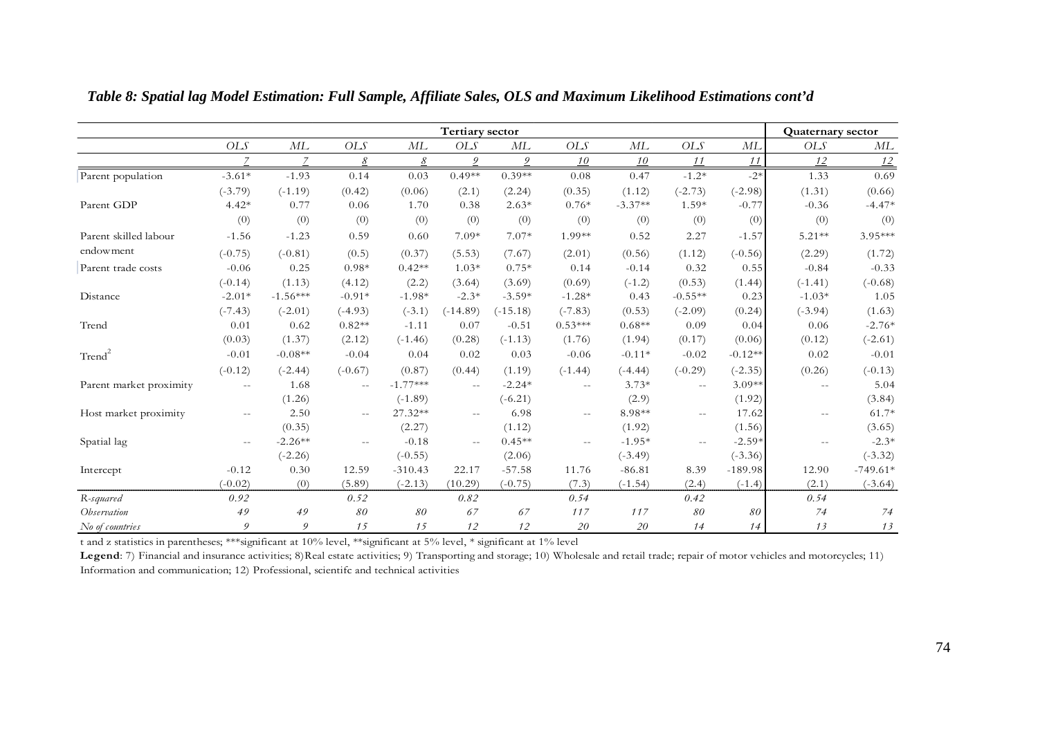*Table 8: Spatial lag Model Estimation: Full Sample, Affiliate Sales, OLS and Maximum Likelihood Estimations cont'd*

| | Tertiary sector | | | | | | | | | | Quaternary sector | |
|---|---|---|---|---|---|---|---|---|---|---|---|---|
| | *OLS* | *ML* | *OLS* | *ML* | *OLS* | *ML* | *OLS* | *ML* | *OLS* | *ML* | *OLS* | *ML* |
| | *7* | *7* | *8* | *8* | *9* | *9* | *10* | *10* | *11* | *11* | *12* | *12* |
| Parent population | -3.61* | -1.93 | 0.14 | 0.03 | 0.49** | 0.39** | 0.08 | 0.47 | -1.2* | -2* | 1.33 | 0.69 |
| | (-3.79) | (-1.19) | (0.42) | (0.06) | (2.1) | (2.24) | (0.35) | (1.12) | (-2.73) | (-2.98) | (1.31) | (0.66) |
| Parent GDP | 4.42* | 0.77 | 0.06 | 1.70 | 0.38 | 2.63* | 0.76* | -3.37** | 1.59* | -0.77 | -0.36 | -4.47* |
| | (0) | (0) | (0) | (0) | (0) | (0) | (0) | (0) | (0) | (0) | (0) | (0) |
| Parent skilled labour endowment | -1.56 | -1.23 | 0.59 | 0.60 | 7.09* | 7.07* | 1.99** | 0.52 | 2.27 | -1.57 | 5.21** | 3.95*** |
| | (-0.75) | (-0.81) | (0.5) | (0.37) | (5.53) | (7.67) | (2.01) | (0.56) | (1.12) | (-0.56) | (2.29) | (1.72) |
| Parent trade costs | -0.06 | 0.25 | 0.98* | 0.42** | 1.03* | 0.75* | 0.14 | -0.14 | 0.32 | 0.55 | -0.84 | -0.33 |
| | (-0.14) | (1.13) | (4.12) | (2.2) | (3.64) | (3.69) | (0.69) | (-1.2) | (0.53) | (1.44) | (-1.41) | (-0.68) |
| Distance | -2.01* | -1.56*** | -0.91* | -1.98* | -2.3* | -3.59* | -1.28* | 0.43 | -0.55** | 0.23 | -1.03* | 1.05 |
| | (-7.43) | (-2.01) | (-4.93) | (-3.1) | (-14.89) | (-15.18) | (-7.83) | (0.53) | (-2.09) | (0.24) | (-3.94) | (1.63) |
| Trend | 0.01 | 0.62 | 0.82** | -1.11 | 0.07 | -0.51 | 0.53*** | 0.68** | 0.09 | 0.04 | 0.06 | -2.76* |
| | (0.03) | (1.37) | (2.12) | (-1.46) | (0.28) | (-1.13) | (1.76) | (1.94) | (0.17) | (0.06) | (0.12) | (-2.61) |
| $Trend^2$ | -0.01 | -0.08** | -0.04 | 0.04 | 0.02 | 0.03 | -0.06 | -0.11* | -0.02 | -0.12** | 0.02 | -0.01 |
| | (-0.12) | (-2.44) | (-0.67) | (0.87) | (0.44) | (1.19) | (-1.44) | (-4.44) | (-0.29) | (-2.35) | (0.26) | (-0.13) |
| Parent market proximity | -- | 1.68 | -- | -1.77*** | -- | -2.24* | -- | 3.73* | -- | 3.09** | -- | 5.04 |
| | | (1.26) | | (-1.89) | | (-6.21) | | (2.9) | | (1.92) | | (3.84) |
| Host market proximity | -- | 2.50 | -- | 27.32** | -- | 6.98 | -- | 8.98** | -- | 17.62 | -- | 61.7* |
| | | (0.35) | | (2.27) | | (1.12) | | (1.92) | | (1.56) | | (3.65) |
| Spatial lag | -- | -2.26** | -- | -0.18 | -- | 0.45** | -- | -1.95* | -- | -2.59* | -- | -2.3* |
| | | (-2.26) | | (-0.55) | | (2.06) | | (-3.49) | | (-3.36) | | (-3.32) |
| Intercept | -0.12 | 0.30 | 12.59 | -310.43 | 22.17 | -57.58 | 11.76 | -86.81 | 8.39 | -189.98 | 12.90 | -749.61* |
| | (-0.02) | (0) | (5.89) | (-2.13) | (10.29) | (-0.75) | (7.3) | (-1.54) | (2.4) | (-1.4) | (2.1) | (-3.64) |
| *R-squared* | *0.92* | | *0.52* | | *0.82* | | *0.54* | | *0.42* | | *0.54* | |
| *Observation* | *49* | *49* | *80* | *80* | *67* | *67* | *117* | *117* | *80* | *80* | *74* | *74* |
| *No of countries* | *9* | *9* | *15* | *15* | *12* | *12* | *20* | *20* | *14* | *14* | *13* | *13* |

t and z statistics in parentheses; ***significant at 10% level, **significant at 5% level, * significant at 1% level

**Legend**: 7) Financial and insurance activities; 8)Real estate activities; 9) Transporting and storage; 10) Wholesale and retail trade; repair of motor vehicles and motorcycles; 11) Information and communication; 12) Professional, scientifc and technical activities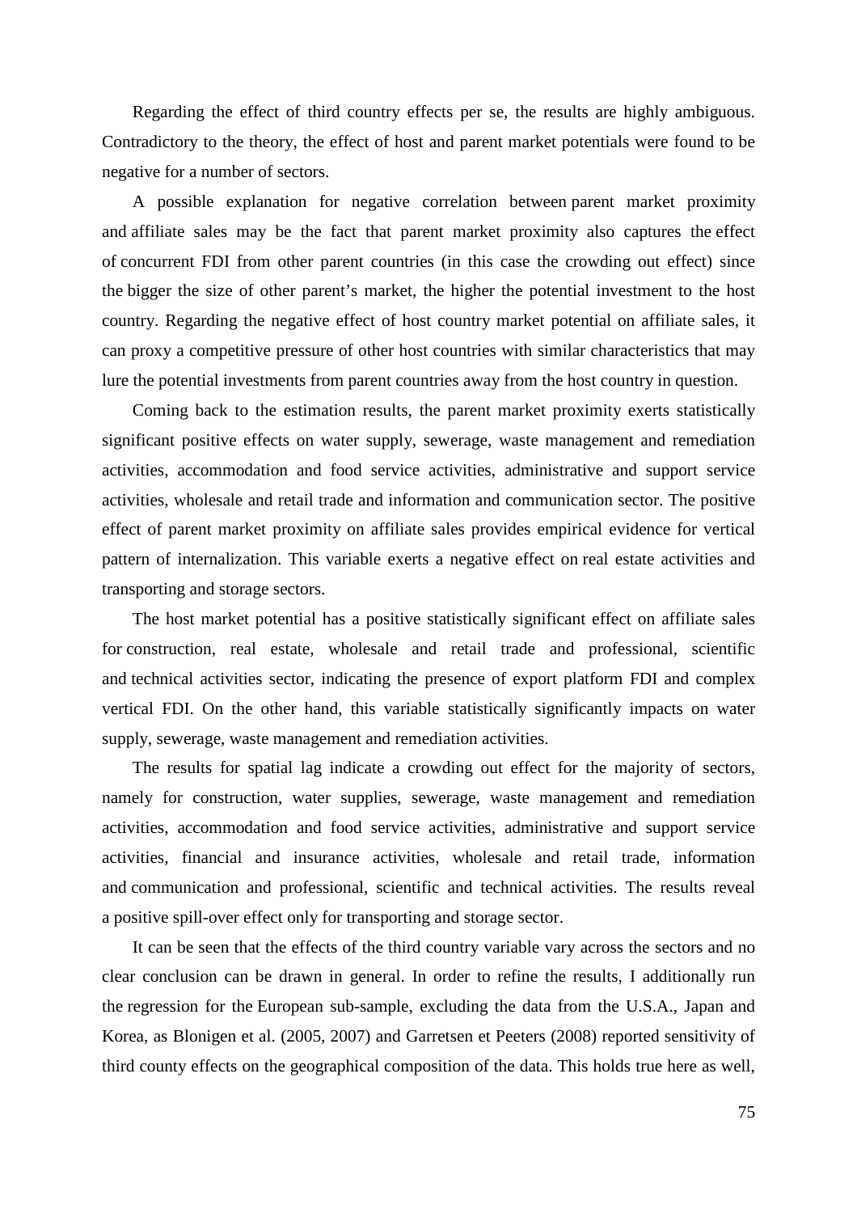Regarding the effect of third country effects per se, the results are highly ambiguous. Contradictory to the theory, the effect of host and parent market potentials were found to be negative for a number of sectors.

A possible explanation for negative correlation between parent market proximity and affiliate sales may be the fact that parent market proximity also captures the effect of concurrent FDI from other parent countries (in this case the crowding out effect) since the bigger the size of other parent's market, the higher the potential investment to the host country. Regarding the negative effect of host country market potential on affiliate sales, it can proxy a competitive pressure of other host countries with similar characteristics that may lure the potential investments from parent countries away from the host country in question.

Coming back to the estimation results, the parent market proximity exerts statistically significant positive effects on water supply, sewerage, waste management and remediation activities, accommodation and food service activities, administrative and support service activities, wholesale and retail trade and information and communication sector. The positive effect of parent market proximity on affiliate sales provides empirical evidence for vertical pattern of internalization. This variable exerts a negative effect on real estate activities and transporting and storage sectors.

The host market potential has a positive statistically significant effect on affiliate sales for construction, real estate, wholesale and retail trade and professional, scientific and technical activities sector, indicating the presence of export platform FDI and complex vertical FDI. On the other hand, this variable statistically significantly impacts on water supply, sewerage, waste management and remediation activities.

The results for spatial lag indicate a crowding out effect for the majority of sectors, namely for construction, water supplies, sewerage, waste management and remediation activities, accommodation and food service activities, administrative and support service activities, financial and insurance activities, wholesale and retail trade, information and communication and professional, scientific and technical activities. The results reveal a positive spill-over effect only for transporting and storage sector.

It can be seen that the effects of the third country variable vary across the sectors and no clear conclusion can be drawn in general. In order to refine the results, I additionally run the regression for the European sub-sample, excluding the data from the U.S.A., Japan and Korea, as Blonigen et al. (2005, 2007) and Garretsen et Peeters (2008) reported sensitivity of third county effects on the geographical composition of the data. This holds true here as well,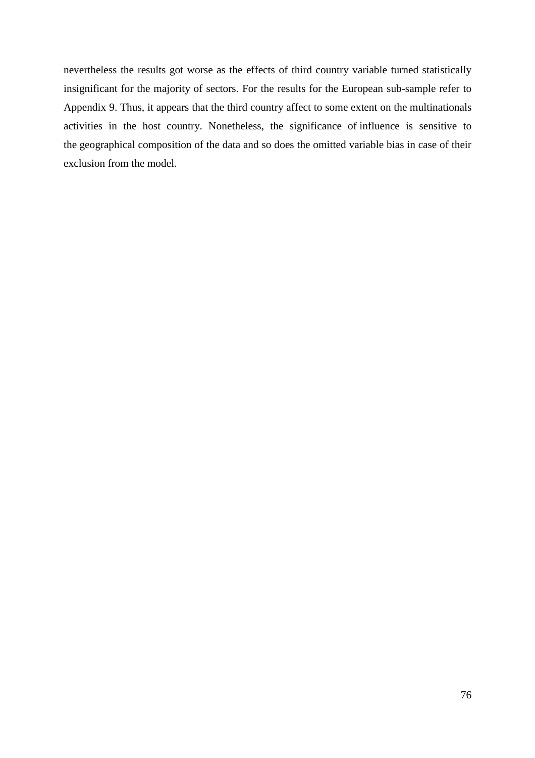nevertheless the results got worse as the effects of third country variable turned statistically insignificant for the majority of sectors. For the results for the European sub-sample refer to Appendix 9. Thus, it appears that the third country affect to some extent on the multinationals activities in the host country. Nonetheless, the significance of influence is sensitive to the geographical composition of the data and so does the omitted variable bias in case of their exclusion from the model.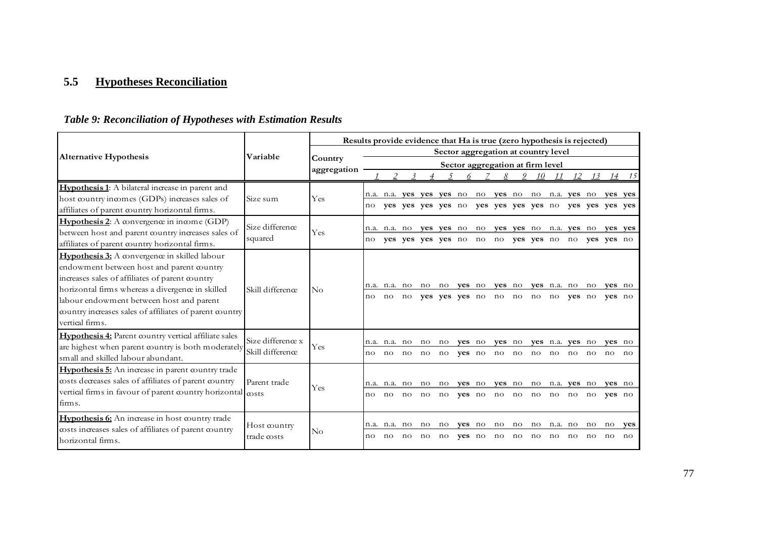## 5.5 **Hypotheses Reconciliation**

### *Table 9: Reconciliation of Hypotheses with Estimation Results*

| Alternative Hypothesis | Variable | Country aggregation | Sector aggregation | 1 | 2 | 3 | 4 | 5 | 6 | 7 | 8 | 9 | 10 | 11 | 12 | 13 | 14 | 15 |
|---|---|---|---|---|---|---|---|---|---|---|---|---|---|---|---|---|---|---|
| **Hypothesis 1**: A bilateral increase in parent and host country incomes (GDPs) increases sales of affiliates of parent country horizontal firms. | Size sum | Yes | Country level | n.a. | n.a. | **yes** | **yes** | **yes** | no | no | **yes** | no | no | n.a. | **yes** | no | **yes** | **yes** |
| | | | Firm level | no | **yes** | **yes** | **yes** | **yes** | no | **yes** | **yes** | **yes** | **yes** | no | **yes** | **yes** | **yes** | **yes** |
| **Hypothesis 2**: A convergence in income (GDP) between host and parent country increases sales of affiliates of parent country horizontal firms. | Size difference squared | Yes | Country level | n.a. | n.a. | no | **yes** | **yes** | no | no | **yes** | **yes** | no | n.a. | **yes** | no | **yes** | **yes** |
| | | | Firm level | no | **yes** | **yes** | **yes** | **yes** | no | no | no | **yes** | **yes** | no | no | **yes** | **yes** | no |
| **Hypothesis 3:** A convergence in skilled labour endowment between host and parent country increases sales of affiliates of parent country horizontal firms whereas a divergence in skilled labour endowment between host and parent country increases sales of affiliates of parent country vertical firms. | Skill difference | No | Country level | n.a. | n.a. | no | no | no | **yes** | no | **yes** | no | **yes** | n.a. | no | no | **yes** | no |
| | | | Firm level | no | no | no | **yes** | **yes** | **yes** | no | no | no | no | no | **yes** | no | **yes** | no |
| **Hypothesis 4:** Parent country vertical affiliate sales are highest when parent country is both moderately small and skilled labour abundant. | Size difference x Skill difference | Yes | Country level | n.a. | n.a. | no | no | no | **yes** | no | **yes** | no | **yes** | n.a. | **yes** | no | **yes** | no |
| | | | Firm level | no | no | no | no | no | **yes** | no | no | no | no | no | no | no | no | no |
| **Hypothesis 5:** An increase in parent country trade costs decreases sales of affiliates of parent country vertical firms in favour of parent country horizontal firms. | Parent trade costs | Yes | Country level | n.a. | n.a. | no | no | no | **yes** | no | **yes** | no | no | n.a. | **yes** | no | **yes** | no |
| | | | Firm level | no | no | no | no | no | **yes** | no | no | no | no | no | no | no | **yes** | no |
| **Hypothesis 6:** An increase in host country trade costs increases sales of affiliates of parent country horizontal firms. | Host country trade costs | No | Country level | n.a. | n.a. | no | no | no | **yes** | no | no | no | no | n.a. | no | no | no | **yes** |
| | | | Firm level | no | no | no | no | no | **yes** | no | no | no | no | no | no | no | no | no |

Results provide evidence that Ha is true (zero hypothesis is rejected)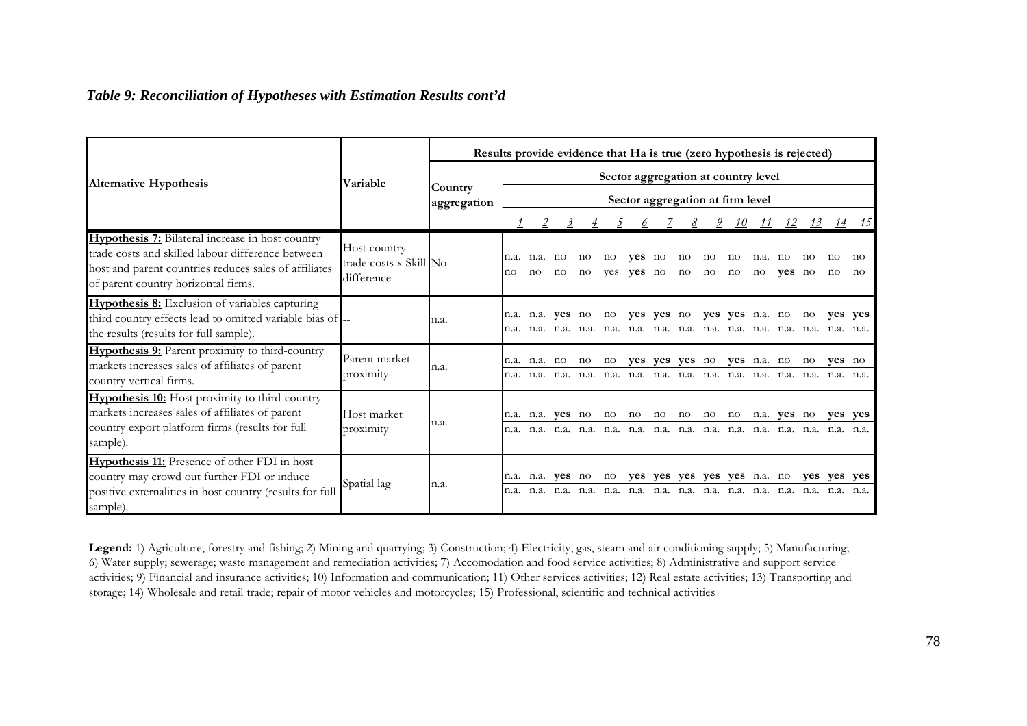*Table 9: Reconciliation of Hypotheses with Estimation Results cont'd*

| Alternative Hypothesis | Variable | Results provide evidence that Ha is true (zero hypothesis is rejected) | | | | | | | | | | | | | | | |
|---|---|---|---|---|---|---|---|---|---|---|---|---|---|---|---|---|---|
| | | Country aggregation | Sector aggregation at country level / Sector aggregation at firm level | | | | | | | | | | | | | | |
| | | | *1* | *2* | *3* | *4* | *5* | *6* | *7* | *8* | *9* | *10* | *11* | *12* | *13* | *14* | *15* |
| **Hypothesis 7:** Bilateral increase in host country trade costs and skilled labour difference between host and parent countries reduces sales of affiliates of parent country horizontal firms. | Host country trade costs x Skill difference | No | n.a. | n.a. | no | no | no | **yes** | no | no | no | no | n.a. | no | no | no | no |
| | | | no | no | no | no | yes | **yes** | no | no | no | no | no | **yes** | no | no | no |
| **Hypothesis 8:** Exclusion of variables capturing third country effects lead to omitted variable bias of the results (results for full sample). | -- | n.a. | n.a. | n.a. | **yes** | no | no | **yes** | **yes** | no | **yes** | **yes** | n.a. | no | no | **yes** | **yes** |
| | | | n.a. | n.a. | n.a. | n.a. | n.a. | n.a. | n.a. | n.a. | n.a. | n.a. | n.a. | n.a. | n.a. | n.a. | n.a. |
| **Hypothesis 9:** Parent proximity to third-country markets increases sales of affiliates of parent country vertical firms. | Parent market proximity | n.a. | n.a. | n.a. | no | no | no | **yes** | **yes** | **yes** | no | **yes** | n.a. | no | no | **yes** | no |
| | | | n.a. | n.a. | n.a. | n.a. | n.a. | n.a. | n.a. | n.a. | n.a. | n.a. | n.a. | n.a. | n.a. | n.a. | n.a. |
| **Hypothesis 10:** Host proximity to third-country markets increases sales of affiliates of parent country export platform firms (results for full sample). | Host market proximity | n.a. | n.a. | n.a. | **yes** | no | no | no | no | no | no | no | n.a. | **yes** | no | **yes** | **yes** |
| | | | n.a. | n.a. | n.a. | n.a. | n.a. | n.a. | n.a. | n.a. | n.a. | n.a. | n.a. | n.a. | n.a. | n.a. | n.a. |
| **Hypothesis 11:** Presence of other FDI in host country may crowd out further FDI or induce positive externalities in host country (results for full sample). | Spatial lag | n.a. | n.a. | n.a. | **yes** | no | no | **yes** | **yes** | **yes** | **yes** | **yes** | n.a. | no | **yes** | **yes** | **yes** |
| | | | n.a. | n.a. | n.a. | n.a. | n.a. | n.a. | n.a. | n.a. | n.a. | n.a. | n.a. | n.a. | n.a. | n.a. | n.a. |

**Legend:** 1) Agriculture, forestry and fishing; 2) Mining and quarrying; 3) Construction; 4) Electricity, gas, steam and air conditioning supply; 5) Manufacturing; 6) Water supply; sewerage; waste management and remediation activities; 7) Accomodation and food service activities; 8) Administrative and support service activities; 9) Financial and insurance activities; 10) Information and communication; 11) Other services activities; 12) Real estate activities; 13) Transporting and storage; 14) Wholesale and retail trade; repair of motor vehicles and motorcycles; 15) Professional, scientific and technical activities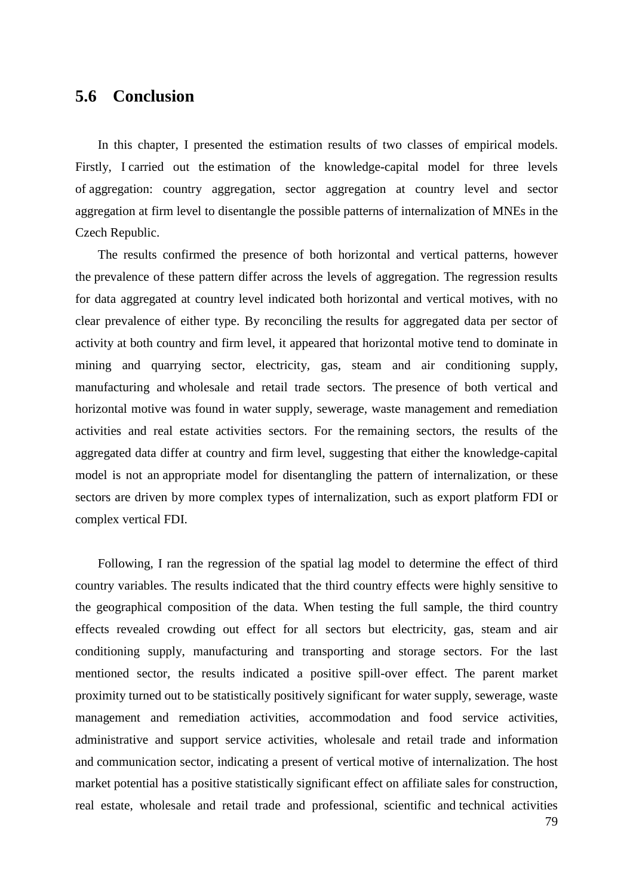## 5.6 Conclusion

In this chapter, I presented the estimation results of two classes of empirical models. Firstly, I carried out the estimation of the knowledge-capital model for three levels of aggregation: country aggregation, sector aggregation at country level and sector aggregation at firm level to disentangle the possible patterns of internalization of MNEs in the Czech Republic.

The results confirmed the presence of both horizontal and vertical patterns, however the prevalence of these pattern differ across the levels of aggregation. The regression results for data aggregated at country level indicated both horizontal and vertical motives, with no clear prevalence of either type. By reconciling the results for aggregated data per sector of activity at both country and firm level, it appeared that horizontal motive tend to dominate in mining and quarrying sector, electricity, gas, steam and air conditioning supply, manufacturing and wholesale and retail trade sectors. The presence of both vertical and horizontal motive was found in water supply, sewerage, waste management and remediation activities and real estate activities sectors. For the remaining sectors, the results of the aggregated data differ at country and firm level, suggesting that either the knowledge-capital model is not an appropriate model for disentangling the pattern of internalization, or these sectors are driven by more complex types of internalization, such as export platform FDI or complex vertical FDI.

Following, I ran the regression of the spatial lag model to determine the effect of third country variables. The results indicated that the third country effects were highly sensitive to the geographical composition of the data. When testing the full sample, the third country effects revealed crowding out effect for all sectors but electricity, gas, steam and air conditioning supply, manufacturing and transporting and storage sectors. For the last mentioned sector, the results indicated a positive spill-over effect. The parent market proximity turned out to be statistically positively significant for water supply, sewerage, waste management and remediation activities, accommodation and food service activities, administrative and support service activities, wholesale and retail trade and information and communication sector, indicating a present of vertical motive of internalization. The host market potential has a positive statistically significant effect on affiliate sales for construction, real estate, wholesale and retail trade and professional, scientific and technical activities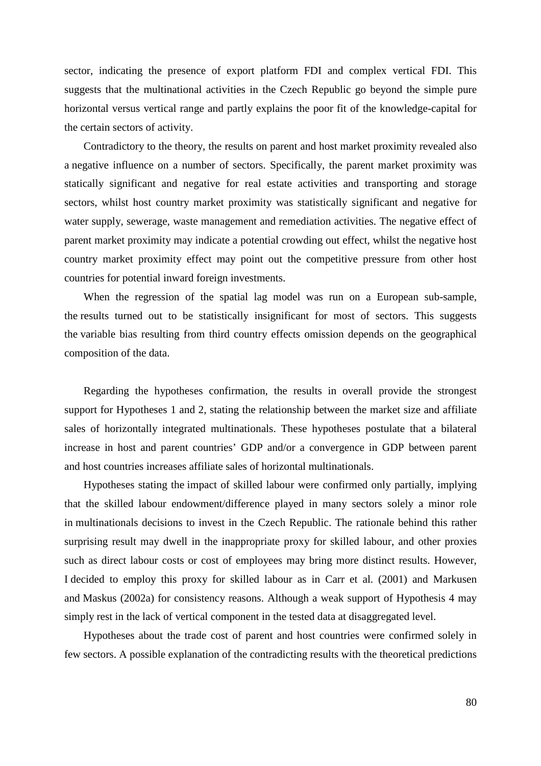sector, indicating the presence of export platform FDI and complex vertical FDI. This suggests that the multinational activities in the Czech Republic go beyond the simple pure horizontal versus vertical range and partly explains the poor fit of the knowledge-capital for the certain sectors of activity.

Contradictory to the theory, the results on parent and host market proximity revealed also a negative influence on a number of sectors. Specifically, the parent market proximity was statically significant and negative for real estate activities and transporting and storage sectors, whilst host country market proximity was statistically significant and negative for water supply, sewerage, waste management and remediation activities. The negative effect of parent market proximity may indicate a potential crowding out effect, whilst the negative host country market proximity effect may point out the competitive pressure from other host countries for potential inward foreign investments.

When the regression of the spatial lag model was run on a European sub-sample, the results turned out to be statistically insignificant for most of sectors. This suggests the variable bias resulting from third country effects omission depends on the geographical composition of the data.

Regarding the hypotheses confirmation, the results in overall provide the strongest support for Hypotheses 1 and 2, stating the relationship between the market size and affiliate sales of horizontally integrated multinationals. These hypotheses postulate that a bilateral increase in host and parent countries' GDP and/or a convergence in GDP between parent and host countries increases affiliate sales of horizontal multinationals.

Hypotheses stating the impact of skilled labour were confirmed only partially, implying that the skilled labour endowment/difference played in many sectors solely a minor role in multinationals decisions to invest in the Czech Republic. The rationale behind this rather surprising result may dwell in the inappropriate proxy for skilled labour, and other proxies such as direct labour costs or cost of employees may bring more distinct results. However, I decided to employ this proxy for skilled labour as in Carr et al. (2001) and Markusen and Maskus (2002a) for consistency reasons. Although a weak support of Hypothesis 4 may simply rest in the lack of vertical component in the tested data at disaggregated level.

Hypotheses about the trade cost of parent and host countries were confirmed solely in few sectors. A possible explanation of the contradicting results with the theoretical predictions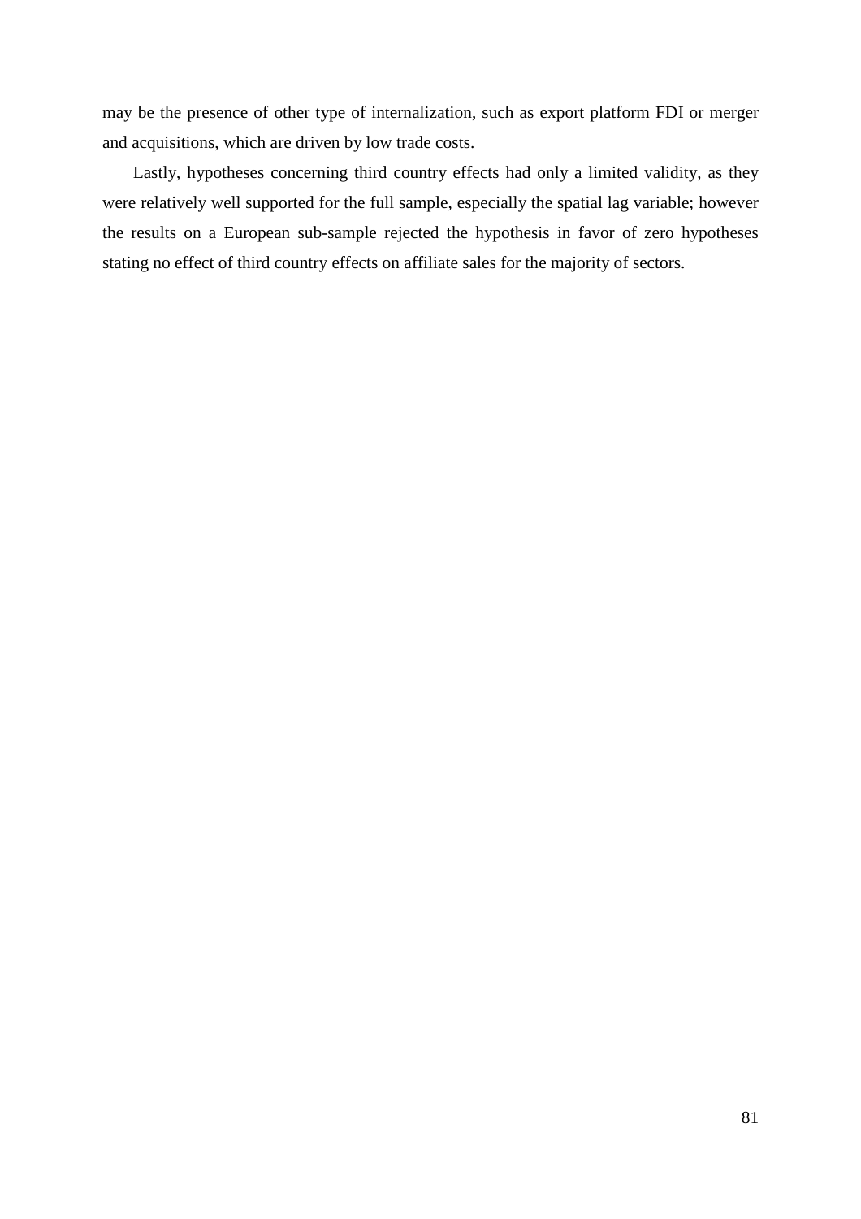may be the presence of other type of internalization, such as export platform FDI or merger and acquisitions, which are driven by low trade costs.

Lastly, hypotheses concerning third country effects had only a limited validity, as they were relatively well supported for the full sample, especially the spatial lag variable; however the results on a European sub-sample rejected the hypothesis in favor of zero hypotheses stating no effect of third country effects on affiliate sales for the majority of sectors.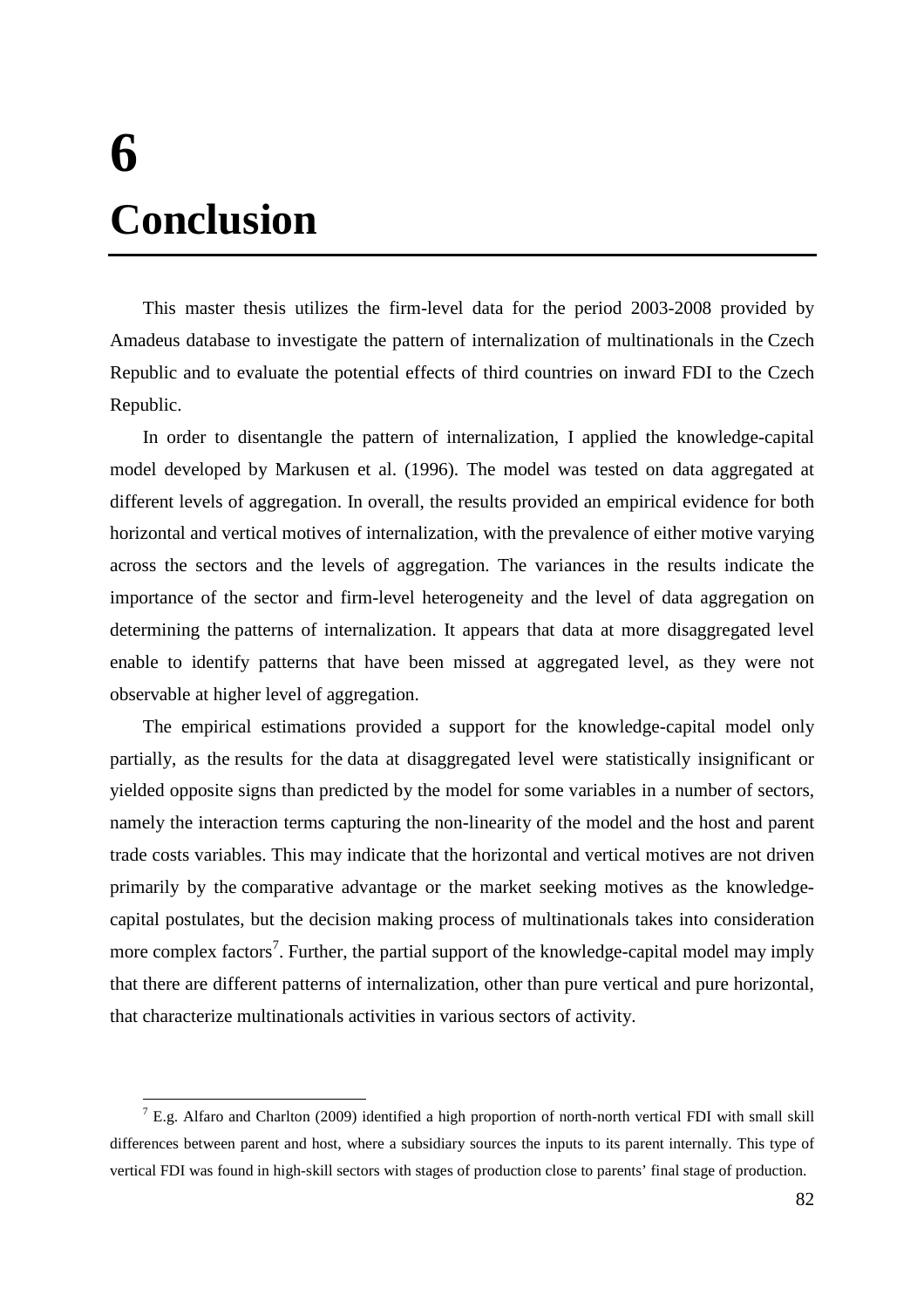# 6 Conclusion

This master thesis utilizes the firm-level data for the period 2003-2008 provided by Amadeus database to investigate the pattern of internalization of multinationals in the Czech Republic and to evaluate the potential effects of third countries on inward FDI to the Czech Republic.

In order to disentangle the pattern of internalization, I applied the knowledge-capital model developed by Markusen et al. (1996). The model was tested on data aggregated at different levels of aggregation. In overall, the results provided an empirical evidence for both horizontal and vertical motives of internalization, with the prevalence of either motive varying across the sectors and the levels of aggregation. The variances in the results indicate the importance of the sector and firm-level heterogeneity and the level of data aggregation on determining the patterns of internalization. It appears that data at more disaggregated level enable to identify patterns that have been missed at aggregated level, as they were not observable at higher level of aggregation.

The empirical estimations provided a support for the knowledge-capital model only partially, as the results for the data at disaggregated level were statistically insignificant or yielded opposite signs than predicted by the model for some variables in a number of sectors, namely the interaction terms capturing the non-linearity of the model and the host and parent trade costs variables. This may indicate that the horizontal and vertical motives are not driven primarily by the comparative advantage or the market seeking motives as the knowledge-capital postulates, but the decision making process of multinationals takes into consideration more complex factors[7]. Further, the partial support of the knowledge-capital model may imply that there are different patterns of internalization, other than pure vertical and pure horizontal, that characterize multinationals activities in various sectors of activity.

[7] E.g. Alfaro and Charlton (2009) identified a high proportion of north-north vertical FDI with small skill differences between parent and host, where a subsidiary sources the inputs to its parent internally. This type of vertical FDI was found in high-skill sectors with stages of production close to parents' final stage of production.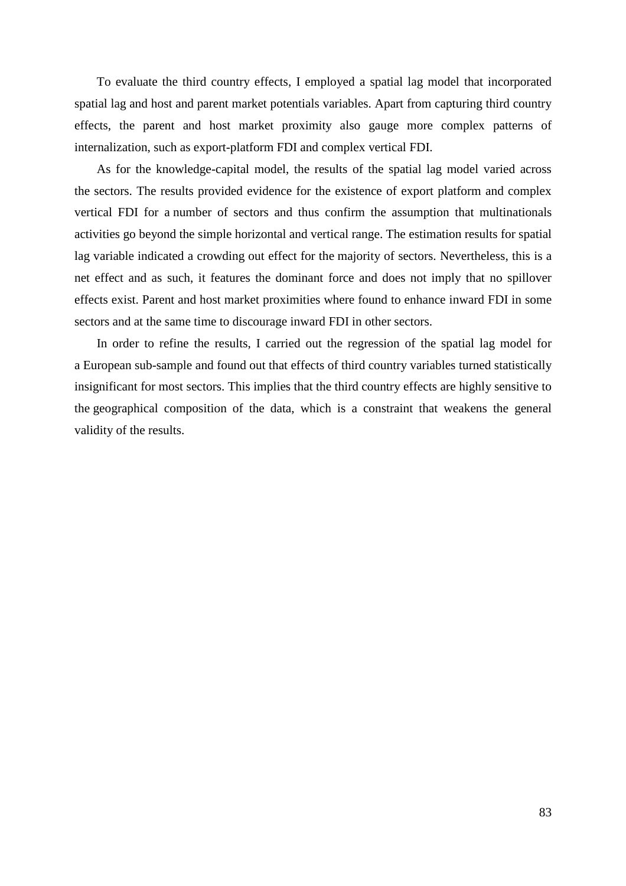To evaluate the third country effects, I employed a spatial lag model that incorporated spatial lag and host and parent market potentials variables. Apart from capturing third country effects, the parent and host market proximity also gauge more complex patterns of internalization, such as export-platform FDI and complex vertical FDI.

As for the knowledge-capital model, the results of the spatial lag model varied across the sectors. The results provided evidence for the existence of export platform and complex vertical FDI for a number of sectors and thus confirm the assumption that multinationals activities go beyond the simple horizontal and vertical range. The estimation results for spatial lag variable indicated a crowding out effect for the majority of sectors. Nevertheless, this is a net effect and as such, it features the dominant force and does not imply that no spillover effects exist. Parent and host market proximities where found to enhance inward FDI in some sectors and at the same time to discourage inward FDI in other sectors.

In order to refine the results, I carried out the regression of the spatial lag model for a European sub-sample and found out that effects of third country variables turned statistically insignificant for most sectors. This implies that the third country effects are highly sensitive to the geographical composition of the data, which is a constraint that weakens the general validity of the results.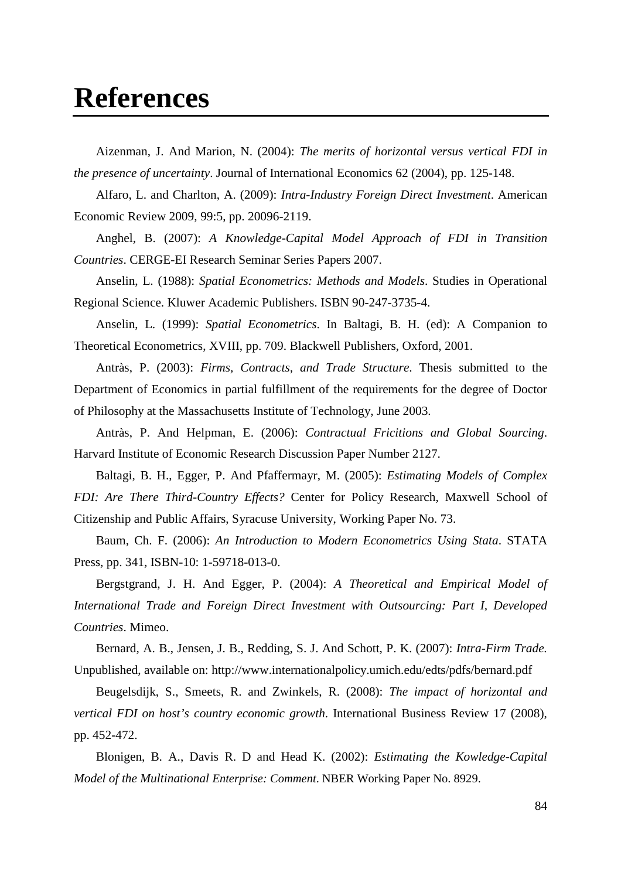# References

Aizenman, J. And Marion, N. (2004): *The merits of horizontal versus vertical FDI in the presence of uncertainty*. Journal of International Economics 62 (2004), pp. 125-148.

Alfaro, L. and Charlton, A. (2009): *Intra-Industry Foreign Direct Investment*. American Economic Review 2009, 99:5, pp. 20096-2119.

Anghel, B. (2007): *A Knowledge-Capital Model Approach of FDI in Transition Countries*. CERGE-EI Research Seminar Series Papers 2007.

Anselin, L. (1988): *Spatial Econometrics: Methods and Models*. Studies in Operational Regional Science. Kluwer Academic Publishers. ISBN 90-247-3735-4.

Anselin, L. (1999): *Spatial Econometrics*. In Baltagi, B. H. (ed): A Companion to Theoretical Econometrics, XVIII, pp. 709. Blackwell Publishers, Oxford, 2001.

Antràs, P. (2003): *Firms, Contracts, and Trade Structure*. Thesis submitted to the Department of Economics in partial fulfillment of the requirements for the degree of Doctor of Philosophy at the Massachusetts Institute of Technology, June 2003.

Antràs, P. And Helpman, E. (2006): *Contractual Fricitions and Global Sourcing*. Harvard Institute of Economic Research Discussion Paper Number 2127.

Baltagi, B. H., Egger, P. And Pfaffermayr, M. (2005): *Estimating Models of Complex FDI: Are There Third-Country Effects?* Center for Policy Research, Maxwell School of Citizenship and Public Affairs, Syracuse University, Working Paper No. 73.

Baum, Ch. F. (2006): *An Introduction to Modern Econometrics Using Stata*. STATA Press, pp. 341, ISBN-10: 1-59718-013-0.

Bergstgrand, J. H. And Egger, P. (2004): *A Theoretical and Empirical Model of International Trade and Foreign Direct Investment with Outsourcing: Part I, Developed Countries*. Mimeo.

Bernard, A. B., Jensen, J. B., Redding, S. J. And Schott, P. K. (2007): *Intra-Firm Trade.* Unpublished, available on: http://www.internationalpolicy.umich.edu/edts/pdfs/bernard.pdf

Beugelsdijk, S., Smeets, R. and Zwinkels, R. (2008): *The impact of horizontal and vertical FDI on host's country economic growth*. International Business Review 17 (2008), pp. 452-472.

Blonigen, B. A., Davis R. D and Head K. (2002): *Estimating the Kowledge-Capital Model of the Multinational Enterprise: Comment*. NBER Working Paper No. 8929.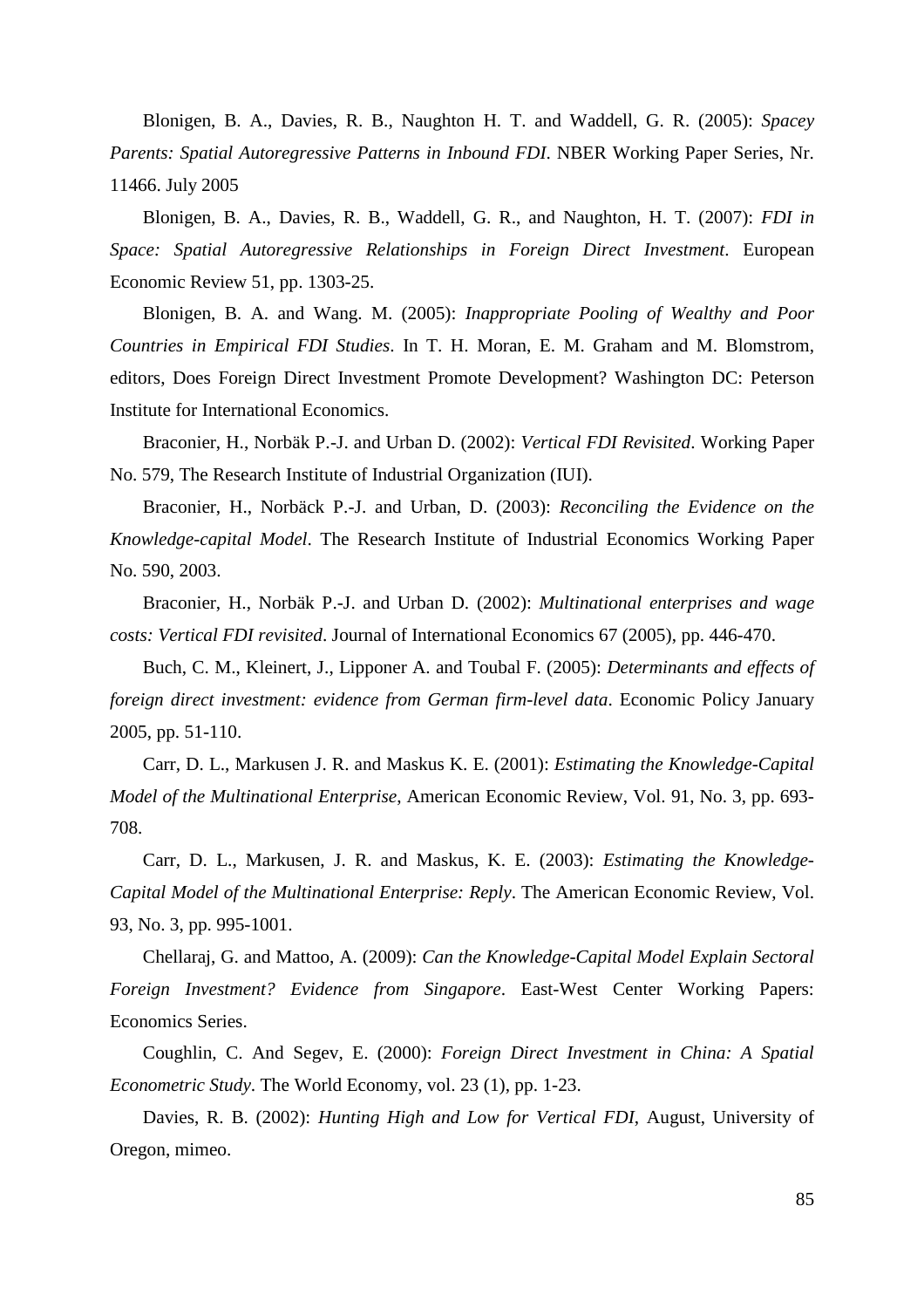Blonigen, B. A., Davies, R. B., Naughton H. T. and Waddell, G. R. (2005): *Spacey Parents: Spatial Autoregressive Patterns in Inbound FDI*. NBER Working Paper Series, Nr. 11466. July 2005

Blonigen, B. A., Davies, R. B., Waddell, G. R., and Naughton, H. T. (2007): *FDI in Space: Spatial Autoregressive Relationships in Foreign Direct Investment*. European Economic Review 51, pp. 1303-25.

Blonigen, B. A. and Wang. M. (2005): *Inappropriate Pooling of Wealthy and Poor Countries in Empirical FDI Studies*. In T. H. Moran, E. M. Graham and M. Blomstrom, editors, Does Foreign Direct Investment Promote Development? Washington DC: Peterson Institute for International Economics.

Braconier, H., Norbäk P.-J. and Urban D. (2002): *Vertical FDI Revisited*. Working Paper No. 579, The Research Institute of Industrial Organization (IUI).

Braconier, H., Norbäck P.-J. and Urban, D. (2003): *Reconciling the Evidence on the Knowledge-capital Model*. The Research Institute of Industrial Economics Working Paper No. 590, 2003.

Braconier, H., Norbäk P.-J. and Urban D. (2002): *Multinational enterprises and wage costs: Vertical FDI revisited*. Journal of International Economics 67 (2005), pp. 446-470.

Buch, C. M., Kleinert, J., Lipponer A. and Toubal F. (2005): *Determinants and effects of foreign direct investment: evidence from German firm-level data*. Economic Policy January 2005, pp. 51-110.

Carr, D. L., Markusen J. R. and Maskus K. E. (2001): *Estimating the Knowledge-Capital Model of the Multinational Enterprise*, American Economic Review, Vol. 91, No. 3, pp. 693-708.

Carr, D. L., Markusen, J. R. and Maskus, K. E. (2003): *Estimating the Knowledge-Capital Model of the Multinational Enterprise: Reply*. The American Economic Review, Vol. 93, No. 3, pp. 995-1001.

Chellaraj, G. and Mattoo, A. (2009): *Can the Knowledge-Capital Model Explain Sectoral Foreign Investment? Evidence from Singapore*. East-West Center Working Papers: Economics Series.

Coughlin, C. And Segev, E. (2000): *Foreign Direct Investment in China: A Spatial Econometric Study*. The World Economy, vol. 23 (1), pp. 1-23.

Davies, R. B. (2002): *Hunting High and Low for Vertical FDI*, August, University of Oregon, mimeo.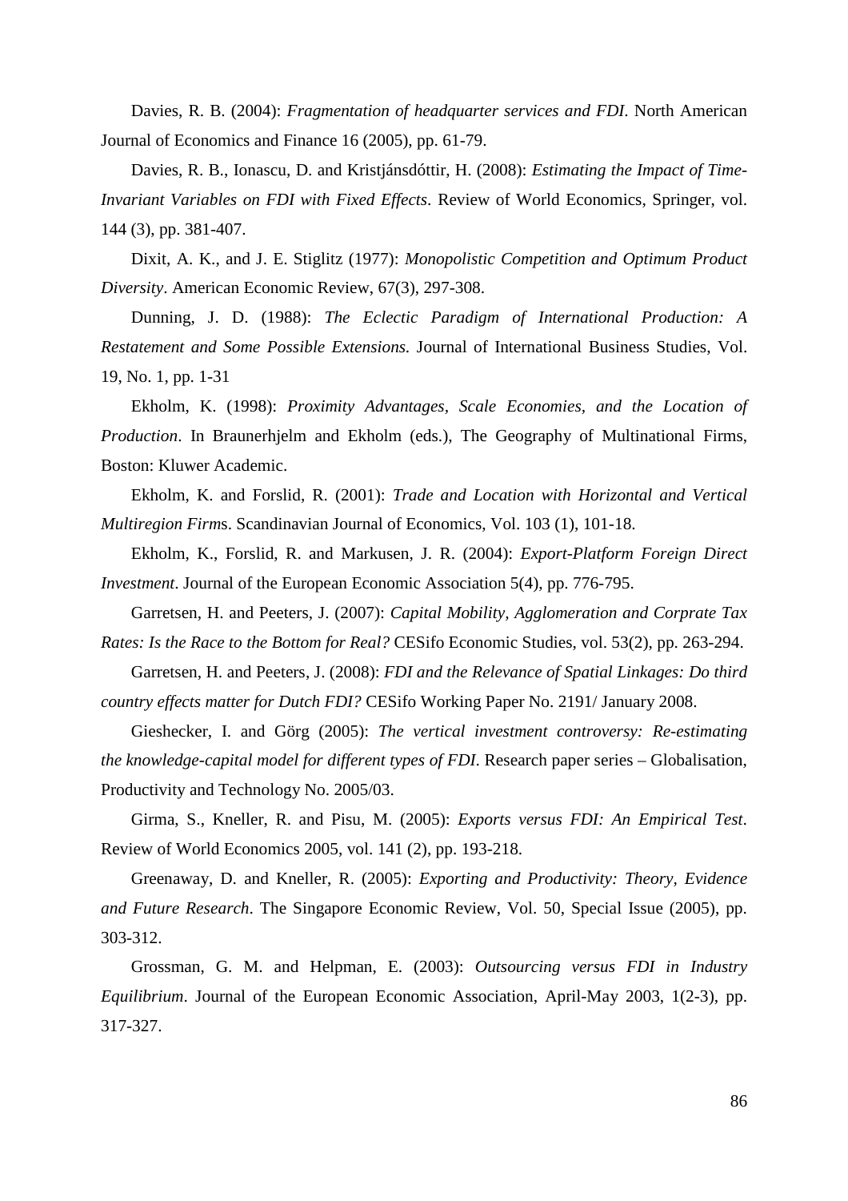Davies, R. B. (2004): *Fragmentation of headquarter services and FDI*. North American Journal of Economics and Finance 16 (2005), pp. 61-79.

Davies, R. B., Ionascu, D. and Kristjánsdóttir, H. (2008): *Estimating the Impact of Time-Invariant Variables on FDI with Fixed Effects*. Review of World Economics, Springer, vol. 144 (3), pp. 381-407.

Dixit, A. K., and J. E. Stiglitz (1977): *Monopolistic Competition and Optimum Product Diversity*. American Economic Review, 67(3), 297-308.

Dunning, J. D. (1988): *The Eclectic Paradigm of International Production: A Restatement and Some Possible Extensions.* Journal of International Business Studies, Vol. 19, No. 1, pp. 1-31

Ekholm, K. (1998): *Proximity Advantages, Scale Economies, and the Location of Production*. In Braunerhjelm and Ekholm (eds.), The Geography of Multinational Firms, Boston: Kluwer Academic.

Ekholm, K. and Forslid, R. (2001): *Trade and Location with Horizontal and Vertical Multiregion Firm*s. Scandinavian Journal of Economics, Vol. 103 (1), 101-18.

Ekholm, K., Forslid, R. and Markusen, J. R. (2004): *Export-Platform Foreign Direct Investment*. Journal of the European Economic Association 5(4), pp. 776-795.

Garretsen, H. and Peeters, J. (2007): *Capital Mobility, Agglomeration and Corprate Tax Rates: Is the Race to the Bottom for Real?* CESifo Economic Studies, vol. 53(2), pp. 263-294.

Garretsen, H. and Peeters, J. (2008): *FDI and the Relevance of Spatial Linkages: Do third country effects matter for Dutch FDI?* CESifo Working Paper No. 2191/ January 2008.

Gieshecker, I. and Görg (2005): *The vertical investment controversy: Re-estimating the knowledge-capital model for different types of FDI*. Research paper series – Globalisation, Productivity and Technology No. 2005/03.

Girma, S., Kneller, R. and Pisu, M. (2005): *Exports versus FDI: An Empirical Test*. Review of World Economics 2005, vol. 141 (2), pp. 193-218.

Greenaway, D. and Kneller, R. (2005): *Exporting and Productivity: Theory, Evidence and Future Research*. The Singapore Economic Review, Vol. 50, Special Issue (2005), pp. 303-312.

Grossman, G. M. and Helpman, E. (2003): *Outsourcing versus FDI in Industry Equilibrium*. Journal of the European Economic Association, April-May 2003, 1(2-3), pp. 317-327.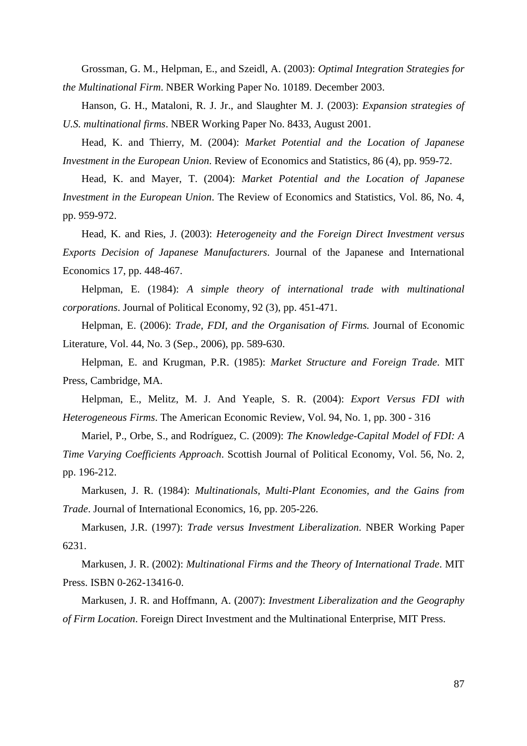Grossman, G. M., Helpman, E., and Szeidl, A. (2003): *Optimal Integration Strategies for the Multinational Firm*. NBER Working Paper No. 10189. December 2003.

Hanson, G. H., Mataloni, R. J. Jr., and Slaughter M. J. (2003): *Expansion strategies of U.S. multinational firms*. NBER Working Paper No. 8433, August 2001.

Head, K. and Thierry, M. (2004): *Market Potential and the Location of Japanese Investment in the European Union*. Review of Economics and Statistics, 86 (4), pp. 959-72.

Head, K. and Mayer, T. (2004): *Market Potential and the Location of Japanese Investment in the European Union*. The Review of Economics and Statistics, Vol. 86, No. 4, pp. 959-972.

Head, K. and Ries, J. (2003): *Heterogeneity and the Foreign Direct Investment versus Exports Decision of Japanese Manufacturers*. Journal of the Japanese and International Economics 17, pp. 448-467.

Helpman, E. (1984): *A simple theory of international trade with multinational corporations*. Journal of Political Economy, 92 (3), pp. 451-471.

Helpman, E. (2006): *Trade, FDI, and the Organisation of Firms.* Journal of Economic Literature, Vol. 44, No. 3 (Sep., 2006), pp. 589-630.

Helpman, E. and Krugman, P.R. (1985): *Market Structure and Foreign Trade*. MIT Press, Cambridge, MA.

Helpman, E., Melitz, M. J. And Yeaple, S. R. (2004): *Export Versus FDI with Heterogeneous Firms*. The American Economic Review, Vol. 94, No. 1, pp. 300 - 316

Mariel, P., Orbe, S., and Rodríguez, C. (2009): *The Knowledge-Capital Model of FDI: A Time Varying Coefficients Approach*. Scottish Journal of Political Economy, Vol. 56, No. 2, pp. 196-212.

Markusen, J. R. (1984): *Multinationals, Multi-Plant Economies, and the Gains from Trade*. Journal of International Economics, 16, pp. 205-226.

Markusen, J.R. (1997): *Trade versus Investment Liberalization*. NBER Working Paper 6231.

Markusen, J. R. (2002): *Multinational Firms and the Theory of International Trade*. MIT Press. ISBN 0-262-13416-0.

Markusen, J. R. and Hoffmann, A. (2007): *Investment Liberalization and the Geography of Firm Location*. Foreign Direct Investment and the Multinational Enterprise, MIT Press.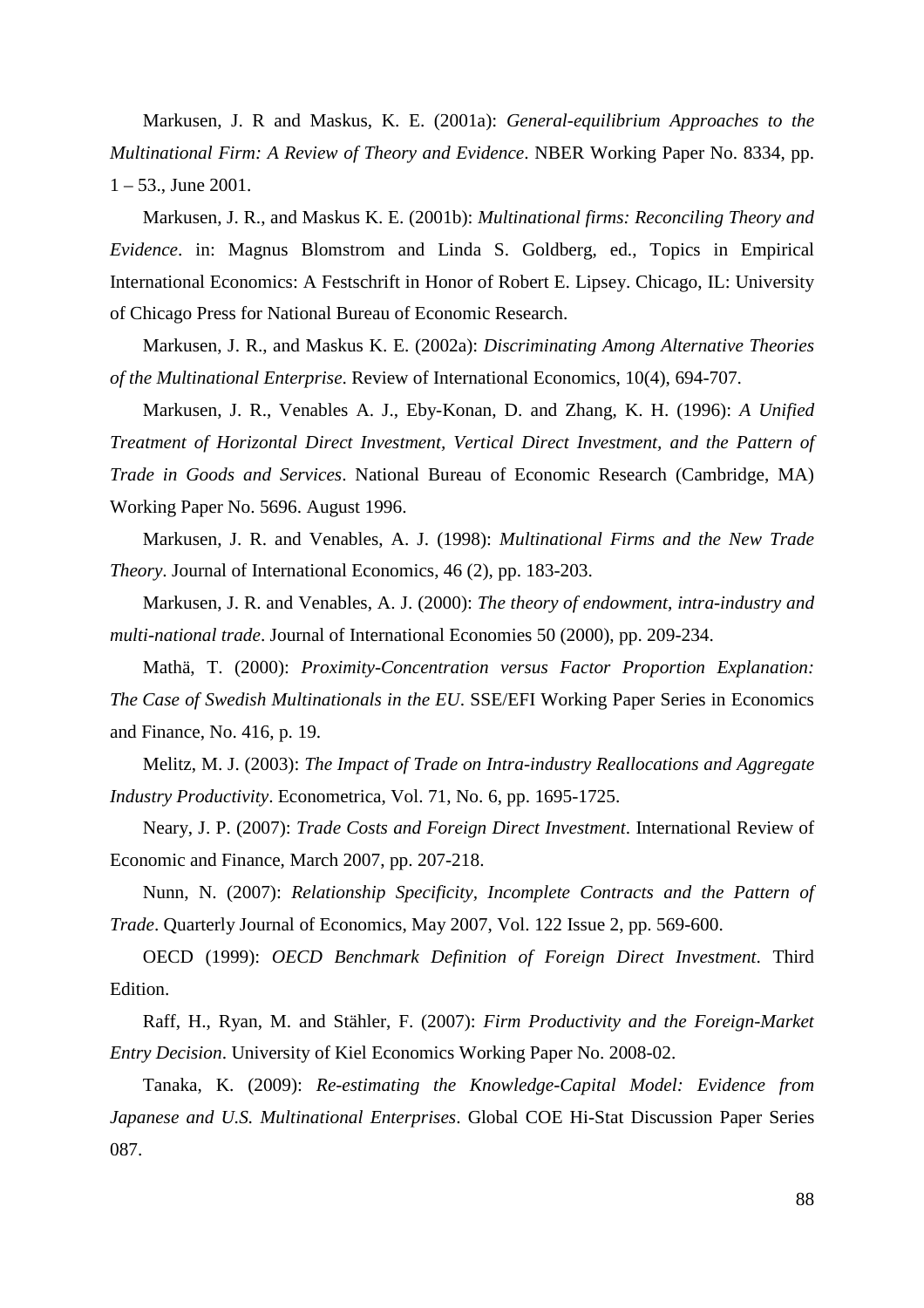Markusen, J. R and Maskus, K. E. (2001a): *General-equilibrium Approaches to the Multinational Firm: A Review of Theory and Evidence*. NBER Working Paper No. 8334, pp. 1 – 53., June 2001.

Markusen, J. R., and Maskus K. E. (2001b): *Multinational firms: Reconciling Theory and Evidence*. in: Magnus Blomstrom and Linda S. Goldberg, ed., Topics in Empirical International Economics: A Festschrift in Honor of Robert E. Lipsey. Chicago, IL: University of Chicago Press for National Bureau of Economic Research.

Markusen, J. R., and Maskus K. E. (2002a): *Discriminating Among Alternative Theories of the Multinational Enterprise*. Review of International Economics, 10(4), 694-707.

Markusen, J. R., Venables A. J., Eby-Konan, D. and Zhang, K. H. (1996): *A Unified Treatment of Horizontal Direct Investment, Vertical Direct Investment, and the Pattern of Trade in Goods and Services*. National Bureau of Economic Research (Cambridge, MA) Working Paper No. 5696. August 1996.

Markusen, J. R. and Venables, A. J. (1998): *Multinational Firms and the New Trade Theory*. Journal of International Economics, 46 (2), pp. 183-203.

Markusen, J. R. and Venables, A. J. (2000): *The theory of endowment, intra-industry and multi-national trade*. Journal of International Economies 50 (2000), pp. 209-234.

Mathä, T. (2000): *Proximity-Concentration versus Factor Proportion Explanation: The Case of Swedish Multinationals in the EU*. SSE/EFI Working Paper Series in Economics and Finance, No. 416, p. 19.

Melitz, M. J. (2003): *The Impact of Trade on Intra-industry Reallocations and Aggregate Industry Productivity*. Econometrica, Vol. 71, No. 6, pp. 1695-1725.

Neary, J. P. (2007): *Trade Costs and Foreign Direct Investment*. International Review of Economic and Finance, March 2007, pp. 207-218.

Nunn, N. (2007): *Relationship Specificity, Incomplete Contracts and the Pattern of Trade*. Quarterly Journal of Economics, May 2007, Vol. 122 Issue 2, pp. 569-600.

OECD (1999): *OECD Benchmark Definition of Foreign Direct Investment*. Third Edition.

Raff, H., Ryan, M. and Stähler, F. (2007): *Firm Productivity and the Foreign-Market Entry Decision*. University of Kiel Economics Working Paper No. 2008-02.

Tanaka, K. (2009): *Re-estimating the Knowledge-Capital Model: Evidence from Japanese and U.S. Multinational Enterprises*. Global COE Hi-Stat Discussion Paper Series 087.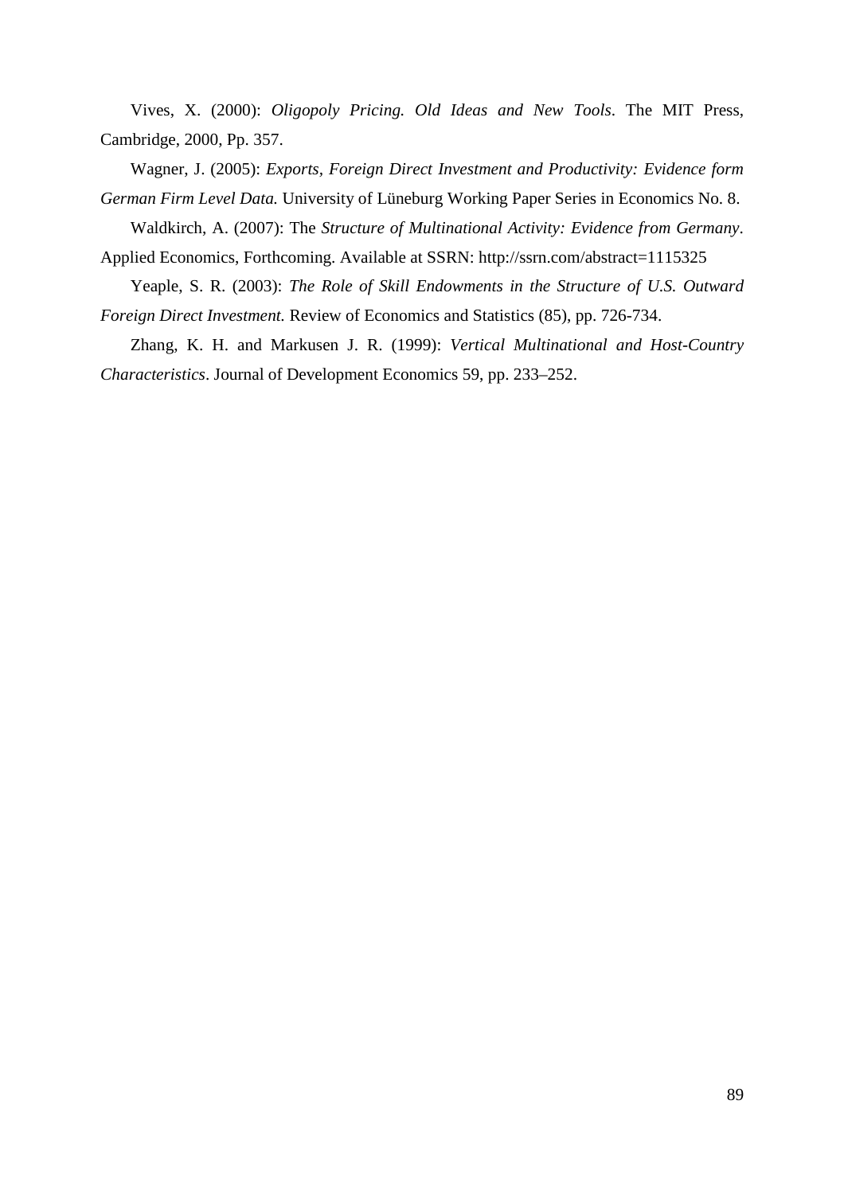Vives, X. (2000): *Oligopoly Pricing. Old Ideas and New Tools*. The MIT Press, Cambridge, 2000, Pp. 357.

Wagner, J. (2005): *Exports, Foreign Direct Investment and Productivity: Evidence form German Firm Level Data.* University of Lüneburg Working Paper Series in Economics No. 8.

Waldkirch, A. (2007): The *Structure of Multinational Activity: Evidence from Germany*. Applied Economics, Forthcoming. Available at SSRN: http://ssrn.com/abstract=1115325

Yeaple, S. R. (2003): *The Role of Skill Endowments in the Structure of U.S. Outward Foreign Direct Investment.* Review of Economics and Statistics (85), pp. 726-734.

Zhang, K. H. and Markusen J. R. (1999): *Vertical Multinational and Host-Country Characteristics*. Journal of Development Economics 59, pp. 233–252.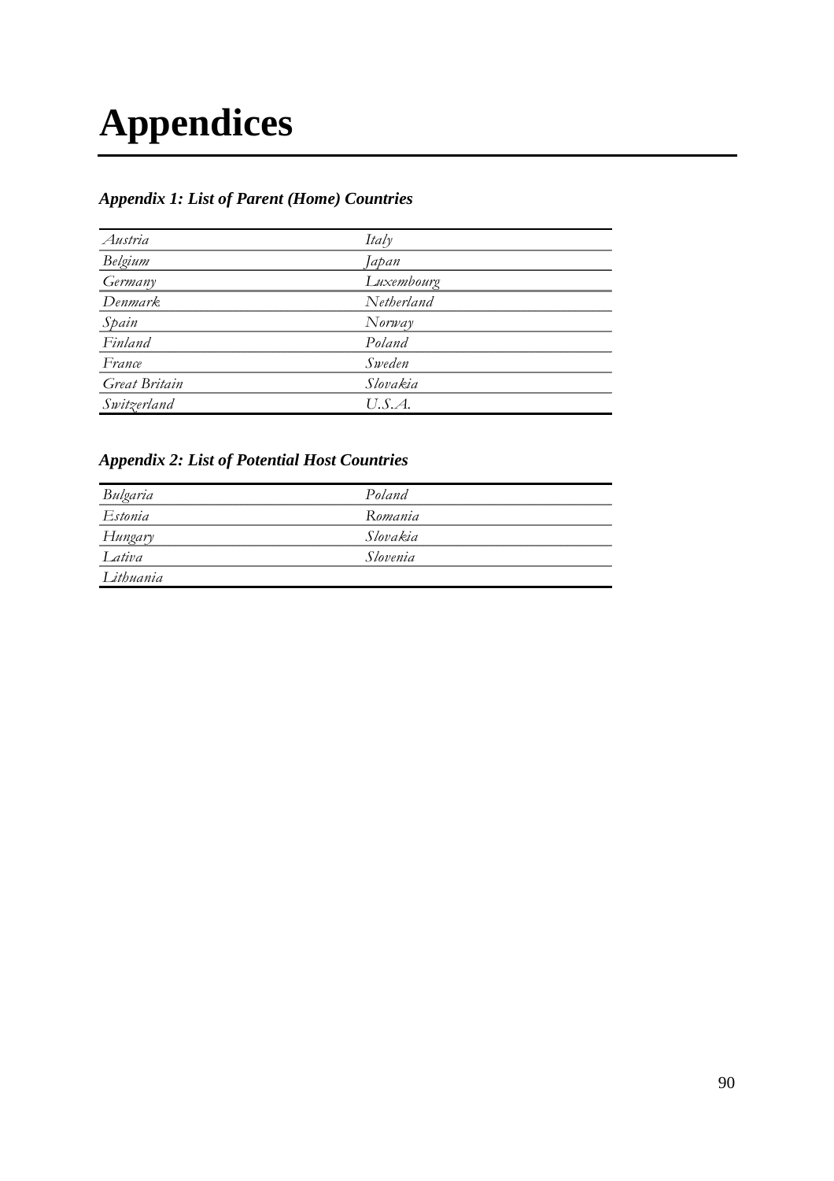# Appendices

### *Appendix 1: List of Parent (Home) Countries*

| | |
|---|---|
| *Austria* | *Italy* |
| *Belgium* | *Japan* |
| *Germany* | *Luxembourg* |
| *Denmark* | *Netherland* |
| *Spain* | *Norway* |
| *Finland* | *Poland* |
| *France* | *Sweden* |
| *Great Britain* | *Slovakia* |
| *Switzerland* | *U.S.A.* |

### *Appendix 2: List of Potential Host Countries*

| | |
|---|---|
| *Bulgaria* | *Poland* |
| *Estonia* | *Romania* |
| *Hungary* | *Slovakia* |
| *Lativa* | *Slovenia* |
| *Lithuania* | |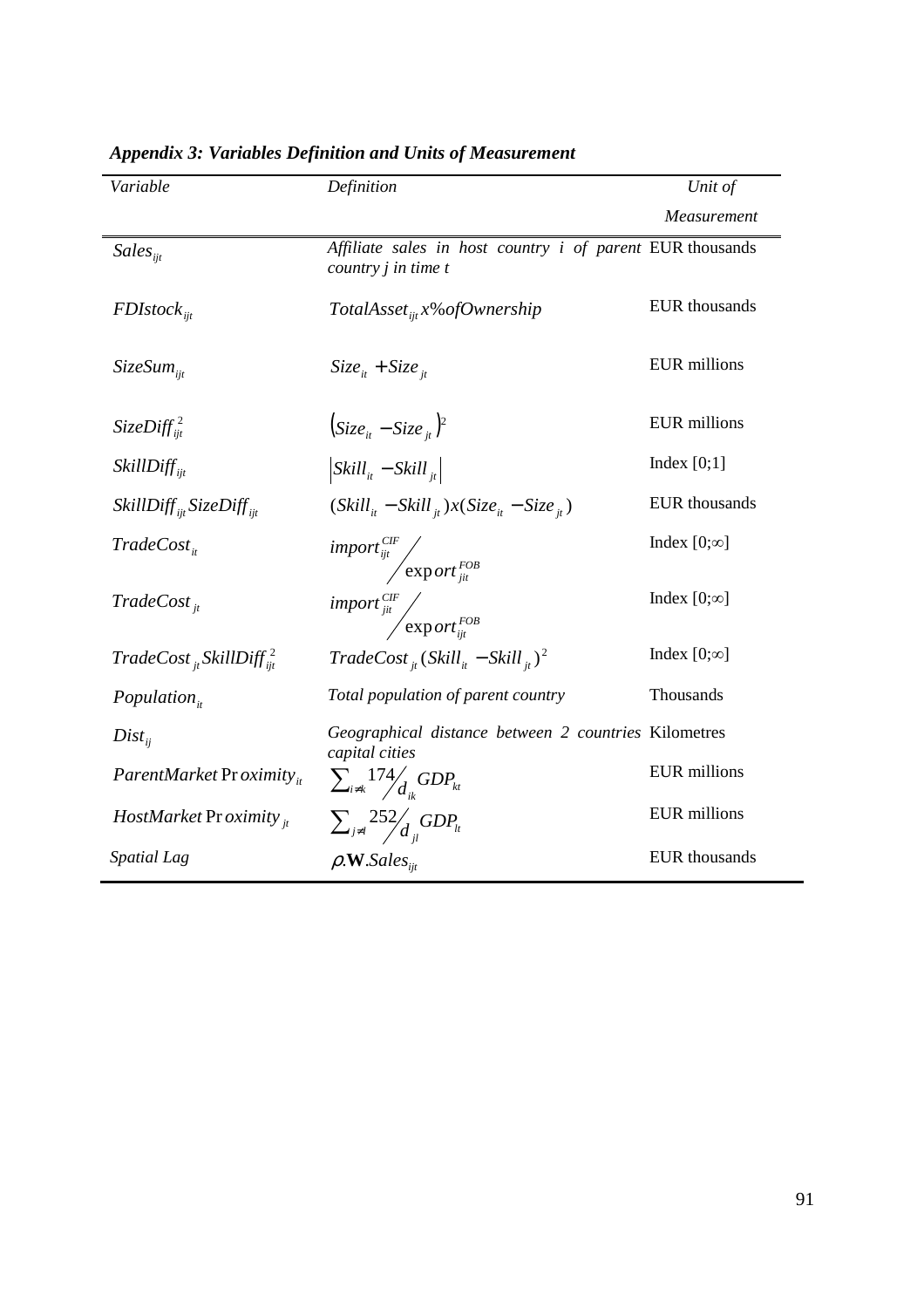***Appendix 3: Variables Definition and Units of Measurement***

| *Variable* | *Definition* | *Unit of Measurement* |
|---|---|---|
| $Sales_{ijt}$ | *Affiliate sales in host country i of parent country j in time t* | EUR thousands |
| $FDIstock_{ijt}$ | $TotalAsset_{ijt} x\%ofOwnership$ | EUR thousands |
| $SizeSum_{ijt}$ | $Size_{it} + Size_{jt}$ | EUR millions |
| $SizeDiff_{ijt}^{2}$ | $\left(Size_{it} - Size_{jt}\right)^{2}$ | EUR millions |
| $SkillDiff_{ijt}$ | $\left\|Skill_{it} - Skill_{jt}\right\|$ | Index [0;1] |
| $SkillDiff_{ijt} SizeDiff_{ijt}$ | $(Skill_{it} - Skill_{jt}) x (Size_{it} - Size_{jt})$ | EUR thousands |
| $TradeCost_{it}$ | $import_{ijt}^{CIF} / \exp ort_{jit}^{FOB}$ | Index [0;∞] |
| $TradeCost_{jt}$ | $import_{jit}^{CIF} / \exp ort_{ijt}^{FOB}$ | Index [0;∞] |
| $TradeCost_{jt} SkillDiff_{ijt}^{2}$ | $TradeCost_{jt} (Skill_{it} - Skill_{jt})^{2}$ | Index [0;∞] |
| $Population_{it}$ | *Total population of parent country* | Thousands |
| $Dist_{ij}$ | *Geographical distance between 2 countries capital cities* | Kilometres |
| $ParentMarket\ Proximity_{it}$ | $\sum_{i \neq k} 174 / d_{ik} \, GDP_{kt}$ | EUR millions |
| $HostMarket\ Proximity_{jt}$ | $\sum_{j \neq l} 252 / d_{jl} \, GDP_{lt}$ | EUR millions |
| *Spatial Lag* | $\rho . \mathbf{W} . Sales_{ijt}$ | EUR thousands |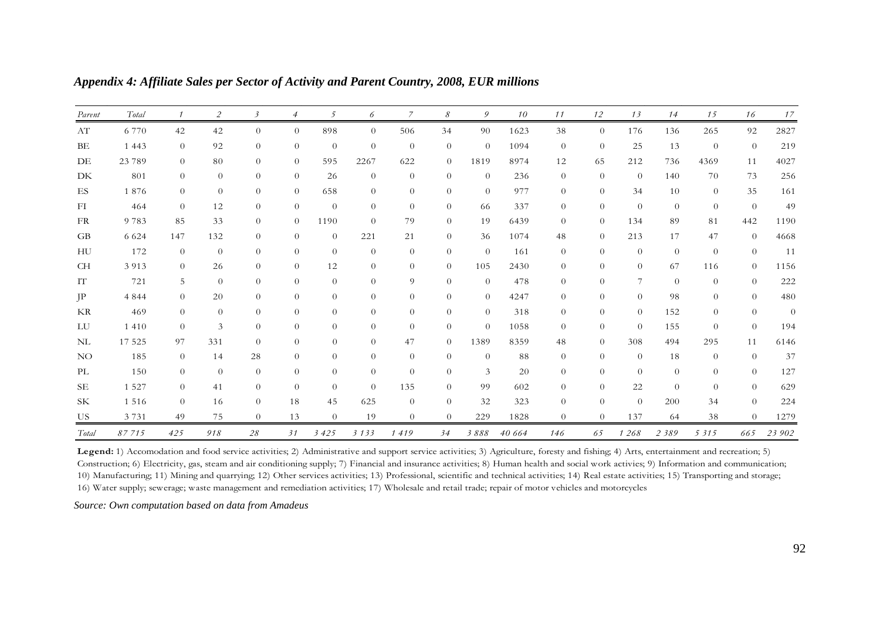*Appendix 4: Affiliate Sales per Sector of Activity and Parent Country, 2008, EUR millions*

| *Parent* | *Total* | *1* | *2* | *3* | *4* | *5* | *6* | *7* | *8* | *9* | *10* | *11* | *12* | *13* | *14* | *15* | *16* | *17* |
|---|---|---|---|---|---|---|---|---|---|---|---|---|---|---|---|---|---|---|
| AT | 6 770 | 42 | 42 | 0 | 0 | 898 | 0 | 506 | 34 | 90 | 1623 | 38 | 0 | 176 | 136 | 265 | 92 | 2827 |
| BE | 1 443 | 0 | 92 | 0 | 0 | 0 | 0 | 0 | 0 | 0 | 1094 | 0 | 0 | 25 | 13 | 0 | 0 | 219 |
| DE | 23 789 | 0 | 80 | 0 | 0 | 595 | 2267 | 622 | 0 | 1819 | 8974 | 12 | 65 | 212 | 736 | 4369 | 11 | 4027 |
| DK | 801 | 0 | 0 | 0 | 0 | 26 | 0 | 0 | 0 | 0 | 236 | 0 | 0 | 0 | 140 | 70 | 73 | 256 |
| ES | 1 876 | 0 | 0 | 0 | 0 | 658 | 0 | 0 | 0 | 0 | 977 | 0 | 0 | 34 | 10 | 0 | 35 | 161 |
| FI | 464 | 0 | 12 | 0 | 0 | 0 | 0 | 0 | 0 | 66 | 337 | 0 | 0 | 0 | 0 | 0 | 0 | 49 |
| FR | 9 783 | 85 | 33 | 0 | 0 | 1190 | 0 | 79 | 0 | 19 | 6439 | 0 | 0 | 134 | 89 | 81 | 442 | 1190 |
| GB | 6 624 | 147 | 132 | 0 | 0 | 0 | 221 | 21 | 0 | 36 | 1074 | 48 | 0 | 213 | 17 | 47 | 0 | 4668 |
| HU | 172 | 0 | 0 | 0 | 0 | 0 | 0 | 0 | 0 | 0 | 161 | 0 | 0 | 0 | 0 | 0 | 0 | 11 |
| CH | 3 913 | 0 | 26 | 0 | 0 | 12 | 0 | 0 | 0 | 105 | 2430 | 0 | 0 | 0 | 67 | 116 | 0 | 1156 |
| IT | 721 | 5 | 0 | 0 | 0 | 0 | 0 | 9 | 0 | 0 | 478 | 0 | 0 | 7 | 0 | 0 | 0 | 222 |
| JP | 4 844 | 0 | 20 | 0 | 0 | 0 | 0 | 0 | 0 | 0 | 4247 | 0 | 0 | 0 | 98 | 0 | 0 | 480 |
| KR | 469 | 0 | 0 | 0 | 0 | 0 | 0 | 0 | 0 | 0 | 318 | 0 | 0 | 0 | 152 | 0 | 0 | 0 |
| LU | 1 410 | 0 | 3 | 0 | 0 | 0 | 0 | 0 | 0 | 0 | 1058 | 0 | 0 | 0 | 155 | 0 | 0 | 194 |
| NL | 17 525 | 97 | 331 | 0 | 0 | 0 | 0 | 47 | 0 | 1389 | 8359 | 48 | 0 | 308 | 494 | 295 | 11 | 6146 |
| NO | 185 | 0 | 14 | 28 | 0 | 0 | 0 | 0 | 0 | 0 | 88 | 0 | 0 | 0 | 18 | 0 | 0 | 37 |
| PL | 150 | 0 | 0 | 0 | 0 | 0 | 0 | 0 | 0 | 3 | 20 | 0 | 0 | 0 | 0 | 0 | 0 | 127 |
| SE | 1 527 | 0 | 41 | 0 | 0 | 0 | 0 | 135 | 0 | 99 | 602 | 0 | 0 | 22 | 0 | 0 | 0 | 629 |
| SK | 1 516 | 0 | 16 | 0 | 18 | 45 | 625 | 0 | 0 | 32 | 323 | 0 | 0 | 0 | 200 | 34 | 0 | 224 |
| US | 3 731 | 49 | 75 | 0 | 13 | 0 | 19 | 0 | 0 | 229 | 1828 | 0 | 0 | 137 | 64 | 38 | 0 | 1279 |
| *Total* | *87 715* | *425* | *918* | *28* | *31* | *3 425* | *3 133* | *1 419* | *34* | *3 888* | *40 664* | *146* | *65* | *1 268* | *2 389* | *5 315* | *665* | *23 902* |

**Legend:** 1) Accomodation and food service activities; 2) Administrative and support service activities; 3) Agriculture, foresty and fishing; 4) Arts, entertainment and recreation; 5) Construction; 6) Electricity, gas, steam and air conditioning supply; 7) Financial and insurance activities; 8) Human health and social work activies; 9) Information and communication; 10) Manufacturing; 11) Mining and quarrying; 12) Other services activities; 13) Professional, scientific and technical activities; 14) Real estate activities; 15) Transporting and storage; 16) Water supply; sewerage; waste management and remediation activities; 17) Wholesale and retail trade; repair of motor vehicles and motorcycles

*Source: Own computation based on data from Amadeus*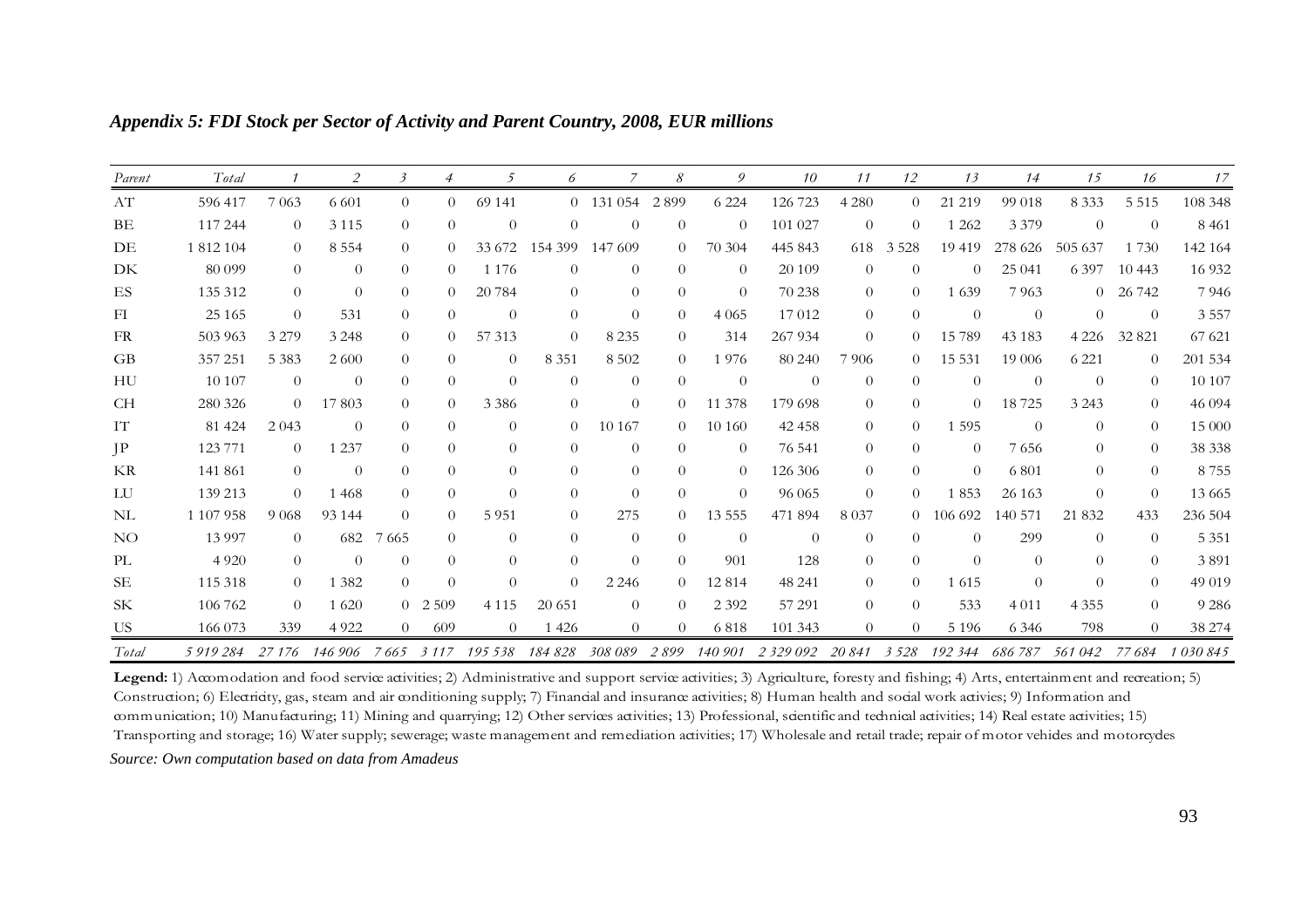*Appendix 5: FDI Stock per Sector of Activity and Parent Country, 2008, EUR millions*

| *Parent* | *Total* | *1* | *2* | *3* | *4* | *5* | *6* | *7* | *8* | *9* | *10* | *11* | *12* | *13* | *14* | *15* | *16* | *17* |
|---|---|---|---|---|---|---|---|---|---|---|---|---|---|---|---|---|---|---|
| AT | 596 417 | 7 063 | 6 601 | 0 | 0 | 69 141 | 0 | 131 054 | 2 899 | 6 224 | 126 723 | 4 280 | 0 | 21 219 | 99 018 | 8 333 | 5 515 | 108 348 |
| BE | 117 244 | 0 | 3 115 | 0 | 0 | 0 | 0 | 0 | 0 | 0 | 101 027 | 0 | 0 | 1 262 | 3 379 | 0 | 0 | 8 461 |
| DE | 1 812 104 | 0 | 8 554 | 0 | 0 | 33 672 | 154 399 | 147 609 | 0 | 70 304 | 445 843 | 618 | 3 528 | 19 419 | 278 626 | 505 637 | 1 730 | 142 164 |
| DK | 80 099 | 0 | 0 | 0 | 0 | 1 176 | 0 | 0 | 0 | 0 | 20 109 | 0 | 0 | 0 | 25 041 | 6 397 | 10 443 | 16 932 |
| ES | 135 312 | 0 | 0 | 0 | 0 | 20 784 | 0 | 0 | 0 | 0 | 70 238 | 0 | 0 | 1 639 | 7 963 | 0 | 26 742 | 7 946 |
| FI | 25 165 | 0 | 531 | 0 | 0 | 0 | 0 | 0 | 0 | 4 065 | 17 012 | 0 | 0 | 0 | 0 | 0 | 0 | 3 557 |
| FR | 503 963 | 3 279 | 3 248 | 0 | 0 | 57 313 | 0 | 8 235 | 0 | 314 | 267 934 | 0 | 0 | 15 789 | 43 183 | 4 226 | 32 821 | 67 621 |
| GB | 357 251 | 5 383 | 2 600 | 0 | 0 | 0 | 8 351 | 8 502 | 0 | 1 976 | 80 240 | 7 906 | 0 | 15 531 | 19 006 | 6 221 | 0 | 201 534 |
| HU | 10 107 | 0 | 0 | 0 | 0 | 0 | 0 | 0 | 0 | 0 | 0 | 0 | 0 | 0 | 0 | 0 | 0 | 10 107 |
| CH | 280 326 | 0 | 17 803 | 0 | 0 | 3 386 | 0 | 0 | 0 | 11 378 | 179 698 | 0 | 0 | 0 | 18 725 | 3 243 | 0 | 46 094 |
| IT | 81 424 | 2 043 | 0 | 0 | 0 | 0 | 0 | 10 167 | 0 | 10 160 | 42 458 | 0 | 0 | 1 595 | 0 | 0 | 0 | 15 000 |
| JP | 123 771 | 0 | 1 237 | 0 | 0 | 0 | 0 | 0 | 0 | 0 | 76 541 | 0 | 0 | 0 | 7 656 | 0 | 0 | 38 338 |
| KR | 141 861 | 0 | 0 | 0 | 0 | 0 | 0 | 0 | 0 | 0 | 126 306 | 0 | 0 | 0 | 6 801 | 0 | 0 | 8 755 |
| LU | 139 213 | 0 | 1 468 | 0 | 0 | 0 | 0 | 0 | 0 | 0 | 96 065 | 0 | 0 | 1 853 | 26 163 | 0 | 0 | 13 665 |
| NL | 1 107 958 | 9 068 | 93 144 | 0 | 0 | 5 951 | 0 | 275 | 0 | 13 555 | 471 894 | 8 037 | 0 | 106 692 | 140 571 | 21 832 | 433 | 236 504 |
| NO | 13 997 | 0 | 682 | 7 665 | 0 | 0 | 0 | 0 | 0 | 0 | 0 | 0 | 0 | 0 | 299 | 0 | 0 | 5 351 |
| PL | 4 920 | 0 | 0 | 0 | 0 | 0 | 0 | 0 | 0 | 901 | 128 | 0 | 0 | 0 | 0 | 0 | 0 | 3 891 |
| SE | 115 318 | 0 | 1 382 | 0 | 0 | 0 | 0 | 2 246 | 0 | 12 814 | 48 241 | 0 | 0 | 1 615 | 0 | 0 | 0 | 49 019 |
| SK | 106 762 | 0 | 1 620 | 0 | 2 509 | 4 115 | 20 651 | 0 | 0 | 2 392 | 57 291 | 0 | 0 | 533 | 4 011 | 4 355 | 0 | 9 286 |
| US | 166 073 | 339 | 4 922 | 0 | 609 | 0 | 1 426 | 0 | 0 | 6 818 | 101 343 | 0 | 0 | 5 196 | 6 346 | 798 | 0 | 38 274 |
| *Total* | *5 919 284* | *27 176* | *146 906* | *7 665* | *3 117* | *195 538* | *184 828* | *308 089* | *2 899* | *140 901* | *2 329 092* | *20 841* | *3 528* | *192 344* | *686 787* | *561 042* | *77 684* | *1 030 845* |

**Legend:** 1) Accomodation and food service activities; 2) Administrative and support service activities; 3) Agriculture, foresty and fishing; 4) Arts, entertainment and recreation; 5) Construction; 6) Electricity, gas, steam and air conditioning supply; 7) Financial and insurance activities; 8) Human health and social work activies; 9) Information and communication; 10) Manufacturing; 11) Mining and quarrying; 12) Other services activities; 13) Professional, scientific and technical activities; 14) Real estate activities; 15) Transporting and storage; 16) Water supply; sewerage; waste management and remediation activities; 17) Wholesale and retail trade; repair of motor vehicles and motorcycles

*Source: Own computation based on data from Amadeus*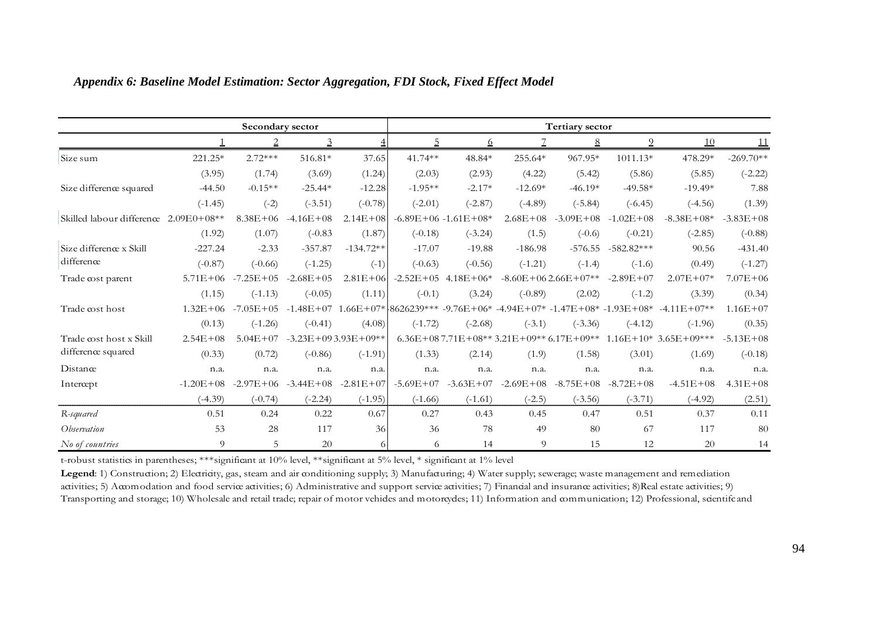*Appendix 6: Baseline Model Estimation: Sector Aggregation, FDI Stock, Fixed Effect Model*

| | Secondary sector | | | | Tertiary sector | | | | | | |
|---|---|---|---|---|---|---|---|---|---|---|---|
| | 1 | 2 | 3 | 4 | 5 | 6 | 7 | 8 | 9 | 10 | 11 |
| Size sum | 221.25* | 2.72*** | 516.81* | 37.65 | 41.74** | 48.84* | 255.64* | 967.95* | 1011.13* | 478.29* | -269.70** |
| | (3.95) | (1.74) | (3.69) | (1.24) | (2.03) | (2.93) | (4.22) | (5.42) | (5.86) | (5.85) | (-2.22) |
| Size difference squared | -44.50 | -0.15** | -25.44* | -12.28 | -1.95** | -2.17* | -12.69* | -46.19* | -49.58* | -19.49* | 7.88 |
| | (-1.45) | (-2) | (-3.51) | (-0.78) | (-2.01) | (-2.87) | (-4.89) | (-5.84) | (-6.45) | (-4.56) | (1.39) |
| Skilled labour difference | 2.09E0+08** | 8.38E+06 | -4.16E+08 | 2.14E+08 | -6.89E+06 | -1.61E+08* | 2.68E+08 | -3.09E+08 | -1.02E+08 | -8.38E+08* | -3.83E+08 |
| | (1.92) | (1.07) | (-0.83 | (1.87) | (-0.18) | (-3.24) | (1.5) | (-0.6) | (-0.21) | (-2.85) | (-0.88) |
| Size difference x Skill difference | -227.24 | -2.33 | -357.87 | -134.72** | -17.07 | -19.88 | -186.98 | -576.55 | -582.82*** | 90.56 | -431.40 |
| | (-0.87) | (-0.66) | (-1.25) | (-1) | (-0.63) | (-0.56) | (-1.21) | (-1.4) | (-1.6) | (0.49) | (-1.27) |
| Trade cost parent | 5.71E+06 | -7.25E+05 | -2.68E+05 | 2.81E+06 | -2.52E+05 | 4.18E+06* | -8.60E+06 | 2.66E+07** | -2.89E+07 | 2.07E+07* | 7.07E+06 |
| | (1.15) | (-1.13) | (-0.05) | (1.11) | (-0.1) | (3.24) | (-0.89) | (2.02) | (-1.2) | (3.39) | (0.34) |
| Trade cost host | 1.32E+06 | -7.05E+05 | -1.48E+07 | 1.66E+07* | -8626239*** | -9.76E+06* | -4.94E+07* | -1.47E+08* | -1.93E+08* | -4.11E+07** | 1.16E+07 |
| | (0.13) | (-1.26) | (-0.41) | (4.08) | (-1.72) | (-2.68) | (-3.1) | (-3.36) | (-4.12) | (-1.96) | (0.35) |
| Trade cost host x Skill difference squared | 2.54E+08 | 5.04E+07 | -3.23E+09 | 3.93E+09** | 6.36E+08 | 7.71E+08** | 3.21E+09** | 6.17E+09** | 1.16E+10* | 3.65E+09*** | -5.13E+08 |
| | (0.33) | (0.72) | (-0.86) | (-1.91) | (1.33) | (2.14) | (1.9) | (1.58) | (3.01) | (1.69) | (-0.18) |
| Distance | n.a. | n.a. | n.a. | n.a. | n.a. | n.a. | n.a. | n.a. | n.a. | n.a. | n.a. |
| Intercept | -1.20E+08 | -2.97E+06 | -3.44E+08 | -2.81E+07 | -5.69E+07 | -3.63E+07 | -2.69E+08 | -8.75E+08 | -8.72E+08 | -4.51E+08 | 4.31E+08 |
| | (-4.39) | (-0.74) | (-2.24) | (-1.95) | (-1.66) | (-1.61) | (-2.5) | (-3.56) | (-3.71) | (-4.92) | (2.51) |
| *R-squared* | 0.51 | 0.24 | 0.22 | 0.67 | 0.27 | 0.43 | 0.45 | 0.47 | 0.51 | 0.37 | 0.11 |
| *Observation* | 53 | 28 | 117 | 36 | 36 | 78 | 49 | 80 | 67 | 117 | 80 |
| *No of countries* | 9 | 5 | 20 | 6 | 6 | 14 | 9 | 15 | 12 | 20 | 14 |

t-robust statistics in parentheses; ***significant at 10% level, **significant at 5% level, * significant at 1% level

**Legend**: 1) Construction; 2) Electricity, gas, steam and air conditioning supply; 3) Manufacturing; 4) Water supply; sewerage; waste management and remediation activities; 5) Accomodation and food service activities; 6) Administrative and support service activities; 7) Financial and insurance activities; 8)Real estate activities; 9) Transporting and storage; 10) Wholesale and retail trade; repair of motor vehides and motorcydes; 11) Information and communication; 12) Professional, scientifc and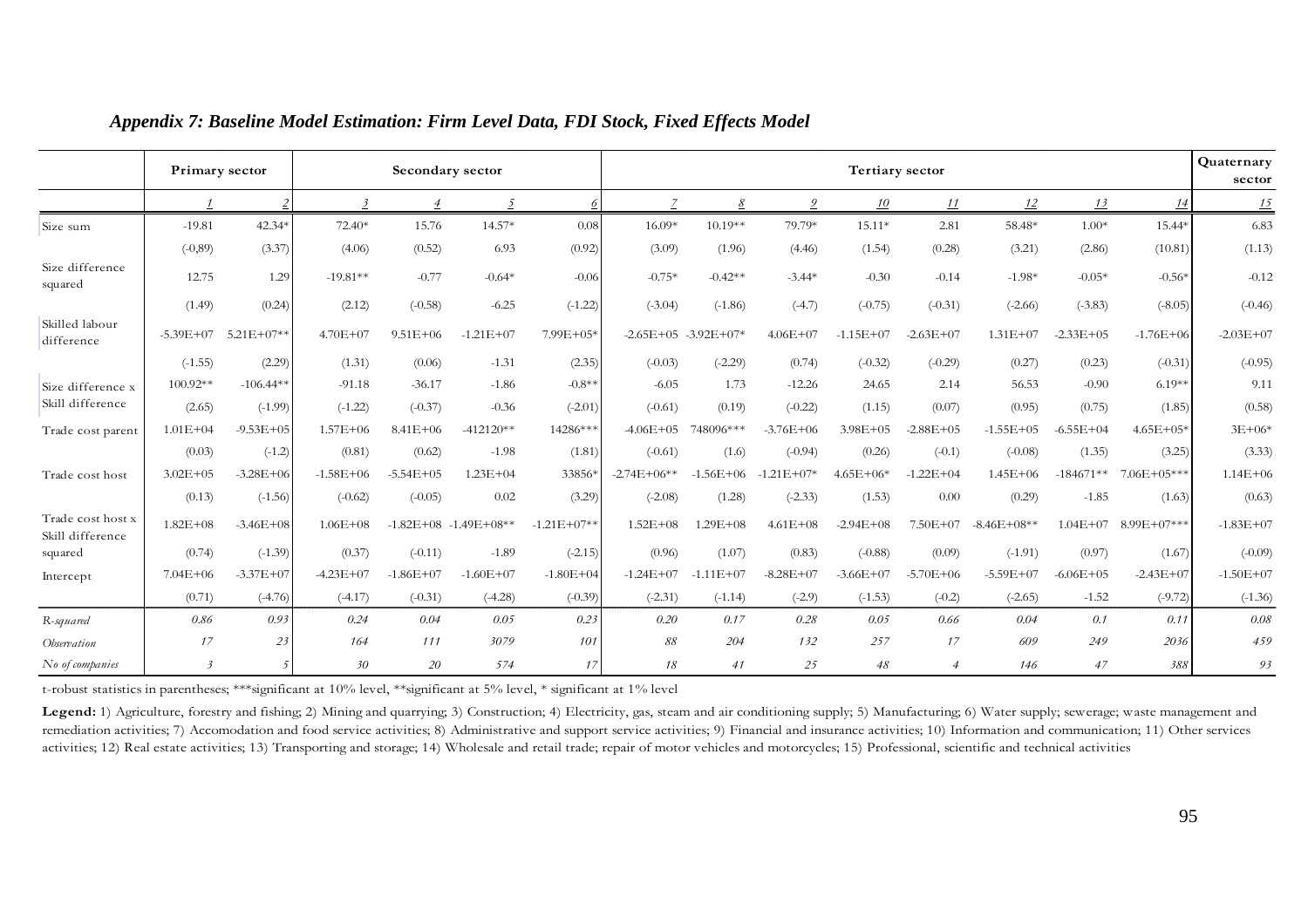*Appendix 7: Baseline Model Estimation: Firm Level Data, FDI Stock, Fixed Effects Model*

| | Primary sector | | Secondary sector | | | | Tertiary sector | | | | | | | | Quaternary sector |
|---|---|---|---|---|---|---|---|---|---|---|---|---|---|---|---|
| | 1 | 2 | 3 | 4 | 5 | 6 | 7 | 8 | 9 | 10 | 11 | 12 | 13 | 14 | 15 |
| Size sum | -19.81 | 42.34* | 72.40* | 15.76 | 14.57* | 0.08 | 16.09* | 10.19** | 79.79* | 15.11* | 2.81 | 58.48* | 1.00* | 15.44* | 6.83 |
| | (-0,89) | (3.37) | (4.06) | (0.52) | 6.93 | (0.92) | (3.09) | (1.96) | (4.46) | (1.54) | (0.28) | (3.21) | (2.86) | (10.81) | (1.13) |
| Size difference squared | 12.75 | 1.29 | -19.81** | -0.77 | -0.64* | -0.06 | -0.75* | -0.42** | -3.44* | -0.30 | -0.14 | -1.98* | -0.05* | -0.56* | -0.12 |
| | (1.49) | (0.24) | (2.12) | (-0.58) | -6.25 | (-1.22) | (-3.04) | (-1.86) | (-4.7) | (-0.75) | (-0.31) | (-2.66) | (-3.83) | (-8.05) | (-0.46) |
| Skilled labour difference | -5.39E+07 | 5.21E+07** | 4.70E+07 | 9.51E+06 | -1.21E+07 | 7.99E+05* | -2.65E+05 | -3.92E+07* | 4.06E+07 | -1.15E+07 | -2.63E+07 | 1.31E+07 | -2.33E+05 | -1.76E+06 | -2.03E+07 |
| | (-1.55) | (2.29) | (1.31) | (0.06) | -1.31 | (2.35) | (-0.03) | (-2.29) | (0.74) | (-0.32) | (-0.29) | (0.27) | (0.23) | (-0.31) | (-0.95) |
| Size difference x Skill difference | 100.92** | -106.44** | -91.18 | -36.17 | -1.86 | -0.8** | -6.05 | 1.73 | -12.26 | 24.65 | 2.14 | 56.53 | -0.90 | 6.19** | 9.11 |
| | (2.65) | (-1.99) | (-1.22) | (-0.37) | -0.36 | (-2.01) | (-0.61) | (0.19) | (-0.22) | (1.15) | (0.07) | (0.95) | (0.75) | (1.85) | (0.58) |
| Trade cost parent | 1.01E+04 | -9.53E+05 | 1.57E+06 | 8.41E+06 | -412120** | 14286*** | -4.06E+05 | 748096*** | -3.76E+06 | 3.98E+05 | -2.88E+05 | -1.55E+05 | -6.55E+04 | 4.65E+05* | 3E+06* |
| | (0.03) | (-1.2) | (0.81) | (0.62) | -1.98 | (1.81) | (-0.61) | (1.6) | (-0.94) | (0.26) | (-0.1) | (-0.08) | (1.35) | (3.25) | (3.33) |
| Trade cost host | 3.02E+05 | -3.28E+06 | -1.58E+06 | -5.54E+05 | 1.23E+04 | 33856* | -2.74E+06** | -1.56E+06 | -1.21E+07* | 4.65E+06* | -1.22E+04 | 1.45E+06 | -184671** | 7.06E+05*** | 1.14E+06 |
| | (0.13) | (-1.56) | (-0.62) | (-0.05) | 0.02 | (3.29) | (-2.08) | (1.28) | (-2.33) | (1.53) | 0.00 | (0.29) | -1.85 | (1.63) | (0.63) |
| Trade cost host x Skill difference squared | 1.82E+08 | -3.46E+08 | 1.06E+08 | -1.82E+08 | -1.49E+08** | -1.21E+07** | 1.52E+08 | 1.29E+08 | 4.61E+08 | -2.94E+08 | 7.50E+07 | -8.46E+08** | 1.04E+07 | 8.99E+07*** | -1.83E+07 |
| | (0.74) | (-1.39) | (0.37) | (-0.11) | -1.89 | (-2.15) | (0.96) | (1.07) | (0.83) | (-0.88) | (0.09) | (-1.91) | (0.97) | (1.67) | (-0.09) |
| Intercept | 7.04E+06 | -3.37E+07 | -4.23E+07 | -1.86E+07 | -1.60E+07 | -1.80E+04 | -1.24E+07 | -1.11E+07 | -8.28E+07 | -3.66E+07 | -5.70E+06 | -5.59E+07 | -6.06E+05 | -2.43E+07 | -1.50E+07 |
| | (0.71) | (-4.76) | (-4.17) | (-0.31) | (-4.28) | (-0.39) | (-2.31) | (-1.14) | (-2.9) | (-1.53) | (-0.2) | (-2.65) | -1.52 | (-9.72) | (-1.36) |
| *R-squared* | *0.86* | *0.93* | *0.24* | *0.04* | *0.05* | *0.23* | *0.20* | *0.17* | *0.28* | *0.05* | *0.66* | *0.04* | *0.1* | *0.11* | *0.08* |
| *Observation* | *17* | *23* | *164* | *111* | *3079* | *101* | *88* | *204* | *132* | *257* | *17* | *609* | *249* | *2036* | *459* |
| *No of companies* | *3* | *5* | *30* | *20* | *574* | *17* | *18* | *41* | *25* | *48* | *4* | *146* | *47* | *388* | *93* |

t-robust statistics in parentheses; ***significant at 10% level, **significant at 5% level, * significant at 1% level

**Legend:** 1) Agriculture, forestry and fishing; 2) Mining and quarrying; 3) Construction; 4) Electricity, gas, steam and air conditioning supply; 5) Manufacturing; 6) Water supply; sewerage; waste management and remediation activities; 7) Accomodation and food service activities; 8) Administrative and support service activities; 9) Financial and insurance activities; 10) Information and communication; 11) Other services activities; 12) Real estate activities; 13) Transporting and storage; 14) Wholesale and retail trade; repair of motor vehicles and motorcycles; 15) Professional, scientific and technical activities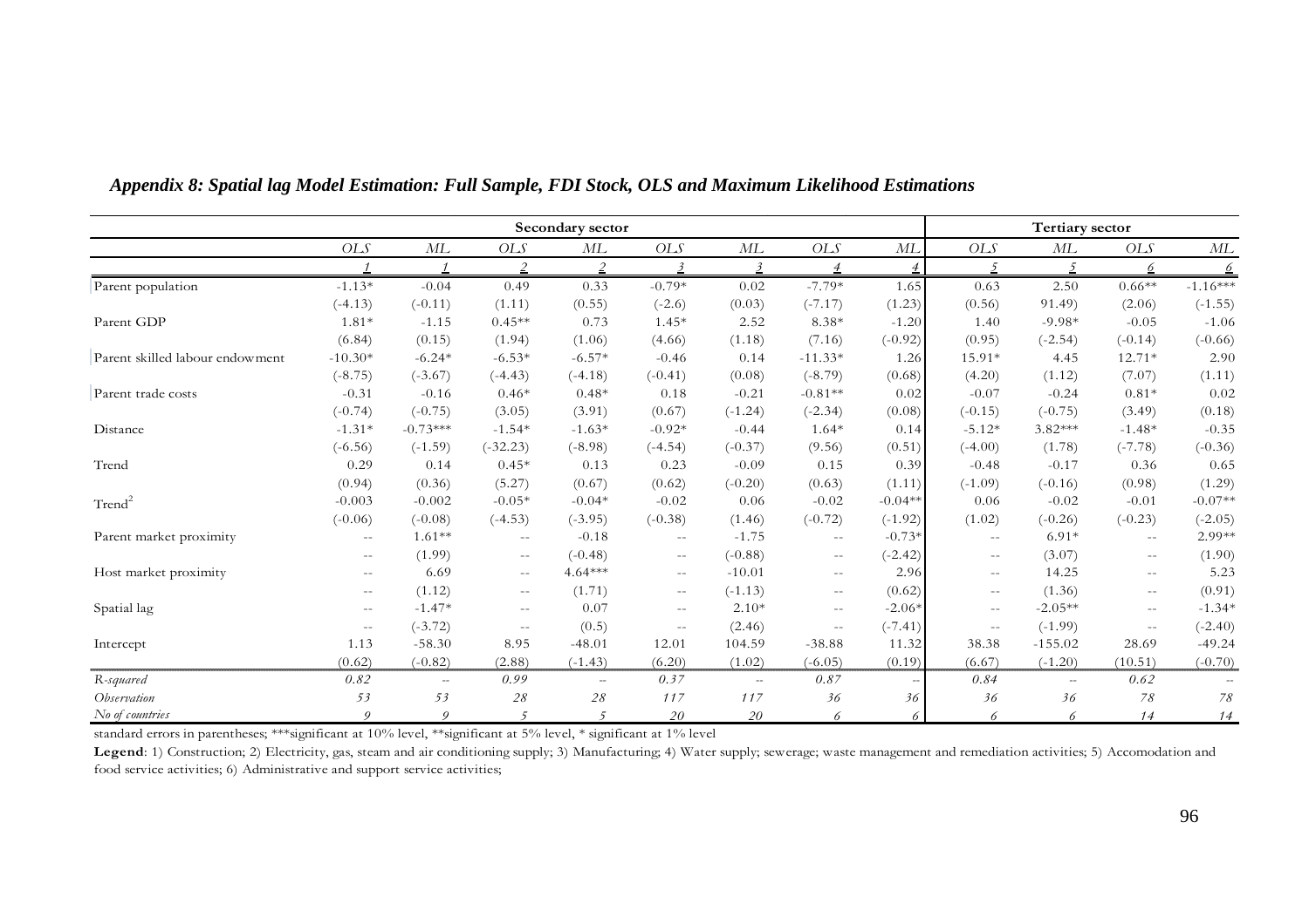### *Appendix 8: Spatial lag Model Estimation: Full Sample, FDI Stock, OLS and Maximum Likelihood Estimations*

| | Secondary sector | | | | | | | | Tertiary sector | | | |
|---|---|---|---|---|---|---|---|---|---|---|---|---|
| | *OLS* | *ML* | *OLS* | *ML* | *OLS* | *ML* | *OLS* | *ML* | *OLS* | *ML* | *OLS* | *ML* |
| | *1* | *1* | *2* | *2* | *3* | *3* | *4* | *4* | *5* | *5* | *6* | *6* |
| Parent population | -1.13* | -0.04 | 0.49 | 0.33 | -0.79* | 0.02 | -7.79* | 1.65 | 0.63 | 2.50 | 0.66** | -1.16*** |
| | (-4.13) | (-0.11) | (1.11) | (0.55) | (-2.6) | (0.03) | (-7.17) | (1.23) | (0.56) | 91.49) | (2.06) | (-1.55) |
| Parent GDP | 1.81* | -1.15 | 0.45** | 0.73 | 1.45* | 2.52 | 8.38* | -1.20 | 1.40 | -9.98* | -0.05 | -1.06 |
| | (6.84) | (0.15) | (1.94) | (1.06) | (4.66) | (1.18) | (7.16) | (-0.92) | (0.95) | (-2.54) | (-0.14) | (-0.66) |
| Parent skilled labour endowment | -10.30* | -6.24* | -6.53* | -6.57* | -0.46 | 0.14 | -11.33* | 1.26 | 15.91* | 4.45 | 12.71* | 2.90 |
| | (-8.75) | (-3.67) | (-4.43) | (-4.18) | (-0.41) | (0.08) | (-8.79) | (0.68) | (4.20) | (1.12) | (7.07) | (1.11) |
| Parent trade costs | -0.31 | -0.16 | 0.46* | 0.48* | 0.18 | -0.21 | -0.81** | 0.02 | -0.07 | -0.24 | 0.81* | 0.02 |
| | (-0.74) | (-0.75) | (3.05) | (3.91) | (0.67) | (-1.24) | (-2.34) | (0.08) | (-0.15) | (-0.75) | (3.49) | (0.18) |
| Distance | -1.31* | -0.73*** | -1.54* | -1.63* | -0.92* | -0.44 | 1.64* | 0.14 | -5.12* | 3.82*** | -1.48* | -0.35 |
| | (-6.56) | (-1.59) | (-32.23) | (-8.98) | (-4.54) | (-0.37) | (9.56) | (0.51) | (-4.00) | (1.78) | (-7.78) | (-0.36) |
| Trend | 0.29 | 0.14 | 0.45* | 0.13 | 0.23 | -0.09 | 0.15 | 0.39 | -0.48 | -0.17 | 0.36 | 0.65 |
| | (0.94) | (0.36) | (5.27) | (0.67) | (0.62) | (-0.20) | (0.63) | (1.11) | (-1.09) | (-0.16) | (0.98) | (1.29) |
| $Trend^2$ | -0.003 | -0.002 | -0.05* | -0.04* | -0.02 | 0.06 | -0.02 | -0.04** | 0.06 | -0.02 | -0.01 | -0.07** |
| | (-0.06) | (-0.08) | (-4.53) | (-3.95) | (-0.38) | (1.46) | (-0.72) | (-1.92) | (1.02) | (-0.26) | (-0.23) | (-2.05) |
| Parent market proximity | -- | 1.61** | -- | -0.18 | -- | -1.75 | -- | -0.73* | -- | 6.91* | -- | 2.99** |
| | -- | (1.99) | -- | (-0.48) | -- | (-0.88) | -- | (-2.42) | -- | (3.07) | -- | (1.90) |
| Host market proximity | -- | 6.69 | -- | 4.64*** | -- | -10.01 | -- | 2.96 | -- | 14.25 | -- | 5.23 |
| | -- | (1.12) | -- | (1.71) | -- | (-1.13) | -- | (0.62) | -- | (1.36) | -- | (0.91) |
| Spatial lag | -- | -1.47* | -- | 0.07 | -- | 2.10* | -- | -2.06* | -- | -2.05** | -- | -1.34* |
| | -- | (-3.72) | -- | (0.5) | -- | (2.46) | -- | (-7.41) | -- | (-1.99) | -- | (-2.40) |
| Intercept | 1.13 | -58.30 | 8.95 | -48.01 | 12.01 | 104.59 | -38.88 | 11.32 | 38.38 | -155.02 | 28.69 | -49.24 |
| | (0.62) | (-0.82) | (2.88) | (-1.43) | (6.20) | (1.02) | (-6.05) | (0.19) | (6.67) | (-1.20) | (10.51) | (-0.70) |
| *R-squared* | *0.82* | -- | *0.99* | -- | *0.37* | -- | *0.87* | -- | *0.84* | -- | *0.62* | -- |
| *Observation* | *53* | *53* | *28* | *28* | *117* | *117* | *36* | *36* | *36* | *36* | *78* | *78* |
| *No of countries* | *9* | *9* | *5* | *5* | *20* | *20* | *6* | *6* | *6* | *6* | *14* | *14* |

standard errors in parentheses; ***significant at 10% level, **significant at 5% level, * significant at 1% level

**Legend**: 1) Construction; 2) Electricity, gas, steam and air conditioning supply; 3) Manufacturing; 4) Water supply; sewerage; waste management and remediation activities; 5) Accomodation and food service activities; 6) Administrative and support service activities;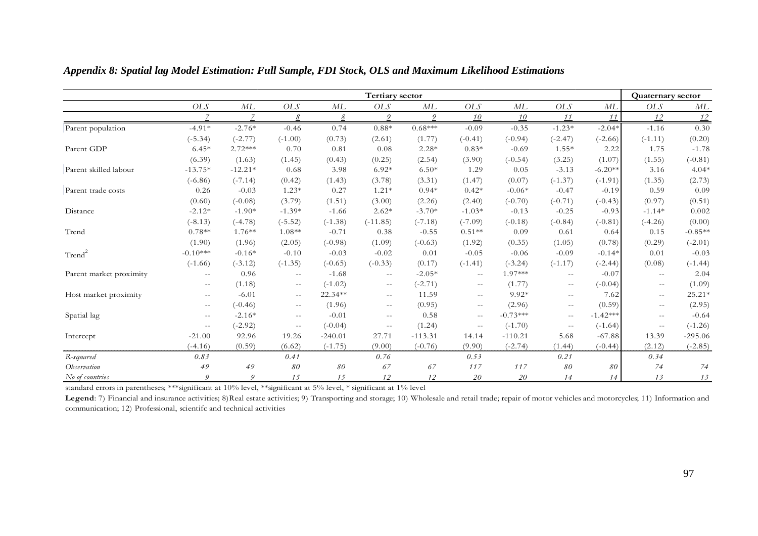### *Appendix 8: Spatial lag Model Estimation: Full Sample, FDI Stock, OLS and Maximum Likelihood Estimations*

| | Tertiary sector | | | | | | | | | | Quaternary sector | |
|---|---|---|---|---|---|---|---|---|---|---|---|---|
| | *OLS* | *ML* | *OLS* | *ML* | *OLS* | *ML* | *OLS* | *ML* | *OLS* | *ML* | *OLS* | *ML* |
| | *7* | *7* | *8* | *8* | *9* | *9* | *10* | *10* | *11* | *11* | *12* | *12* |
| Parent population | -4.91* | -2.76* | -0.46 | 0.74 | 0.88* | 0.68*** | -0.09 | -0.35 | -1.23* | -2.04* | -1.16 | 0.30 |
| | (-5.34) | (-2.77) | (-1.00) | (0.73) | (2.61) | (1.77) | (-0.41) | (-0.94) | (-2.47) | (-2.66) | (-1.11) | (0.20) |
| Parent GDP | 6.45* | 2.72*** | 0.70 | 0.81 | 0.08 | 2.28* | 0.83* | -0.69 | 1.55* | 2.22 | 1.75 | -1.78 |
| | (6.39) | (1.63) | (1.45) | (0.43) | (0.25) | (2.54) | (3.90) | (-0.54) | (3.25) | (1.07) | (1.55) | (-0.81) |
| Parent skilled labour | -13.75* | -12.21* | 0.68 | 3.98 | 6.92* | 6.50* | 1.29 | 0.05 | -3.13 | -6.20** | 3.16 | 4.04* |
| | (-6.86) | (-7.14) | (0.42) | (1.43) | (3.78) | (3.31) | (1.47) | (0.07) | (-1.37) | (-1.91) | (1.35) | (2.73) |
| Parent trade costs | 0.26 | -0.03 | 1.23* | 0.27 | 1.21* | 0.94* | 0.42* | -0.06* | -0.47 | -0.19 | 0.59 | 0.09 |
| | (0.60) | (-0.08) | (3.79) | (1.51) | (3.00) | (2.26) | (2.40) | (-0.70) | (-0.71) | (-0.43) | (0.97) | (0.51) |
| Distance | -2.12* | -1.90* | -1.39* | -1.66 | 2.62* | -3.70* | -1.03* | -0.13 | -0.25 | -0.93 | -1.14* | 0.002 |
| | (-8.13) | (-4.78) | (-5.52) | (-1.38) | (-11.85) | (-7.18) | (-7.09) | (-0.18) | (-0.84) | (-0.81) | (-4.26) | (0.00) |
| Trend | 0.78** | 1.76** | 1.08** | -0.71 | 0.38 | -0.55 | 0.51** | 0.09 | 0.61 | 0.64 | 0.15 | -0.85** |
| | (1.90) | (1.96) | (2.05) | (-0.98) | (1.09) | (-0.63) | (1.92) | (0.35) | (1.05) | (0.78) | (0.29) | (-2.01) |
| $Trend^2$ | -0.10*** | -0.16* | -0.10 | -0.03 | -0.02 | 0.01 | -0.05 | -0.06 | -0.09 | -0.14* | 0.01 | -0.03 |
| | (-1.66) | (-3.12) | (-1.35) | (-0.65) | (-0.33) | (0.17) | (-1.41) | (-3.24) | (-1.17) | (-2.44) | (0.08) | (-1.44) |
| Parent market proximity | -- | 0.96 | -- | -1.68 | -- | -2.05* | -- | 1.97*** | -- | -0.07 | -- | 2.04 |
| | -- | (1.18) | -- | (-1.02) | -- | (-2.71) | -- | (1.77) | -- | (-0.04) | -- | (1.09) |
| Host market proximity | -- | -6.01 | -- | 22.34** | -- | 11.59 | -- | 9.92* | -- | 7.62 | -- | 25.21* |
| | -- | (-0.46) | -- | (1.96) | -- | (0.95) | -- | (2.96) | -- | (0.59) | -- | (2.95) |
| Spatial lag | -- | -2.16* | -- | -0.01 | -- | 0.58 | -- | -0.73*** | -- | -1.42*** | -- | -0.64 |
| | -- | (-2.92) | -- | (-0.04) | -- | (1.24) | -- | (-1.70) | -- | (-1.64) | -- | (-1.26) |
| Intercept | -21.00 | 92.96 | 19.26 | -240.01 | 27.71 | -113.31 | 14.14 | -110.21 | 5.68 | -67.88 | 13.39 | -295.06 |
| | (-4.16) | (0.59) | (6.62) | (-1.75) | (9.00) | (-0.76) | (9.90) | (-2.74) | (1.44) | (-0.44) | (2.12) | (-2.85) |
| *R-squared* | *0.83* | | *0.41* | | *0.76* | | *0.53* | | *0.21* | | *0.34* | |
| *Observation* | *49* | *49* | *80* | *80* | *67* | *67* | *117* | *117* | *80* | *80* | *74* | *74* |
| *No of countries* | *9* | *9* | *15* | *15* | *12* | *12* | *20* | *20* | *14* | *14* | *13* | *13* |

standard errors in parentheses; ***significant at 10% level, **significant at 5% level, * significant at 1% level

**Legend**: 7) Financial and insurance activities; 8)Real estate activities; 9) Transporting and storage; 10) Wholesale and retail trade; repair of motor vehicles and motorcycles; 11) Information and communication; 12) Professional, scientifc and technical activities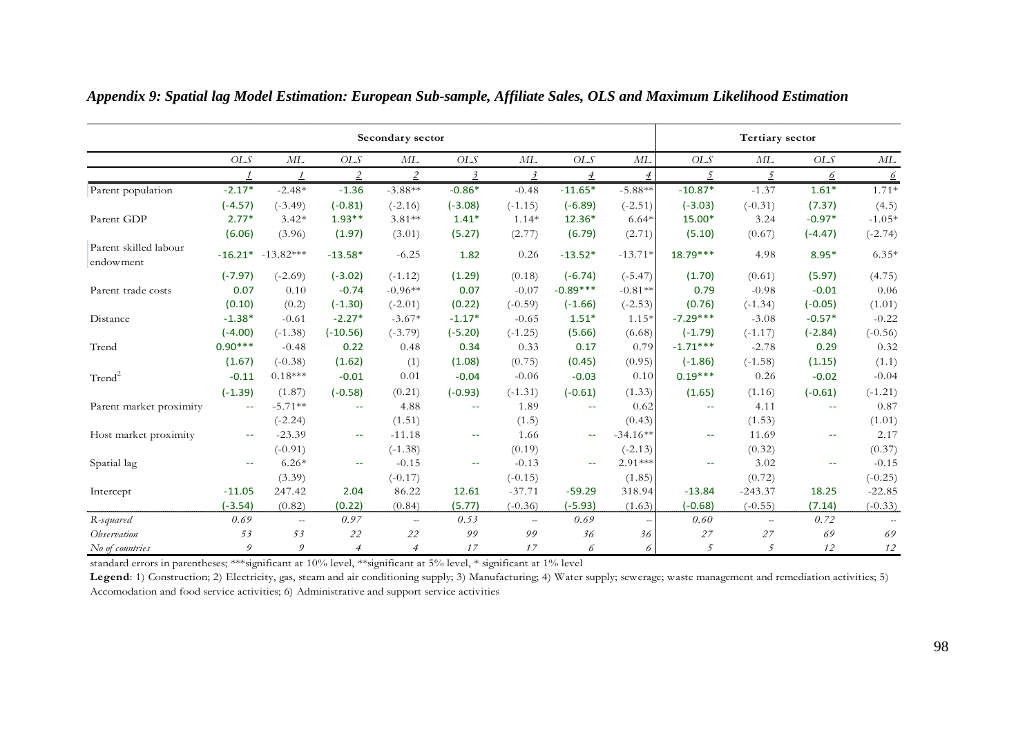## *Appendix 9: Spatial lag Model Estimation: European Sub-sample, Affiliate Sales, OLS and Maximum Likelihood Estimation*

| | Secondary sector | | | | | | | | Tertiary sector | | | |
|---|---|---|---|---|---|---|---|---|---|---|---|---|
| | *OLS* | *ML* | *OLS* | *ML* | *OLS* | *ML* | *OLS* | *ML* | *OLS* | *ML* | *OLS* | *ML* |
| | *1* | *1* | *2* | *2* | *3* | *3* | *4* | *4* | *5* | *5* | *6* | *6* |
| Parent population | -2.17* | -2.48* | -1.36 | -3.88** | -0.86* | -0.48 | -11.65* | -5.88** | -10.87* | -1.37 | 1.61* | 1.71* |
| | (-4.57) | (-3.49) | (-0.81) | (-2.16) | (-3.08) | (-1.15) | (-6.89) | (-2.51) | (-3.03) | (-0.31) | (7.37) | (4.5) |
| Parent GDP | 2.77* | 3.42* | 1.93** | 3.81** | 1.41* | 1.14* | 12.36* | 6.64* | 15.00* | 3.24 | -0.97* | -1.05* |
| | (6.06) | (3.96) | (1.97) | (3.01) | (5.27) | (2.77) | (6.79) | (2.71) | (5.10) | (0.67) | (-4.47) | (-2.74) |
| Parent skilled labour endowment | -16.21* | -13.82*** | -13.58* | -6.25 | 1.82 | 0.26 | -13.52* | -13.71* | 18.79*** | 4.98 | 8.95* | 6.35* |
| | (-7.97) | (-2.69) | (-3.02) | (-1.12) | (1.29) | (0.18) | (-6.74) | (-5.47) | (1.70) | (0.61) | (5.97) | (4.75) |
| Parent trade costs | 0.07 | 0.10 | -0.74 | -0.96** | 0.07 | -0.07 | -0.89*** | -0.81** | 0.79 | -0.98 | -0.01 | 0.06 |
| | (0.10) | (0.2) | (-1.30) | (-2.01) | (0.22) | (-0.59) | (-1.66) | (-2.53) | (0.76) | (-1.34) | (-0.05) | (1.01) |
| Distance | -1.38* | -0.61 | -2.27* | -3.67* | -1.17* | -0.65 | 1.51* | 1.15* | -7.29*** | -3.08 | -0.57* | -0.22 |
| | (-4.00) | (-1.38) | (-10.56) | (-3.79) | (-5.20) | (-1.25) | (5.66) | (6.68) | (-1.79) | (-1.17) | (-2.84) | (-0.56) |
| Trend | 0.90*** | -0.48 | 0.22 | 0.48 | 0.34 | 0.33 | 0.17 | 0.79 | -1.71*** | -2.78 | 0.29 | 0.32 |
| | (1.67) | (-0.38) | (1.62) | (1) | (1.08) | (0.75) | (0.45) | (0.95) | (-1.86) | (-1.58) | (1.15) | (1.1) |
| $Trend^2$ | -0.11 | 0.18*** | -0.01 | 0.01 | -0.04 | -0.06 | -0.03 | 0.10 | 0.19*** | 0.26 | -0.02 | -0.04 |
| | (-1.39) | (1.87) | (-0.58) | (0.21) | (-0.93) | (-1.31) | (-0.61) | (1.33) | (1.65) | (1.16) | (-0.61) | (-1.21) |
| Parent market proximity | -- | -5.71** | -- | 4.88 | -- | 1.89 | -- | 0.62 | -- | 4.11 | -- | 0.87 |
| | | (-2.24) | | (1.51) | | (1.5) | | (0.43) | | (1.53) | | (1.01) |
| Host market proximity | -- | -23.39 | -- | -11.18 | -- | 1.66 | -- | -34.16** | -- | 11.69 | -- | 2.17 |
| | | (-0.91) | | (-1.38) | | (0.19) | | (-2.13) | | (0.32) | | (0.37) |
| Spatial lag | -- | 6.26* | -- | -0.15 | -- | -0.13 | -- | 2.91*** | -- | 3.02 | -- | -0.15 |
| | | (3.39) | | (-0.17) | | (-0.15) | | (1.85) | | (0.72) | | (-0.25) |
| Intercept | -11.05 | 247.42 | 2.04 | 86.22 | 12.61 | -37.71 | -59.29 | 318.94 | -13.84 | -243.37 | 18.25 | -22.85 |
| | (-3.54) | (0.82) | (0.22) | (0.84) | (5.77) | (-0.36) | (-5.93) | (1.63) | (-0.68) | (-0.55) | (7.14) | (-0.33) |
| *R-squared* | *0.69* | -- | *0.97* | -- | *0.53* | -- | *0.69* | -- | *0.60* | -- | *0.72* | -- |
| *Observation* | *53* | *53* | *22* | *22* | *99* | *99* | *36* | *36* | *27* | *27* | *69* | *69* |
| *No of countries* | *9* | *9* | *4* | *4* | *17* | *17* | *6* | *6* | *5* | *5* | *12* | *12* |

standard errors in parentheses; ***significant at 10% level, **significant at 5% level, * significant at 1% level

**Legend**: 1) Construction; 2) Electricity, gas, steam and air conditioning supply; 3) Manufacturing; 4) Water supply; sewerage; waste management and remediation activities; 5) Accomodation and food service activities; 6) Administrative and support service activities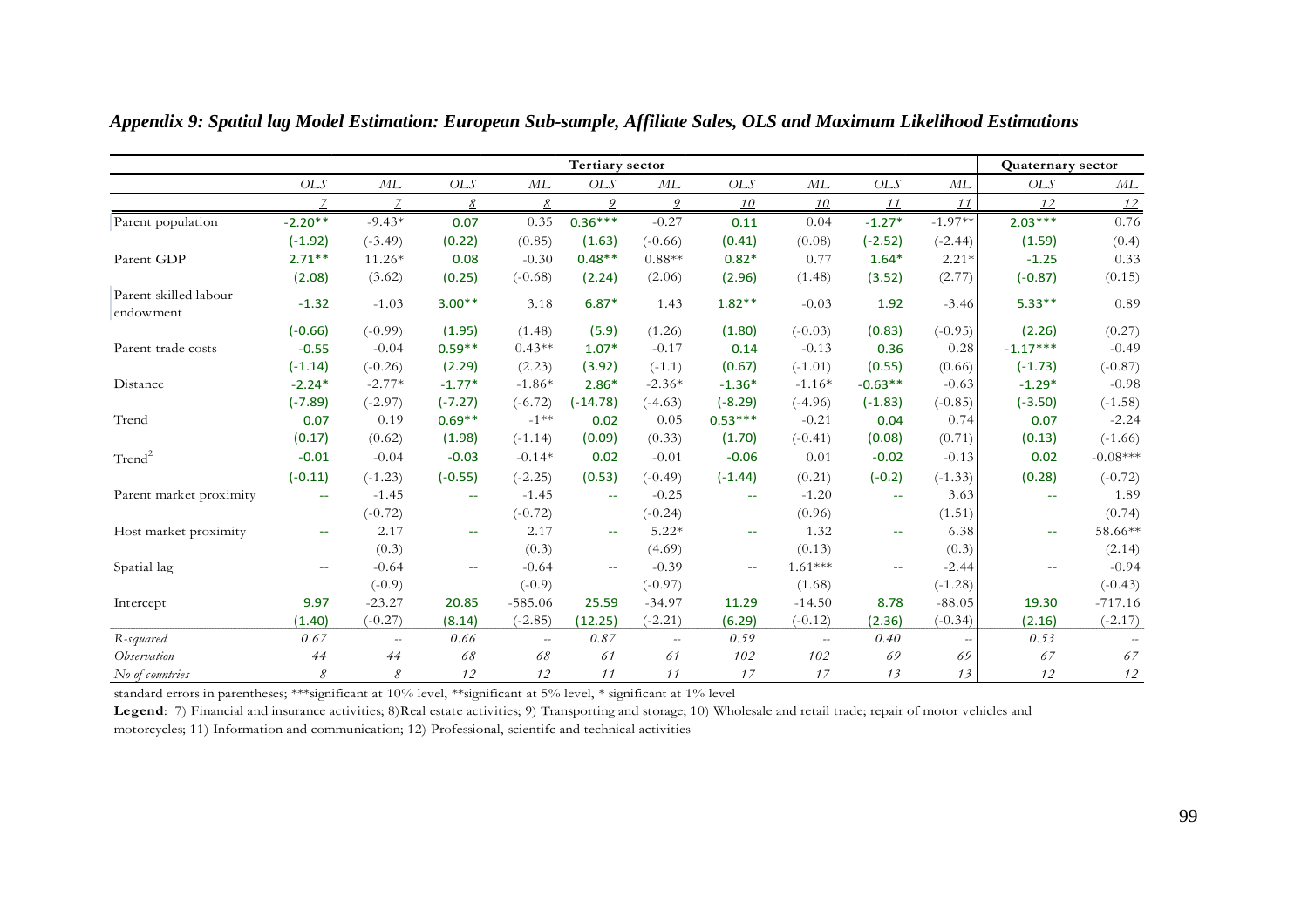*Appendix 9: Spatial lag Model Estimation: European Sub-sample, Affiliate Sales, OLS and Maximum Likelihood Estimations*

| | Tertiary sector | | | | | | | | | | Quaternary sector | |
|---|---|---|---|---|---|---|---|---|---|---|---|---|
| | *OLS* | *ML* | *OLS* | *ML* | *OLS* | *ML* | *OLS* | *ML* | *OLS* | *ML* | *OLS* | *ML* |
| | *7* | *7* | *8* | *8* | *9* | *9* | *10* | *10* | *11* | *11* | *12* | *12* |
| Parent population | -2.20** | -9.43* | 0.07 | 0.35 | 0.36*** | -0.27 | 0.11 | 0.04 | -1.27* | -1.97** | 2.03*** | 0.76 |
| | (-1.92) | (-3.49) | (0.22) | (0.85) | (1.63) | (-0.66) | (0.41) | (0.08) | (-2.52) | (-2.44) | (1.59) | (0.4) |
| Parent GDP | 2.71** | 11.26* | 0.08 | -0.30 | 0.48** | 0.88** | 0.82* | 0.77 | 1.64* | 2.21* | -1.25 | 0.33 |
| | (2.08) | (3.62) | (0.25) | (-0.68) | (2.24) | (2.06) | (2.96) | (1.48) | (3.52) | (2.77) | (-0.87) | (0.15) |
| Parent skilled labour endowment | -1.32 | -1.03 | 3.00** | 3.18 | 6.87* | 1.43 | 1.82** | -0.03 | 1.92 | -3.46 | 5.33** | 0.89 |
| | (-0.66) | (-0.99) | (1.95) | (1.48) | (5.9) | (1.26) | (1.80) | (-0.03) | (0.83) | (-0.95) | (2.26) | (0.27) |
| Parent trade costs | -0.55 | -0.04 | 0.59** | 0.43** | 1.07* | -0.17 | 0.14 | -0.13 | 0.36 | 0.28 | -1.17*** | -0.49 |
| | (-1.14) | (-0.26) | (2.29) | (2.23) | (3.92) | (-1.1) | (0.67) | (-1.01) | (0.55) | (0.66) | (-1.73) | (-0.87) |
| Distance | -2.24* | -2.77* | -1.77* | -1.86* | 2.86* | -2.36* | -1.36* | -1.16* | -0.63** | -0.63 | -1.29* | -0.98 |
| | (-7.89) | (-2.97) | (-7.27) | (-6.72) | (-14.78) | (-4.63) | (-8.29) | (-4.96) | (-1.83) | (-0.85) | (-3.50) | (-1.58) |
| Trend | 0.07 | 0.19 | 0.69** | -1** | 0.02 | 0.05 | 0.53*** | -0.21 | 0.04 | 0.74 | 0.07 | -2.24 |
| | (0.17) | (0.62) | (1.98) | (-1.14) | (0.09) | (0.33) | (1.70) | (-0.41) | (0.08) | (0.71) | (0.13) | (-1.66) |
| Trend$^2$ | -0.01 | -0.04 | -0.03 | -0.14* | 0.02 | -0.01 | -0.06 | 0.01 | -0.02 | -0.13 | 0.02 | -0.08*** |
| | (-0.11) | (-1.23) | (-0.55) | (-2.25) | (0.53) | (-0.49) | (-1.44) | (0.21) | (-0.2) | (-1.33) | (0.28) | (-0.72) |
| Parent market proximity | -- | -1.45 | -- | -1.45 | -- | -0.25 | -- | -1.20 | -- | 3.63 | -- | 1.89 |
| | | (-0.72) | | (-0.72) | | (-0.24) | | (0.96) | | (1.51) | | (0.74) |
| Host market proximity | -- | 2.17 | -- | 2.17 | -- | 5.22* | -- | 1.32 | -- | 6.38 | -- | 58.66** |
| | | (0.3) | | (0.3) | | (4.69) | | (0.13) | | (0.3) | | (2.14) |
| Spatial lag | -- | -0.64 | -- | -0.64 | -- | -0.39 | -- | 1.61*** | -- | -2.44 | -- | -0.94 |
| | | (-0.9) | | (-0.9) | | (-0.97) | | (1.68) | | (-1.28) | | (-0.43) |
| Intercept | 9.97 | -23.27 | 20.85 | -585.06 | 25.59 | -34.97 | 11.29 | -14.50 | 8.78 | -88.05 | 19.30 | -717.16 |
| | (1.40) | (-0.27) | (8.14) | (-2.85) | (12.25) | (-2.21) | (6.29) | (-0.12) | (2.36) | (-0.34) | (2.16) | (-2.17) |
| *R-squared* | 0.67 | -- | 0.66 | -- | 0.87 | -- | 0.59 | -- | 0.40 | -- | 0.53 | -- |
| *Observation* | 44 | 44 | 68 | 68 | 61 | 61 | 102 | 102 | 69 | 69 | 67 | 67 |
| *No of countries* | 8 | 8 | 12 | 12 | 11 | 11 | 17 | 17 | 13 | 13 | 12 | 12 |

standard errors in parentheses; ***significant at 10% level, **significant at 5% level, * significant at 1% level

**Legend**: 7) Financial and insurance activities; 8)Real estate activities; 9) Transporting and storage; 10) Wholesale and retail trade; repair of motor vehicles and motorcycles; 11) Information and communication; 12) Professional, scientifc and technical activities